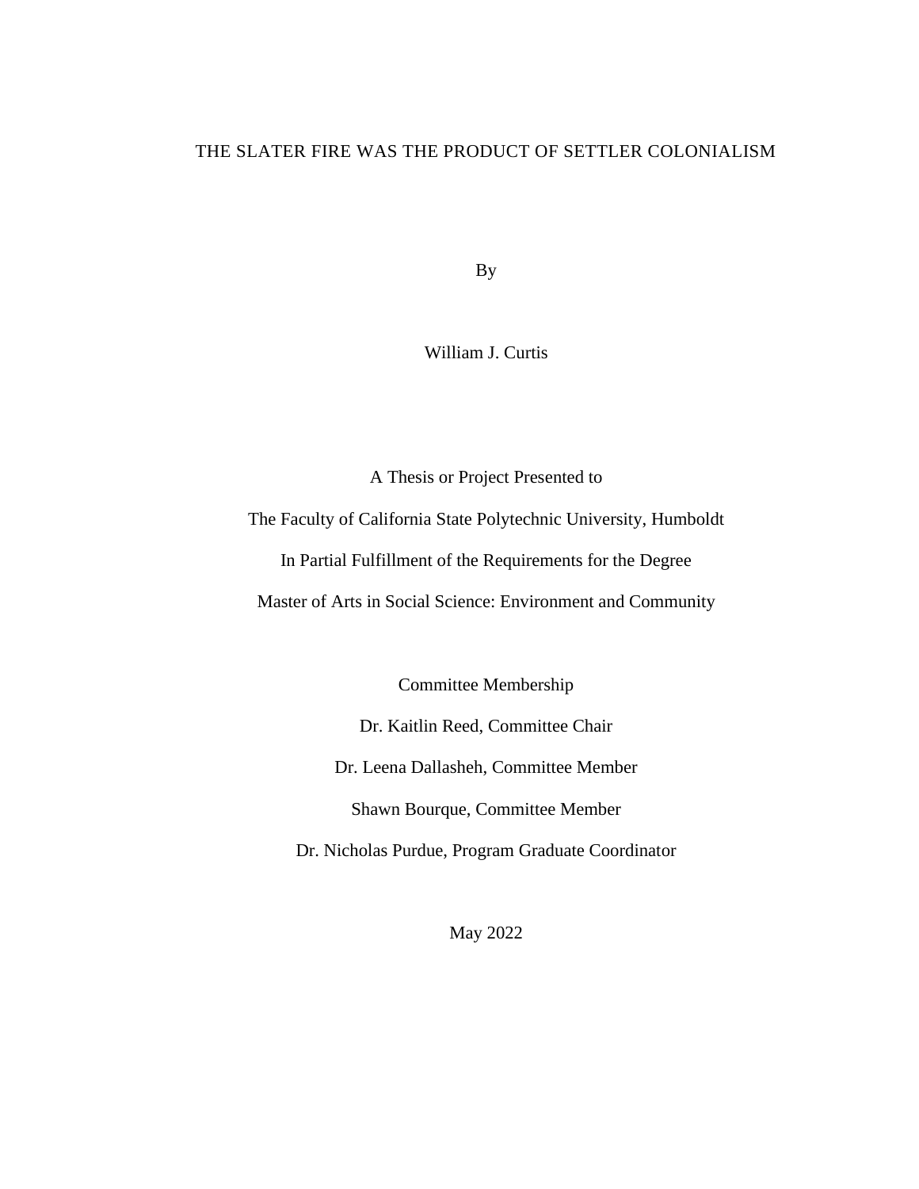# THE SLATER FIRE WAS THE PRODUCT OF SETTLER COLONIALISM

By

William J. Curtis

A Thesis or Project Presented to

The Faculty of California State Polytechnic University, Humboldt

In Partial Fulfillment of the Requirements for the Degree

Master of Arts in Social Science: Environment and Community

Committee Membership

Dr. Kaitlin Reed, Committee Chair

Dr. Leena Dallasheh, Committee Member

Shawn Bourque, Committee Member

Dr. Nicholas Purdue, Program Graduate Coordinator

May 2022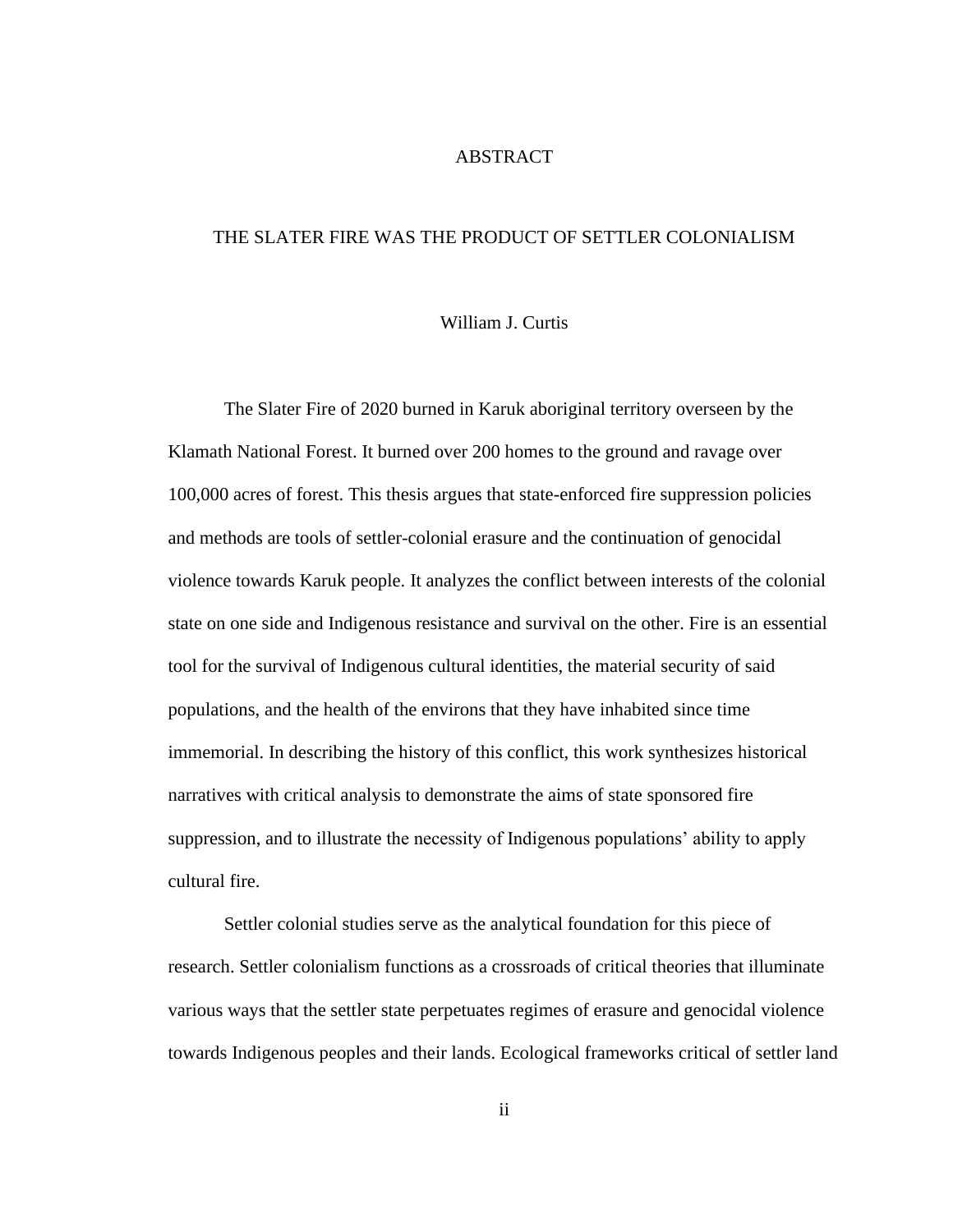# ABSTRACT

## THE SLATER FIRE WAS THE PRODUCT OF SETTLER COLONIALISM

William J. Curtis

The Slater Fire of 2020 burned in Karuk aboriginal territory overseen by the Klamath National Forest. It burned over 200 homes to the ground and ravage over 100,000 acres of forest. This thesis argues that state-enforced fire suppression policies and methods are tools of settler-colonial erasure and the continuation of genocidal violence towards Karuk people. It analyzes the conflict between interests of the colonial state on one side and Indigenous resistance and survival on the other. Fire is an essential tool for the survival of Indigenous cultural identities, the material security of said populations, and the health of the environs that they have inhabited since time immemorial. In describing the history of this conflict, this work synthesizes historical narratives with critical analysis to demonstrate the aims of state sponsored fire suppression, and to illustrate the necessity of Indigenous populations' ability to apply cultural fire.

Settler colonial studies serve as the analytical foundation for this piece of research. Settler colonialism functions as a crossroads of critical theories that illuminate various ways that the settler state perpetuates regimes of erasure and genocidal violence towards Indigenous peoples and their lands. Ecological frameworks critical of settler land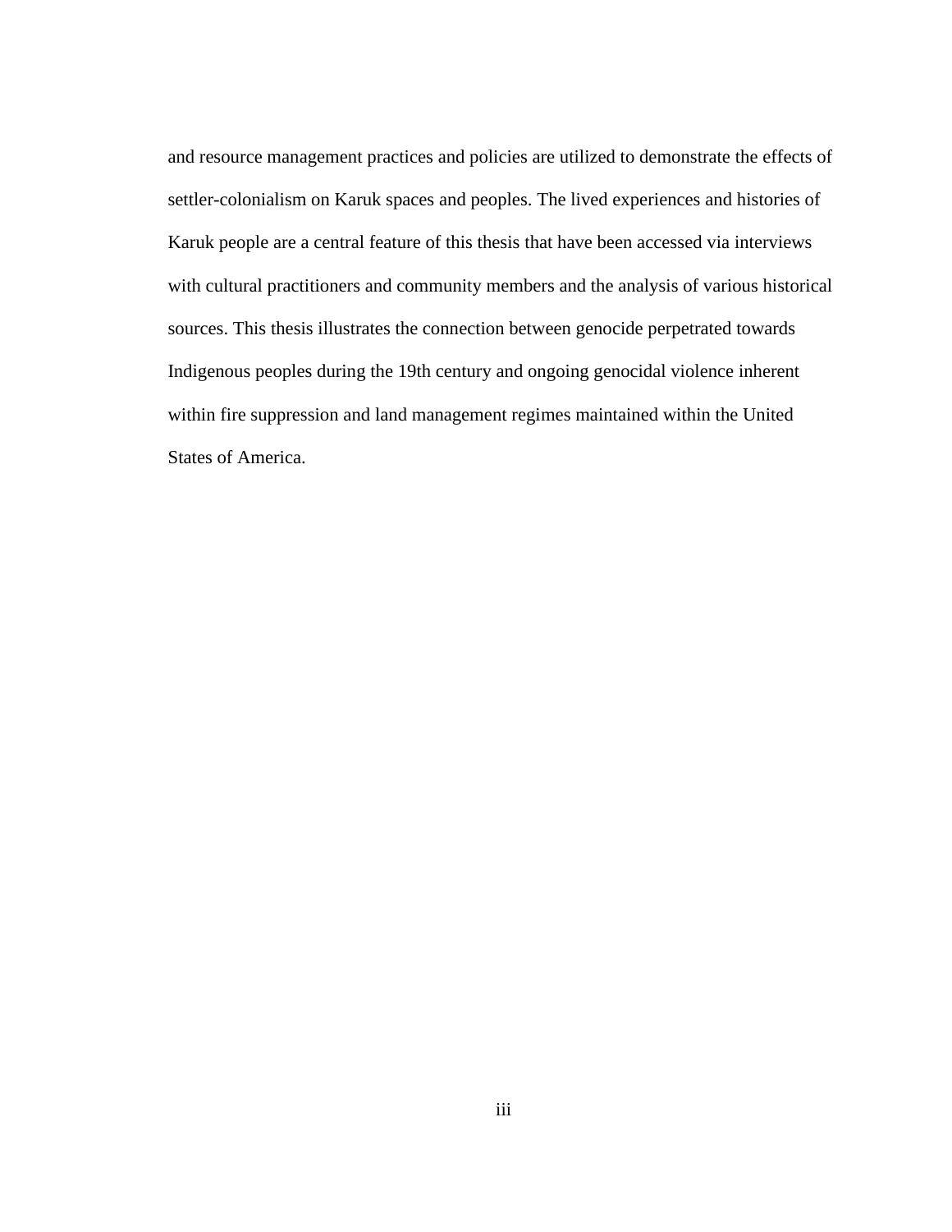and resource management practices and policies are utilized to demonstrate the effects of settler-colonialism on Karuk spaces and peoples. The lived experiences and histories of Karuk people are a central feature of this thesis that have been accessed via interviews with cultural practitioners and community members and the analysis of various historical sources. This thesis illustrates the connection between genocide perpetrated towards Indigenous peoples during the 19th century and ongoing genocidal violence inherent within fire suppression and land management regimes maintained within the United States of America.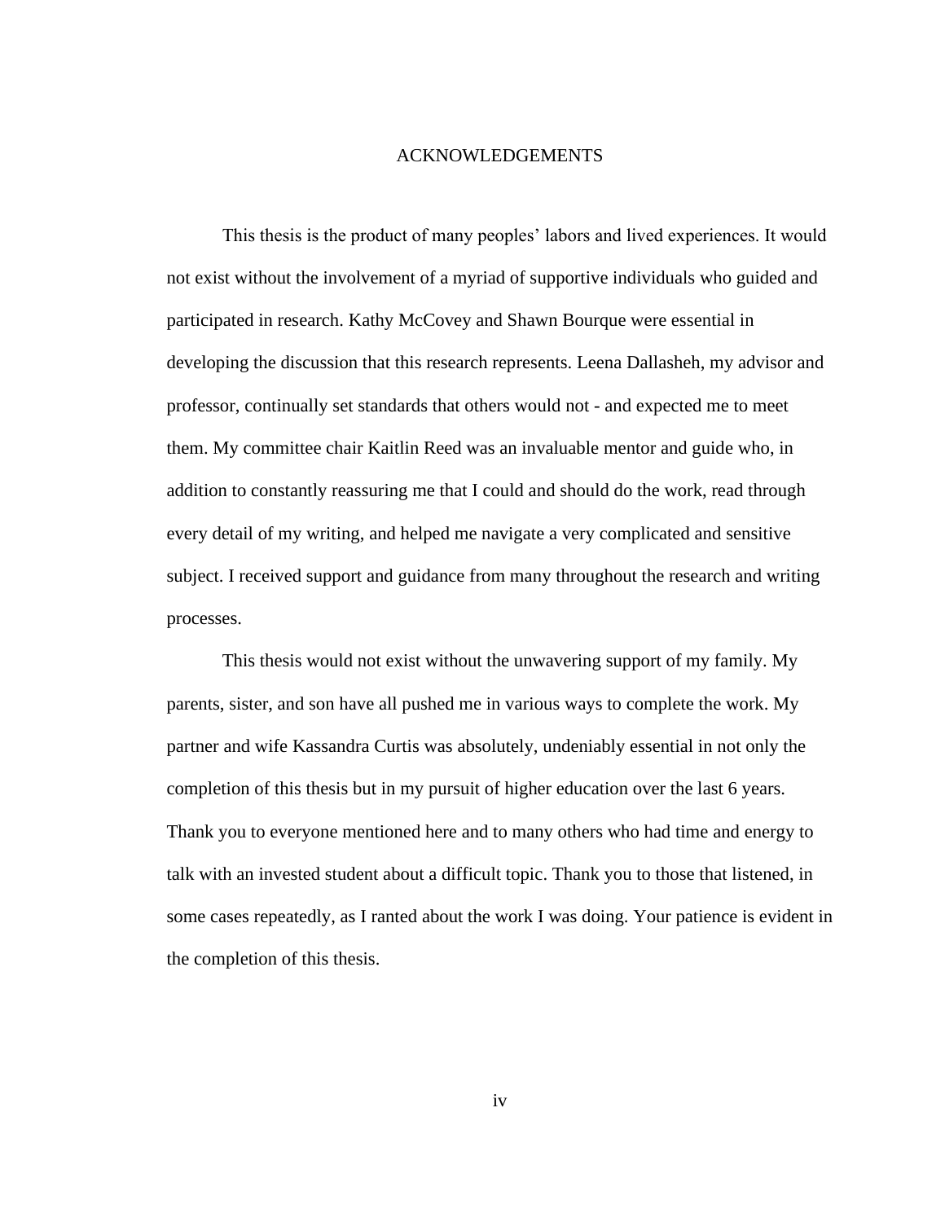# ACKNOWLEDGEMENTS

This thesis is the product of many peoples' labors and lived experiences. It would not exist without the involvement of a myriad of supportive individuals who guided and participated in research. Kathy McCovey and Shawn Bourque were essential in developing the discussion that this research represents. Leena Dallasheh, my advisor and professor, continually set standards that others would not - and expected me to meet them. My committee chair Kaitlin Reed was an invaluable mentor and guide who, in addition to constantly reassuring me that I could and should do the work, read through every detail of my writing, and helped me navigate a very complicated and sensitive subject. I received support and guidance from many throughout the research and writing processes.

This thesis would not exist without the unwavering support of my family. My parents, sister, and son have all pushed me in various ways to complete the work. My partner and wife Kassandra Curtis was absolutely, undeniably essential in not only the completion of this thesis but in my pursuit of higher education over the last 6 years. Thank you to everyone mentioned here and to many others who had time and energy to talk with an invested student about a difficult topic. Thank you to those that listened, in some cases repeatedly, as I ranted about the work I was doing. Your patience is evident in the completion of this thesis.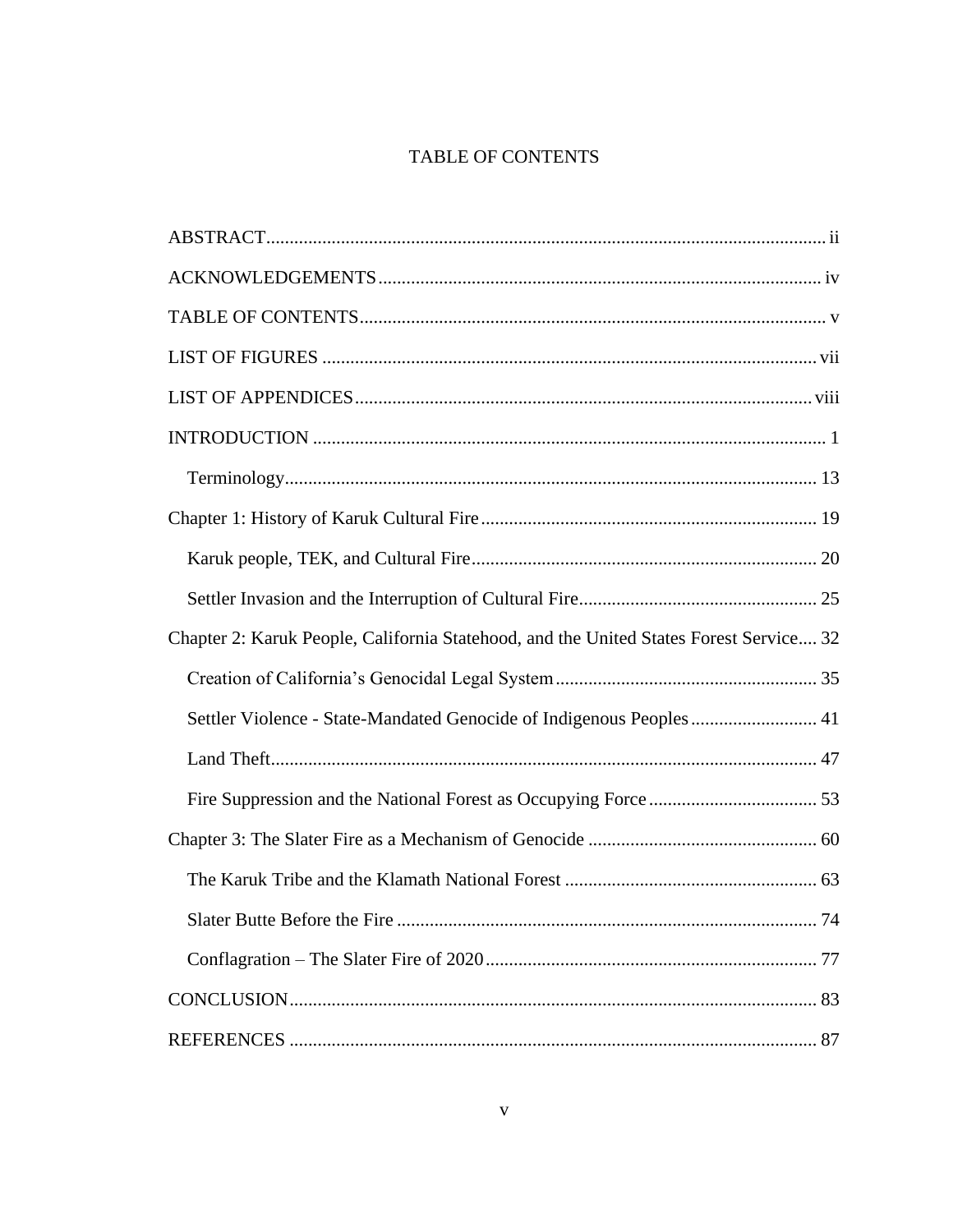# TABLE OF CONTENTS

ABSTRACT ........ ii

ACKNOWLEDGEMENTS ........ iv

TABLE OF CONTENTS ........ v

LIST OF FIGURES ........ vii

LIST OF APPENDICES ........ viii

INTRODUCTION ........ 1

- Terminology ........ 13

Chapter 1: History of Karuk Cultural Fire ........ 19

- Karuk people, TEK, and Cultural Fire ........ 20
- Settler Invasion and the Interruption of Cultural Fire ........ 25

Chapter 2: Karuk People, California Statehood, and the United States Forest Service ........ 32

- Creation of California's Genocidal Legal System ........ 35
- Settler Violence - State-Mandated Genocide of Indigenous Peoples ........ 41
- Land Theft ........ 47
- Fire Suppression and the National Forest as Occupying Force ........ 53

Chapter 3: The Slater Fire as a Mechanism of Genocide ........ 60

- The Karuk Tribe and the Klamath National Forest ........ 63
- Slater Butte Before the Fire ........ 74
- Conflagration – The Slater Fire of 2020 ........ 77

CONCLUSION ........ 83

REFERENCES ........ 87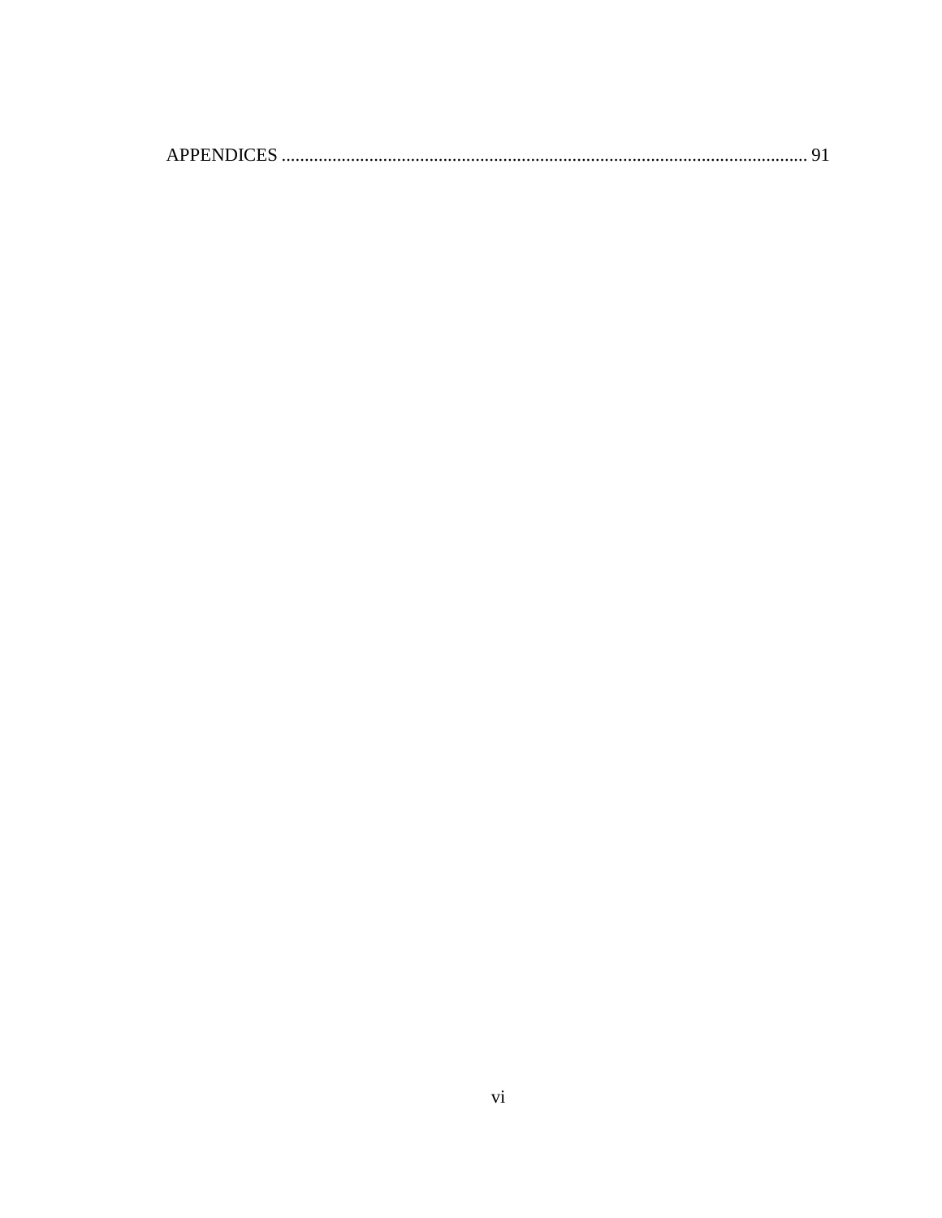APPENDICES ................................................................................................................ 91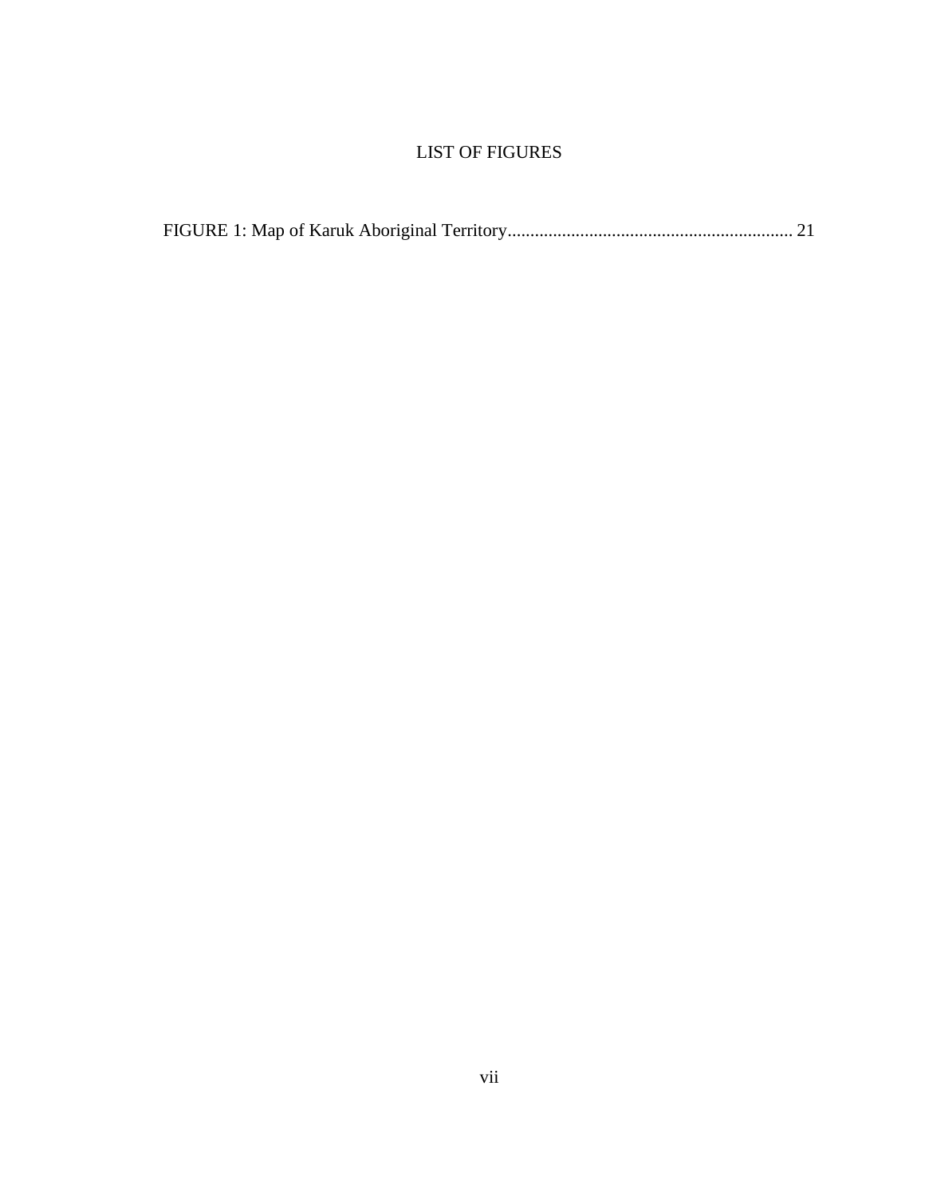# LIST OF FIGURES

FIGURE 1: Map of Karuk Aboriginal Territory............................................................... 21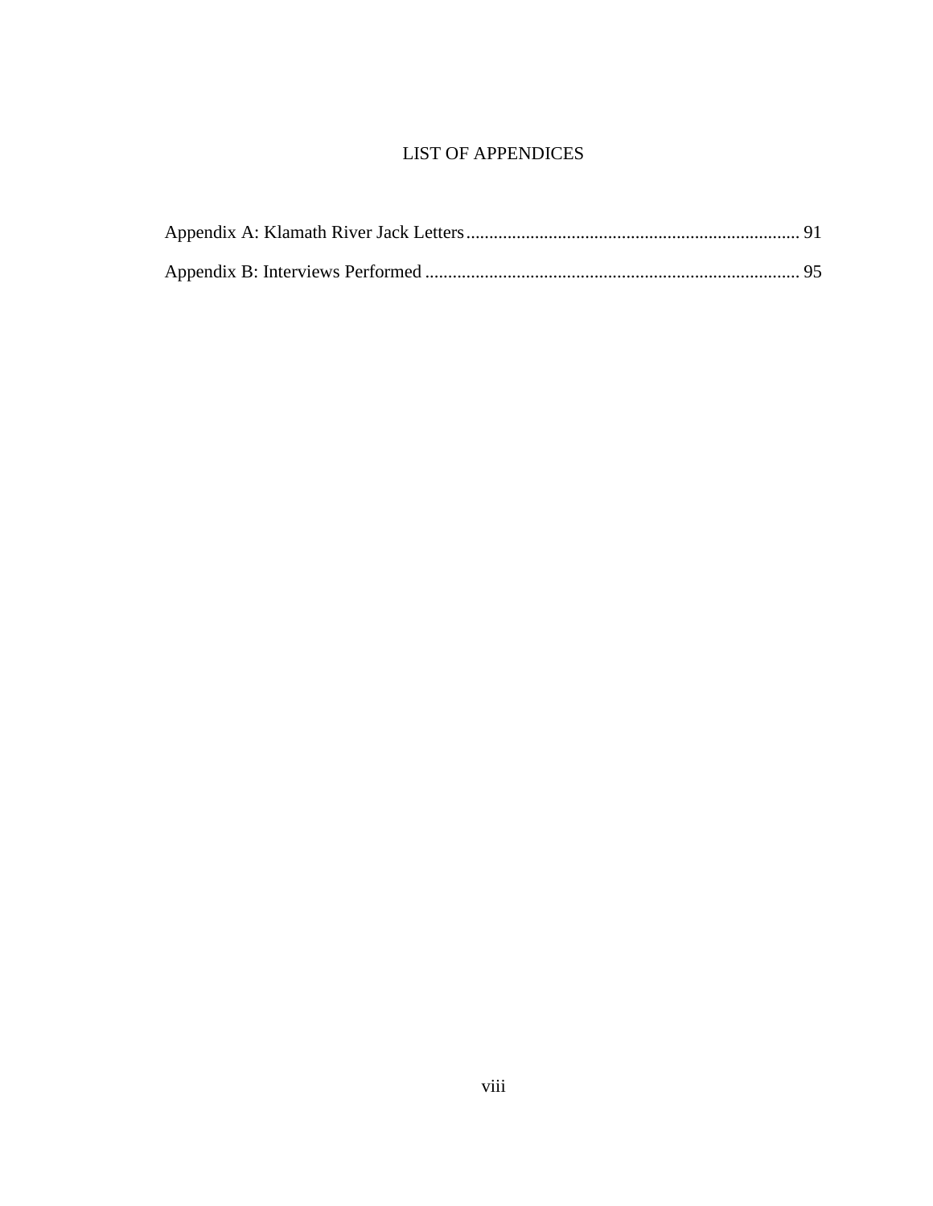# LIST OF APPENDICES

Appendix A: Klamath River Jack Letters ........................................................................ 91

Appendix B: Interviews Performed ................................................................................ 95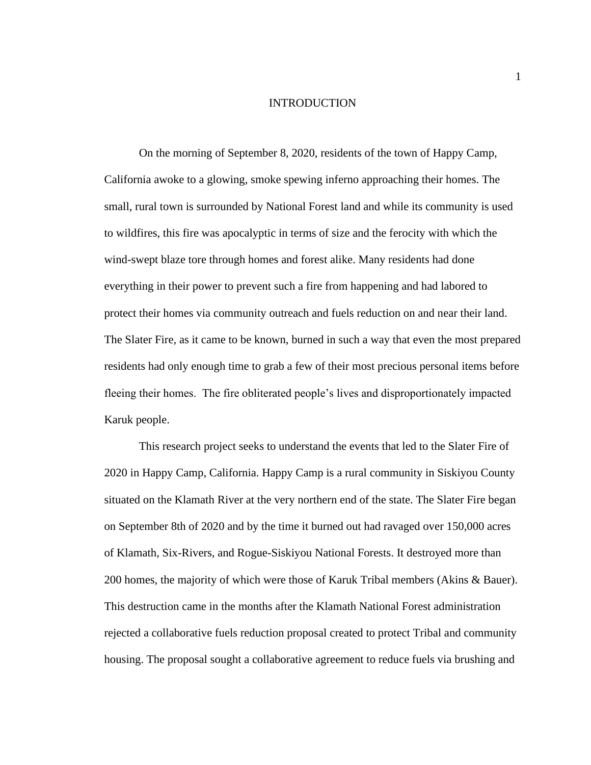# INTRODUCTION

On the morning of September 8, 2020, residents of the town of Happy Camp, California awoke to a glowing, smoke spewing inferno approaching their homes. The small, rural town is surrounded by National Forest land and while its community is used to wildfires, this fire was apocalyptic in terms of size and the ferocity with which the wind-swept blaze tore through homes and forest alike. Many residents had done everything in their power to prevent such a fire from happening and had labored to protect their homes via community outreach and fuels reduction on and near their land. The Slater Fire, as it came to be known, burned in such a way that even the most prepared residents had only enough time to grab a few of their most precious personal items before fleeing their homes. The fire obliterated people's lives and disproportionately impacted Karuk people.

This research project seeks to understand the events that led to the Slater Fire of 2020 in Happy Camp, California. Happy Camp is a rural community in Siskiyou County situated on the Klamath River at the very northern end of the state. The Slater Fire began on September 8th of 2020 and by the time it burned out had ravaged over 150,000 acres of Klamath, Six-Rivers, and Rogue-Siskiyou National Forests. It destroyed more than 200 homes, the majority of which were those of Karuk Tribal members (Akins & Bauer). This destruction came in the months after the Klamath National Forest administration rejected a collaborative fuels reduction proposal created to protect Tribal and community housing. The proposal sought a collaborative agreement to reduce fuels via brushing and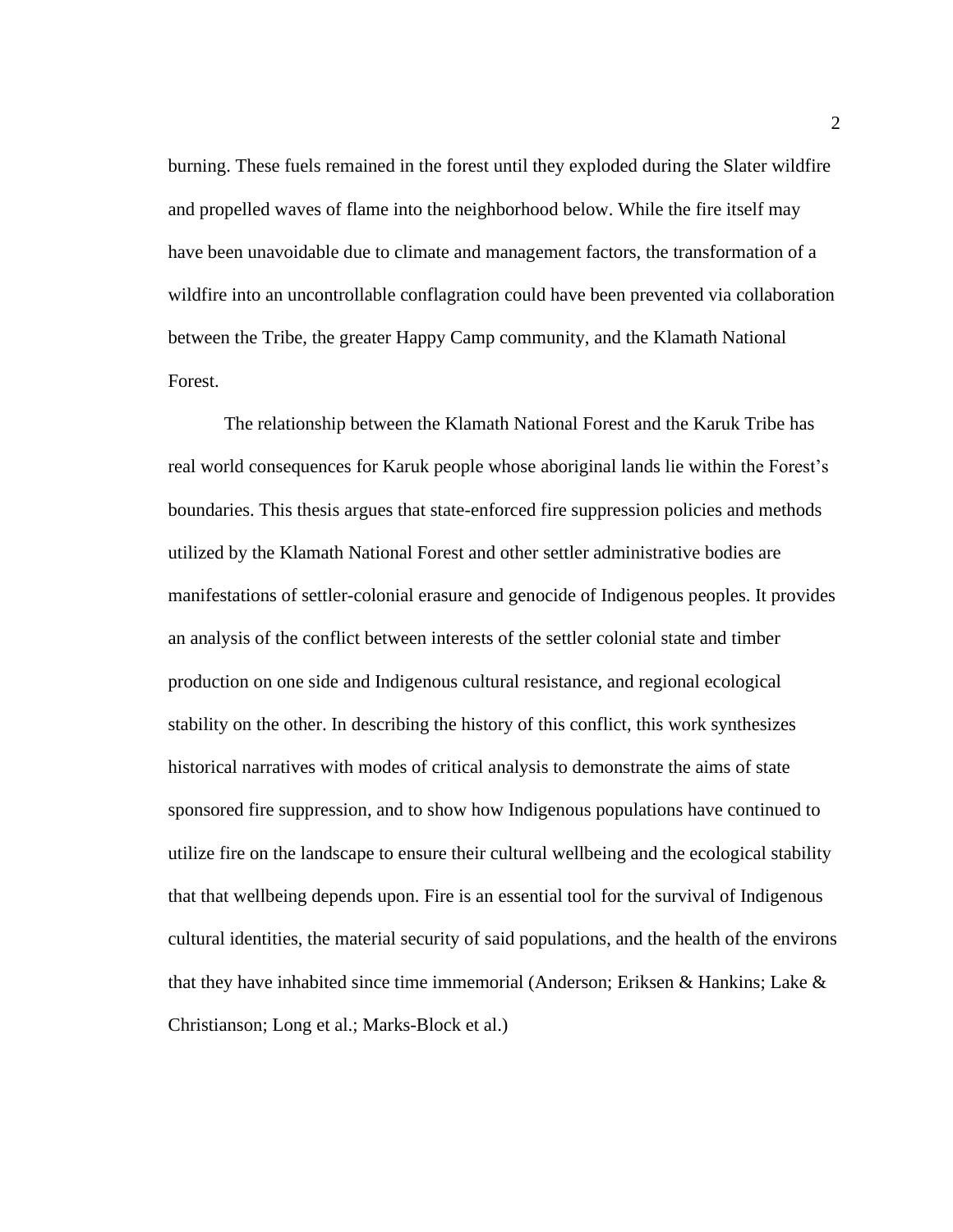burning. These fuels remained in the forest until they exploded during the Slater wildfire and propelled waves of flame into the neighborhood below. While the fire itself may have been unavoidable due to climate and management factors, the transformation of a wildfire into an uncontrollable conflagration could have been prevented via collaboration between the Tribe, the greater Happy Camp community, and the Klamath National Forest.

The relationship between the Klamath National Forest and the Karuk Tribe has real world consequences for Karuk people whose aboriginal lands lie within the Forest's boundaries. This thesis argues that state-enforced fire suppression policies and methods utilized by the Klamath National Forest and other settler administrative bodies are manifestations of settler-colonial erasure and genocide of Indigenous peoples. It provides an analysis of the conflict between interests of the settler colonial state and timber production on one side and Indigenous cultural resistance, and regional ecological stability on the other. In describing the history of this conflict, this work synthesizes historical narratives with modes of critical analysis to demonstrate the aims of state sponsored fire suppression, and to show how Indigenous populations have continued to utilize fire on the landscape to ensure their cultural wellbeing and the ecological stability that that wellbeing depends upon. Fire is an essential tool for the survival of Indigenous cultural identities, the material security of said populations, and the health of the environs that they have inhabited since time immemorial (Anderson; Eriksen & Hankins; Lake & Christianson; Long et al.; Marks-Block et al.)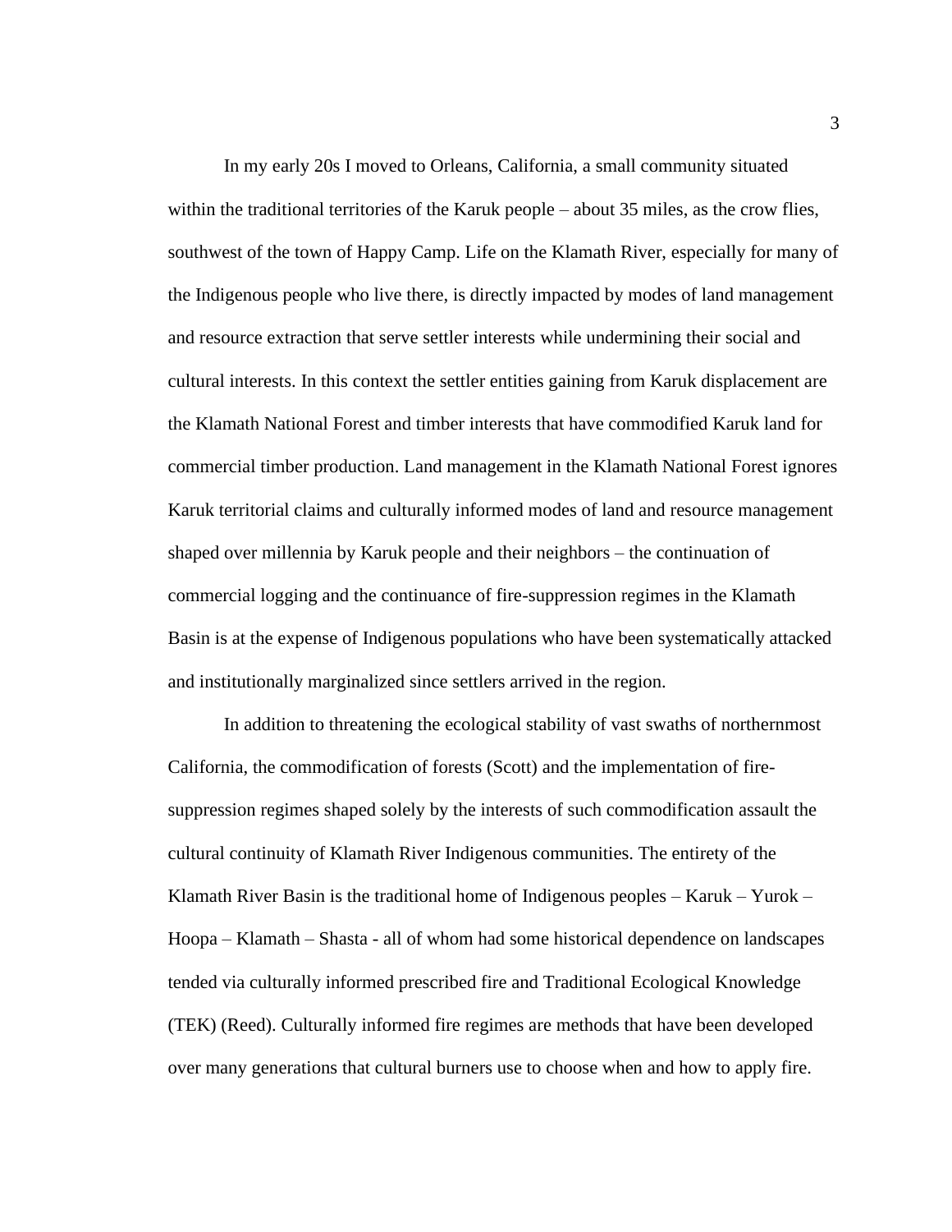In my early 20s I moved to Orleans, California, a small community situated within the traditional territories of the Karuk people – about 35 miles, as the crow flies, southwest of the town of Happy Camp. Life on the Klamath River, especially for many of the Indigenous people who live there, is directly impacted by modes of land management and resource extraction that serve settler interests while undermining their social and cultural interests. In this context the settler entities gaining from Karuk displacement are the Klamath National Forest and timber interests that have commodified Karuk land for commercial timber production. Land management in the Klamath National Forest ignores Karuk territorial claims and culturally informed modes of land and resource management shaped over millennia by Karuk people and their neighbors – the continuation of commercial logging and the continuance of fire-suppression regimes in the Klamath Basin is at the expense of Indigenous populations who have been systematically attacked and institutionally marginalized since settlers arrived in the region.

In addition to threatening the ecological stability of vast swaths of northernmost California, the commodification of forests (Scott) and the implementation of fire-suppression regimes shaped solely by the interests of such commodification assault the cultural continuity of Klamath River Indigenous communities. The entirety of the Klamath River Basin is the traditional home of Indigenous peoples – Karuk – Yurok – Hoopa – Klamath – Shasta - all of whom had some historical dependence on landscapes tended via culturally informed prescribed fire and Traditional Ecological Knowledge (TEK) (Reed). Culturally informed fire regimes are methods that have been developed over many generations that cultural burners use to choose when and how to apply fire.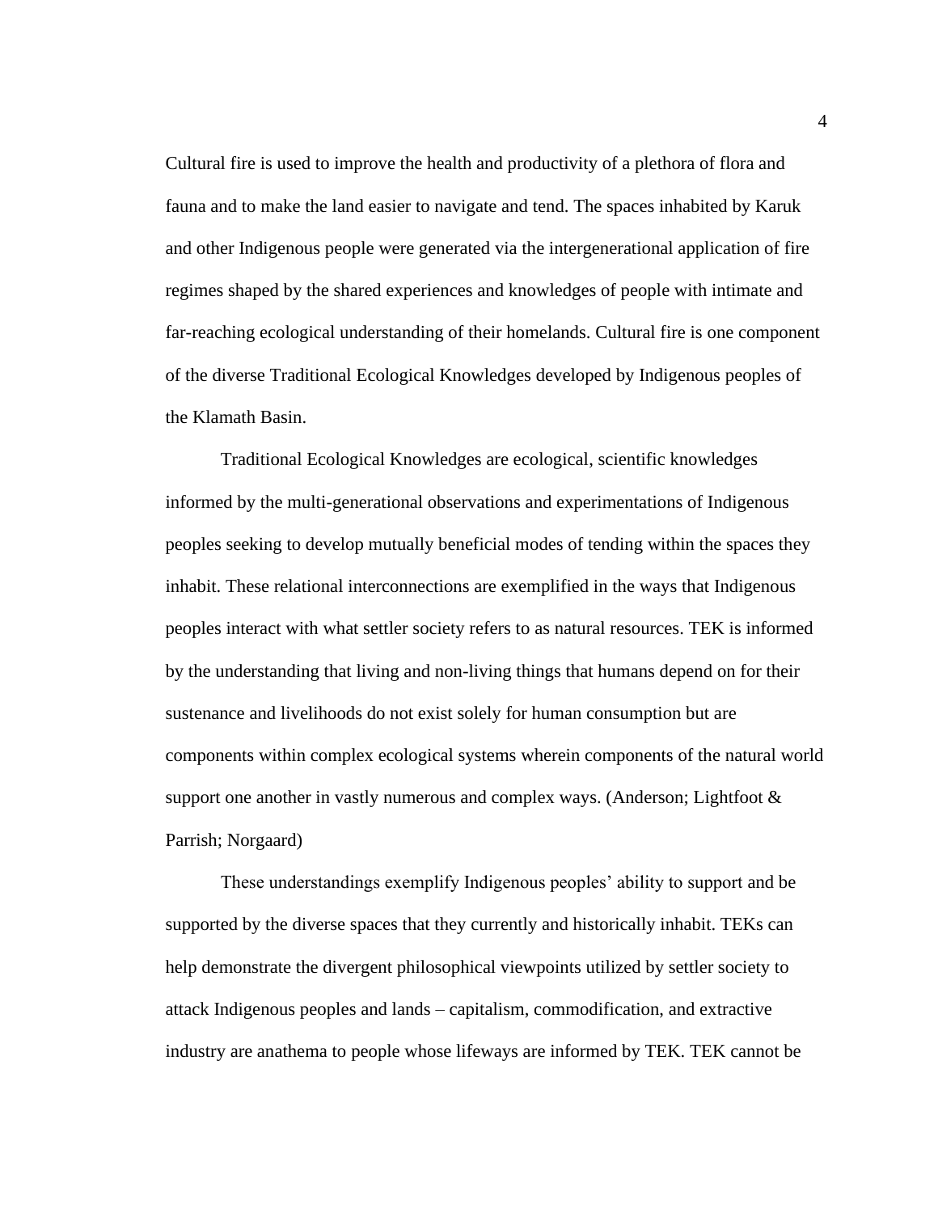Cultural fire is used to improve the health and productivity of a plethora of flora and fauna and to make the land easier to navigate and tend. The spaces inhabited by Karuk and other Indigenous people were generated via the intergenerational application of fire regimes shaped by the shared experiences and knowledges of people with intimate and far-reaching ecological understanding of their homelands. Cultural fire is one component of the diverse Traditional Ecological Knowledges developed by Indigenous peoples of the Klamath Basin.

Traditional Ecological Knowledges are ecological, scientific knowledges informed by the multi-generational observations and experimentations of Indigenous peoples seeking to develop mutually beneficial modes of tending within the spaces they inhabit. These relational interconnections are exemplified in the ways that Indigenous peoples interact with what settler society refers to as natural resources. TEK is informed by the understanding that living and non-living things that humans depend on for their sustenance and livelihoods do not exist solely for human consumption but are components within complex ecological systems wherein components of the natural world support one another in vastly numerous and complex ways. (Anderson; Lightfoot & Parrish; Norgaard)

These understandings exemplify Indigenous peoples' ability to support and be supported by the diverse spaces that they currently and historically inhabit. TEKs can help demonstrate the divergent philosophical viewpoints utilized by settler society to attack Indigenous peoples and lands – capitalism, commodification, and extractive industry are anathema to people whose lifeways are informed by TEK. TEK cannot be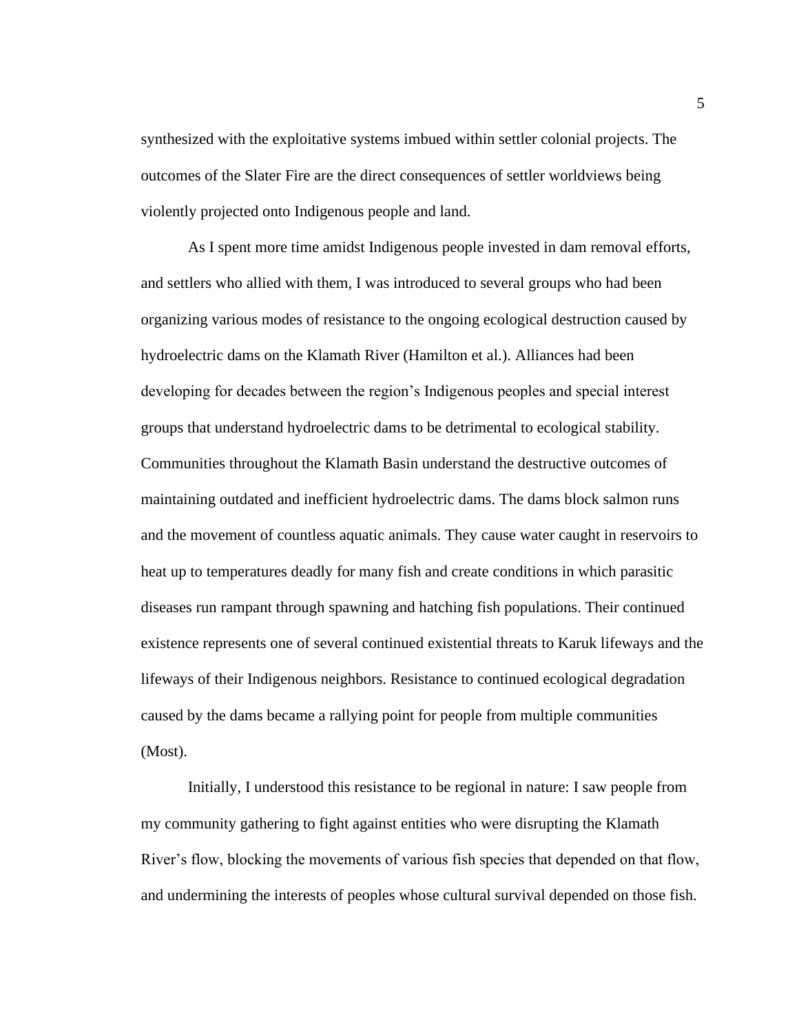synthesized with the exploitative systems imbued within settler colonial projects. The outcomes of the Slater Fire are the direct consequences of settler worldviews being violently projected onto Indigenous people and land.

As I spent more time amidst Indigenous people invested in dam removal efforts, and settlers who allied with them, I was introduced to several groups who had been organizing various modes of resistance to the ongoing ecological destruction caused by hydroelectric dams on the Klamath River (Hamilton et al.). Alliances had been developing for decades between the region's Indigenous peoples and special interest groups that understand hydroelectric dams to be detrimental to ecological stability. Communities throughout the Klamath Basin understand the destructive outcomes of maintaining outdated and inefficient hydroelectric dams. The dams block salmon runs and the movement of countless aquatic animals. They cause water caught in reservoirs to heat up to temperatures deadly for many fish and create conditions in which parasitic diseases run rampant through spawning and hatching fish populations. Their continued existence represents one of several continued existential threats to Karuk lifeways and the lifeways of their Indigenous neighbors. Resistance to continued ecological degradation caused by the dams became a rallying point for people from multiple communities (Most).

Initially, I understood this resistance to be regional in nature: I saw people from my community gathering to fight against entities who were disrupting the Klamath River's flow, blocking the movements of various fish species that depended on that flow, and undermining the interests of peoples whose cultural survival depended on those fish.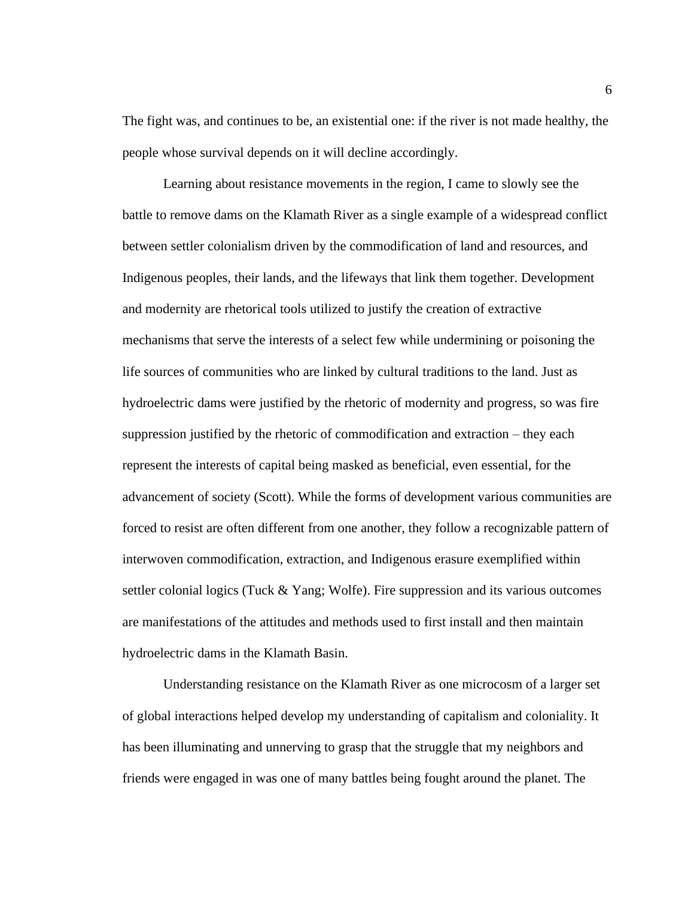The fight was, and continues to be, an existential one: if the river is not made healthy, the people whose survival depends on it will decline accordingly.

Learning about resistance movements in the region, I came to slowly see the battle to remove dams on the Klamath River as a single example of a widespread conflict between settler colonialism driven by the commodification of land and resources, and Indigenous peoples, their lands, and the lifeways that link them together. Development and modernity are rhetorical tools utilized to justify the creation of extractive mechanisms that serve the interests of a select few while undermining or poisoning the life sources of communities who are linked by cultural traditions to the land. Just as hydroelectric dams were justified by the rhetoric of modernity and progress, so was fire suppression justified by the rhetoric of commodification and extraction – they each represent the interests of capital being masked as beneficial, even essential, for the advancement of society (Scott). While the forms of development various communities are forced to resist are often different from one another, they follow a recognizable pattern of interwoven commodification, extraction, and Indigenous erasure exemplified within settler colonial logics (Tuck & Yang; Wolfe). Fire suppression and its various outcomes are manifestations of the attitudes and methods used to first install and then maintain hydroelectric dams in the Klamath Basin.

Understanding resistance on the Klamath River as one microcosm of a larger set of global interactions helped develop my understanding of capitalism and coloniality. It has been illuminating and unnerving to grasp that the struggle that my neighbors and friends were engaged in was one of many battles being fought around the planet. The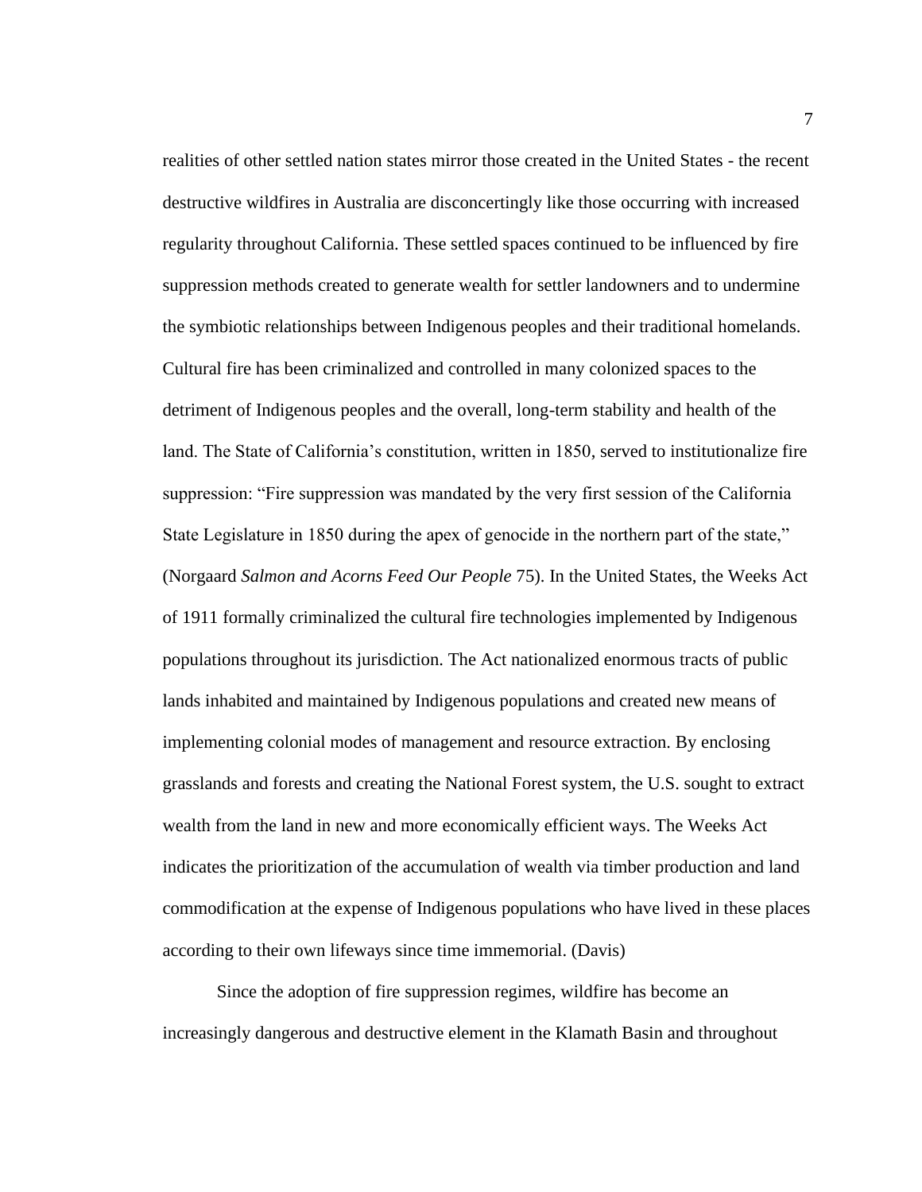realities of other settled nation states mirror those created in the United States - the recent destructive wildfires in Australia are disconcertingly like those occurring with increased regularity throughout California. These settled spaces continued to be influenced by fire suppression methods created to generate wealth for settler landowners and to undermine the symbiotic relationships between Indigenous peoples and their traditional homelands. Cultural fire has been criminalized and controlled in many colonized spaces to the detriment of Indigenous peoples and the overall, long-term stability and health of the land. The State of California's constitution, written in 1850, served to institutionalize fire suppression: "Fire suppression was mandated by the very first session of the California State Legislature in 1850 during the apex of genocide in the northern part of the state," (Norgaard *Salmon and Acorns Feed Our People* 75). In the United States, the Weeks Act of 1911 formally criminalized the cultural fire technologies implemented by Indigenous populations throughout its jurisdiction. The Act nationalized enormous tracts of public lands inhabited and maintained by Indigenous populations and created new means of implementing colonial modes of management and resource extraction. By enclosing grasslands and forests and creating the National Forest system, the U.S. sought to extract wealth from the land in new and more economically efficient ways. The Weeks Act indicates the prioritization of the accumulation of wealth via timber production and land commodification at the expense of Indigenous populations who have lived in these places according to their own lifeways since time immemorial. (Davis)

Since the adoption of fire suppression regimes, wildfire has become an increasingly dangerous and destructive element in the Klamath Basin and throughout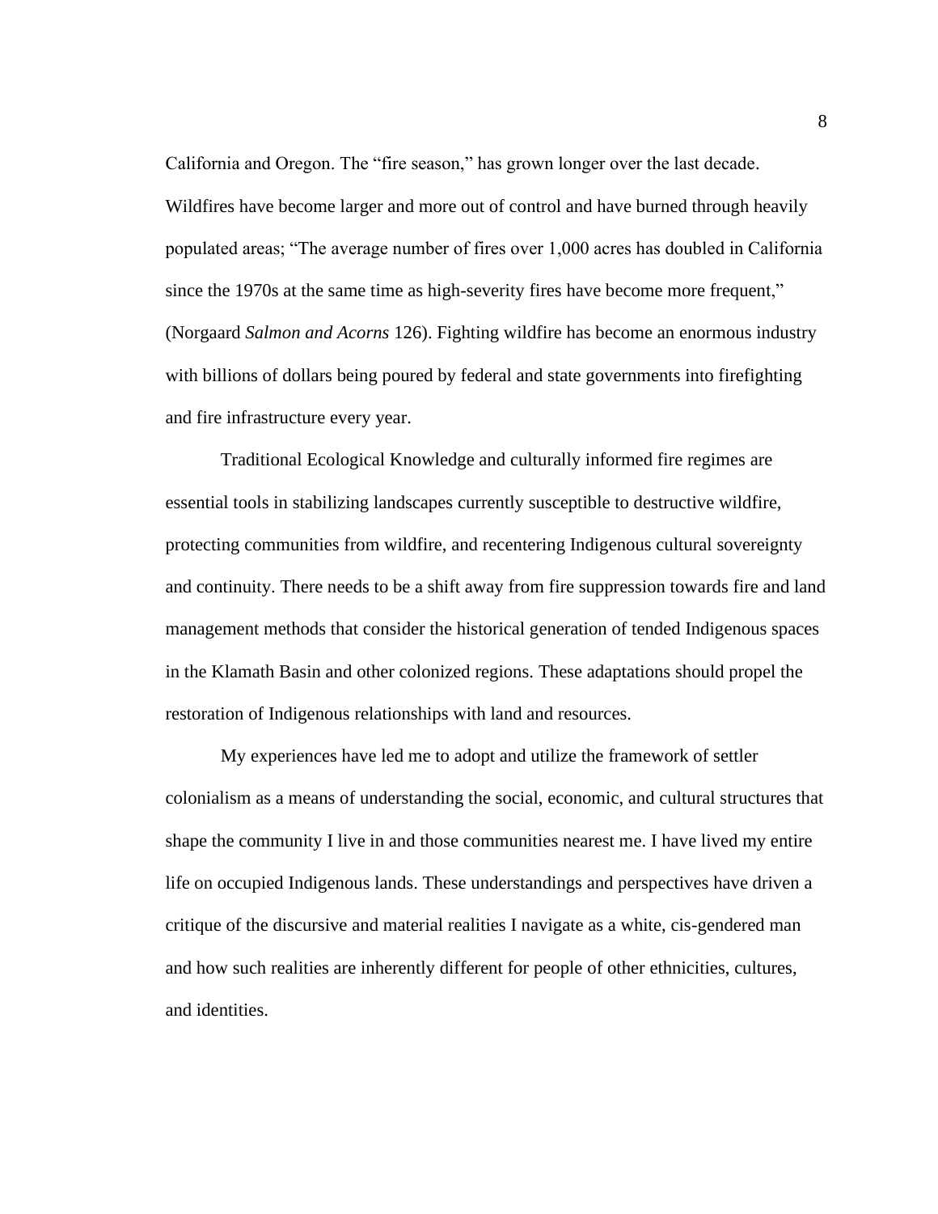California and Oregon. The “fire season,” has grown longer over the last decade. Wildfires have become larger and more out of control and have burned through heavily populated areas; “The average number of fires over 1,000 acres has doubled in California since the 1970s at the same time as high-severity fires have become more frequent,” (Norgaard *Salmon and Acorns* 126). Fighting wildfire has become an enormous industry with billions of dollars being poured by federal and state governments into firefighting and fire infrastructure every year.

Traditional Ecological Knowledge and culturally informed fire regimes are essential tools in stabilizing landscapes currently susceptible to destructive wildfire, protecting communities from wildfire, and recentering Indigenous cultural sovereignty and continuity. There needs to be a shift away from fire suppression towards fire and land management methods that consider the historical generation of tended Indigenous spaces in the Klamath Basin and other colonized regions. These adaptations should propel the restoration of Indigenous relationships with land and resources.

My experiences have led me to adopt and utilize the framework of settler colonialism as a means of understanding the social, economic, and cultural structures that shape the community I live in and those communities nearest me. I have lived my entire life on occupied Indigenous lands. These understandings and perspectives have driven a critique of the discursive and material realities I navigate as a white, cis-gendered man and how such realities are inherently different for people of other ethnicities, cultures, and identities.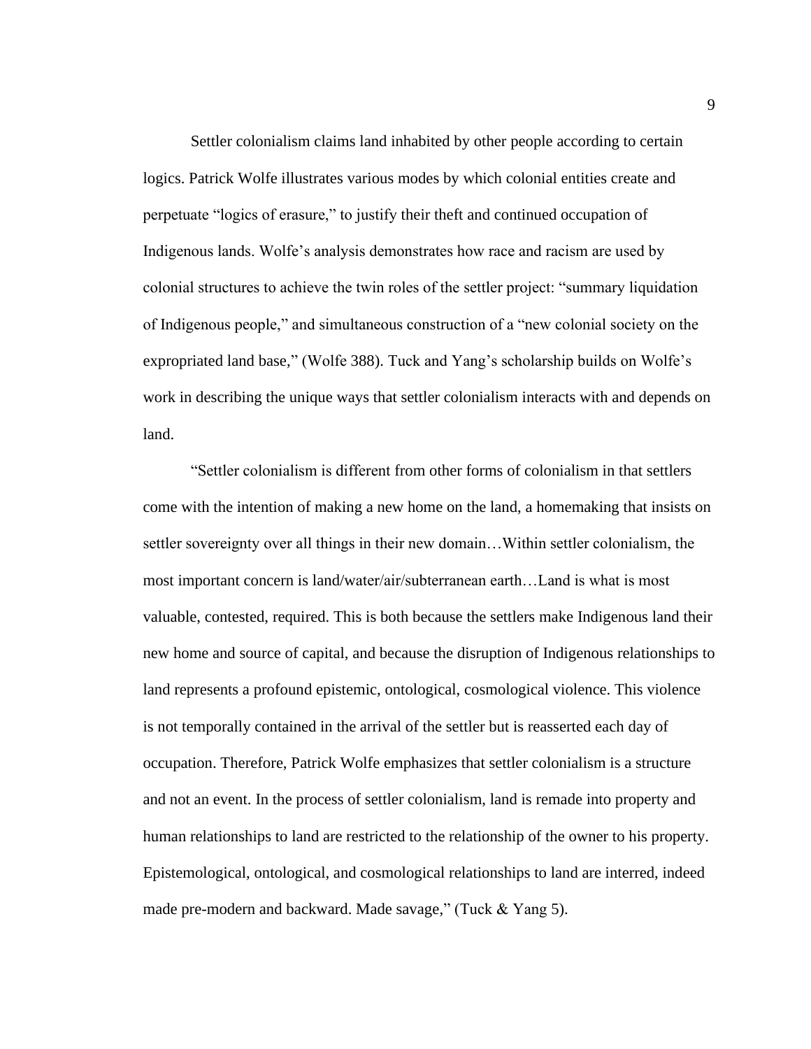Settler colonialism claims land inhabited by other people according to certain logics. Patrick Wolfe illustrates various modes by which colonial entities create and perpetuate "logics of erasure," to justify their theft and continued occupation of Indigenous lands. Wolfe's analysis demonstrates how race and racism are used by colonial structures to achieve the twin roles of the settler project: "summary liquidation of Indigenous people," and simultaneous construction of a "new colonial society on the expropriated land base," (Wolfe 388). Tuck and Yang's scholarship builds on Wolfe's work in describing the unique ways that settler colonialism interacts with and depends on land.

"Settler colonialism is different from other forms of colonialism in that settlers come with the intention of making a new home on the land, a homemaking that insists on settler sovereignty over all things in their new domain…Within settler colonialism, the most important concern is land/water/air/subterranean earth…Land is what is most valuable, contested, required. This is both because the settlers make Indigenous land their new home and source of capital, and because the disruption of Indigenous relationships to land represents a profound epistemic, ontological, cosmological violence. This violence is not temporally contained in the arrival of the settler but is reasserted each day of occupation. Therefore, Patrick Wolfe emphasizes that settler colonialism is a structure and not an event. In the process of settler colonialism, land is remade into property and human relationships to land are restricted to the relationship of the owner to his property. Epistemological, ontological, and cosmological relationships to land are interred, indeed made pre-modern and backward. Made savage," (Tuck & Yang 5).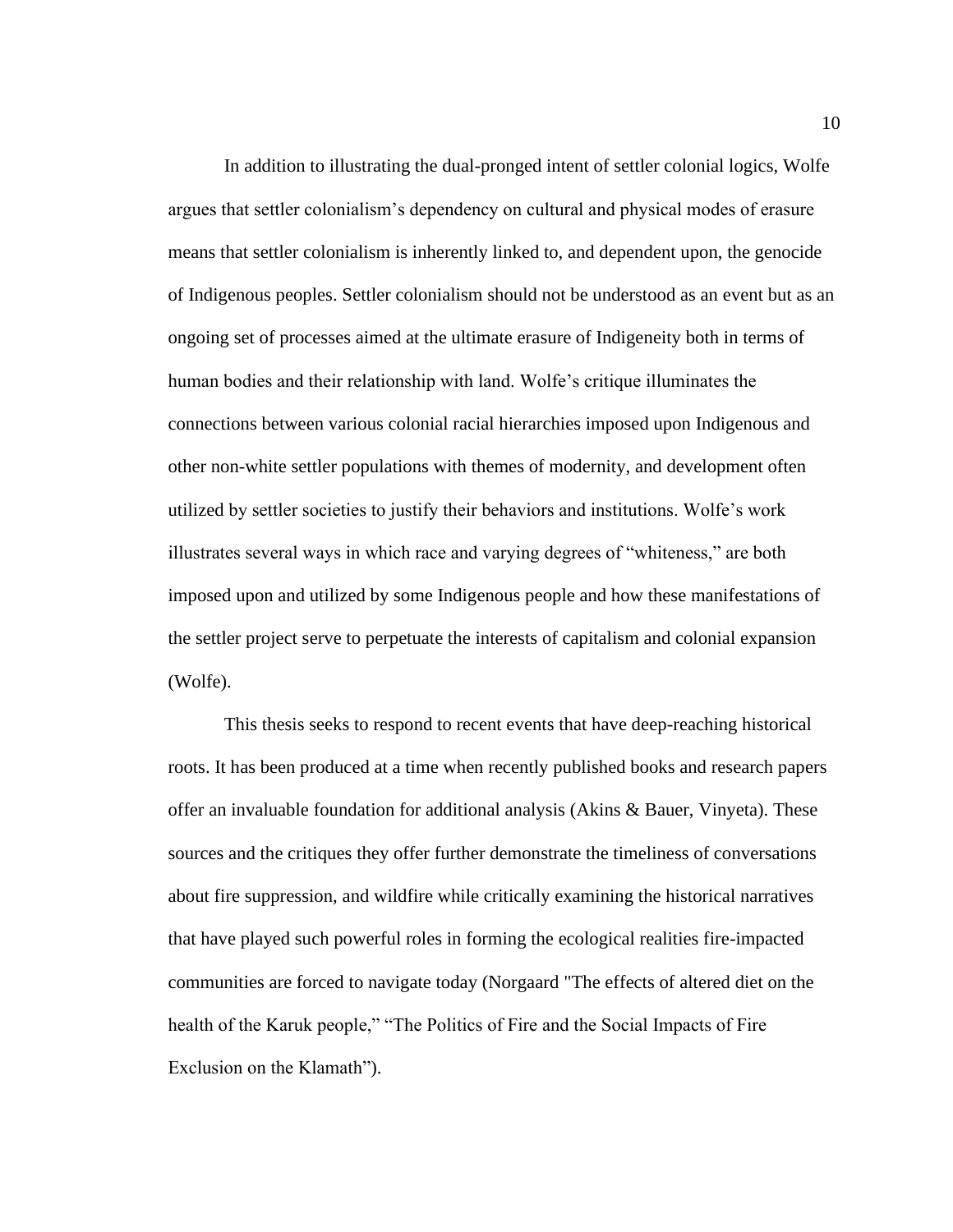In addition to illustrating the dual-pronged intent of settler colonial logics, Wolfe argues that settler colonialism's dependency on cultural and physical modes of erasure means that settler colonialism is inherently linked to, and dependent upon, the genocide of Indigenous peoples. Settler colonialism should not be understood as an event but as an ongoing set of processes aimed at the ultimate erasure of Indigeneity both in terms of human bodies and their relationship with land. Wolfe's critique illuminates the connections between various colonial racial hierarchies imposed upon Indigenous and other non-white settler populations with themes of modernity, and development often utilized by settler societies to justify their behaviors and institutions. Wolfe's work illustrates several ways in which race and varying degrees of "whiteness," are both imposed upon and utilized by some Indigenous people and how these manifestations of the settler project serve to perpetuate the interests of capitalism and colonial expansion (Wolfe).

This thesis seeks to respond to recent events that have deep-reaching historical roots. It has been produced at a time when recently published books and research papers offer an invaluable foundation for additional analysis (Akins & Bauer, Vinyeta). These sources and the critiques they offer further demonstrate the timeliness of conversations about fire suppression, and wildfire while critically examining the historical narratives that have played such powerful roles in forming the ecological realities fire-impacted communities are forced to navigate today (Norgaard "The effects of altered diet on the health of the Karuk people," "The Politics of Fire and the Social Impacts of Fire Exclusion on the Klamath").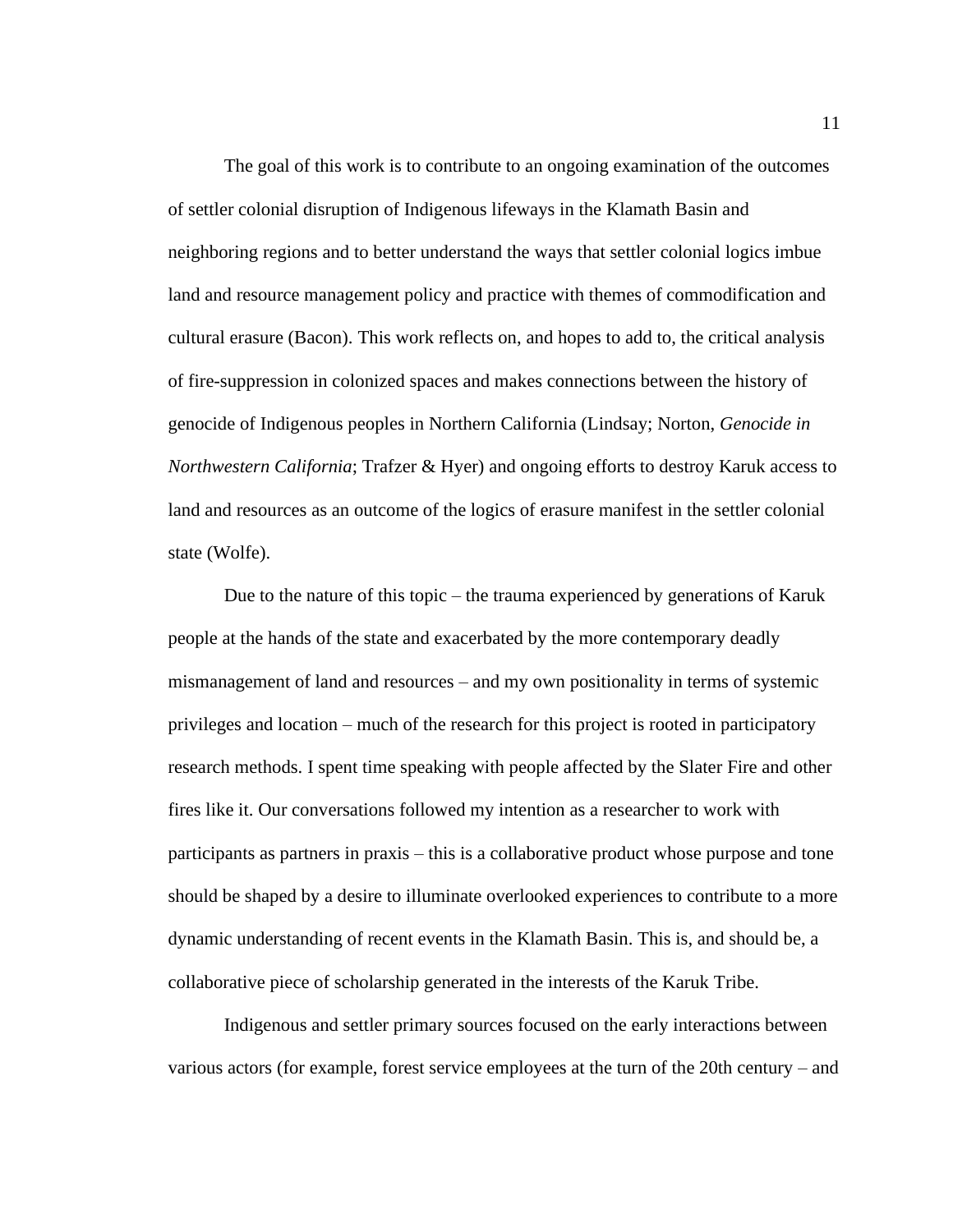The goal of this work is to contribute to an ongoing examination of the outcomes of settler colonial disruption of Indigenous lifeways in the Klamath Basin and neighboring regions and to better understand the ways that settler colonial logics imbue land and resource management policy and practice with themes of commodification and cultural erasure (Bacon). This work reflects on, and hopes to add to, the critical analysis of fire-suppression in colonized spaces and makes connections between the history of genocide of Indigenous peoples in Northern California (Lindsay; Norton, *Genocide in Northwestern California*; Trafzer & Hyer) and ongoing efforts to destroy Karuk access to land and resources as an outcome of the logics of erasure manifest in the settler colonial state (Wolfe).

Due to the nature of this topic – the trauma experienced by generations of Karuk people at the hands of the state and exacerbated by the more contemporary deadly mismanagement of land and resources – and my own positionality in terms of systemic privileges and location – much of the research for this project is rooted in participatory research methods. I spent time speaking with people affected by the Slater Fire and other fires like it. Our conversations followed my intention as a researcher to work with participants as partners in praxis – this is a collaborative product whose purpose and tone should be shaped by a desire to illuminate overlooked experiences to contribute to a more dynamic understanding of recent events in the Klamath Basin. This is, and should be, a collaborative piece of scholarship generated in the interests of the Karuk Tribe.

Indigenous and settler primary sources focused on the early interactions between various actors (for example, forest service employees at the turn of the 20th century – and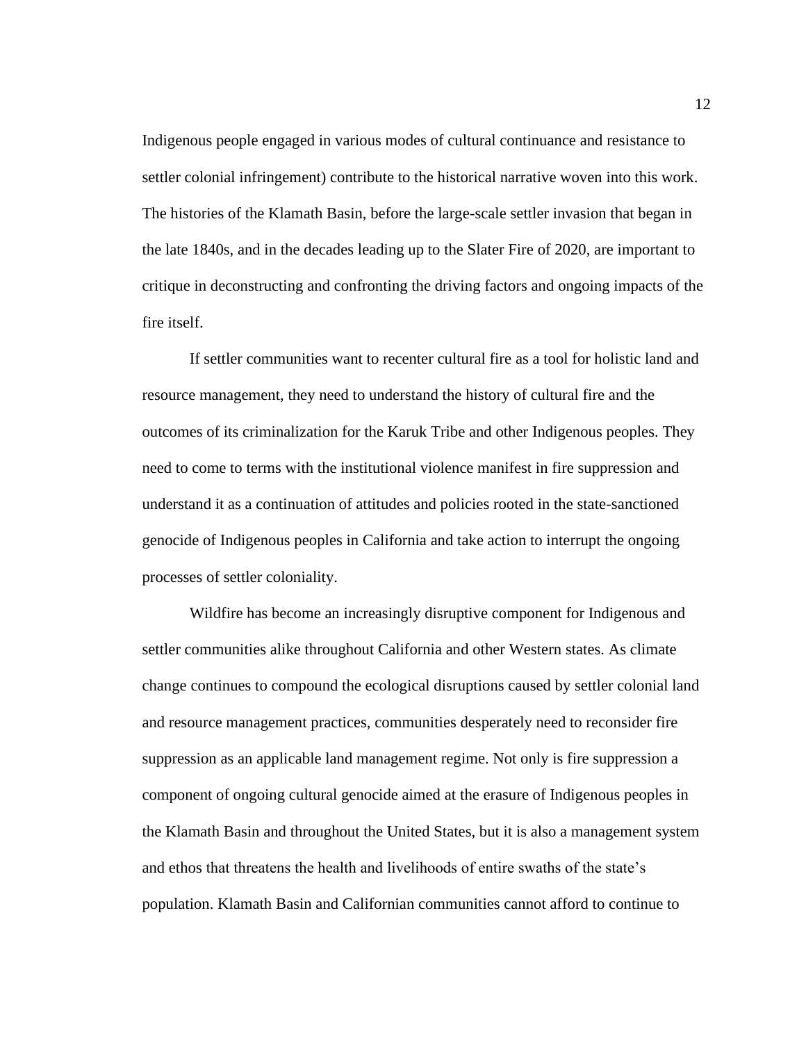Indigenous people engaged in various modes of cultural continuance and resistance to settler colonial infringement) contribute to the historical narrative woven into this work. The histories of the Klamath Basin, before the large-scale settler invasion that began in the late 1840s, and in the decades leading up to the Slater Fire of 2020, are important to critique in deconstructing and confronting the driving factors and ongoing impacts of the fire itself.

If settler communities want to recenter cultural fire as a tool for holistic land and resource management, they need to understand the history of cultural fire and the outcomes of its criminalization for the Karuk Tribe and other Indigenous peoples. They need to come to terms with the institutional violence manifest in fire suppression and understand it as a continuation of attitudes and policies rooted in the state-sanctioned genocide of Indigenous peoples in California and take action to interrupt the ongoing processes of settler coloniality.

Wildfire has become an increasingly disruptive component for Indigenous and settler communities alike throughout California and other Western states. As climate change continues to compound the ecological disruptions caused by settler colonial land and resource management practices, communities desperately need to reconsider fire suppression as an applicable land management regime. Not only is fire suppression a component of ongoing cultural genocide aimed at the erasure of Indigenous peoples in the Klamath Basin and throughout the United States, but it is also a management system and ethos that threatens the health and livelihoods of entire swaths of the state's population. Klamath Basin and Californian communities cannot afford to continue to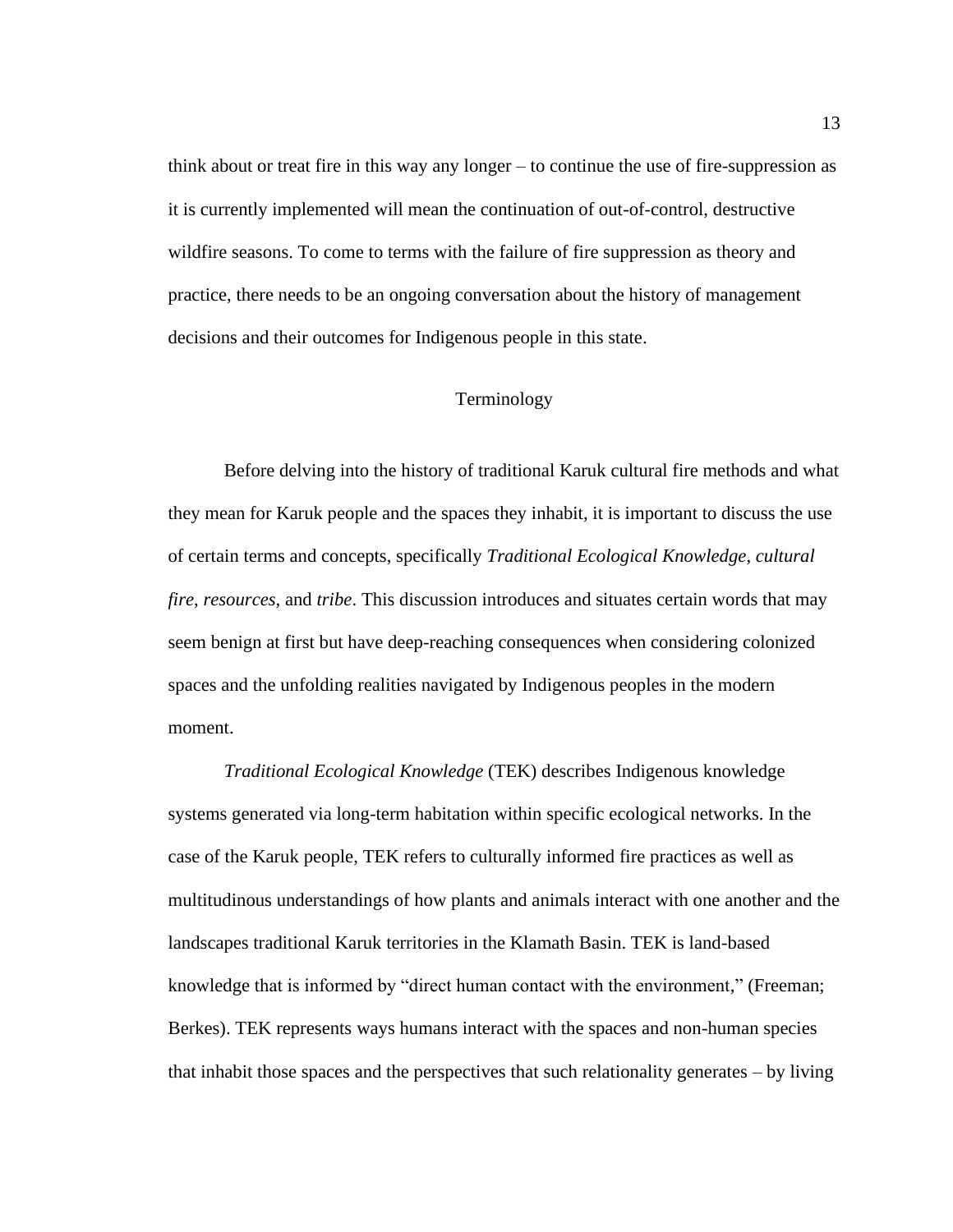think about or treat fire in this way any longer – to continue the use of fire-suppression as it is currently implemented will mean the continuation of out-of-control, destructive wildfire seasons. To come to terms with the failure of fire suppression as theory and practice, there needs to be an ongoing conversation about the history of management decisions and their outcomes for Indigenous people in this state.

## Terminology

Before delving into the history of traditional Karuk cultural fire methods and what they mean for Karuk people and the spaces they inhabit, it is important to discuss the use of certain terms and concepts, specifically *Traditional Ecological Knowledge*, *cultural fire*, *resources*, and *tribe*. This discussion introduces and situates certain words that may seem benign at first but have deep-reaching consequences when considering colonized spaces and the unfolding realities navigated by Indigenous peoples in the modern moment.

*Traditional Ecological Knowledge* (TEK) describes Indigenous knowledge systems generated via long-term habitation within specific ecological networks. In the case of the Karuk people, TEK refers to culturally informed fire practices as well as multitudinous understandings of how plants and animals interact with one another and the landscapes traditional Karuk territories in the Klamath Basin. TEK is land-based knowledge that is informed by "direct human contact with the environment," (Freeman; Berkes). TEK represents ways humans interact with the spaces and non-human species that inhabit those spaces and the perspectives that such relationality generates – by living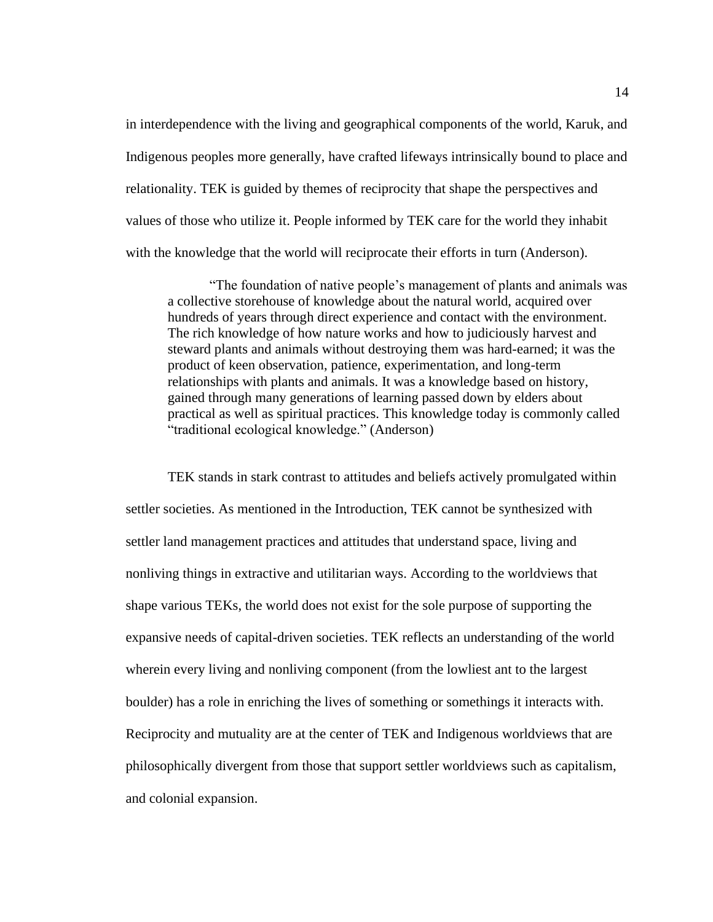in interdependence with the living and geographical components of the world, Karuk, and Indigenous peoples more generally, have crafted lifeways intrinsically bound to place and relationality. TEK is guided by themes of reciprocity that shape the perspectives and values of those who utilize it. People informed by TEK care for the world they inhabit with the knowledge that the world will reciprocate their efforts in turn (Anderson).

> "The foundation of native people's management of plants and animals was a collective storehouse of knowledge about the natural world, acquired over hundreds of years through direct experience and contact with the environment. The rich knowledge of how nature works and how to judiciously harvest and steward plants and animals without destroying them was hard-earned; it was the product of keen observation, patience, experimentation, and long-term relationships with plants and animals. It was a knowledge based on history, gained through many generations of learning passed down by elders about practical as well as spiritual practices. This knowledge today is commonly called "traditional ecological knowledge." (Anderson)

TEK stands in stark contrast to attitudes and beliefs actively promulgated within settler societies. As mentioned in the Introduction, TEK cannot be synthesized with settler land management practices and attitudes that understand space, living and nonliving things in extractive and utilitarian ways. According to the worldviews that shape various TEKs, the world does not exist for the sole purpose of supporting the expansive needs of capital-driven societies. TEK reflects an understanding of the world wherein every living and nonliving component (from the lowliest ant to the largest boulder) has a role in enriching the lives of something or somethings it interacts with. Reciprocity and mutuality are at the center of TEK and Indigenous worldviews that are philosophically divergent from those that support settler worldviews such as capitalism, and colonial expansion.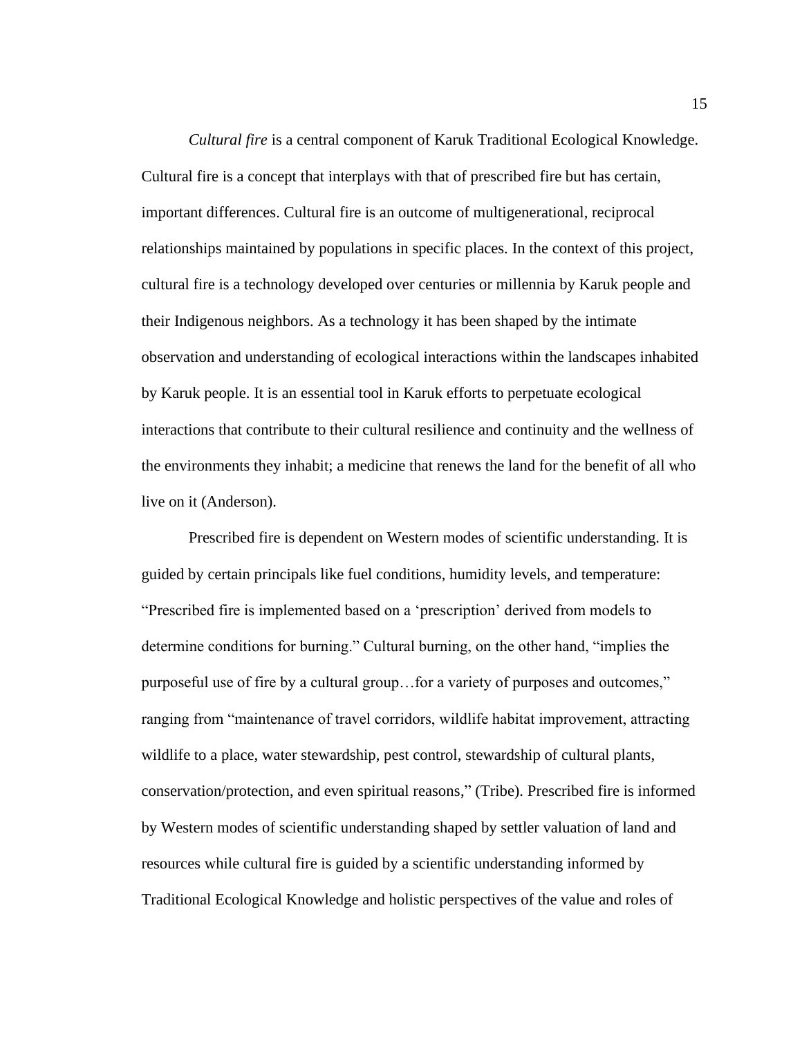*Cultural fire* is a central component of Karuk Traditional Ecological Knowledge. Cultural fire is a concept that interplays with that of prescribed fire but has certain, important differences. Cultural fire is an outcome of multigenerational, reciprocal relationships maintained by populations in specific places. In the context of this project, cultural fire is a technology developed over centuries or millennia by Karuk people and their Indigenous neighbors. As a technology it has been shaped by the intimate observation and understanding of ecological interactions within the landscapes inhabited by Karuk people. It is an essential tool in Karuk efforts to perpetuate ecological interactions that contribute to their cultural resilience and continuity and the wellness of the environments they inhabit; a medicine that renews the land for the benefit of all who live on it (Anderson).

Prescribed fire is dependent on Western modes of scientific understanding. It is guided by certain principals like fuel conditions, humidity levels, and temperature: "Prescribed fire is implemented based on a 'prescription' derived from models to determine conditions for burning." Cultural burning, on the other hand, "implies the purposeful use of fire by a cultural group…for a variety of purposes and outcomes," ranging from "maintenance of travel corridors, wildlife habitat improvement, attracting wildlife to a place, water stewardship, pest control, stewardship of cultural plants, conservation/protection, and even spiritual reasons," (Tribe). Prescribed fire is informed by Western modes of scientific understanding shaped by settler valuation of land and resources while cultural fire is guided by a scientific understanding informed by Traditional Ecological Knowledge and holistic perspectives of the value and roles of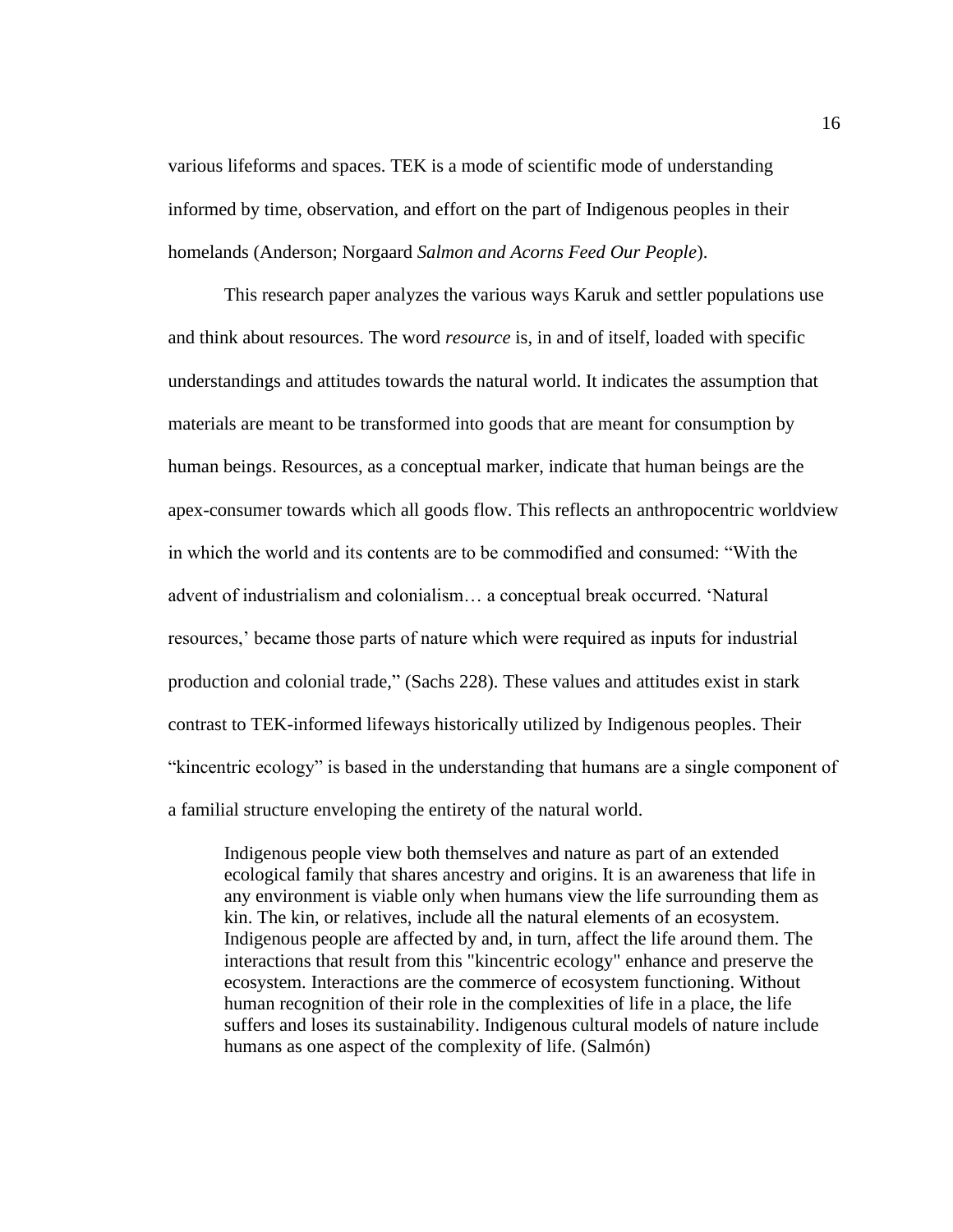various lifeforms and spaces. TEK is a mode of scientific mode of understanding informed by time, observation, and effort on the part of Indigenous peoples in their homelands (Anderson; Norgaard *Salmon and Acorns Feed Our People*).

This research paper analyzes the various ways Karuk and settler populations use and think about resources. The word *resource* is, in and of itself, loaded with specific understandings and attitudes towards the natural world. It indicates the assumption that materials are meant to be transformed into goods that are meant for consumption by human beings. Resources, as a conceptual marker, indicate that human beings are the apex-consumer towards which all goods flow. This reflects an anthropocentric worldview in which the world and its contents are to be commodified and consumed: "With the advent of industrialism and colonialism… a conceptual break occurred. 'Natural resources,' became those parts of nature which were required as inputs for industrial production and colonial trade," (Sachs 228). These values and attitudes exist in stark contrast to TEK-informed lifeways historically utilized by Indigenous peoples. Their "kincentric ecology" is based in the understanding that humans are a single component of a familial structure enveloping the entirety of the natural world.

> Indigenous people view both themselves and nature as part of an extended ecological family that shares ancestry and origins. It is an awareness that life in any environment is viable only when humans view the life surrounding them as kin. The kin, or relatives, include all the natural elements of an ecosystem. Indigenous people are affected by and, in turn, affect the life around them. The interactions that result from this "kincentric ecology" enhance and preserve the ecosystem. Interactions are the commerce of ecosystem functioning. Without human recognition of their role in the complexities of life in a place, the life suffers and loses its sustainability. Indigenous cultural models of nature include humans as one aspect of the complexity of life. (Salmón)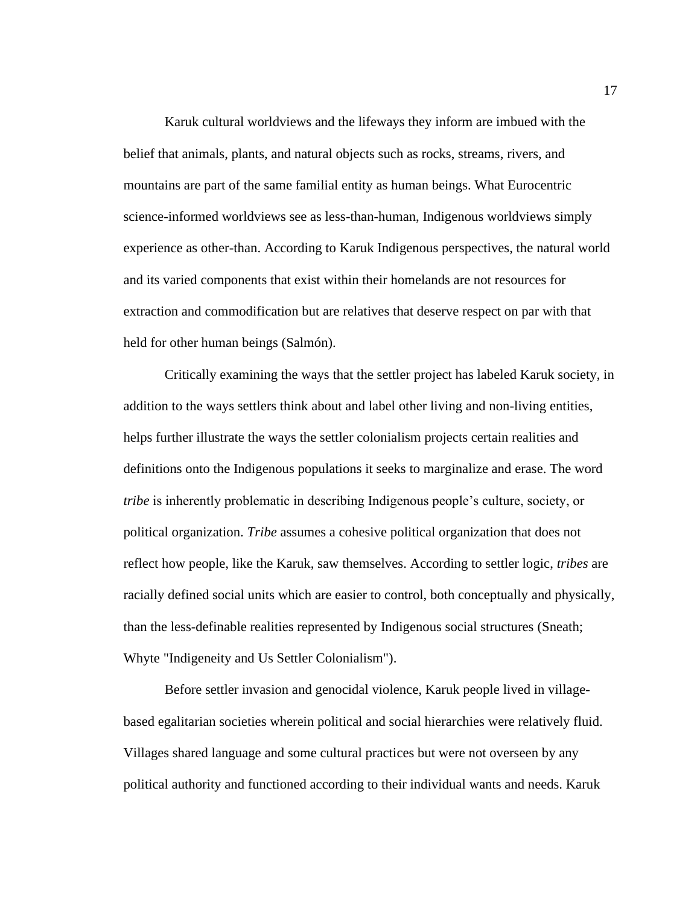Karuk cultural worldviews and the lifeways they inform are imbued with the belief that animals, plants, and natural objects such as rocks, streams, rivers, and mountains are part of the same familial entity as human beings. What Eurocentric science-informed worldviews see as less-than-human, Indigenous worldviews simply experience as other-than. According to Karuk Indigenous perspectives, the natural world and its varied components that exist within their homelands are not resources for extraction and commodification but are relatives that deserve respect on par with that held for other human beings (Salmón).

Critically examining the ways that the settler project has labeled Karuk society, in addition to the ways settlers think about and label other living and non-living entities, helps further illustrate the ways the settler colonialism projects certain realities and definitions onto the Indigenous populations it seeks to marginalize and erase. The word *tribe* is inherently problematic in describing Indigenous people's culture, society, or political organization. *Tribe* assumes a cohesive political organization that does not reflect how people, like the Karuk, saw themselves. According to settler logic, *tribes* are racially defined social units which are easier to control, both conceptually and physically, than the less-definable realities represented by Indigenous social structures (Sneath; Whyte "Indigeneity and Us Settler Colonialism").

Before settler invasion and genocidal violence, Karuk people lived in village-based egalitarian societies wherein political and social hierarchies were relatively fluid. Villages shared language and some cultural practices but were not overseen by any political authority and functioned according to their individual wants and needs. Karuk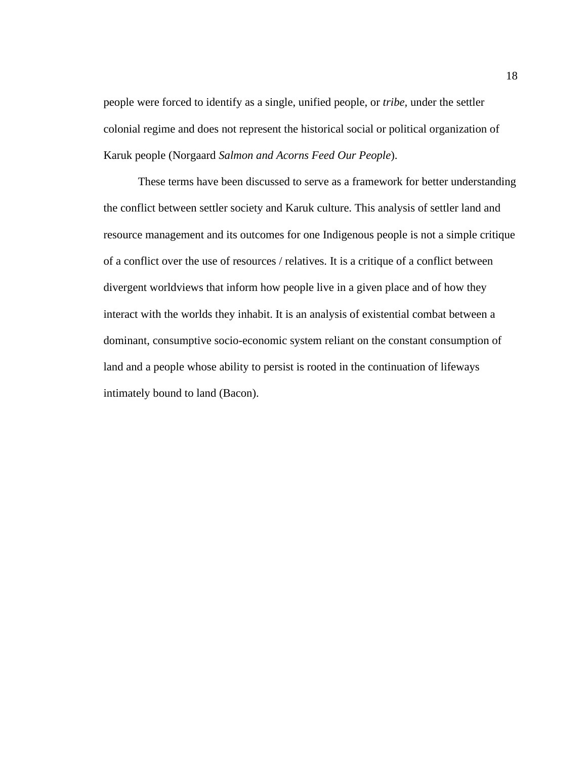people were forced to identify as a single, unified people, or *tribe*, under the settler colonial regime and does not represent the historical social or political organization of Karuk people (Norgaard *Salmon and Acorns Feed Our People*).

These terms have been discussed to serve as a framework for better understanding the conflict between settler society and Karuk culture. This analysis of settler land and resource management and its outcomes for one Indigenous people is not a simple critique of a conflict over the use of resources / relatives. It is a critique of a conflict between divergent worldviews that inform how people live in a given place and of how they interact with the worlds they inhabit. It is an analysis of existential combat between a dominant, consumptive socio-economic system reliant on the constant consumption of land and a people whose ability to persist is rooted in the continuation of lifeways intimately bound to land (Bacon).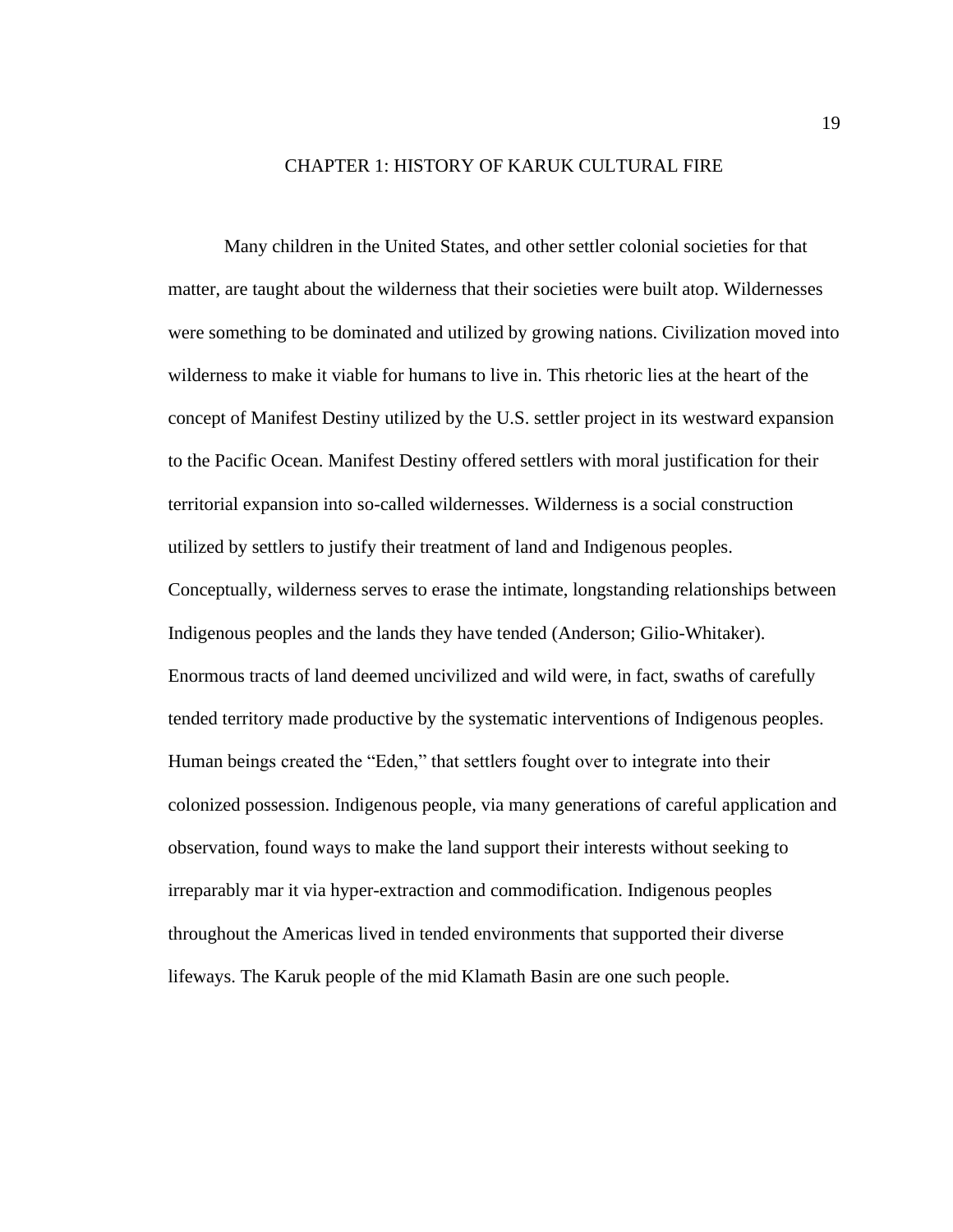# CHAPTER 1: HISTORY OF KARUK CULTURAL FIRE

Many children in the United States, and other settler colonial societies for that matter, are taught about the wilderness that their societies were built atop. Wildernesses were something to be dominated and utilized by growing nations. Civilization moved into wilderness to make it viable for humans to live in. This rhetoric lies at the heart of the concept of Manifest Destiny utilized by the U.S. settler project in its westward expansion to the Pacific Ocean. Manifest Destiny offered settlers with moral justification for their territorial expansion into so-called wildernesses. Wilderness is a social construction utilized by settlers to justify their treatment of land and Indigenous peoples. Conceptually, wilderness serves to erase the intimate, longstanding relationships between Indigenous peoples and the lands they have tended (Anderson; Gilio-Whitaker). Enormous tracts of land deemed uncivilized and wild were, in fact, swaths of carefully tended territory made productive by the systematic interventions of Indigenous peoples. Human beings created the "Eden," that settlers fought over to integrate into their colonized possession. Indigenous people, via many generations of careful application and observation, found ways to make the land support their interests without seeking to irreparably mar it via hyper-extraction and commodification. Indigenous peoples throughout the Americas lived in tended environments that supported their diverse lifeways. The Karuk people of the mid Klamath Basin are one such people.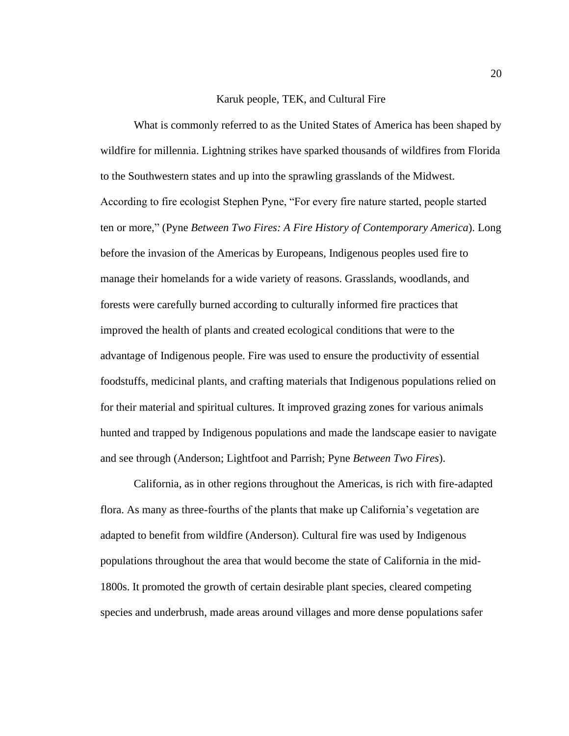## Karuk people, TEK, and Cultural Fire

What is commonly referred to as the United States of America has been shaped by wildfire for millennia. Lightning strikes have sparked thousands of wildfires from Florida to the Southwestern states and up into the sprawling grasslands of the Midwest. According to fire ecologist Stephen Pyne, "For every fire nature started, people started ten or more," (Pyne *Between Two Fires: A Fire History of Contemporary America*). Long before the invasion of the Americas by Europeans, Indigenous peoples used fire to manage their homelands for a wide variety of reasons. Grasslands, woodlands, and forests were carefully burned according to culturally informed fire practices that improved the health of plants and created ecological conditions that were to the advantage of Indigenous people. Fire was used to ensure the productivity of essential foodstuffs, medicinal plants, and crafting materials that Indigenous populations relied on for their material and spiritual cultures. It improved grazing zones for various animals hunted and trapped by Indigenous populations and made the landscape easier to navigate and see through (Anderson; Lightfoot and Parrish; Pyne *Between Two Fires*).

California, as in other regions throughout the Americas, is rich with fire-adapted flora. As many as three-fourths of the plants that make up California's vegetation are adapted to benefit from wildfire (Anderson). Cultural fire was used by Indigenous populations throughout the area that would become the state of California in the mid-1800s. It promoted the growth of certain desirable plant species, cleared competing species and underbrush, made areas around villages and more dense populations safer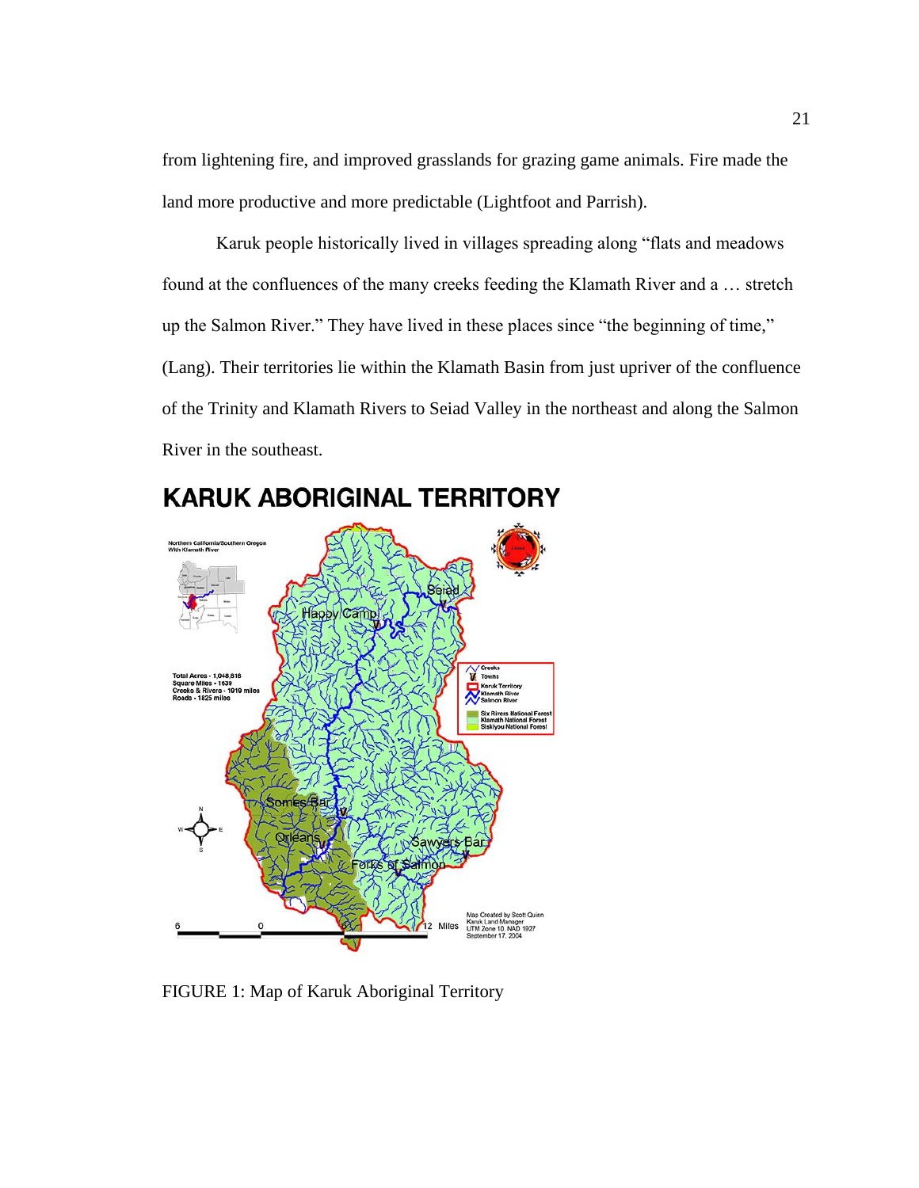from lightening fire, and improved grasslands for grazing game animals. Fire made the land more productive and more predictable (Lightfoot and Parrish).

Karuk people historically lived in villages spreading along "flats and meadows found at the confluences of the many creeks feeding the Klamath River and a … stretch up the Salmon River." They have lived in these places since "the beginning of time," (Lang). Their territories lie within the Klamath Basin from just upriver of the confluence of the Trinity and Klamath Rivers to Seiad Valley in the northeast and along the Salmon River in the southeast.

FIGURE 1: Map of Karuk Aboriginal Territory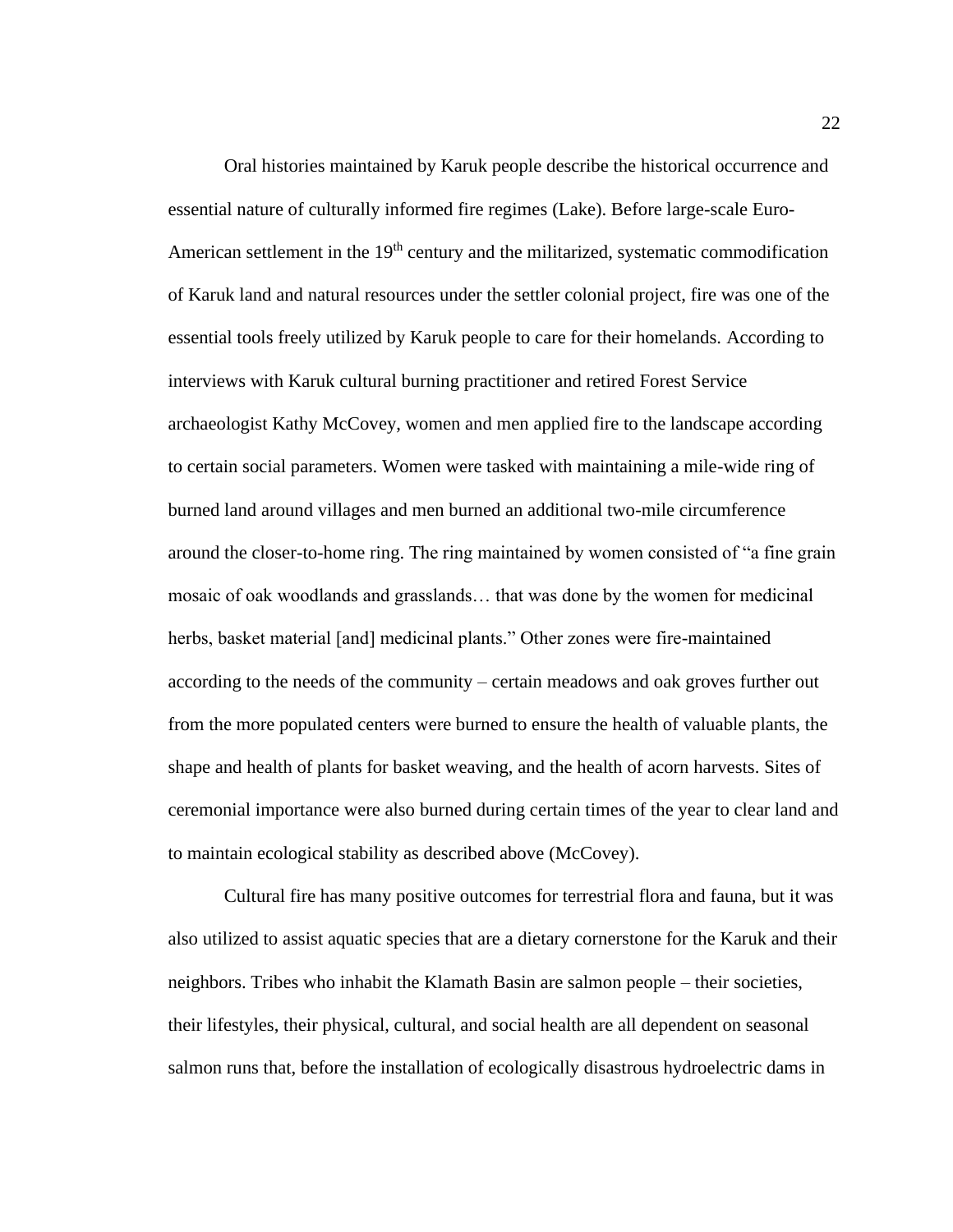Oral histories maintained by Karuk people describe the historical occurrence and essential nature of culturally informed fire regimes (Lake). Before large-scale Euro-American settlement in the 19th century and the militarized, systematic commodification of Karuk land and natural resources under the settler colonial project, fire was one of the essential tools freely utilized by Karuk people to care for their homelands. According to interviews with Karuk cultural burning practitioner and retired Forest Service archaeologist Kathy McCovey, women and men applied fire to the landscape according to certain social parameters. Women were tasked with maintaining a mile-wide ring of burned land around villages and men burned an additional two-mile circumference around the closer-to-home ring. The ring maintained by women consisted of "a fine grain mosaic of oak woodlands and grasslands… that was done by the women for medicinal herbs, basket material [and] medicinal plants." Other zones were fire-maintained according to the needs of the community – certain meadows and oak groves further out from the more populated centers were burned to ensure the health of valuable plants, the shape and health of plants for basket weaving, and the health of acorn harvests. Sites of ceremonial importance were also burned during certain times of the year to clear land and to maintain ecological stability as described above (McCovey).

Cultural fire has many positive outcomes for terrestrial flora and fauna, but it was also utilized to assist aquatic species that are a dietary cornerstone for the Karuk and their neighbors. Tribes who inhabit the Klamath Basin are salmon people – their societies, their lifestyles, their physical, cultural, and social health are all dependent on seasonal salmon runs that, before the installation of ecologically disastrous hydroelectric dams in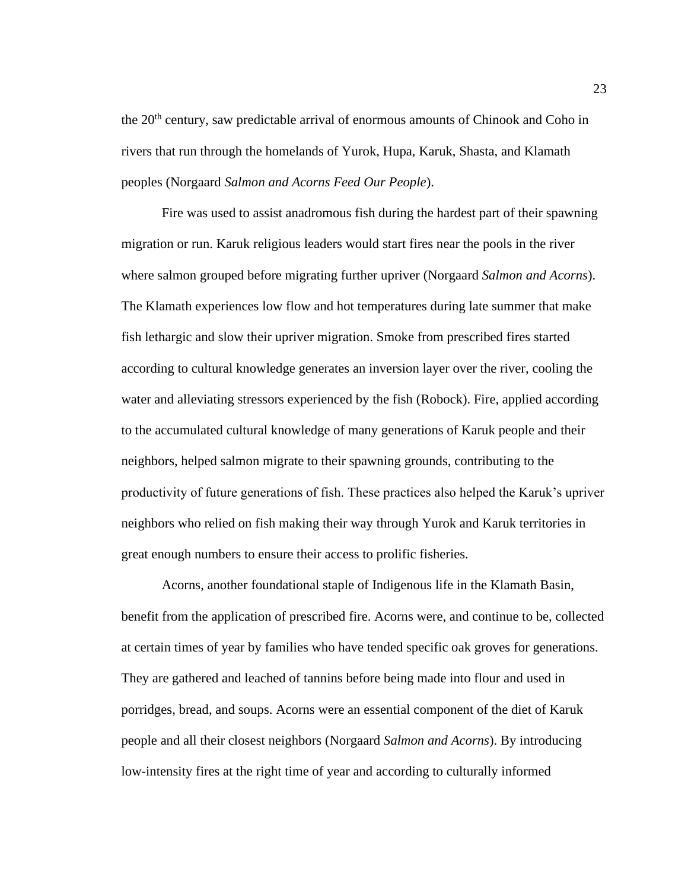the 20th century, saw predictable arrival of enormous amounts of Chinook and Coho in rivers that run through the homelands of Yurok, Hupa, Karuk, Shasta, and Klamath peoples (Norgaard *Salmon and Acorns Feed Our People*).

Fire was used to assist anadromous fish during the hardest part of their spawning migration or run. Karuk religious leaders would start fires near the pools in the river where salmon grouped before migrating further upriver (Norgaard *Salmon and Acorns*). The Klamath experiences low flow and hot temperatures during late summer that make fish lethargic and slow their upriver migration. Smoke from prescribed fires started according to cultural knowledge generates an inversion layer over the river, cooling the water and alleviating stressors experienced by the fish (Robock). Fire, applied according to the accumulated cultural knowledge of many generations of Karuk people and their neighbors, helped salmon migrate to their spawning grounds, contributing to the productivity of future generations of fish. These practices also helped the Karuk's upriver neighbors who relied on fish making their way through Yurok and Karuk territories in great enough numbers to ensure their access to prolific fisheries.

Acorns, another foundational staple of Indigenous life in the Klamath Basin, benefit from the application of prescribed fire. Acorns were, and continue to be, collected at certain times of year by families who have tended specific oak groves for generations. They are gathered and leached of tannins before being made into flour and used in porridges, bread, and soups. Acorns were an essential component of the diet of Karuk people and all their closest neighbors (Norgaard *Salmon and Acorns*). By introducing low-intensity fires at the right time of year and according to culturally informed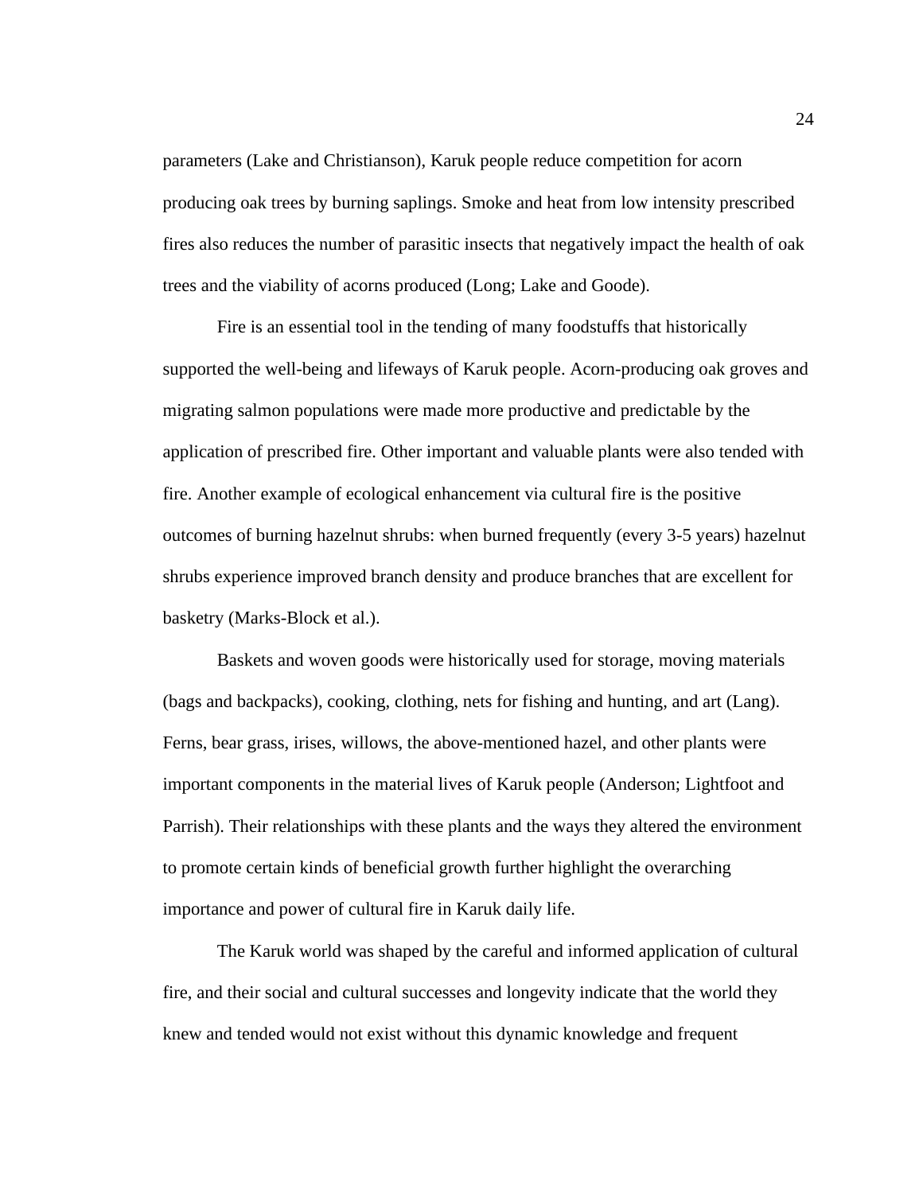parameters (Lake and Christianson), Karuk people reduce competition for acorn producing oak trees by burning saplings. Smoke and heat from low intensity prescribed fires also reduces the number of parasitic insects that negatively impact the health of oak trees and the viability of acorns produced (Long; Lake and Goode).

Fire is an essential tool in the tending of many foodstuffs that historically supported the well-being and lifeways of Karuk people. Acorn-producing oak groves and migrating salmon populations were made more productive and predictable by the application of prescribed fire. Other important and valuable plants were also tended with fire. Another example of ecological enhancement via cultural fire is the positive outcomes of burning hazelnut shrubs: when burned frequently (every 3-5 years) hazelnut shrubs experience improved branch density and produce branches that are excellent for basketry (Marks-Block et al.).

Baskets and woven goods were historically used for storage, moving materials (bags and backpacks), cooking, clothing, nets for fishing and hunting, and art (Lang). Ferns, bear grass, irises, willows, the above-mentioned hazel, and other plants were important components in the material lives of Karuk people (Anderson; Lightfoot and Parrish). Their relationships with these plants and the ways they altered the environment to promote certain kinds of beneficial growth further highlight the overarching importance and power of cultural fire in Karuk daily life.

The Karuk world was shaped by the careful and informed application of cultural fire, and their social and cultural successes and longevity indicate that the world they knew and tended would not exist without this dynamic knowledge and frequent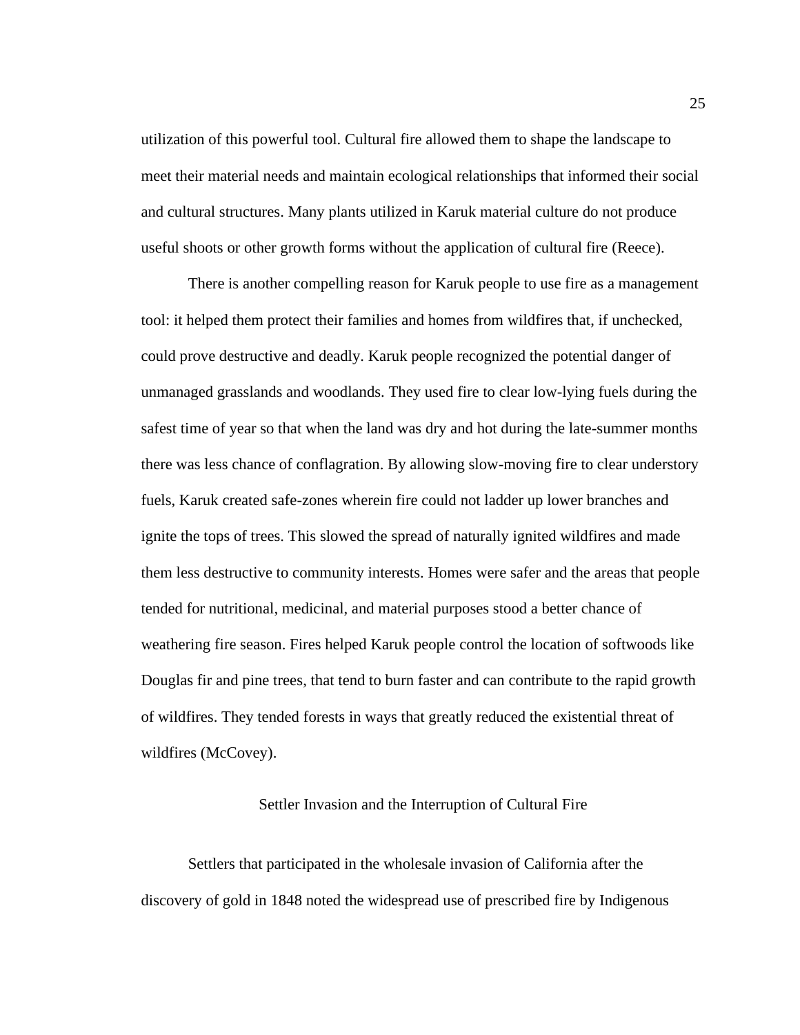utilization of this powerful tool. Cultural fire allowed them to shape the landscape to meet their material needs and maintain ecological relationships that informed their social and cultural structures. Many plants utilized in Karuk material culture do not produce useful shoots or other growth forms without the application of cultural fire (Reece).

There is another compelling reason for Karuk people to use fire as a management tool: it helped them protect their families and homes from wildfires that, if unchecked, could prove destructive and deadly. Karuk people recognized the potential danger of unmanaged grasslands and woodlands. They used fire to clear low-lying fuels during the safest time of year so that when the land was dry and hot during the late-summer months there was less chance of conflagration. By allowing slow-moving fire to clear understory fuels, Karuk created safe-zones wherein fire could not ladder up lower branches and ignite the tops of trees. This slowed the spread of naturally ignited wildfires and made them less destructive to community interests. Homes were safer and the areas that people tended for nutritional, medicinal, and material purposes stood a better chance of weathering fire season. Fires helped Karuk people control the location of softwoods like Douglas fir and pine trees, that tend to burn faster and can contribute to the rapid growth of wildfires. They tended forests in ways that greatly reduced the existential threat of wildfires (McCovey).

## Settler Invasion and the Interruption of Cultural Fire

Settlers that participated in the wholesale invasion of California after the discovery of gold in 1848 noted the widespread use of prescribed fire by Indigenous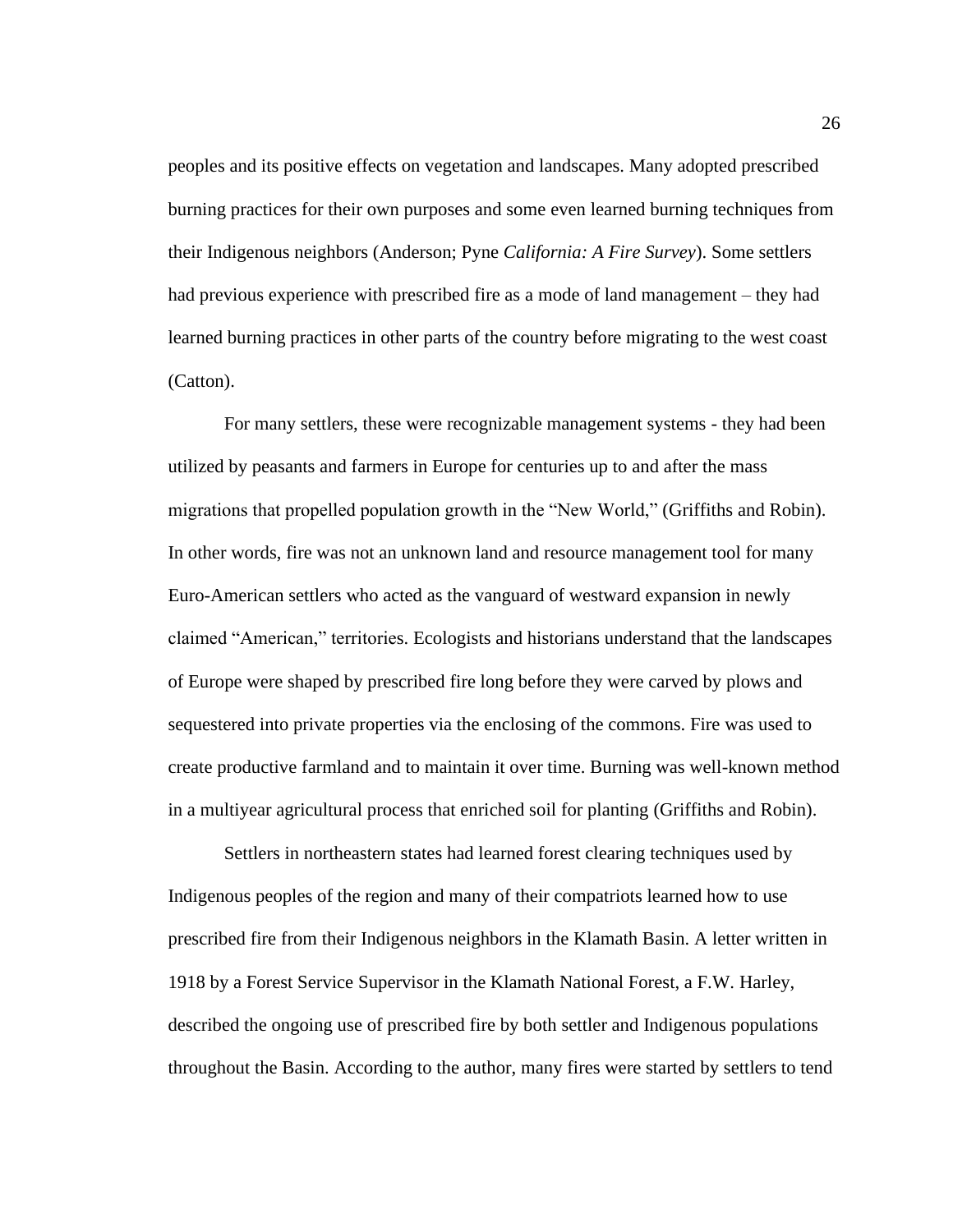peoples and its positive effects on vegetation and landscapes. Many adopted prescribed burning practices for their own purposes and some even learned burning techniques from their Indigenous neighbors (Anderson; Pyne *California: A Fire Survey*). Some settlers had previous experience with prescribed fire as a mode of land management – they had learned burning practices in other parts of the country before migrating to the west coast (Catton).

For many settlers, these were recognizable management systems - they had been utilized by peasants and farmers in Europe for centuries up to and after the mass migrations that propelled population growth in the "New World," (Griffiths and Robin). In other words, fire was not an unknown land and resource management tool for many Euro-American settlers who acted as the vanguard of westward expansion in newly claimed "American," territories. Ecologists and historians understand that the landscapes of Europe were shaped by prescribed fire long before they were carved by plows and sequestered into private properties via the enclosing of the commons. Fire was used to create productive farmland and to maintain it over time. Burning was well-known method in a multiyear agricultural process that enriched soil for planting (Griffiths and Robin).

Settlers in northeastern states had learned forest clearing techniques used by Indigenous peoples of the region and many of their compatriots learned how to use prescribed fire from their Indigenous neighbors in the Klamath Basin. A letter written in 1918 by a Forest Service Supervisor in the Klamath National Forest, a F.W. Harley, described the ongoing use of prescribed fire by both settler and Indigenous populations throughout the Basin. According to the author, many fires were started by settlers to tend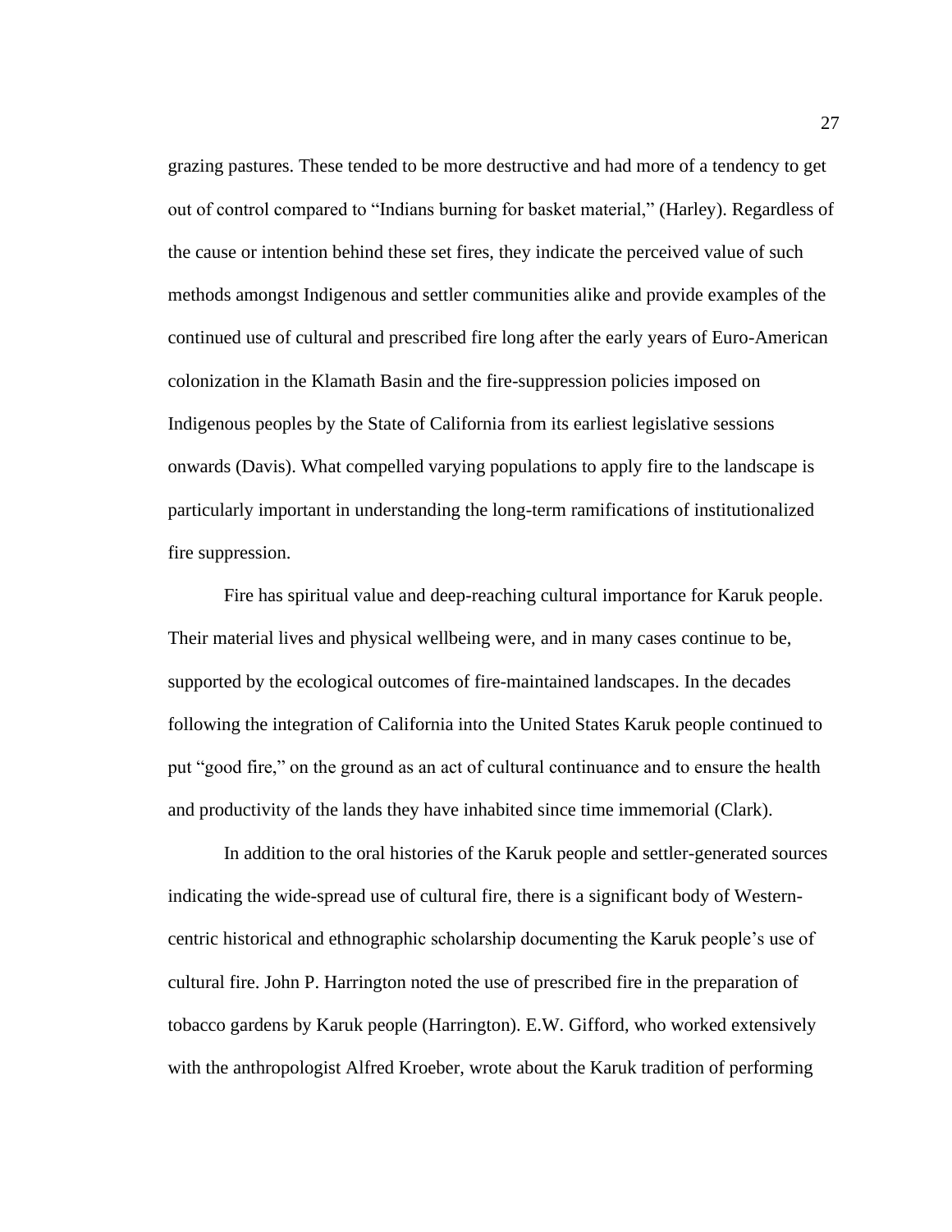grazing pastures. These tended to be more destructive and had more of a tendency to get out of control compared to "Indians burning for basket material," (Harley). Regardless of the cause or intention behind these set fires, they indicate the perceived value of such methods amongst Indigenous and settler communities alike and provide examples of the continued use of cultural and prescribed fire long after the early years of Euro-American colonization in the Klamath Basin and the fire-suppression policies imposed on Indigenous peoples by the State of California from its earliest legislative sessions onwards (Davis). What compelled varying populations to apply fire to the landscape is particularly important in understanding the long-term ramifications of institutionalized fire suppression.

Fire has spiritual value and deep-reaching cultural importance for Karuk people. Their material lives and physical wellbeing were, and in many cases continue to be, supported by the ecological outcomes of fire-maintained landscapes. In the decades following the integration of California into the United States Karuk people continued to put "good fire," on the ground as an act of cultural continuance and to ensure the health and productivity of the lands they have inhabited since time immemorial (Clark).

In addition to the oral histories of the Karuk people and settler-generated sources indicating the wide-spread use of cultural fire, there is a significant body of Western-centric historical and ethnographic scholarship documenting the Karuk people's use of cultural fire. John P. Harrington noted the use of prescribed fire in the preparation of tobacco gardens by Karuk people (Harrington). E.W. Gifford, who worked extensively with the anthropologist Alfred Kroeber, wrote about the Karuk tradition of performing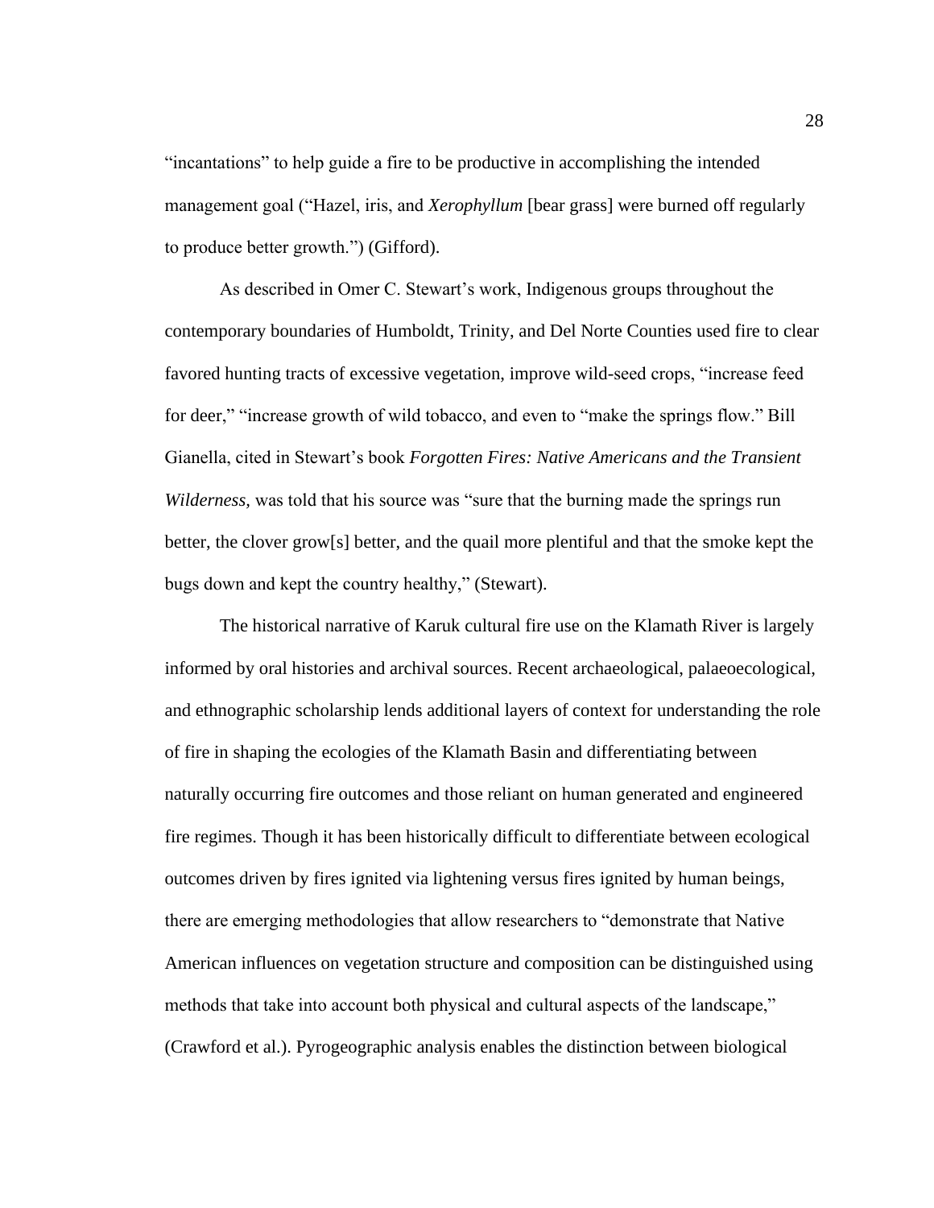"incantations" to help guide a fire to be productive in accomplishing the intended management goal ("Hazel, iris, and *Xerophyllum* [bear grass] were burned off regularly to produce better growth.") (Gifford).

As described in Omer C. Stewart's work, Indigenous groups throughout the contemporary boundaries of Humboldt, Trinity, and Del Norte Counties used fire to clear favored hunting tracts of excessive vegetation, improve wild-seed crops, "increase feed for deer," "increase growth of wild tobacco, and even to "make the springs flow." Bill Gianella, cited in Stewart's book *Forgotten Fires: Native Americans and the Transient Wilderness,* was told that his source was "sure that the burning made the springs run better, the clover grow[s] better, and the quail more plentiful and that the smoke kept the bugs down and kept the country healthy," (Stewart).

The historical narrative of Karuk cultural fire use on the Klamath River is largely informed by oral histories and archival sources. Recent archaeological, palaeoecological, and ethnographic scholarship lends additional layers of context for understanding the role of fire in shaping the ecologies of the Klamath Basin and differentiating between naturally occurring fire outcomes and those reliant on human generated and engineered fire regimes. Though it has been historically difficult to differentiate between ecological outcomes driven by fires ignited via lightening versus fires ignited by human beings, there are emerging methodologies that allow researchers to "demonstrate that Native American influences on vegetation structure and composition can be distinguished using methods that take into account both physical and cultural aspects of the landscape," (Crawford et al.). Pyrogeographic analysis enables the distinction between biological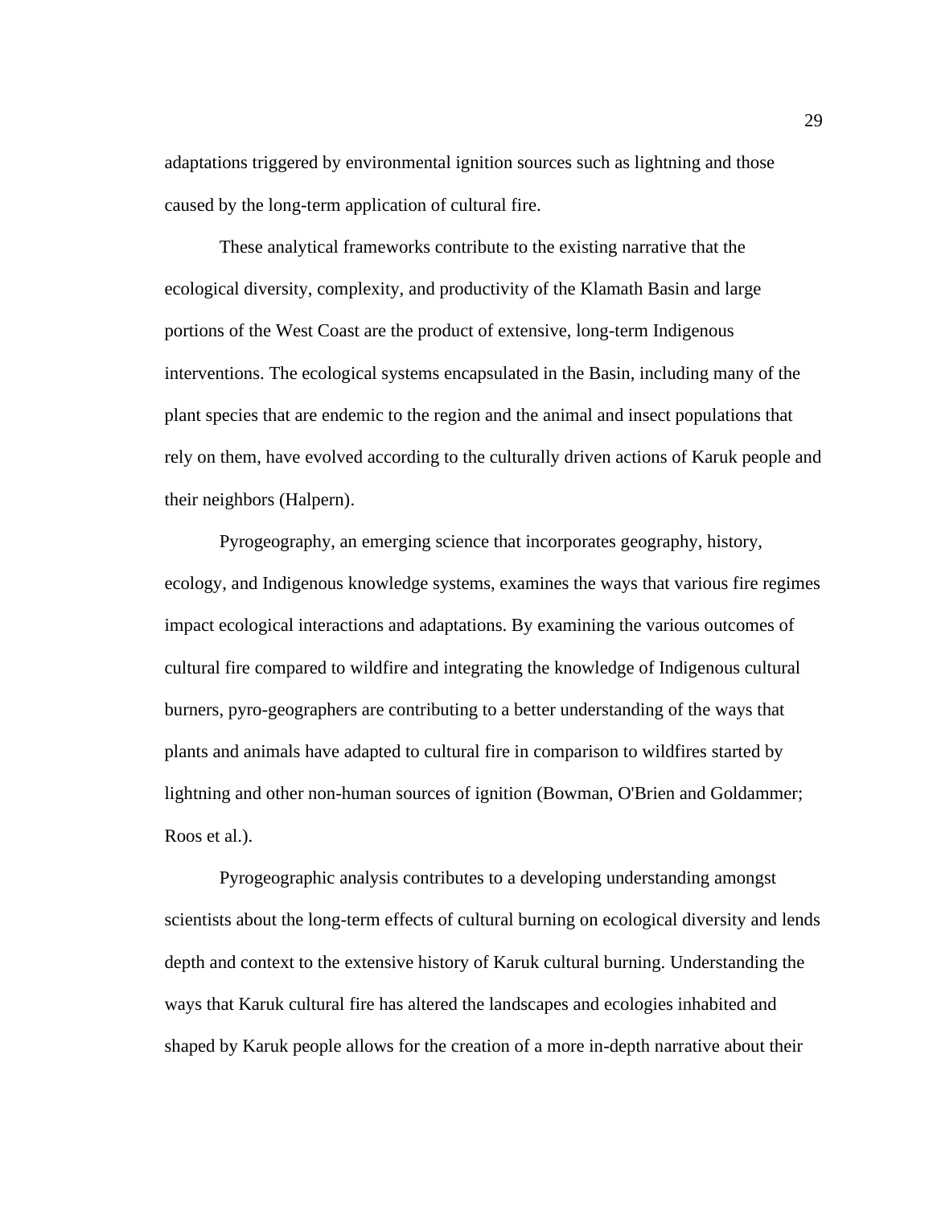adaptations triggered by environmental ignition sources such as lightning and those caused by the long-term application of cultural fire.

These analytical frameworks contribute to the existing narrative that the ecological diversity, complexity, and productivity of the Klamath Basin and large portions of the West Coast are the product of extensive, long-term Indigenous interventions. The ecological systems encapsulated in the Basin, including many of the plant species that are endemic to the region and the animal and insect populations that rely on them, have evolved according to the culturally driven actions of Karuk people and their neighbors (Halpern).

Pyrogeography, an emerging science that incorporates geography, history, ecology, and Indigenous knowledge systems, examines the ways that various fire regimes impact ecological interactions and adaptations. By examining the various outcomes of cultural fire compared to wildfire and integrating the knowledge of Indigenous cultural burners, pyro-geographers are contributing to a better understanding of the ways that plants and animals have adapted to cultural fire in comparison to wildfires started by lightning and other non-human sources of ignition (Bowman, O'Brien and Goldammer; Roos et al.).

Pyrogeographic analysis contributes to a developing understanding amongst scientists about the long-term effects of cultural burning on ecological diversity and lends depth and context to the extensive history of Karuk cultural burning. Understanding the ways that Karuk cultural fire has altered the landscapes and ecologies inhabited and shaped by Karuk people allows for the creation of a more in-depth narrative about their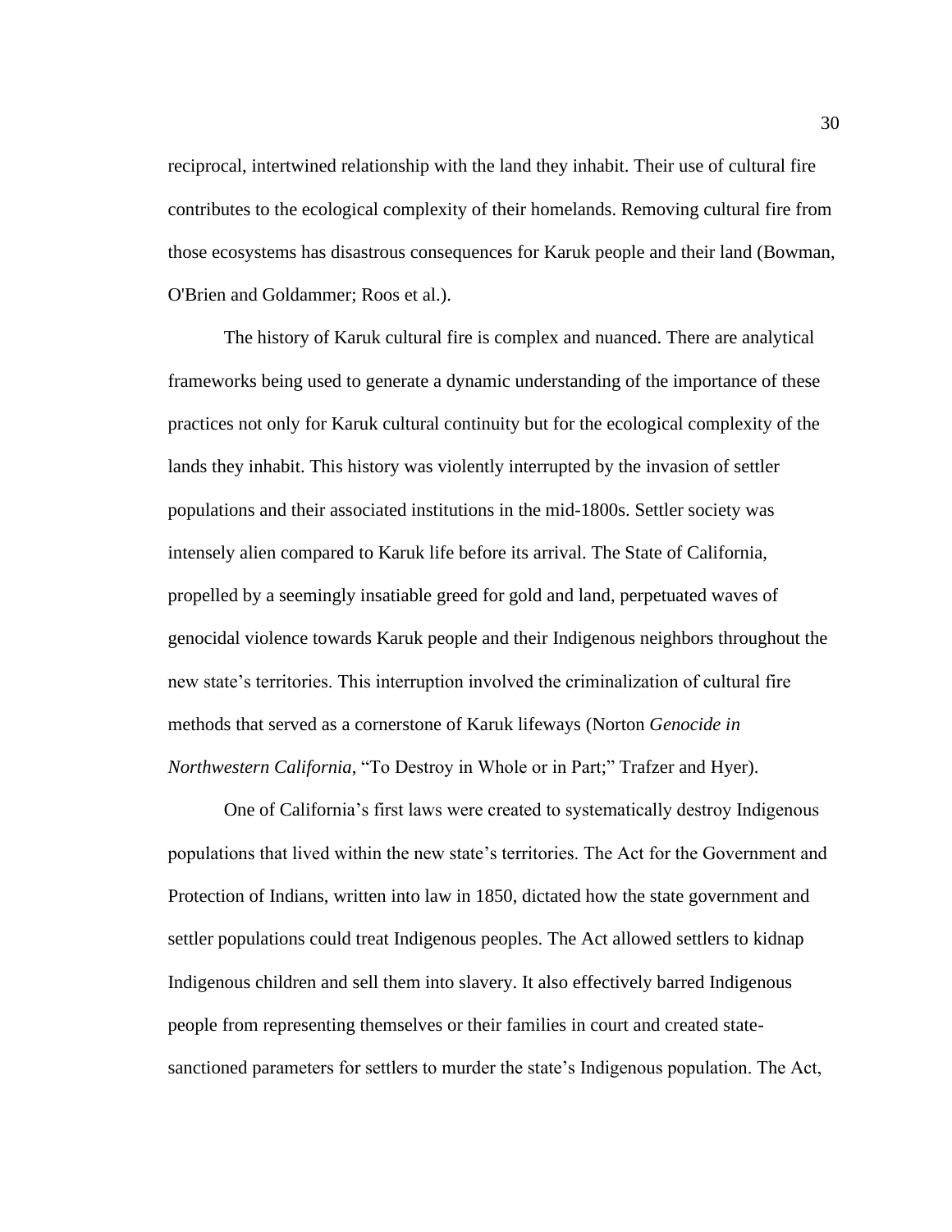reciprocal, intertwined relationship with the land they inhabit. Their use of cultural fire contributes to the ecological complexity of their homelands. Removing cultural fire from those ecosystems has disastrous consequences for Karuk people and their land (Bowman, O'Brien and Goldammer; Roos et al.).

The history of Karuk cultural fire is complex and nuanced. There are analytical frameworks being used to generate a dynamic understanding of the importance of these practices not only for Karuk cultural continuity but for the ecological complexity of the lands they inhabit. This history was violently interrupted by the invasion of settler populations and their associated institutions in the mid-1800s. Settler society was intensely alien compared to Karuk life before its arrival. The State of California, propelled by a seemingly insatiable greed for gold and land, perpetuated waves of genocidal violence towards Karuk people and their Indigenous neighbors throughout the new state's territories. This interruption involved the criminalization of cultural fire methods that served as a cornerstone of Karuk lifeways (Norton *Genocide in Northwestern California*, "To Destroy in Whole or in Part;" Trafzer and Hyer).

One of California's first laws were created to systematically destroy Indigenous populations that lived within the new state's territories. The Act for the Government and Protection of Indians, written into law in 1850, dictated how the state government and settler populations could treat Indigenous peoples. The Act allowed settlers to kidnap Indigenous children and sell them into slavery. It also effectively barred Indigenous people from representing themselves or their families in court and created state-sanctioned parameters for settlers to murder the state's Indigenous population. The Act,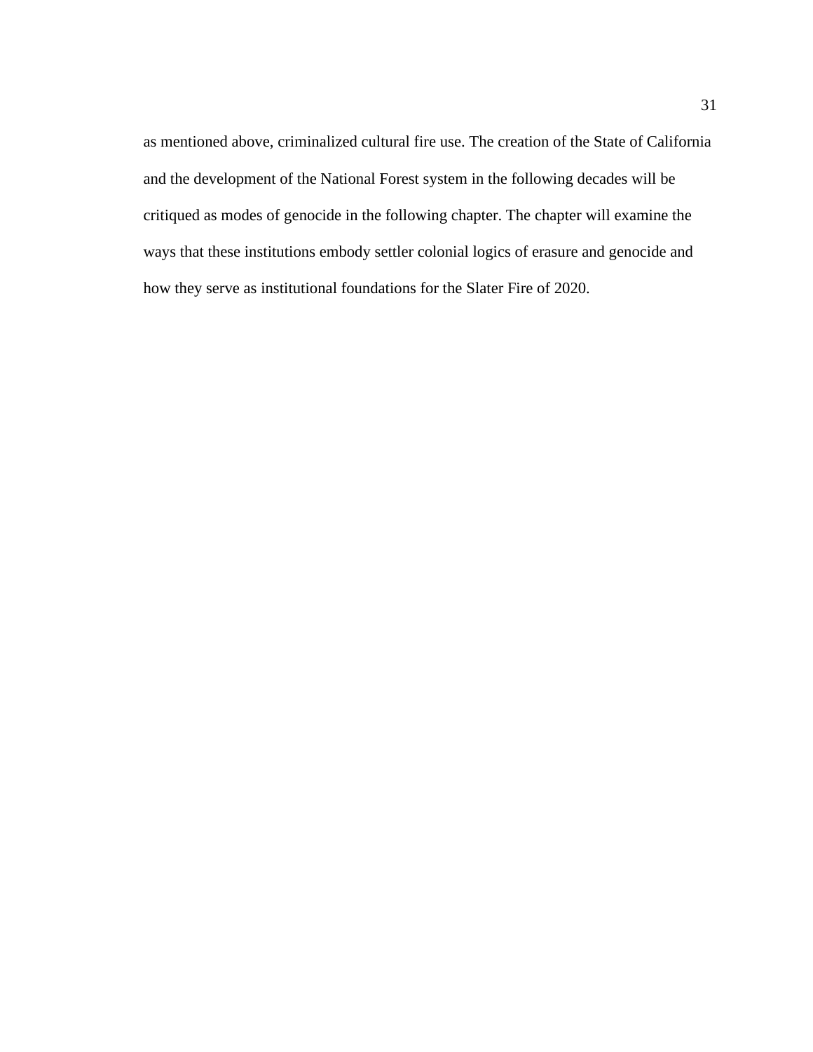as mentioned above, criminalized cultural fire use. The creation of the State of California and the development of the National Forest system in the following decades will be critiqued as modes of genocide in the following chapter. The chapter will examine the ways that these institutions embody settler colonial logics of erasure and genocide and how they serve as institutional foundations for the Slater Fire of 2020.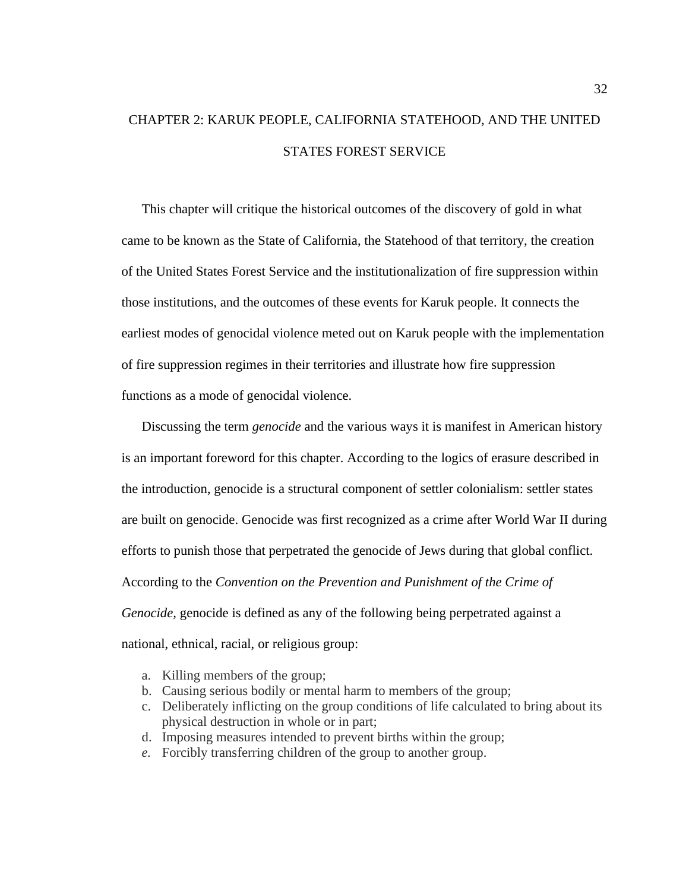# CHAPTER 2: KARUK PEOPLE, CALIFORNIA STATEHOOD, AND THE UNITED STATES FOREST SERVICE

This chapter will critique the historical outcomes of the discovery of gold in what came to be known as the State of California, the Statehood of that territory, the creation of the United States Forest Service and the institutionalization of fire suppression within those institutions, and the outcomes of these events for Karuk people. It connects the earliest modes of genocidal violence meted out on Karuk people with the implementation of fire suppression regimes in their territories and illustrate how fire suppression functions as a mode of genocidal violence.

Discussing the term *genocide* and the various ways it is manifest in American history is an important foreword for this chapter. According to the logics of erasure described in the introduction, genocide is a structural component of settler colonialism: settler states are built on genocide. Genocide was first recognized as a crime after World War II during efforts to punish those that perpetrated the genocide of Jews during that global conflict. According to the *Convention on the Prevention and Punishment of the Crime of Genocide,* genocide is defined as any of the following being perpetrated against a national, ethnical, racial, or religious group:

a. Killing members of the group;
b. Causing serious bodily or mental harm to members of the group;
c. Deliberately inflicting on the group conditions of life calculated to bring about its physical destruction in whole or in part;
d. Imposing measures intended to prevent births within the group;
*e.* Forcibly transferring children of the group to another group.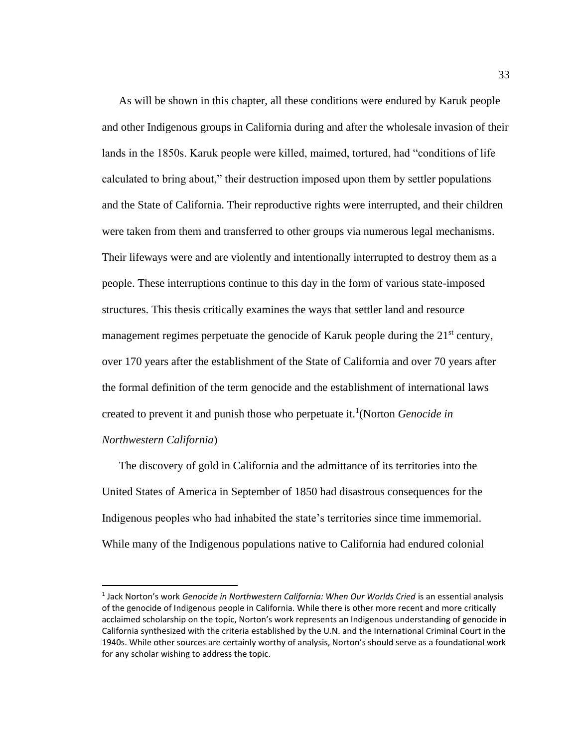As will be shown in this chapter, all these conditions were endured by Karuk people and other Indigenous groups in California during and after the wholesale invasion of their lands in the 1850s. Karuk people were killed, maimed, tortured, had "conditions of life calculated to bring about," their destruction imposed upon them by settler populations and the State of California. Their reproductive rights were interrupted, and their children were taken from them and transferred to other groups via numerous legal mechanisms. Their lifeways were and are violently and intentionally interrupted to destroy them as a people. These interruptions continue to this day in the form of various state-imposed structures. This thesis critically examines the ways that settler land and resource management regimes perpetuate the genocide of Karuk people during the 21st century, over 170 years after the establishment of the State of California and over 70 years after the formal definition of the term genocide and the establishment of international laws created to prevent it and punish those who perpetuate it.[1](Norton *Genocide in Northwestern California*)

The discovery of gold in California and the admittance of its territories into the United States of America in September of 1850 had disastrous consequences for the Indigenous peoples who had inhabited the state's territories since time immemorial. While many of the Indigenous populations native to California had endured colonial

---

[1] Jack Norton's work *Genocide in Northwestern California: When Our Worlds Cried* is an essential analysis of the genocide of Indigenous people in California. While there is other more recent and more critically acclaimed scholarship on the topic, Norton's work represents an Indigenous understanding of genocide in California synthesized with the criteria established by the U.N. and the International Criminal Court in the 1940s. While other sources are certainly worthy of analysis, Norton's should serve as a foundational work for any scholar wishing to address the topic.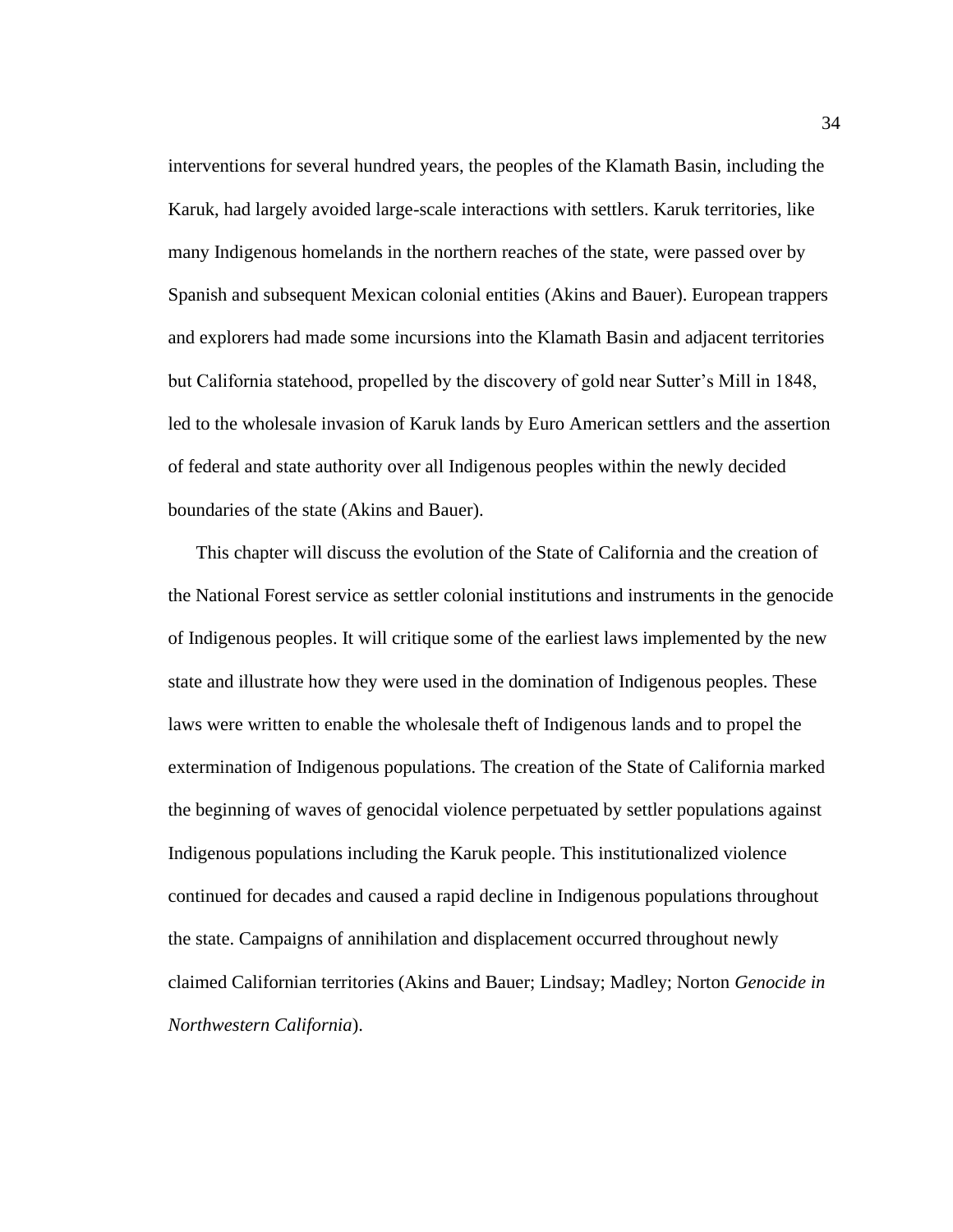interventions for several hundred years, the peoples of the Klamath Basin, including the Karuk, had largely avoided large-scale interactions with settlers. Karuk territories, like many Indigenous homelands in the northern reaches of the state, were passed over by Spanish and subsequent Mexican colonial entities (Akins and Bauer). European trappers and explorers had made some incursions into the Klamath Basin and adjacent territories but California statehood, propelled by the discovery of gold near Sutter's Mill in 1848, led to the wholesale invasion of Karuk lands by Euro American settlers and the assertion of federal and state authority over all Indigenous peoples within the newly decided boundaries of the state (Akins and Bauer).

This chapter will discuss the evolution of the State of California and the creation of the National Forest service as settler colonial institutions and instruments in the genocide of Indigenous peoples. It will critique some of the earliest laws implemented by the new state and illustrate how they were used in the domination of Indigenous peoples. These laws were written to enable the wholesale theft of Indigenous lands and to propel the extermination of Indigenous populations. The creation of the State of California marked the beginning of waves of genocidal violence perpetuated by settler populations against Indigenous populations including the Karuk people. This institutionalized violence continued for decades and caused a rapid decline in Indigenous populations throughout the state. Campaigns of annihilation and displacement occurred throughout newly claimed Californian territories (Akins and Bauer; Lindsay; Madley; Norton *Genocide in Northwestern California*).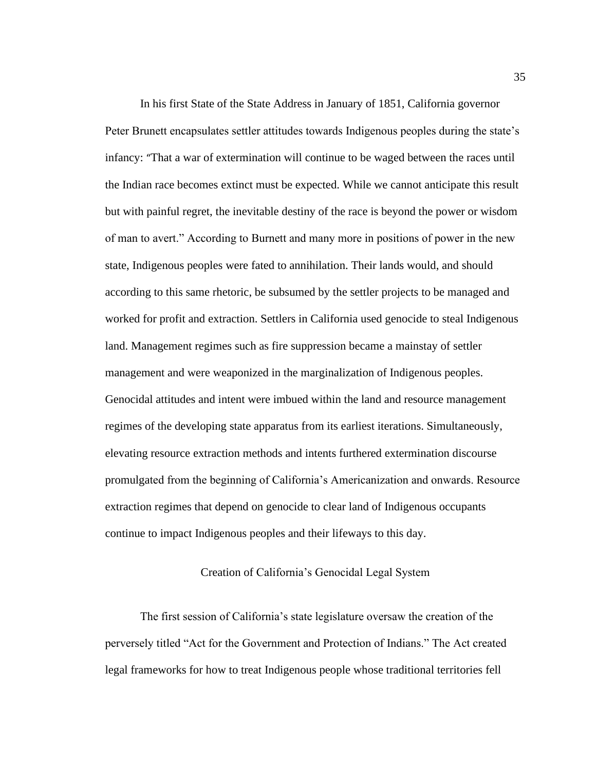In his first State of the State Address in January of 1851, California governor Peter Brunett encapsulates settler attitudes towards Indigenous peoples during the state's infancy: "That a war of extermination will continue to be waged between the races until the Indian race becomes extinct must be expected. While we cannot anticipate this result but with painful regret, the inevitable destiny of the race is beyond the power or wisdom of man to avert." According to Burnett and many more in positions of power in the new state, Indigenous peoples were fated to annihilation. Their lands would, and should according to this same rhetoric, be subsumed by the settler projects to be managed and worked for profit and extraction. Settlers in California used genocide to steal Indigenous land. Management regimes such as fire suppression became a mainstay of settler management and were weaponized in the marginalization of Indigenous peoples. Genocidal attitudes and intent were imbued within the land and resource management regimes of the developing state apparatus from its earliest iterations. Simultaneously, elevating resource extraction methods and intents furthered extermination discourse promulgated from the beginning of California's Americanization and onwards. Resource extraction regimes that depend on genocide to clear land of Indigenous occupants continue to impact Indigenous peoples and their lifeways to this day.

## Creation of California's Genocidal Legal System

The first session of California's state legislature oversaw the creation of the perversely titled "Act for the Government and Protection of Indians." The Act created legal frameworks for how to treat Indigenous people whose traditional territories fell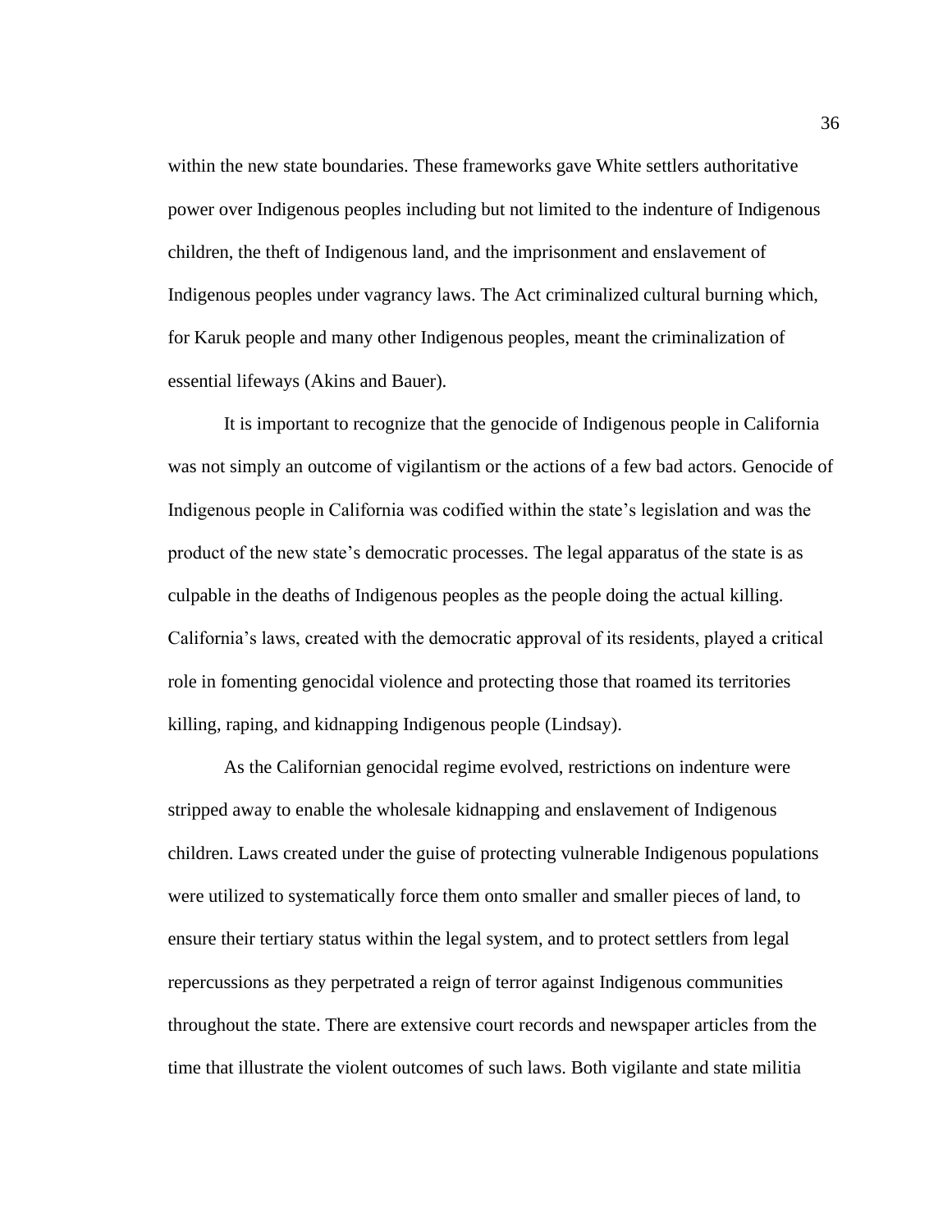within the new state boundaries. These frameworks gave White settlers authoritative power over Indigenous peoples including but not limited to the indenture of Indigenous children, the theft of Indigenous land, and the imprisonment and enslavement of Indigenous peoples under vagrancy laws. The Act criminalized cultural burning which, for Karuk people and many other Indigenous peoples, meant the criminalization of essential lifeways (Akins and Bauer).

It is important to recognize that the genocide of Indigenous people in California was not simply an outcome of vigilantism or the actions of a few bad actors. Genocide of Indigenous people in California was codified within the state's legislation and was the product of the new state's democratic processes. The legal apparatus of the state is as culpable in the deaths of Indigenous peoples as the people doing the actual killing. California's laws, created with the democratic approval of its residents, played a critical role in fomenting genocidal violence and protecting those that roamed its territories killing, raping, and kidnapping Indigenous people (Lindsay).

As the Californian genocidal regime evolved, restrictions on indenture were stripped away to enable the wholesale kidnapping and enslavement of Indigenous children. Laws created under the guise of protecting vulnerable Indigenous populations were utilized to systematically force them onto smaller and smaller pieces of land, to ensure their tertiary status within the legal system, and to protect settlers from legal repercussions as they perpetrated a reign of terror against Indigenous communities throughout the state. There are extensive court records and newspaper articles from the time that illustrate the violent outcomes of such laws. Both vigilante and state militia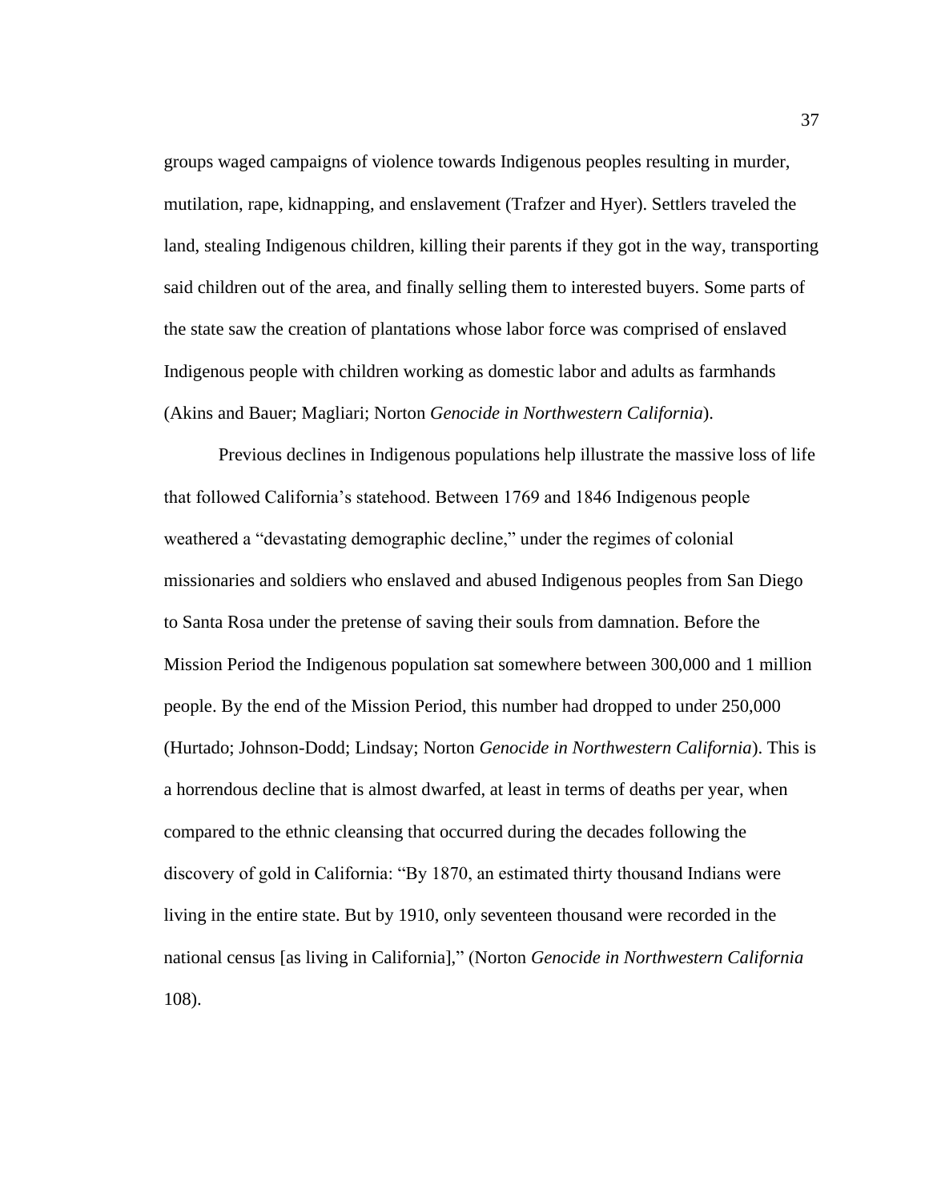groups waged campaigns of violence towards Indigenous peoples resulting in murder, mutilation, rape, kidnapping, and enslavement (Trafzer and Hyer). Settlers traveled the land, stealing Indigenous children, killing their parents if they got in the way, transporting said children out of the area, and finally selling them to interested buyers. Some parts of the state saw the creation of plantations whose labor force was comprised of enslaved Indigenous people with children working as domestic labor and adults as farmhands (Akins and Bauer; Magliari; Norton *Genocide in Northwestern California*).

Previous declines in Indigenous populations help illustrate the massive loss of life that followed California's statehood. Between 1769 and 1846 Indigenous people weathered a "devastating demographic decline," under the regimes of colonial missionaries and soldiers who enslaved and abused Indigenous peoples from San Diego to Santa Rosa under the pretense of saving their souls from damnation. Before the Mission Period the Indigenous population sat somewhere between 300,000 and 1 million people. By the end of the Mission Period, this number had dropped to under 250,000 (Hurtado; Johnson-Dodd; Lindsay; Norton *Genocide in Northwestern California*). This is a horrendous decline that is almost dwarfed, at least in terms of deaths per year, when compared to the ethnic cleansing that occurred during the decades following the discovery of gold in California: "By 1870, an estimated thirty thousand Indians were living in the entire state. But by 1910, only seventeen thousand were recorded in the national census [as living in California]," (Norton *Genocide in Northwestern California* 108).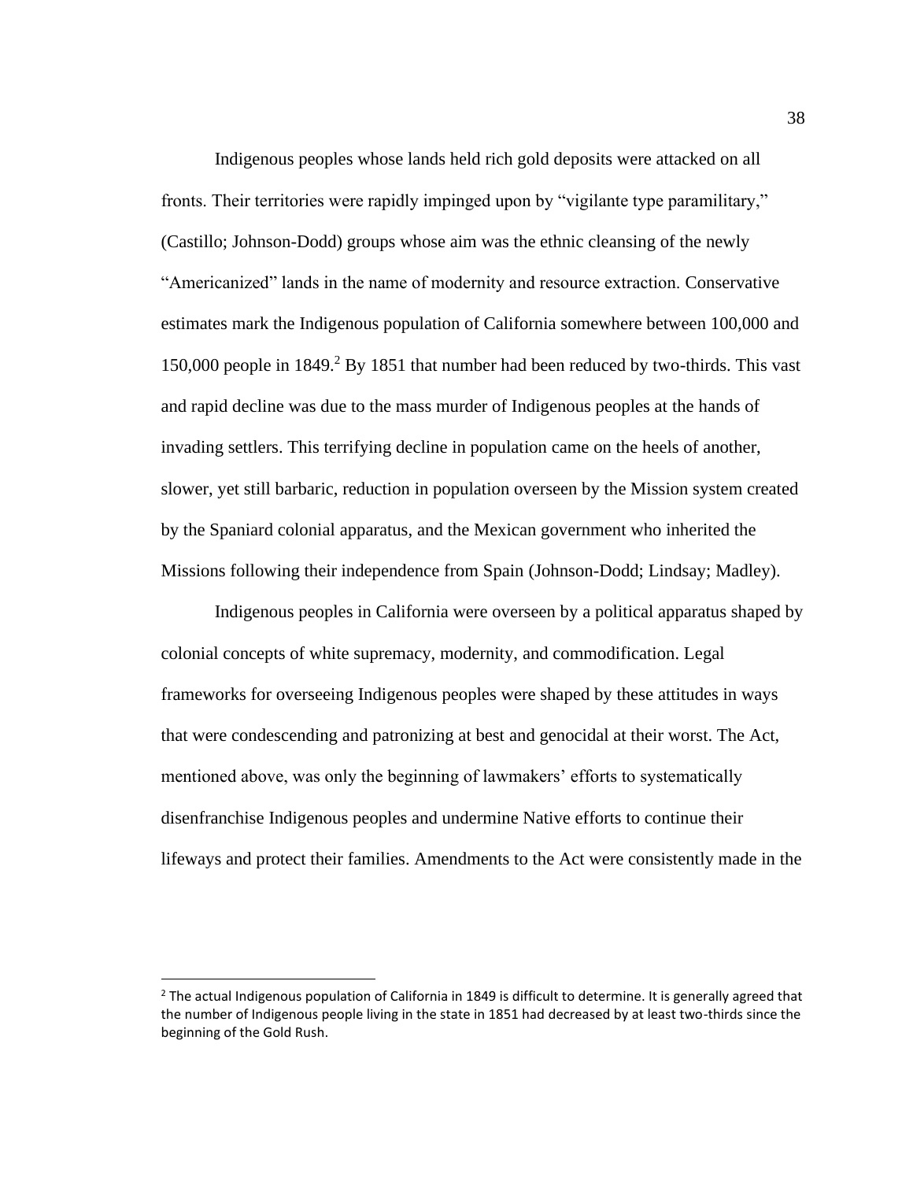Indigenous peoples whose lands held rich gold deposits were attacked on all fronts. Their territories were rapidly impinged upon by "vigilante type paramilitary," (Castillo; Johnson-Dodd) groups whose aim was the ethnic cleansing of the newly "Americanized" lands in the name of modernity and resource extraction. Conservative estimates mark the Indigenous population of California somewhere between 100,000 and 150,000 people in 1849.[2] By 1851 that number had been reduced by two-thirds. This vast and rapid decline was due to the mass murder of Indigenous peoples at the hands of invading settlers. This terrifying decline in population came on the heels of another, slower, yet still barbaric, reduction in population overseen by the Mission system created by the Spaniard colonial apparatus, and the Mexican government who inherited the Missions following their independence from Spain (Johnson-Dodd; Lindsay; Madley).

Indigenous peoples in California were overseen by a political apparatus shaped by colonial concepts of white supremacy, modernity, and commodification. Legal frameworks for overseeing Indigenous peoples were shaped by these attitudes in ways that were condescending and patronizing at best and genocidal at their worst. The Act, mentioned above, was only the beginning of lawmakers' efforts to systematically disenfranchise Indigenous peoples and undermine Native efforts to continue their lifeways and protect their families. Amendments to the Act were consistently made in the

---

[2] The actual Indigenous population of California in 1849 is difficult to determine. It is generally agreed that the number of Indigenous people living in the state in 1851 had decreased by at least two-thirds since the beginning of the Gold Rush.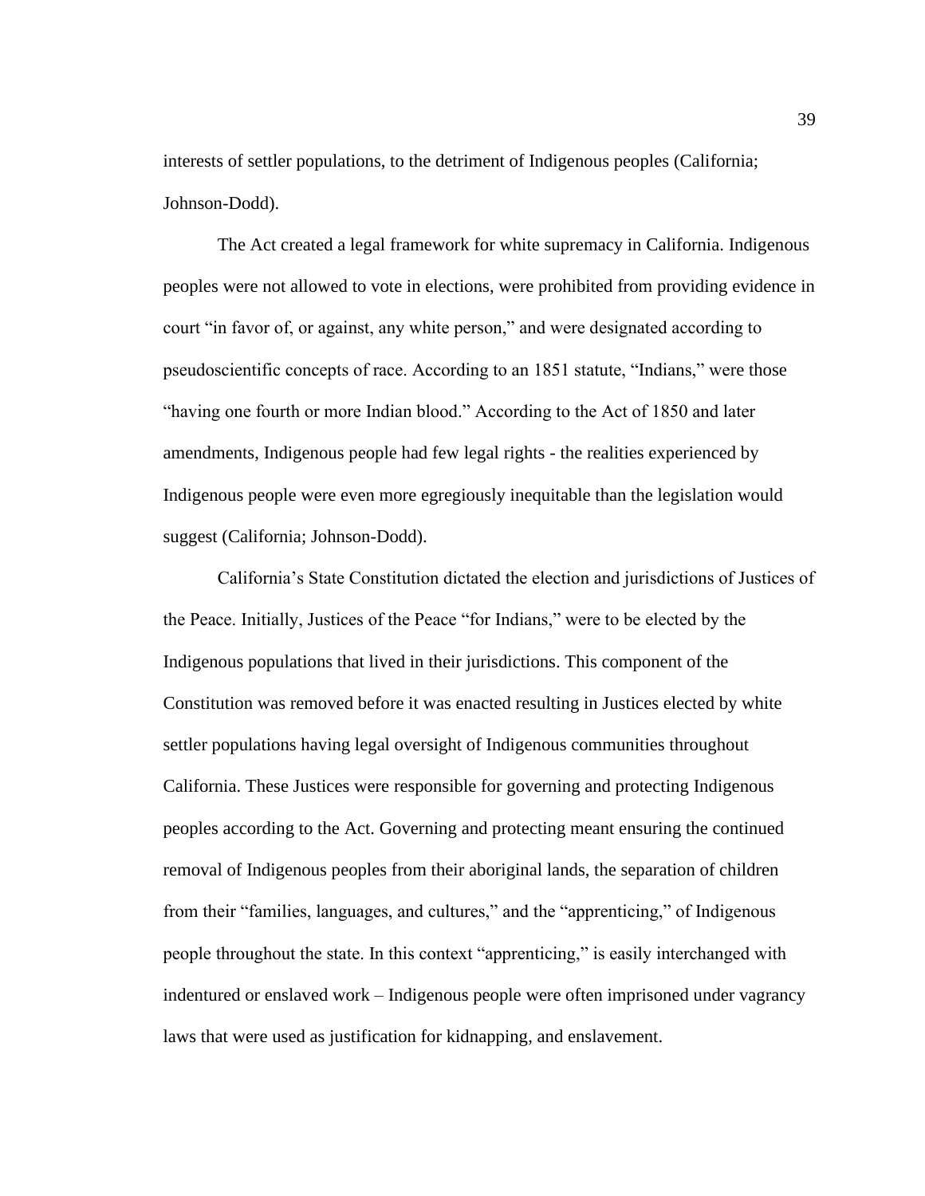interests of settler populations, to the detriment of Indigenous peoples (California; Johnson-Dodd).

The Act created a legal framework for white supremacy in California. Indigenous peoples were not allowed to vote in elections, were prohibited from providing evidence in court "in favor of, or against, any white person," and were designated according to pseudoscientific concepts of race. According to an 1851 statute, "Indians," were those "having one fourth or more Indian blood." According to the Act of 1850 and later amendments, Indigenous people had few legal rights - the realities experienced by Indigenous people were even more egregiously inequitable than the legislation would suggest (California; Johnson-Dodd).

California's State Constitution dictated the election and jurisdictions of Justices of the Peace. Initially, Justices of the Peace "for Indians," were to be elected by the Indigenous populations that lived in their jurisdictions. This component of the Constitution was removed before it was enacted resulting in Justices elected by white settler populations having legal oversight of Indigenous communities throughout California. These Justices were responsible for governing and protecting Indigenous peoples according to the Act. Governing and protecting meant ensuring the continued removal of Indigenous peoples from their aboriginal lands, the separation of children from their "families, languages, and cultures," and the "apprenticing," of Indigenous people throughout the state. In this context "apprenticing," is easily interchanged with indentured or enslaved work – Indigenous people were often imprisoned under vagrancy laws that were used as justification for kidnapping, and enslavement.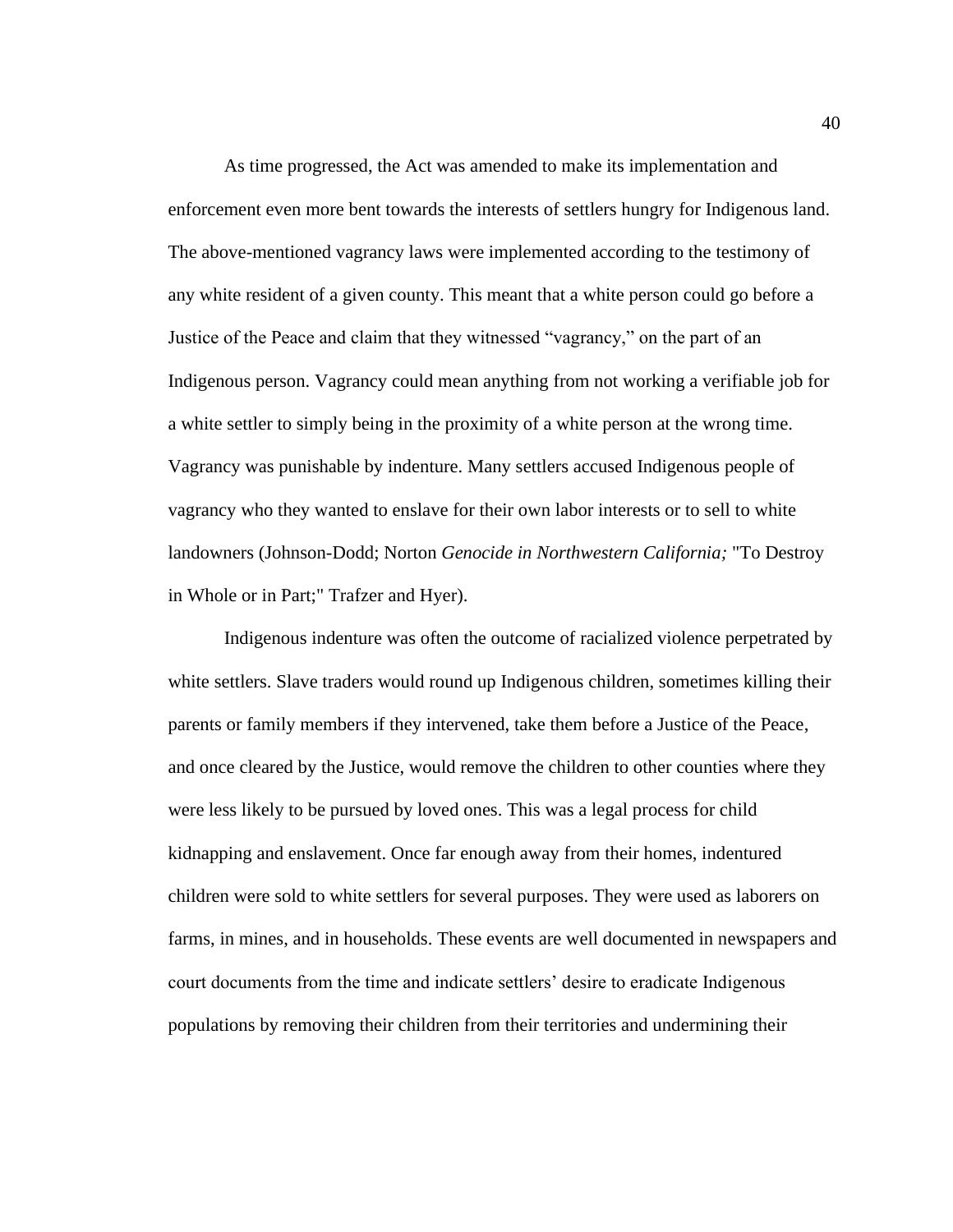As time progressed, the Act was amended to make its implementation and enforcement even more bent towards the interests of settlers hungry for Indigenous land. The above-mentioned vagrancy laws were implemented according to the testimony of any white resident of a given county. This meant that a white person could go before a Justice of the Peace and claim that they witnessed "vagrancy," on the part of an Indigenous person. Vagrancy could mean anything from not working a verifiable job for a white settler to simply being in the proximity of a white person at the wrong time. Vagrancy was punishable by indenture. Many settlers accused Indigenous people of vagrancy who they wanted to enslave for their own labor interests or to sell to white landowners (Johnson-Dodd; Norton *Genocide in Northwestern California;* "To Destroy in Whole or in Part;" Trafzer and Hyer).

Indigenous indenture was often the outcome of racialized violence perpetrated by white settlers. Slave traders would round up Indigenous children, sometimes killing their parents or family members if they intervened, take them before a Justice of the Peace, and once cleared by the Justice, would remove the children to other counties where they were less likely to be pursued by loved ones. This was a legal process for child kidnapping and enslavement. Once far enough away from their homes, indentured children were sold to white settlers for several purposes. They were used as laborers on farms, in mines, and in households. These events are well documented in newspapers and court documents from the time and indicate settlers' desire to eradicate Indigenous populations by removing their children from their territories and undermining their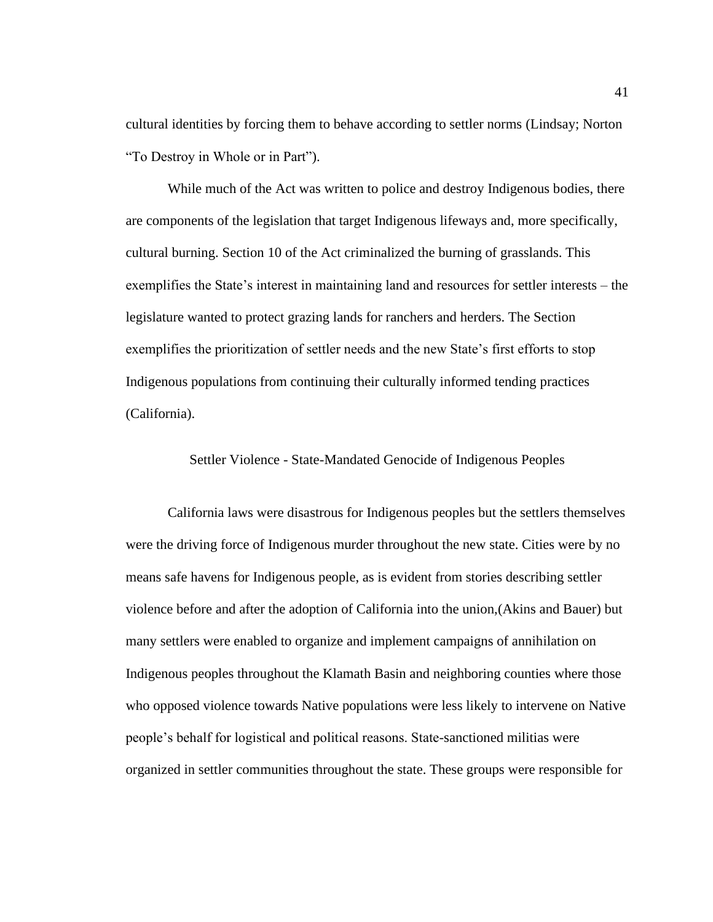cultural identities by forcing them to behave according to settler norms (Lindsay; Norton "To Destroy in Whole or in Part").

While much of the Act was written to police and destroy Indigenous bodies, there are components of the legislation that target Indigenous lifeways and, more specifically, cultural burning. Section 10 of the Act criminalized the burning of grasslands. This exemplifies the State's interest in maintaining land and resources for settler interests – the legislature wanted to protect grazing lands for ranchers and herders. The Section exemplifies the prioritization of settler needs and the new State's first efforts to stop Indigenous populations from continuing their culturally informed tending practices (California).

## Settler Violence - State-Mandated Genocide of Indigenous Peoples

California laws were disastrous for Indigenous peoples but the settlers themselves were the driving force of Indigenous murder throughout the new state. Cities were by no means safe havens for Indigenous people, as is evident from stories describing settler violence before and after the adoption of California into the union,(Akins and Bauer) but many settlers were enabled to organize and implement campaigns of annihilation on Indigenous peoples throughout the Klamath Basin and neighboring counties where those who opposed violence towards Native populations were less likely to intervene on Native people's behalf for logistical and political reasons. State-sanctioned militias were organized in settler communities throughout the state. These groups were responsible for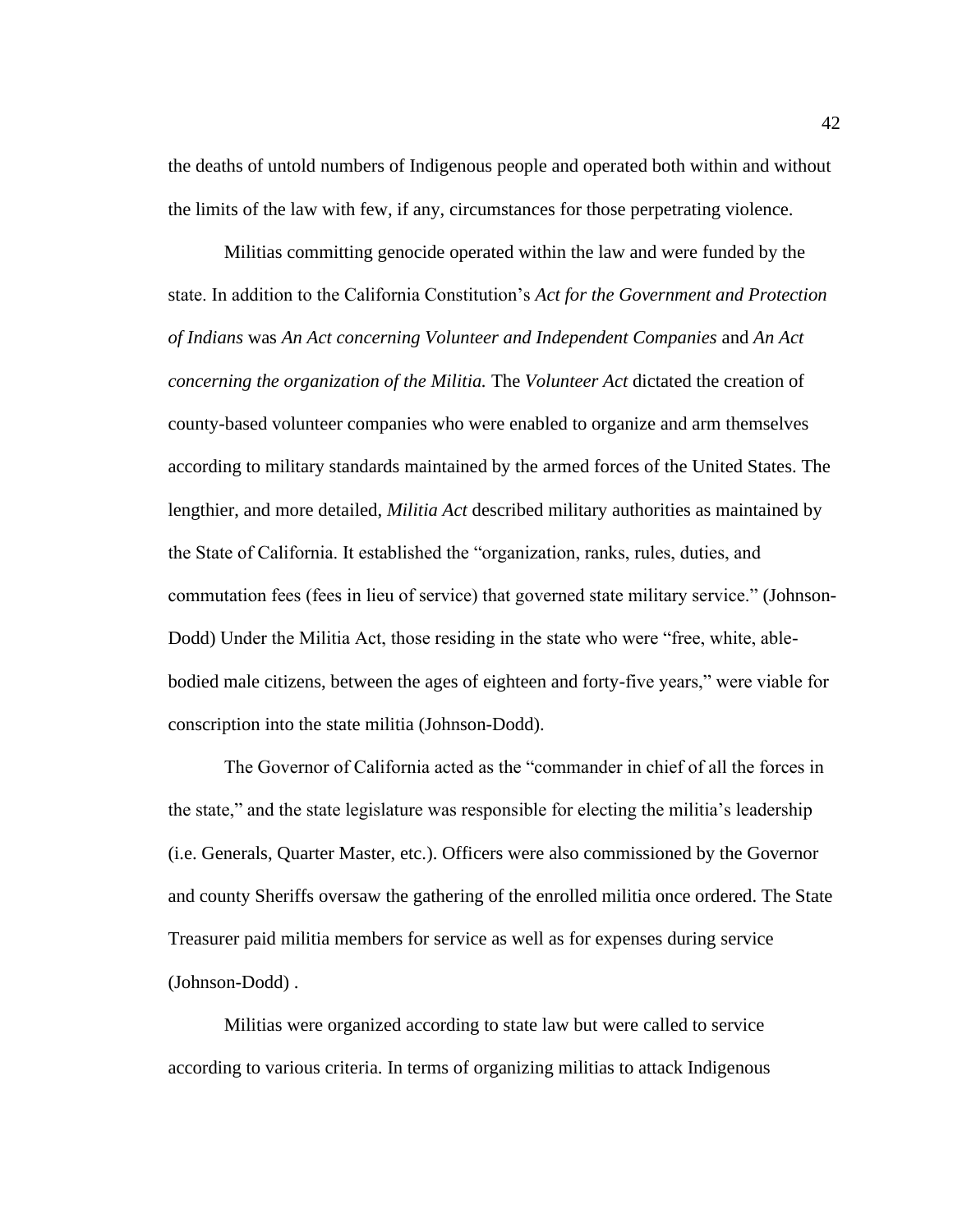the deaths of untold numbers of Indigenous people and operated both within and without the limits of the law with few, if any, circumstances for those perpetrating violence.

Militias committing genocide operated within the law and were funded by the state. In addition to the California Constitution's *Act for the Government and Protection of Indians* was *An Act concerning Volunteer and Independent Companies* and *An Act concerning the organization of the Militia.* The *Volunteer Act* dictated the creation of county-based volunteer companies who were enabled to organize and arm themselves according to military standards maintained by the armed forces of the United States. The lengthier, and more detailed, *Militia Act* described military authorities as maintained by the State of California. It established the "organization, ranks, rules, duties, and commutation fees (fees in lieu of service) that governed state military service." (Johnson-Dodd) Under the Militia Act, those residing in the state who were "free, white, able-bodied male citizens, between the ages of eighteen and forty-five years," were viable for conscription into the state militia (Johnson-Dodd).

The Governor of California acted as the "commander in chief of all the forces in the state," and the state legislature was responsible for electing the militia's leadership (i.e. Generals, Quarter Master, etc.). Officers were also commissioned by the Governor and county Sheriffs oversaw the gathering of the enrolled militia once ordered. The State Treasurer paid militia members for service as well as for expenses during service (Johnson-Dodd) .

Militias were organized according to state law but were called to service according to various criteria. In terms of organizing militias to attack Indigenous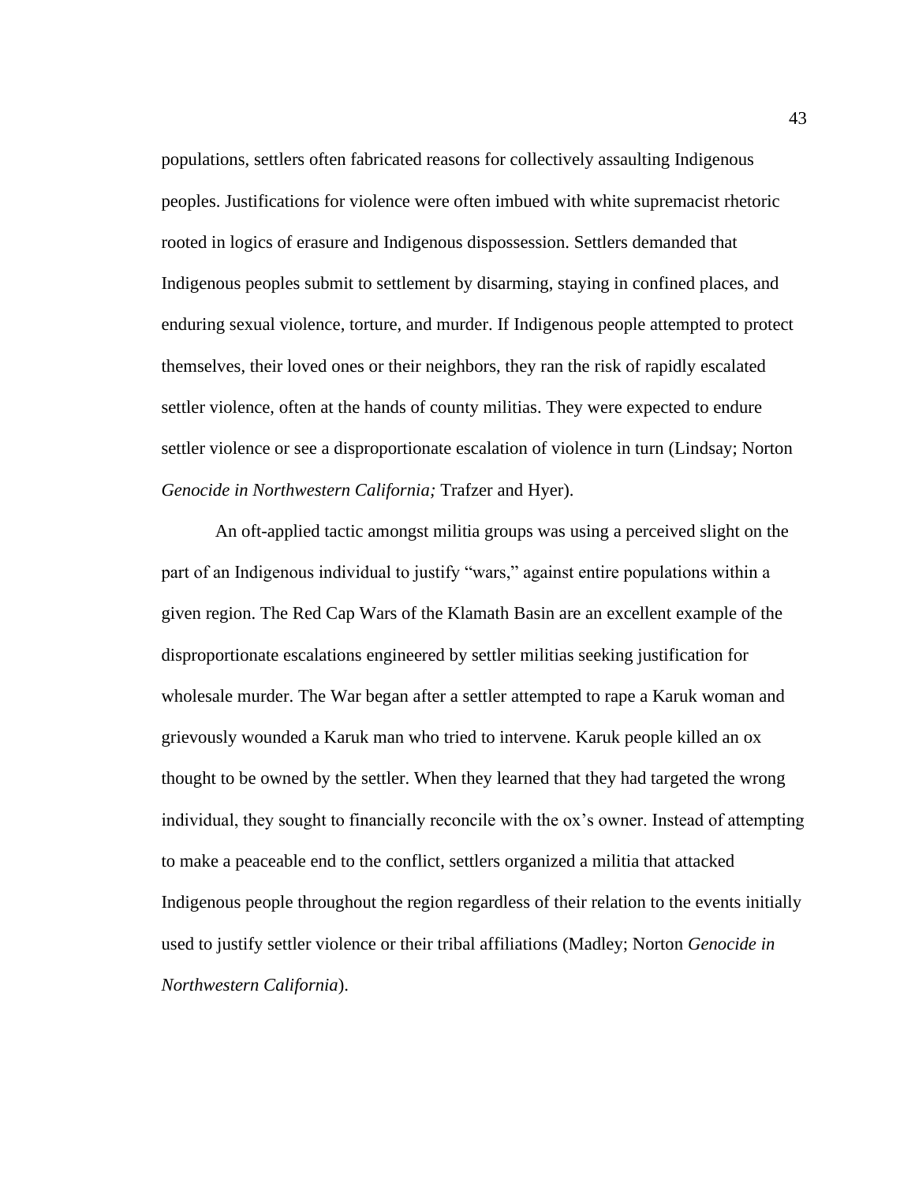populations, settlers often fabricated reasons for collectively assaulting Indigenous peoples. Justifications for violence were often imbued with white supremacist rhetoric rooted in logics of erasure and Indigenous dispossession. Settlers demanded that Indigenous peoples submit to settlement by disarming, staying in confined places, and enduring sexual violence, torture, and murder. If Indigenous people attempted to protect themselves, their loved ones or their neighbors, they ran the risk of rapidly escalated settler violence, often at the hands of county militias. They were expected to endure settler violence or see a disproportionate escalation of violence in turn (Lindsay; Norton *Genocide in Northwestern California;* Trafzer and Hyer).

An oft-applied tactic amongst militia groups was using a perceived slight on the part of an Indigenous individual to justify "wars," against entire populations within a given region. The Red Cap Wars of the Klamath Basin are an excellent example of the disproportionate escalations engineered by settler militias seeking justification for wholesale murder. The War began after a settler attempted to rape a Karuk woman and grievously wounded a Karuk man who tried to intervene. Karuk people killed an ox thought to be owned by the settler. When they learned that they had targeted the wrong individual, they sought to financially reconcile with the ox's owner. Instead of attempting to make a peaceable end to the conflict, settlers organized a militia that attacked Indigenous people throughout the region regardless of their relation to the events initially used to justify settler violence or their tribal affiliations (Madley; Norton *Genocide in Northwestern California*).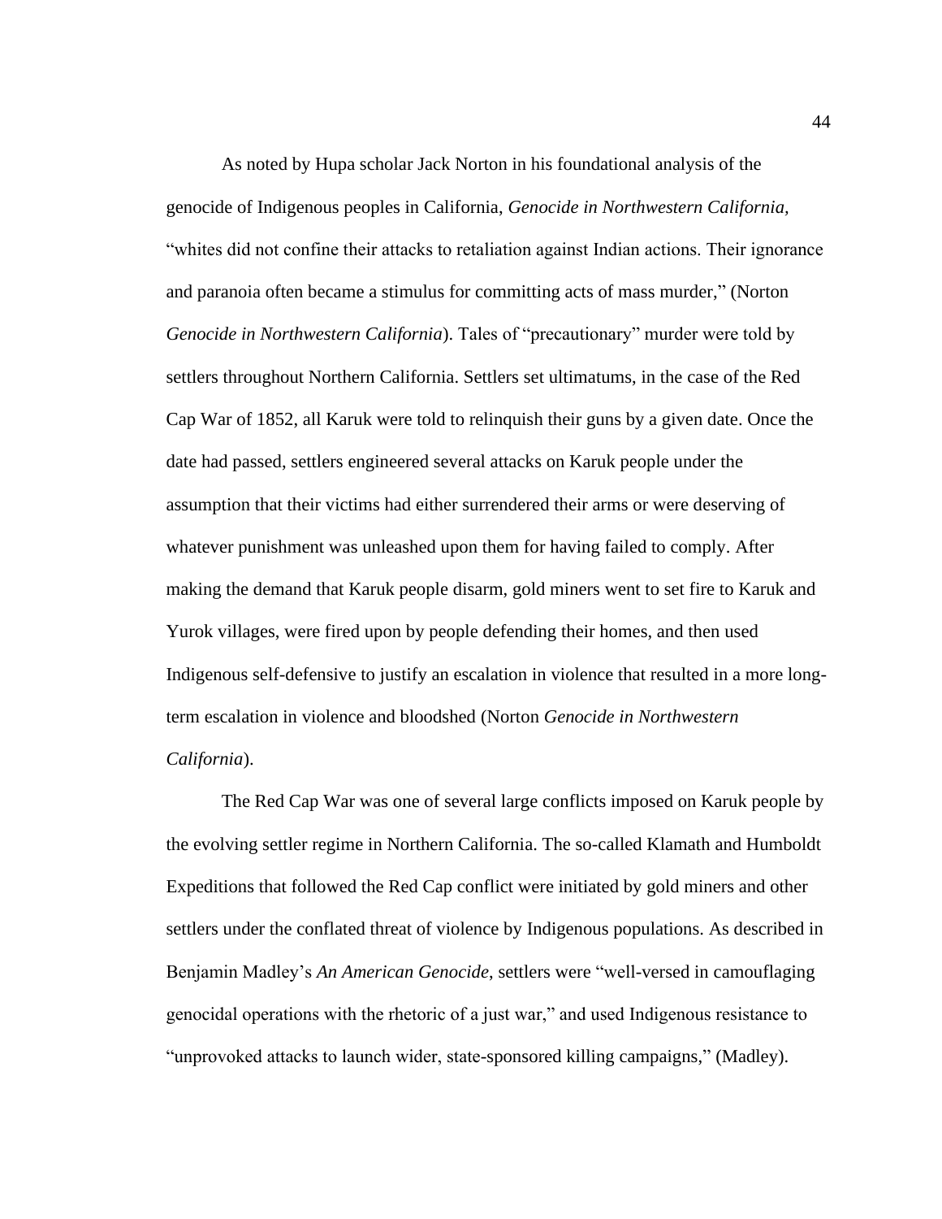As noted by Hupa scholar Jack Norton in his foundational analysis of the genocide of Indigenous peoples in California, *Genocide in Northwestern California,* "whites did not confine their attacks to retaliation against Indian actions. Their ignorance and paranoia often became a stimulus for committing acts of mass murder," (Norton *Genocide in Northwestern California*). Tales of "precautionary" murder were told by settlers throughout Northern California. Settlers set ultimatums, in the case of the Red Cap War of 1852, all Karuk were told to relinquish their guns by a given date. Once the date had passed, settlers engineered several attacks on Karuk people under the assumption that their victims had either surrendered their arms or were deserving of whatever punishment was unleashed upon them for having failed to comply. After making the demand that Karuk people disarm, gold miners went to set fire to Karuk and Yurok villages, were fired upon by people defending their homes, and then used Indigenous self-defensive to justify an escalation in violence that resulted in a more long-term escalation in violence and bloodshed (Norton *Genocide in Northwestern California*).

The Red Cap War was one of several large conflicts imposed on Karuk people by the evolving settler regime in Northern California. The so-called Klamath and Humboldt Expeditions that followed the Red Cap conflict were initiated by gold miners and other settlers under the conflated threat of violence by Indigenous populations. As described in Benjamin Madley's *An American Genocide*, settlers were "well-versed in camouflaging genocidal operations with the rhetoric of a just war," and used Indigenous resistance to "unprovoked attacks to launch wider, state-sponsored killing campaigns," (Madley).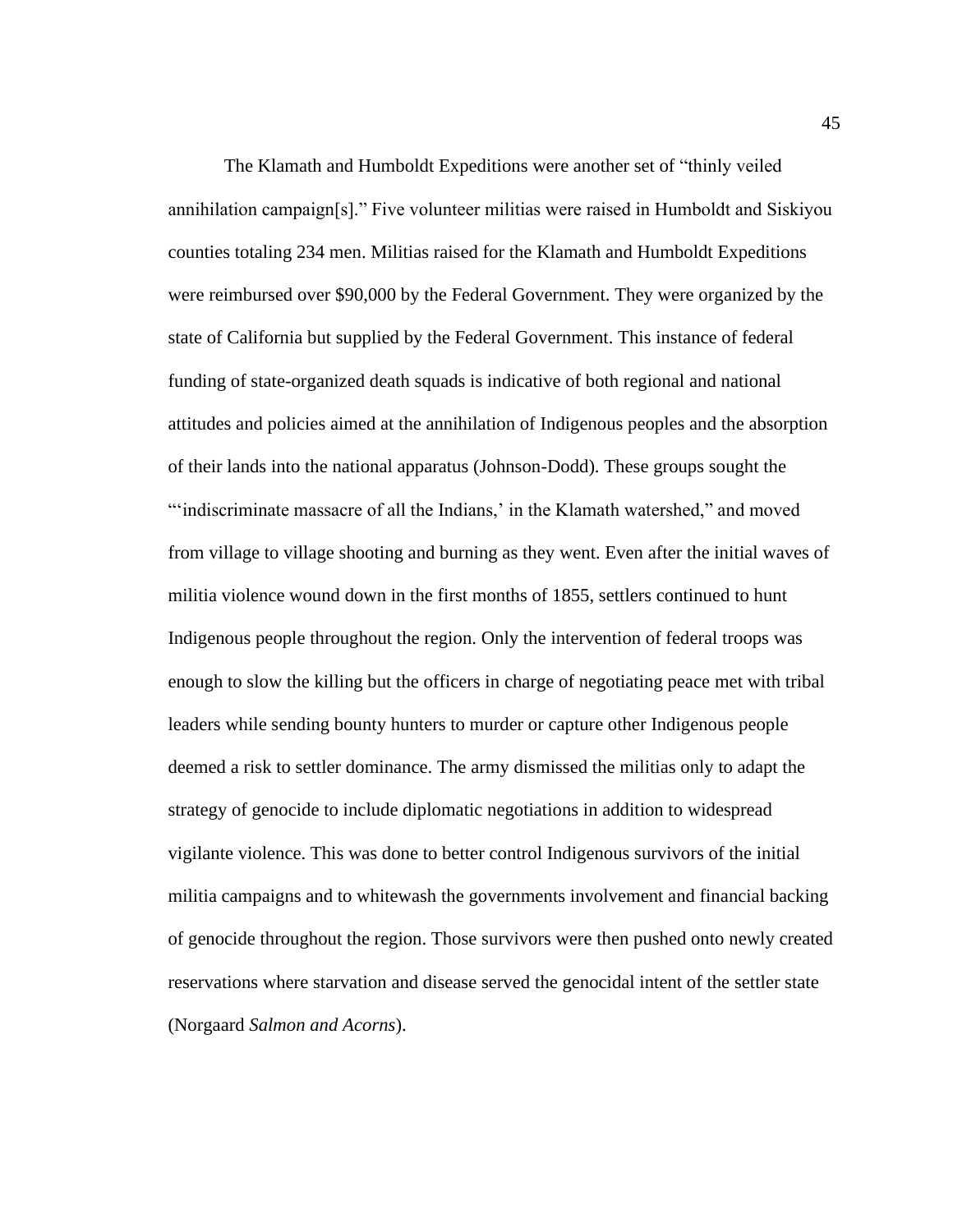The Klamath and Humboldt Expeditions were another set of "thinly veiled annihilation campaign[s]." Five volunteer militias were raised in Humboldt and Siskiyou counties totaling 234 men. Militias raised for the Klamath and Humboldt Expeditions were reimbursed over $90,000 by the Federal Government. They were organized by the state of California but supplied by the Federal Government. This instance of federal funding of state-organized death squads is indicative of both regional and national attitudes and policies aimed at the annihilation of Indigenous peoples and the absorption of their lands into the national apparatus (Johnson-Dodd). These groups sought the "'indiscriminate massacre of all the Indians,' in the Klamath watershed," and moved from village to village shooting and burning as they went. Even after the initial waves of militia violence wound down in the first months of 1855, settlers continued to hunt Indigenous people throughout the region. Only the intervention of federal troops was enough to slow the killing but the officers in charge of negotiating peace met with tribal leaders while sending bounty hunters to murder or capture other Indigenous people deemed a risk to settler dominance. The army dismissed the militias only to adapt the strategy of genocide to include diplomatic negotiations in addition to widespread vigilante violence. This was done to better control Indigenous survivors of the initial militia campaigns and to whitewash the governments involvement and financial backing of genocide throughout the region. Those survivors were then pushed onto newly created reservations where starvation and disease served the genocidal intent of the settler state (Norgaard *Salmon and Acorns*).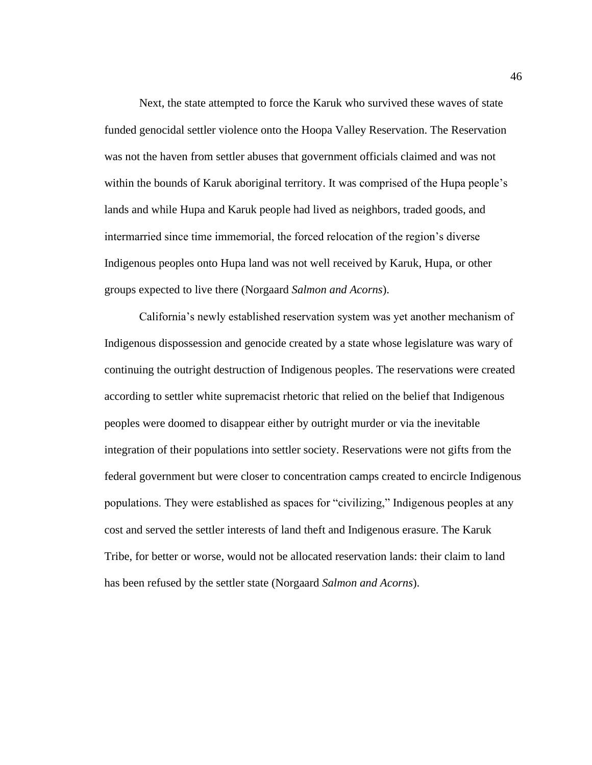Next, the state attempted to force the Karuk who survived these waves of state funded genocidal settler violence onto the Hoopa Valley Reservation. The Reservation was not the haven from settler abuses that government officials claimed and was not within the bounds of Karuk aboriginal territory. It was comprised of the Hupa people's lands and while Hupa and Karuk people had lived as neighbors, traded goods, and intermarried since time immemorial, the forced relocation of the region's diverse Indigenous peoples onto Hupa land was not well received by Karuk, Hupa, or other groups expected to live there (Norgaard *Salmon and Acorns*).

California's newly established reservation system was yet another mechanism of Indigenous dispossession and genocide created by a state whose legislature was wary of continuing the outright destruction of Indigenous peoples. The reservations were created according to settler white supremacist rhetoric that relied on the belief that Indigenous peoples were doomed to disappear either by outright murder or via the inevitable integration of their populations into settler society. Reservations were not gifts from the federal government but were closer to concentration camps created to encircle Indigenous populations. They were established as spaces for "civilizing," Indigenous peoples at any cost and served the settler interests of land theft and Indigenous erasure. The Karuk Tribe, for better or worse, would not be allocated reservation lands: their claim to land has been refused by the settler state (Norgaard *Salmon and Acorns*).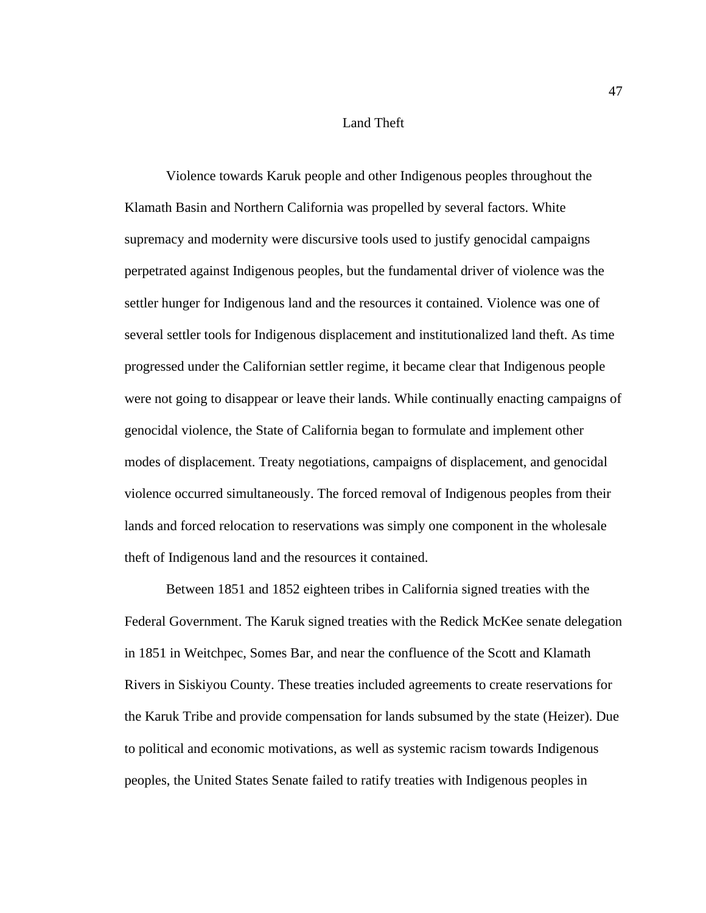## Land Theft

Violence towards Karuk people and other Indigenous peoples throughout the Klamath Basin and Northern California was propelled by several factors. White supremacy and modernity were discursive tools used to justify genocidal campaigns perpetrated against Indigenous peoples, but the fundamental driver of violence was the settler hunger for Indigenous land and the resources it contained. Violence was one of several settler tools for Indigenous displacement and institutionalized land theft. As time progressed under the Californian settler regime, it became clear that Indigenous people were not going to disappear or leave their lands. While continually enacting campaigns of genocidal violence, the State of California began to formulate and implement other modes of displacement. Treaty negotiations, campaigns of displacement, and genocidal violence occurred simultaneously. The forced removal of Indigenous peoples from their lands and forced relocation to reservations was simply one component in the wholesale theft of Indigenous land and the resources it contained.

Between 1851 and 1852 eighteen tribes in California signed treaties with the Federal Government. The Karuk signed treaties with the Redick McKee senate delegation in 1851 in Weitchpec, Somes Bar, and near the confluence of the Scott and Klamath Rivers in Siskiyou County. These treaties included agreements to create reservations for the Karuk Tribe and provide compensation for lands subsumed by the state (Heizer). Due to political and economic motivations, as well as systemic racism towards Indigenous peoples, the United States Senate failed to ratify treaties with Indigenous peoples in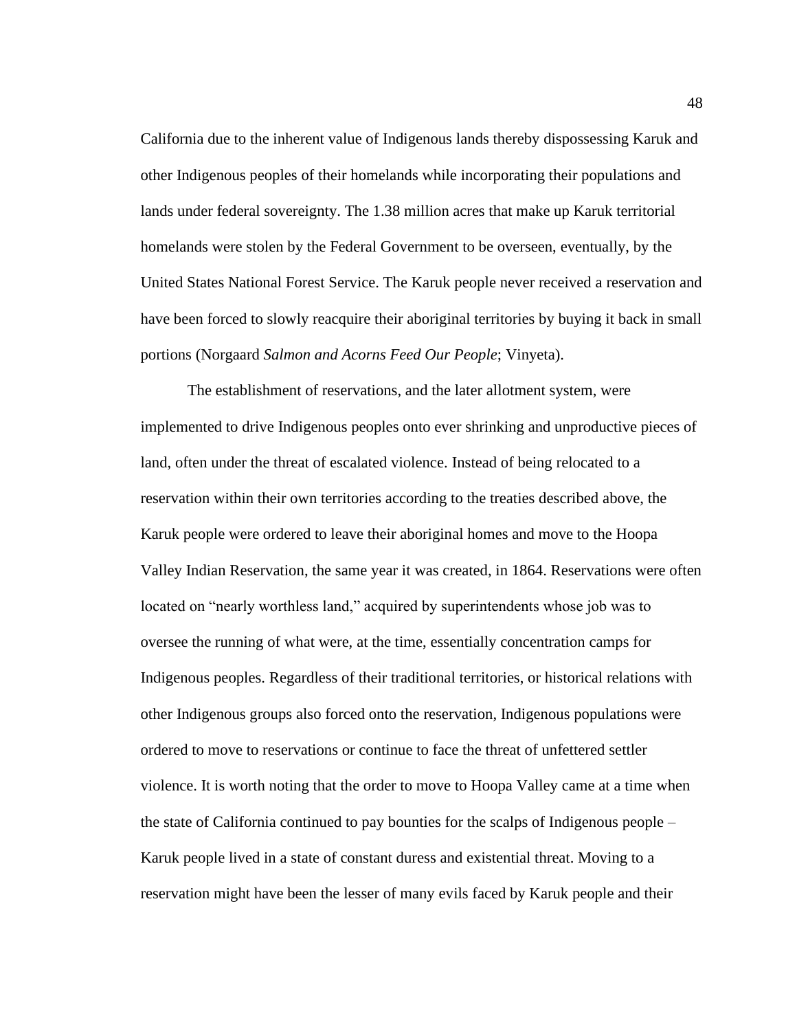California due to the inherent value of Indigenous lands thereby dispossessing Karuk and other Indigenous peoples of their homelands while incorporating their populations and lands under federal sovereignty. The 1.38 million acres that make up Karuk territorial homelands were stolen by the Federal Government to be overseen, eventually, by the United States National Forest Service. The Karuk people never received a reservation and have been forced to slowly reacquire their aboriginal territories by buying it back in small portions (Norgaard *Salmon and Acorns Feed Our People*; Vinyeta).

The establishment of reservations, and the later allotment system, were implemented to drive Indigenous peoples onto ever shrinking and unproductive pieces of land, often under the threat of escalated violence. Instead of being relocated to a reservation within their own territories according to the treaties described above, the Karuk people were ordered to leave their aboriginal homes and move to the Hoopa Valley Indian Reservation, the same year it was created, in 1864. Reservations were often located on "nearly worthless land," acquired by superintendents whose job was to oversee the running of what were, at the time, essentially concentration camps for Indigenous peoples. Regardless of their traditional territories, or historical relations with other Indigenous groups also forced onto the reservation, Indigenous populations were ordered to move to reservations or continue to face the threat of unfettered settler violence. It is worth noting that the order to move to Hoopa Valley came at a time when the state of California continued to pay bounties for the scalps of Indigenous people – Karuk people lived in a state of constant duress and existential threat. Moving to a reservation might have been the lesser of many evils faced by Karuk people and their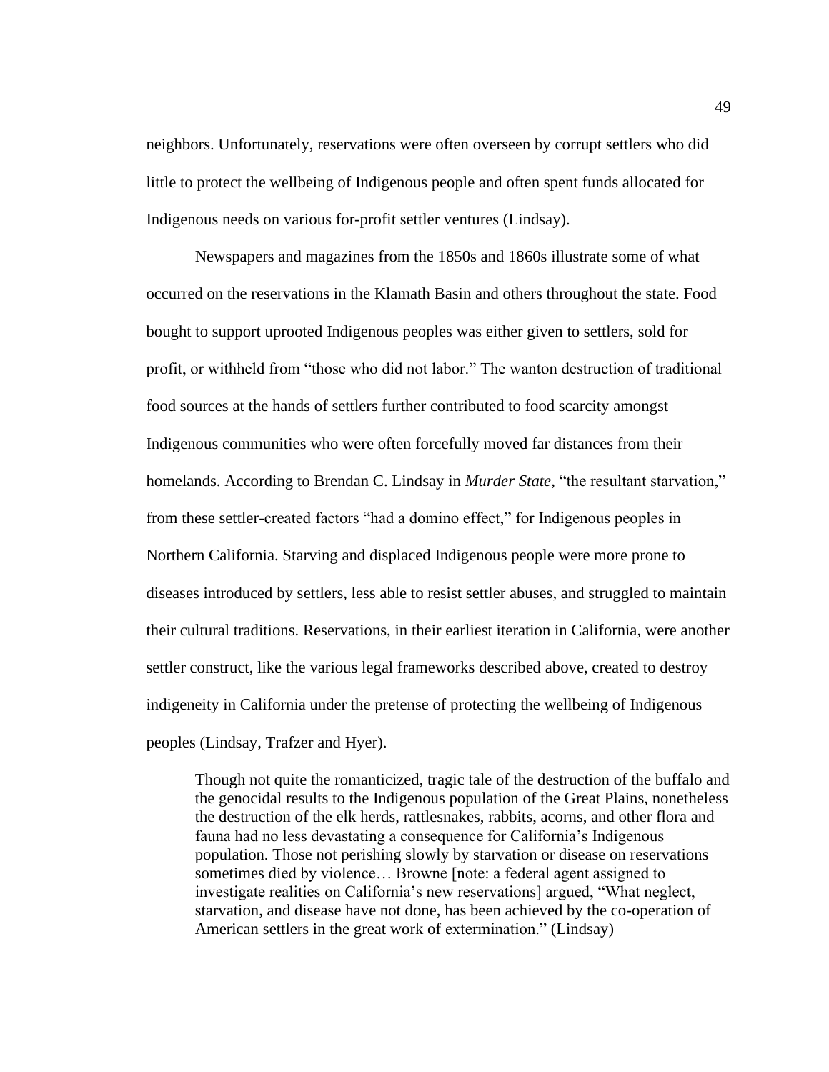neighbors. Unfortunately, reservations were often overseen by corrupt settlers who did little to protect the wellbeing of Indigenous people and often spent funds allocated for Indigenous needs on various for-profit settler ventures (Lindsay).

Newspapers and magazines from the 1850s and 1860s illustrate some of what occurred on the reservations in the Klamath Basin and others throughout the state. Food bought to support uprooted Indigenous peoples was either given to settlers, sold for profit, or withheld from "those who did not labor." The wanton destruction of traditional food sources at the hands of settlers further contributed to food scarcity amongst Indigenous communities who were often forcefully moved far distances from their homelands. According to Brendan C. Lindsay in *Murder State,* "the resultant starvation," from these settler-created factors "had a domino effect," for Indigenous peoples in Northern California. Starving and displaced Indigenous people were more prone to diseases introduced by settlers, less able to resist settler abuses, and struggled to maintain their cultural traditions. Reservations, in their earliest iteration in California, were another settler construct, like the various legal frameworks described above, created to destroy indigeneity in California under the pretense of protecting the wellbeing of Indigenous peoples (Lindsay, Trafzer and Hyer).

> Though not quite the romanticized, tragic tale of the destruction of the buffalo and the genocidal results to the Indigenous population of the Great Plains, nonetheless the destruction of the elk herds, rattlesnakes, rabbits, acorns, and other flora and fauna had no less devastating a consequence for California's Indigenous population. Those not perishing slowly by starvation or disease on reservations sometimes died by violence… Browne [note: a federal agent assigned to investigate realities on California's new reservations] argued, "What neglect, starvation, and disease have not done, has been achieved by the co-operation of American settlers in the great work of extermination." (Lindsay)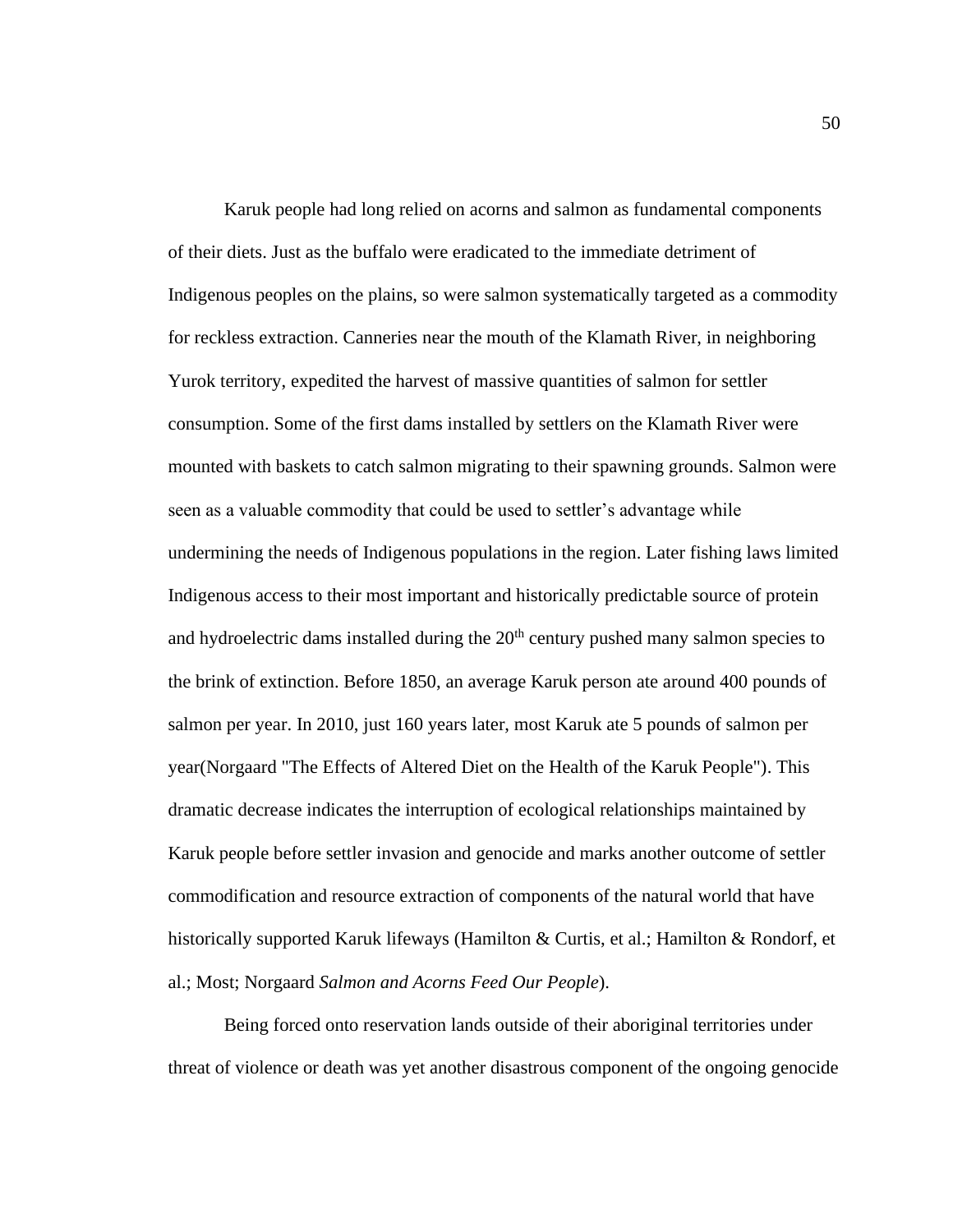Karuk people had long relied on acorns and salmon as fundamental components of their diets. Just as the buffalo were eradicated to the immediate detriment of Indigenous peoples on the plains, so were salmon systematically targeted as a commodity for reckless extraction. Canneries near the mouth of the Klamath River, in neighboring Yurok territory, expedited the harvest of massive quantities of salmon for settler consumption. Some of the first dams installed by settlers on the Klamath River were mounted with baskets to catch salmon migrating to their spawning grounds. Salmon were seen as a valuable commodity that could be used to settler's advantage while undermining the needs of Indigenous populations in the region. Later fishing laws limited Indigenous access to their most important and historically predictable source of protein and hydroelectric dams installed during the 20th century pushed many salmon species to the brink of extinction. Before 1850, an average Karuk person ate around 400 pounds of salmon per year. In 2010, just 160 years later, most Karuk ate 5 pounds of salmon per year(Norgaard "The Effects of Altered Diet on the Health of the Karuk People"). This dramatic decrease indicates the interruption of ecological relationships maintained by Karuk people before settler invasion and genocide and marks another outcome of settler commodification and resource extraction of components of the natural world that have historically supported Karuk lifeways (Hamilton & Curtis, et al.; Hamilton & Rondorf, et al.; Most; Norgaard *Salmon and Acorns Feed Our People*).

Being forced onto reservation lands outside of their aboriginal territories under threat of violence or death was yet another disastrous component of the ongoing genocide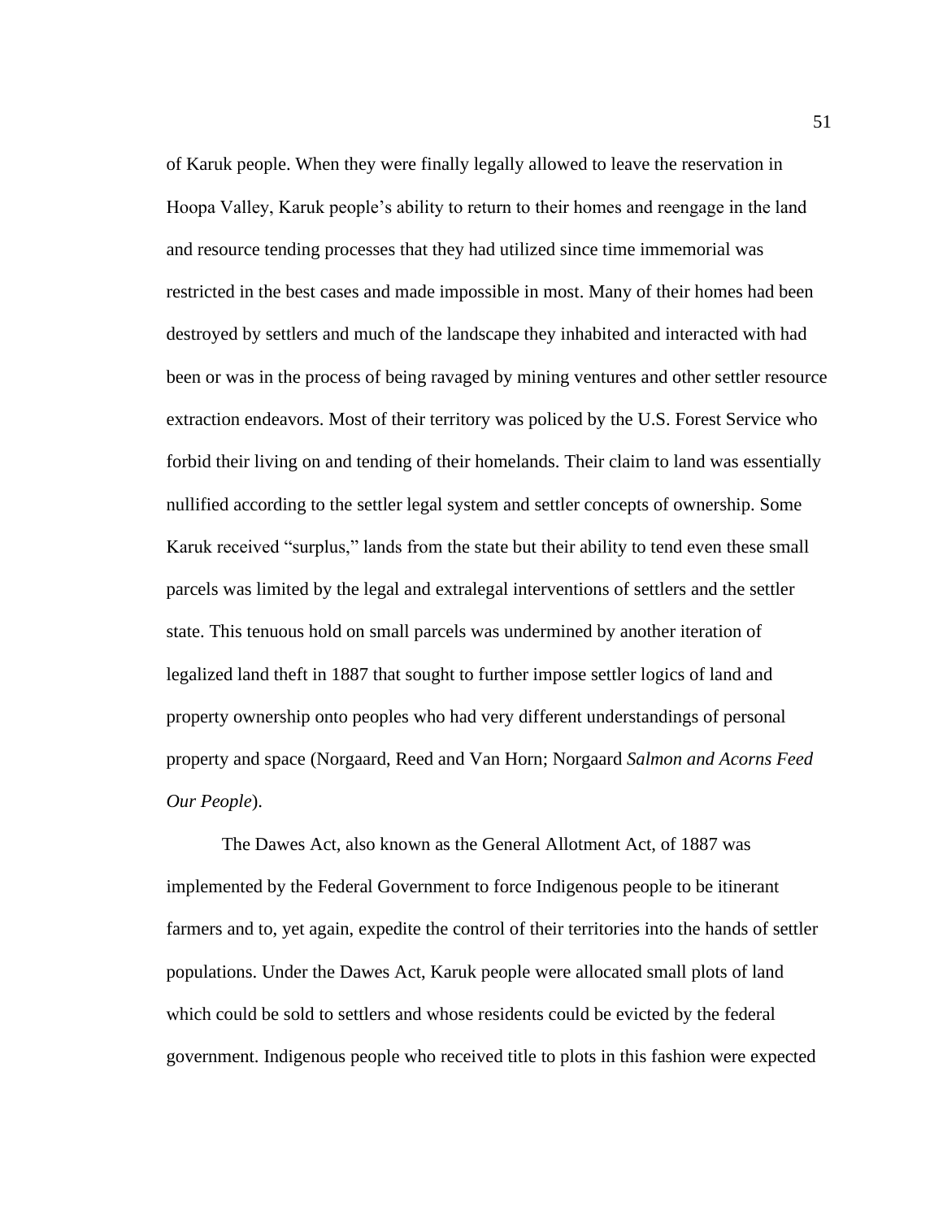of Karuk people. When they were finally legally allowed to leave the reservation in Hoopa Valley, Karuk people's ability to return to their homes and reengage in the land and resource tending processes that they had utilized since time immemorial was restricted in the best cases and made impossible in most. Many of their homes had been destroyed by settlers and much of the landscape they inhabited and interacted with had been or was in the process of being ravaged by mining ventures and other settler resource extraction endeavors. Most of their territory was policed by the U.S. Forest Service who forbid their living on and tending of their homelands. Their claim to land was essentially nullified according to the settler legal system and settler concepts of ownership. Some Karuk received "surplus," lands from the state but their ability to tend even these small parcels was limited by the legal and extralegal interventions of settlers and the settler state. This tenuous hold on small parcels was undermined by another iteration of legalized land theft in 1887 that sought to further impose settler logics of land and property ownership onto peoples who had very different understandings of personal property and space (Norgaard, Reed and Van Horn; Norgaard *Salmon and Acorns Feed Our People*).

The Dawes Act, also known as the General Allotment Act, of 1887 was implemented by the Federal Government to force Indigenous people to be itinerant farmers and to, yet again, expedite the control of their territories into the hands of settler populations. Under the Dawes Act, Karuk people were allocated small plots of land which could be sold to settlers and whose residents could be evicted by the federal government. Indigenous people who received title to plots in this fashion were expected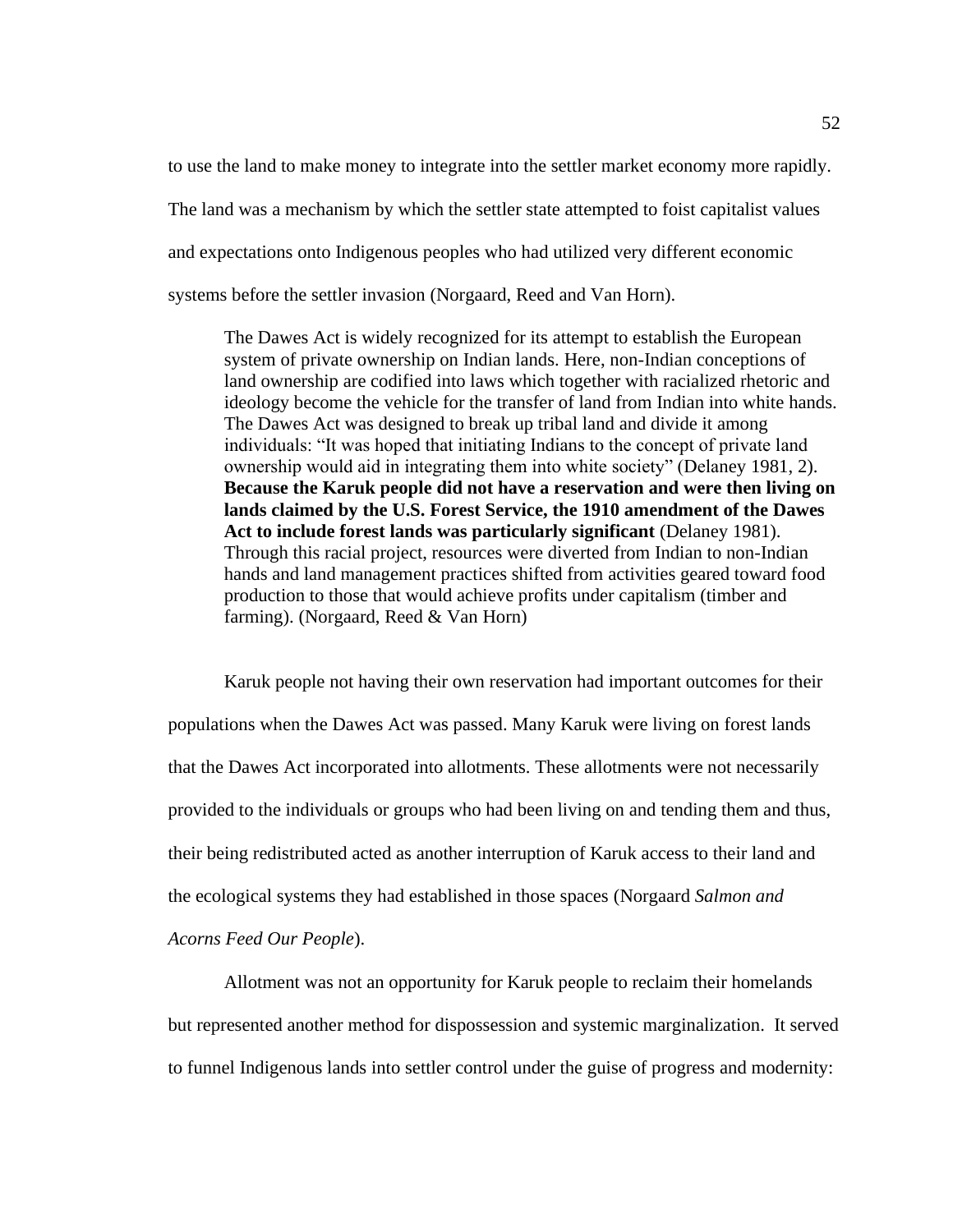to use the land to make money to integrate into the settler market economy more rapidly. The land was a mechanism by which the settler state attempted to foist capitalist values and expectations onto Indigenous peoples who had utilized very different economic systems before the settler invasion (Norgaard, Reed and Van Horn).

> The Dawes Act is widely recognized for its attempt to establish the European system of private ownership on Indian lands. Here, non-Indian conceptions of land ownership are codified into laws which together with racialized rhetoric and ideology become the vehicle for the transfer of land from Indian into white hands. The Dawes Act was designed to break up tribal land and divide it among individuals: "It was hoped that initiating Indians to the concept of private land ownership would aid in integrating them into white society" (Delaney 1981, 2). **Because the Karuk people did not have a reservation and were then living on lands claimed by the U.S. Forest Service, the 1910 amendment of the Dawes Act to include forest lands was particularly significant** (Delaney 1981). Through this racial project, resources were diverted from Indian to non-Indian hands and land management practices shifted from activities geared toward food production to those that would achieve profits under capitalism (timber and farming). (Norgaard, Reed & Van Horn)

Karuk people not having their own reservation had important outcomes for their populations when the Dawes Act was passed. Many Karuk were living on forest lands that the Dawes Act incorporated into allotments. These allotments were not necessarily provided to the individuals or groups who had been living on and tending them and thus, their being redistributed acted as another interruption of Karuk access to their land and the ecological systems they had established in those spaces (Norgaard *Salmon and Acorns Feed Our People*).

Allotment was not an opportunity for Karuk people to reclaim their homelands but represented another method for dispossession and systemic marginalization. It served to funnel Indigenous lands into settler control under the guise of progress and modernity: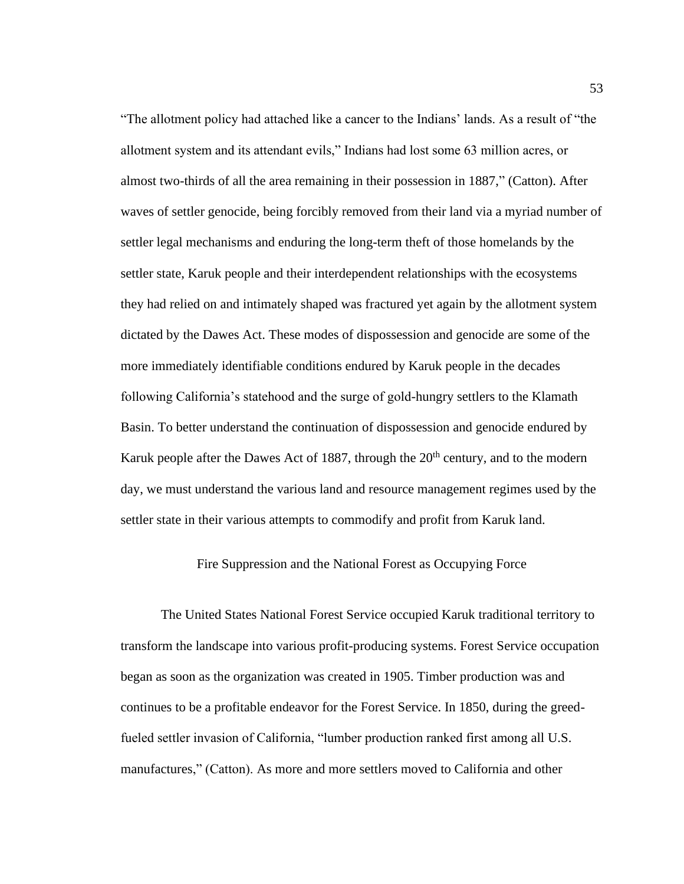"The allotment policy had attached like a cancer to the Indians' lands. As a result of "the allotment system and its attendant evils," Indians had lost some 63 million acres, or almost two-thirds of all the area remaining in their possession in 1887," (Catton). After waves of settler genocide, being forcibly removed from their land via a myriad number of settler legal mechanisms and enduring the long-term theft of those homelands by the settler state, Karuk people and their interdependent relationships with the ecosystems they had relied on and intimately shaped was fractured yet again by the allotment system dictated by the Dawes Act. These modes of dispossession and genocide are some of the more immediately identifiable conditions endured by Karuk people in the decades following California's statehood and the surge of gold-hungry settlers to the Klamath Basin. To better understand the continuation of dispossession and genocide endured by Karuk people after the Dawes Act of 1887, through the 20th century, and to the modern day, we must understand the various land and resource management regimes used by the settler state in their various attempts to commodify and profit from Karuk land.

## Fire Suppression and the National Forest as Occupying Force

The United States National Forest Service occupied Karuk traditional territory to transform the landscape into various profit-producing systems. Forest Service occupation began as soon as the organization was created in 1905. Timber production was and continues to be a profitable endeavor for the Forest Service. In 1850, during the greed-fueled settler invasion of California, "lumber production ranked first among all U.S. manufactures," (Catton). As more and more settlers moved to California and other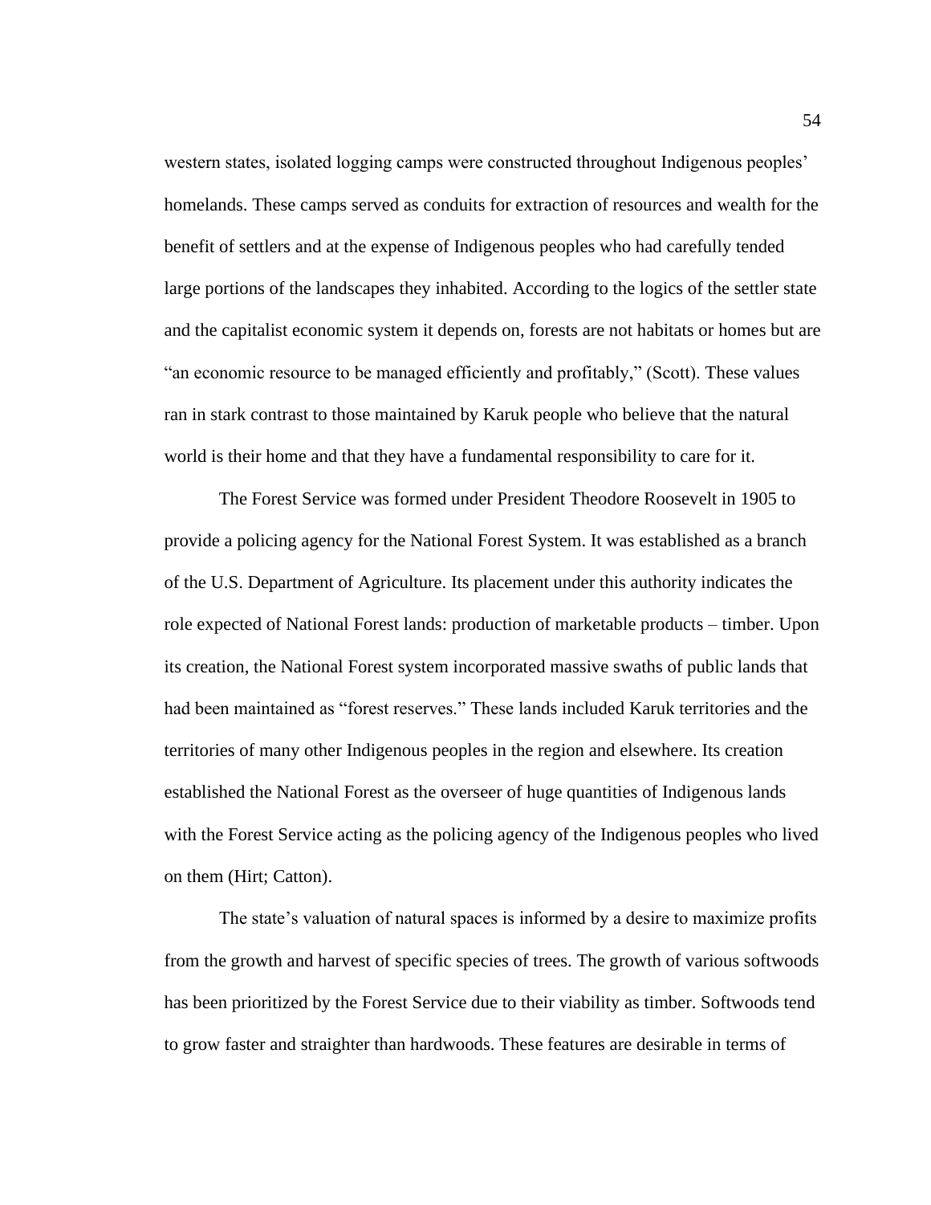western states, isolated logging camps were constructed throughout Indigenous peoples' homelands. These camps served as conduits for extraction of resources and wealth for the benefit of settlers and at the expense of Indigenous peoples who had carefully tended large portions of the landscapes they inhabited. According to the logics of the settler state and the capitalist economic system it depends on, forests are not habitats or homes but are "an economic resource to be managed efficiently and profitably," (Scott). These values ran in stark contrast to those maintained by Karuk people who believe that the natural world is their home and that they have a fundamental responsibility to care for it.

The Forest Service was formed under President Theodore Roosevelt in 1905 to provide a policing agency for the National Forest System. It was established as a branch of the U.S. Department of Agriculture. Its placement under this authority indicates the role expected of National Forest lands: production of marketable products – timber. Upon its creation, the National Forest system incorporated massive swaths of public lands that had been maintained as "forest reserves." These lands included Karuk territories and the territories of many other Indigenous peoples in the region and elsewhere. Its creation established the National Forest as the overseer of huge quantities of Indigenous lands with the Forest Service acting as the policing agency of the Indigenous peoples who lived on them (Hirt; Catton).

The state's valuation of natural spaces is informed by a desire to maximize profits from the growth and harvest of specific species of trees. The growth of various softwoods has been prioritized by the Forest Service due to their viability as timber. Softwoods tend to grow faster and straighter than hardwoods. These features are desirable in terms of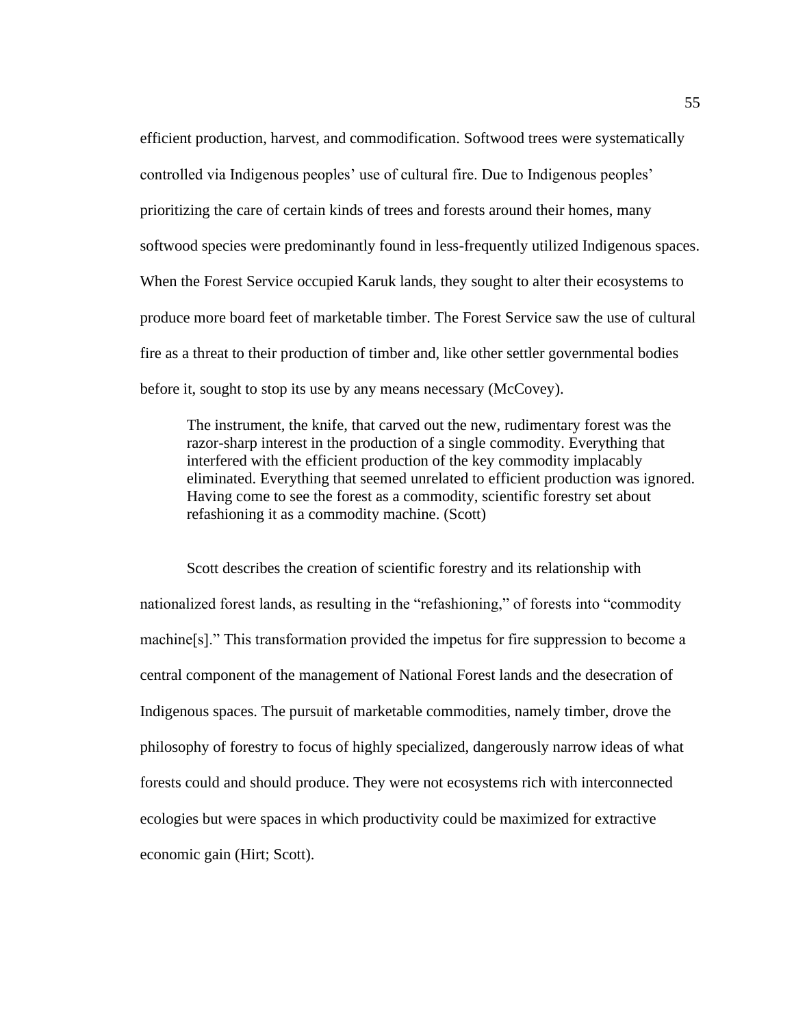efficient production, harvest, and commodification. Softwood trees were systematically controlled via Indigenous peoples' use of cultural fire. Due to Indigenous peoples' prioritizing the care of certain kinds of trees and forests around their homes, many softwood species were predominantly found in less-frequently utilized Indigenous spaces. When the Forest Service occupied Karuk lands, they sought to alter their ecosystems to produce more board feet of marketable timber. The Forest Service saw the use of cultural fire as a threat to their production of timber and, like other settler governmental bodies before it, sought to stop its use by any means necessary (McCovey).

> The instrument, the knife, that carved out the new, rudimentary forest was the razor-sharp interest in the production of a single commodity. Everything that interfered with the efficient production of the key commodity implacably eliminated. Everything that seemed unrelated to efficient production was ignored. Having come to see the forest as a commodity, scientific forestry set about refashioning it as a commodity machine. (Scott)

Scott describes the creation of scientific forestry and its relationship with nationalized forest lands, as resulting in the "refashioning," of forests into "commodity machine[s]." This transformation provided the impetus for fire suppression to become a central component of the management of National Forest lands and the desecration of Indigenous spaces. The pursuit of marketable commodities, namely timber, drove the philosophy of forestry to focus of highly specialized, dangerously narrow ideas of what forests could and should produce. They were not ecosystems rich with interconnected ecologies but were spaces in which productivity could be maximized for extractive economic gain (Hirt; Scott).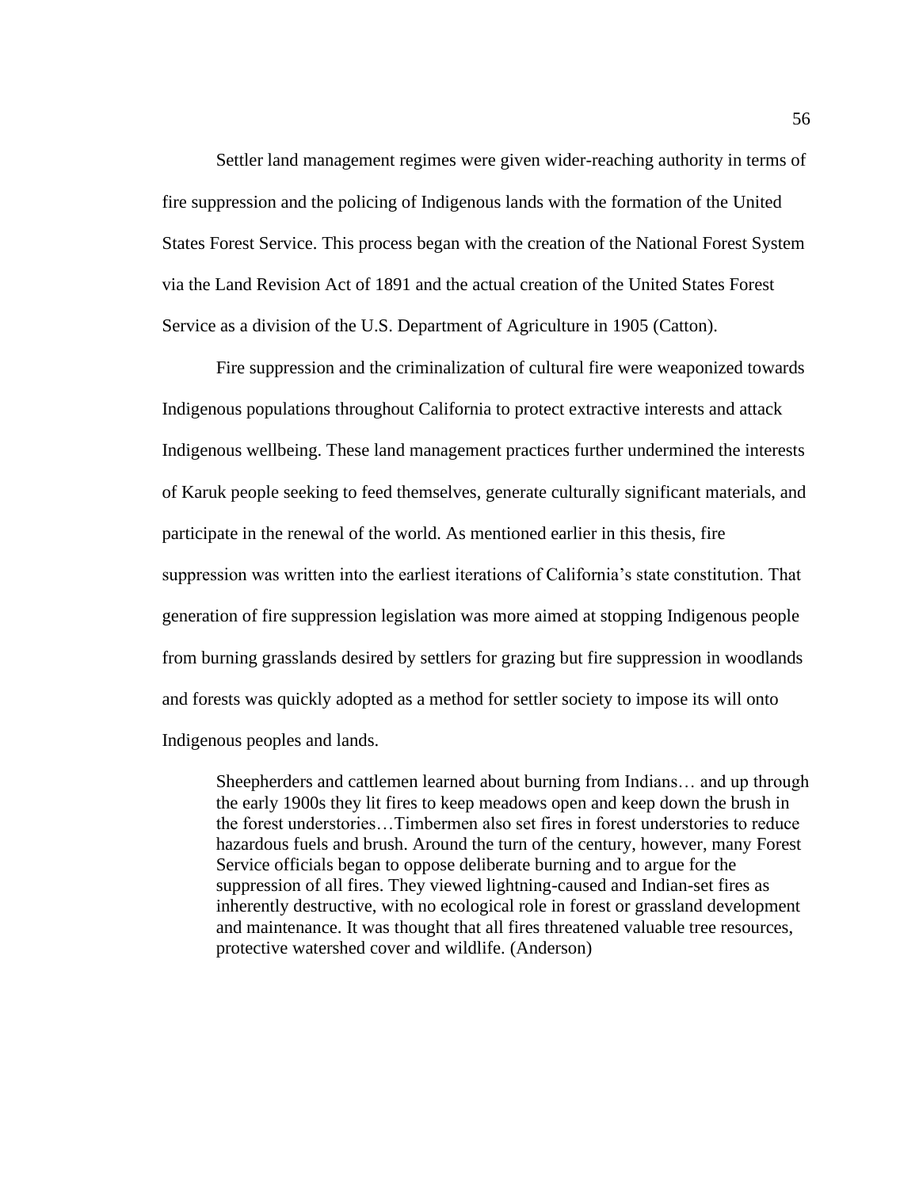Settler land management regimes were given wider-reaching authority in terms of fire suppression and the policing of Indigenous lands with the formation of the United States Forest Service. This process began with the creation of the National Forest System via the Land Revision Act of 1891 and the actual creation of the United States Forest Service as a division of the U.S. Department of Agriculture in 1905 (Catton).

Fire suppression and the criminalization of cultural fire were weaponized towards Indigenous populations throughout California to protect extractive interests and attack Indigenous wellbeing. These land management practices further undermined the interests of Karuk people seeking to feed themselves, generate culturally significant materials, and participate in the renewal of the world. As mentioned earlier in this thesis, fire suppression was written into the earliest iterations of California's state constitution. That generation of fire suppression legislation was more aimed at stopping Indigenous people from burning grasslands desired by settlers for grazing but fire suppression in woodlands and forests was quickly adopted as a method for settler society to impose its will onto Indigenous peoples and lands.

> Sheepherders and cattlemen learned about burning from Indians… and up through the early 1900s they lit fires to keep meadows open and keep down the brush in the forest understories…Timbermen also set fires in forest understories to reduce hazardous fuels and brush. Around the turn of the century, however, many Forest Service officials began to oppose deliberate burning and to argue for the suppression of all fires. They viewed lightning-caused and Indian-set fires as inherently destructive, with no ecological role in forest or grassland development and maintenance. It was thought that all fires threatened valuable tree resources, protective watershed cover and wildlife. (Anderson)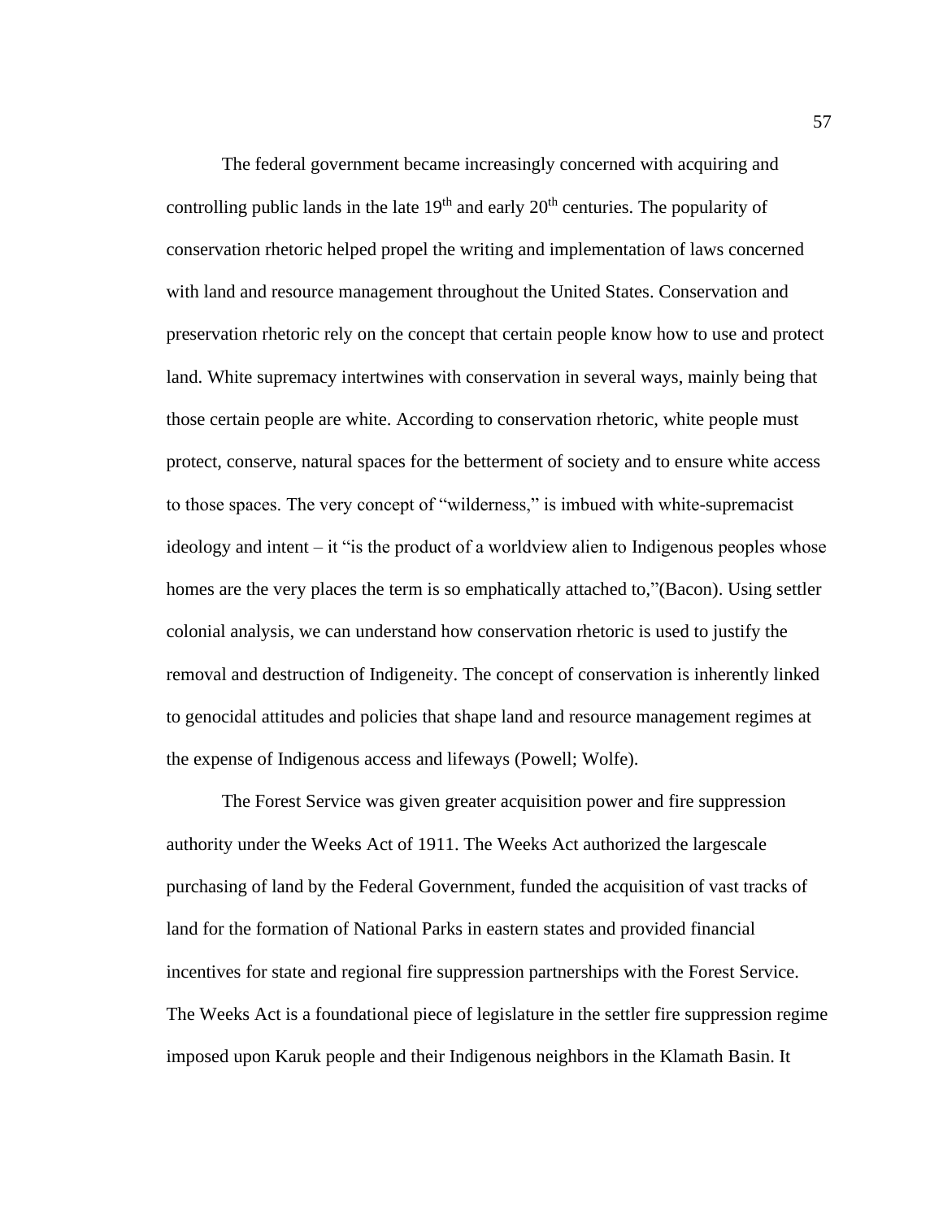The federal government became increasingly concerned with acquiring and controlling public lands in the late 19th and early 20th centuries. The popularity of conservation rhetoric helped propel the writing and implementation of laws concerned with land and resource management throughout the United States. Conservation and preservation rhetoric rely on the concept that certain people know how to use and protect land. White supremacy intertwines with conservation in several ways, mainly being that those certain people are white. According to conservation rhetoric, white people must protect, conserve, natural spaces for the betterment of society and to ensure white access to those spaces. The very concept of "wilderness," is imbued with white-supremacist ideology and intent – it "is the product of a worldview alien to Indigenous peoples whose homes are the very places the term is so emphatically attached to,"(Bacon). Using settler colonial analysis, we can understand how conservation rhetoric is used to justify the removal and destruction of Indigeneity. The concept of conservation is inherently linked to genocidal attitudes and policies that shape land and resource management regimes at the expense of Indigenous access and lifeways (Powell; Wolfe).

The Forest Service was given greater acquisition power and fire suppression authority under the Weeks Act of 1911. The Weeks Act authorized the largescale purchasing of land by the Federal Government, funded the acquisition of vast tracks of land for the formation of National Parks in eastern states and provided financial incentives for state and regional fire suppression partnerships with the Forest Service. The Weeks Act is a foundational piece of legislature in the settler fire suppression regime imposed upon Karuk people and their Indigenous neighbors in the Klamath Basin. It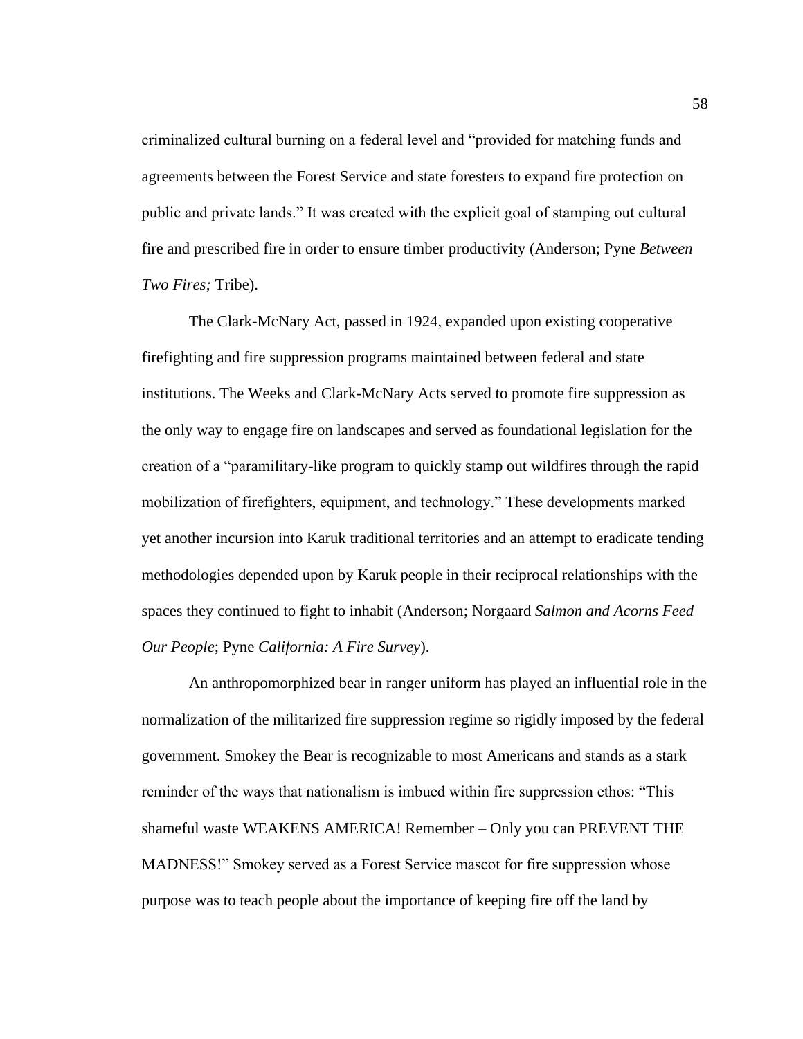criminalized cultural burning on a federal level and "provided for matching funds and agreements between the Forest Service and state foresters to expand fire protection on public and private lands." It was created with the explicit goal of stamping out cultural fire and prescribed fire in order to ensure timber productivity (Anderson; Pyne *Between Two Fires;* Tribe).

The Clark-McNary Act, passed in 1924, expanded upon existing cooperative firefighting and fire suppression programs maintained between federal and state institutions. The Weeks and Clark-McNary Acts served to promote fire suppression as the only way to engage fire on landscapes and served as foundational legislation for the creation of a "paramilitary-like program to quickly stamp out wildfires through the rapid mobilization of firefighters, equipment, and technology." These developments marked yet another incursion into Karuk traditional territories and an attempt to eradicate tending methodologies depended upon by Karuk people in their reciprocal relationships with the spaces they continued to fight to inhabit (Anderson; Norgaard *Salmon and Acorns Feed Our People*; Pyne *California: A Fire Survey*).

An anthropomorphized bear in ranger uniform has played an influential role in the normalization of the militarized fire suppression regime so rigidly imposed by the federal government. Smokey the Bear is recognizable to most Americans and stands as a stark reminder of the ways that nationalism is imbued within fire suppression ethos: "This shameful waste WEAKENS AMERICA! Remember – Only you can PREVENT THE MADNESS!" Smokey served as a Forest Service mascot for fire suppression whose purpose was to teach people about the importance of keeping fire off the land by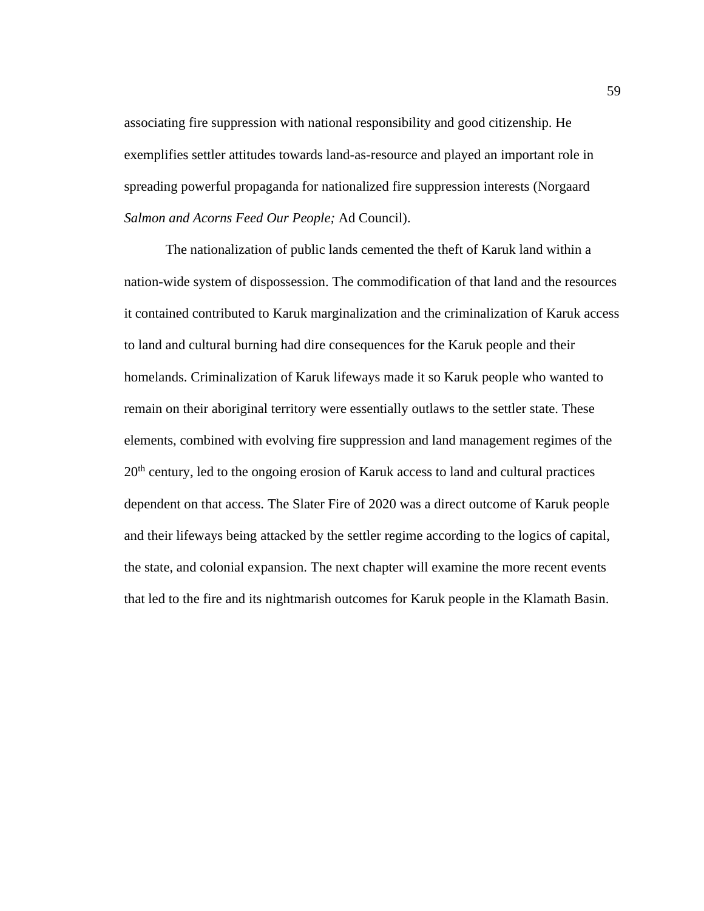associating fire suppression with national responsibility and good citizenship. He exemplifies settler attitudes towards land-as-resource and played an important role in spreading powerful propaganda for nationalized fire suppression interests (Norgaard *Salmon and Acorns Feed Our People;* Ad Council).

The nationalization of public lands cemented the theft of Karuk land within a nation-wide system of dispossession. The commodification of that land and the resources it contained contributed to Karuk marginalization and the criminalization of Karuk access to land and cultural burning had dire consequences for the Karuk people and their homelands. Criminalization of Karuk lifeways made it so Karuk people who wanted to remain on their aboriginal territory were essentially outlaws to the settler state. These elements, combined with evolving fire suppression and land management regimes of the 20th century, led to the ongoing erosion of Karuk access to land and cultural practices dependent on that access. The Slater Fire of 2020 was a direct outcome of Karuk people and their lifeways being attacked by the settler regime according to the logics of capital, the state, and colonial expansion. The next chapter will examine the more recent events that led to the fire and its nightmarish outcomes for Karuk people in the Klamath Basin.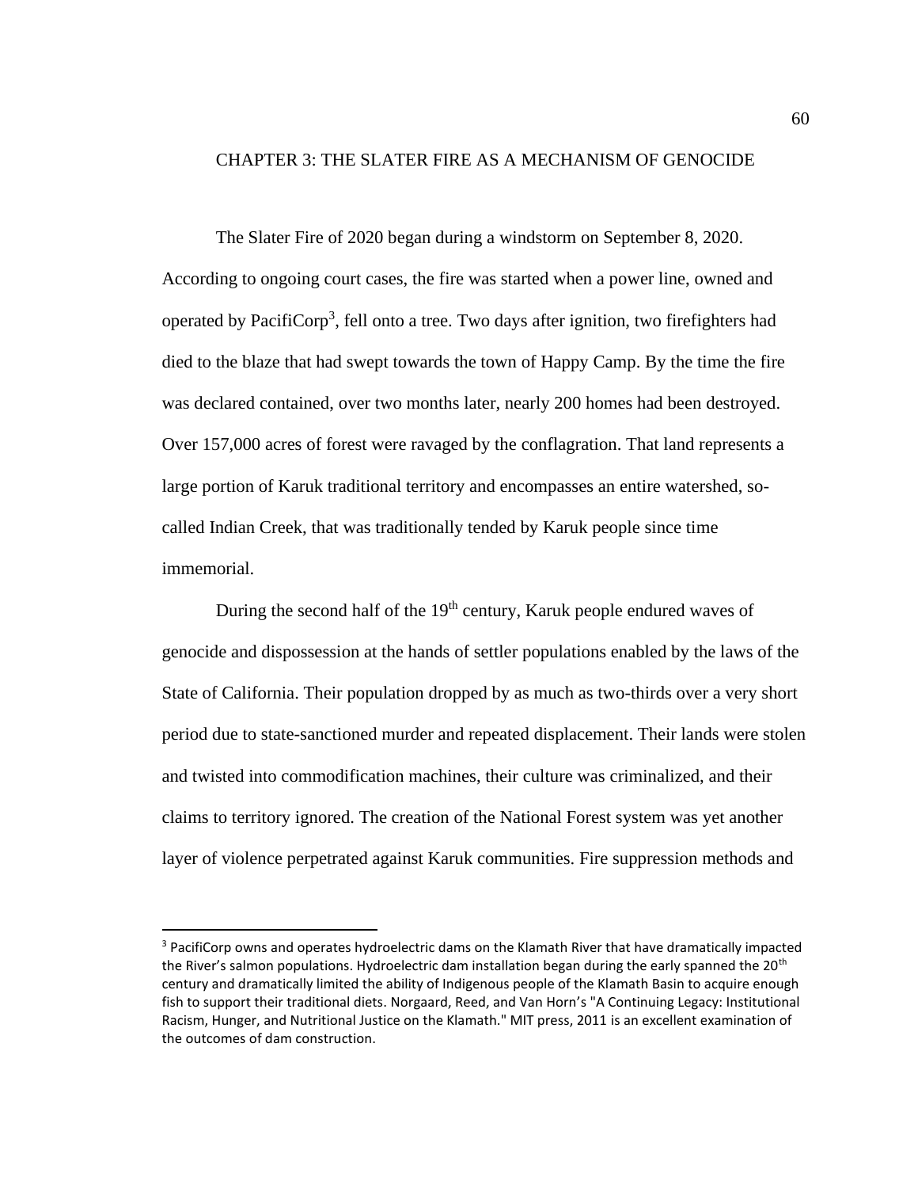## CHAPTER 3: THE SLATER FIRE AS A MECHANISM OF GENOCIDE

The Slater Fire of 2020 began during a windstorm on September 8, 2020. According to ongoing court cases, the fire was started when a power line, owned and operated by PacifiCorp[3], fell onto a tree. Two days after ignition, two firefighters had died to the blaze that had swept towards the town of Happy Camp. By the time the fire was declared contained, over two months later, nearly 200 homes had been destroyed. Over 157,000 acres of forest were ravaged by the conflagration. That land represents a large portion of Karuk traditional territory and encompasses an entire watershed, so-called Indian Creek, that was traditionally tended by Karuk people since time immemorial.

During the second half of the 19th century, Karuk people endured waves of genocide and dispossession at the hands of settler populations enabled by the laws of the State of California. Their population dropped by as much as two-thirds over a very short period due to state-sanctioned murder and repeated displacement. Their lands were stolen and twisted into commodification machines, their culture was criminalized, and their claims to territory ignored. The creation of the National Forest system was yet another layer of violence perpetrated against Karuk communities. Fire suppression methods and

---

[3] PacifiCorp owns and operates hydroelectric dams on the Klamath River that have dramatically impacted the River's salmon populations. Hydroelectric dam installation began during the early spanned the 20th century and dramatically limited the ability of Indigenous people of the Klamath Basin to acquire enough fish to support their traditional diets. Norgaard, Reed, and Van Horn's "A Continuing Legacy: Institutional Racism, Hunger, and Nutritional Justice on the Klamath." MIT press, 2011 is an excellent examination of the outcomes of dam construction.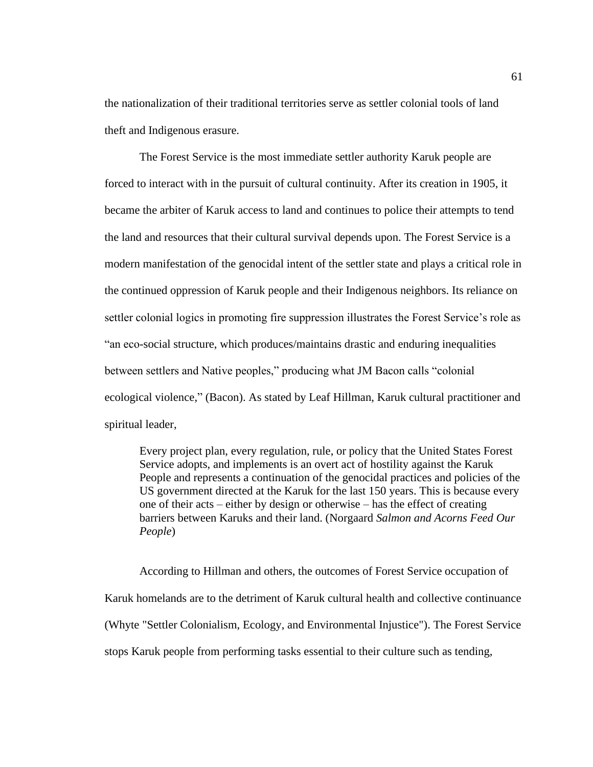the nationalization of their traditional territories serve as settler colonial tools of land theft and Indigenous erasure.

The Forest Service is the most immediate settler authority Karuk people are forced to interact with in the pursuit of cultural continuity. After its creation in 1905, it became the arbiter of Karuk access to land and continues to police their attempts to tend the land and resources that their cultural survival depends upon. The Forest Service is a modern manifestation of the genocidal intent of the settler state and plays a critical role in the continued oppression of Karuk people and their Indigenous neighbors. Its reliance on settler colonial logics in promoting fire suppression illustrates the Forest Service's role as "an eco-social structure, which produces/maintains drastic and enduring inequalities between settlers and Native peoples," producing what JM Bacon calls "colonial ecological violence," (Bacon). As stated by Leaf Hillman, Karuk cultural practitioner and spiritual leader,

> Every project plan, every regulation, rule, or policy that the United States Forest Service adopts, and implements is an overt act of hostility against the Karuk People and represents a continuation of the genocidal practices and policies of the US government directed at the Karuk for the last 150 years. This is because every one of their acts – either by design or otherwise – has the effect of creating barriers between Karuks and their land. (Norgaard *Salmon and Acorns Feed Our People*)

According to Hillman and others, the outcomes of Forest Service occupation of Karuk homelands are to the detriment of Karuk cultural health and collective continuance (Whyte "Settler Colonialism, Ecology, and Environmental Injustice"). The Forest Service stops Karuk people from performing tasks essential to their culture such as tending,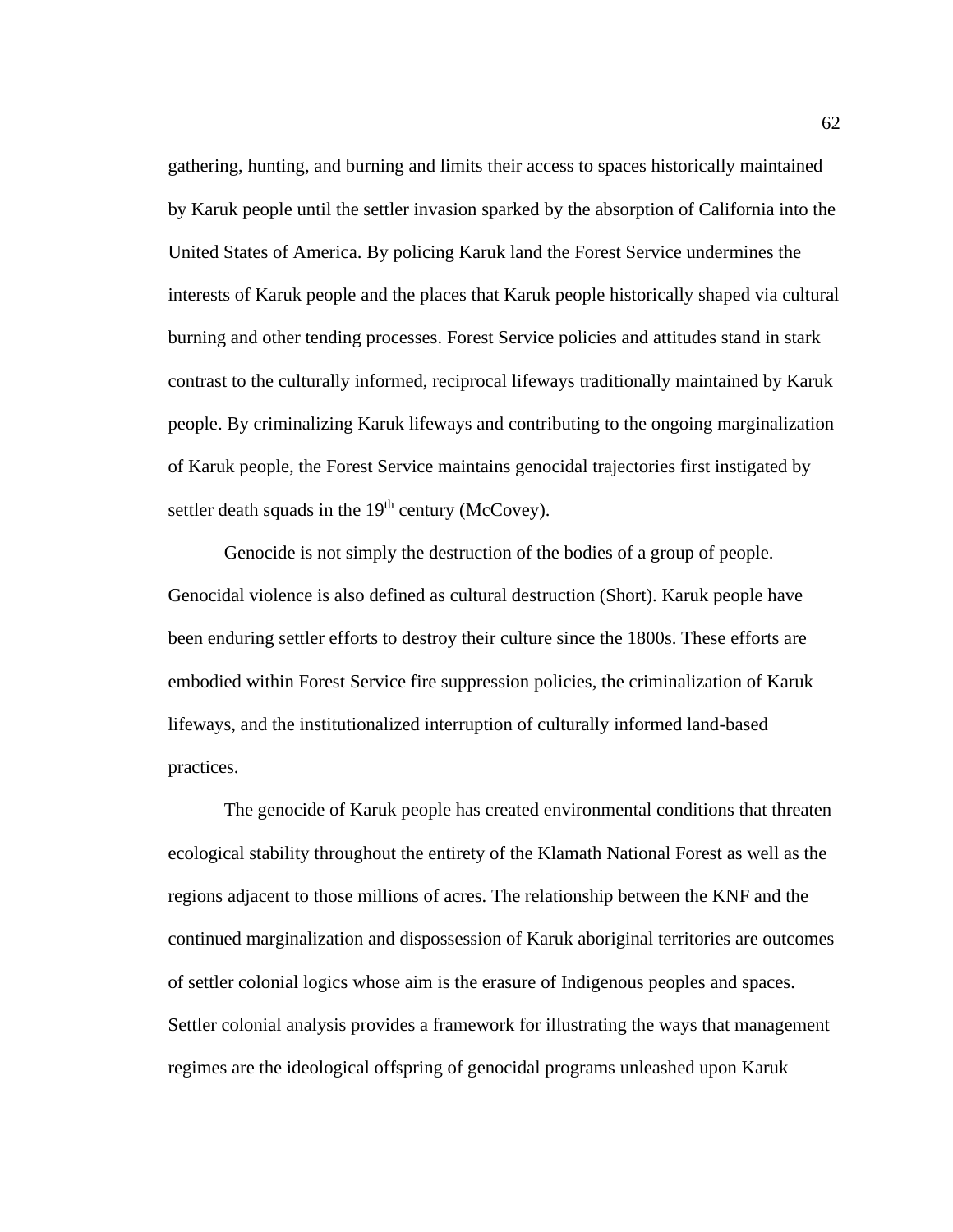gathering, hunting, and burning and limits their access to spaces historically maintained by Karuk people until the settler invasion sparked by the absorption of California into the United States of America. By policing Karuk land the Forest Service undermines the interests of Karuk people and the places that Karuk people historically shaped via cultural burning and other tending processes. Forest Service policies and attitudes stand in stark contrast to the culturally informed, reciprocal lifeways traditionally maintained by Karuk people. By criminalizing Karuk lifeways and contributing to the ongoing marginalization of Karuk people, the Forest Service maintains genocidal trajectories first instigated by settler death squads in the 19th century (McCovey).

Genocide is not simply the destruction of the bodies of a group of people. Genocidal violence is also defined as cultural destruction (Short). Karuk people have been enduring settler efforts to destroy their culture since the 1800s. These efforts are embodied within Forest Service fire suppression policies, the criminalization of Karuk lifeways, and the institutionalized interruption of culturally informed land-based practices.

The genocide of Karuk people has created environmental conditions that threaten ecological stability throughout the entirety of the Klamath National Forest as well as the regions adjacent to those millions of acres. The relationship between the KNF and the continued marginalization and dispossession of Karuk aboriginal territories are outcomes of settler colonial logics whose aim is the erasure of Indigenous peoples and spaces. Settler colonial analysis provides a framework for illustrating the ways that management regimes are the ideological offspring of genocidal programs unleashed upon Karuk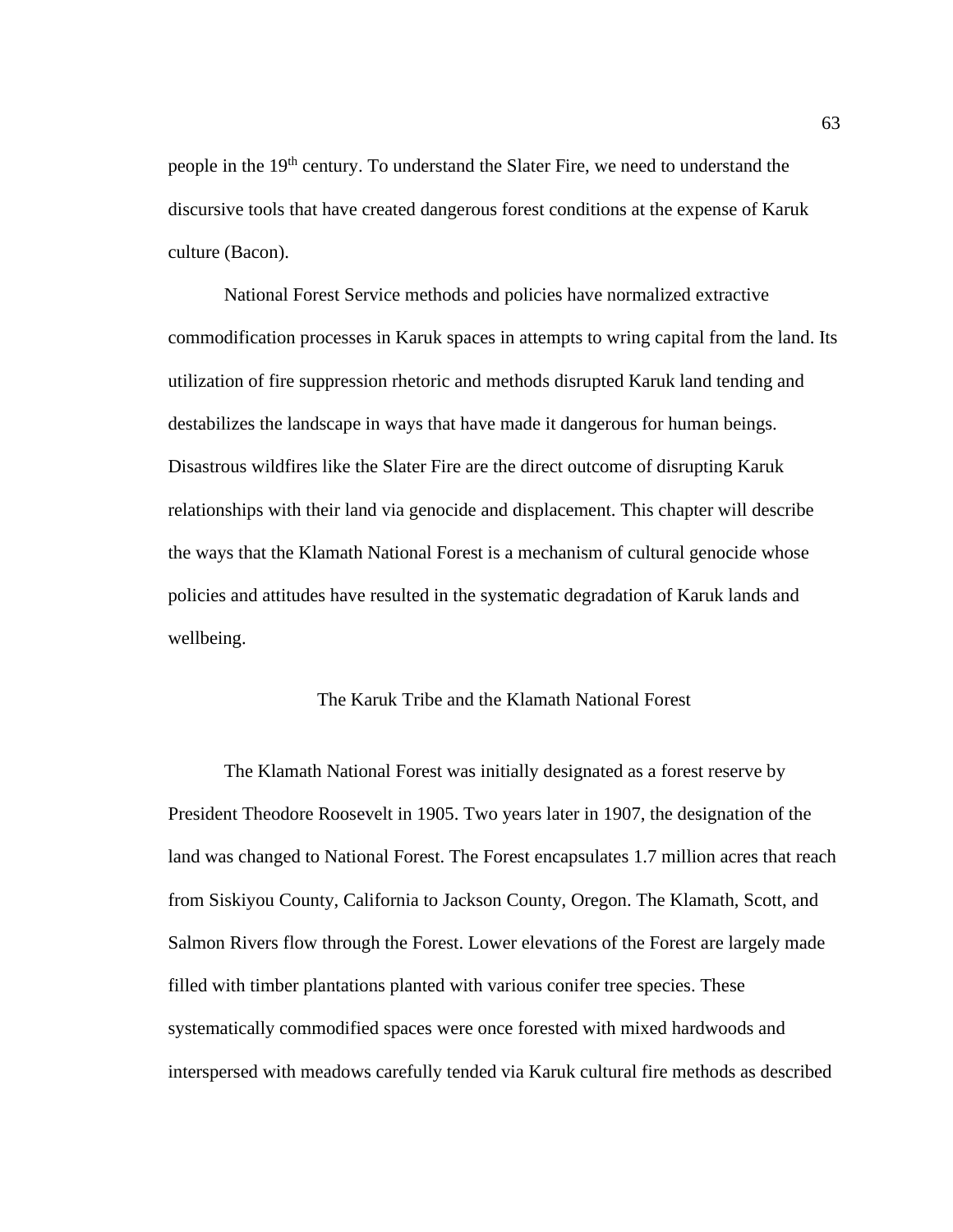people in the 19th century. To understand the Slater Fire, we need to understand the discursive tools that have created dangerous forest conditions at the expense of Karuk culture (Bacon).

National Forest Service methods and policies have normalized extractive commodification processes in Karuk spaces in attempts to wring capital from the land. Its utilization of fire suppression rhetoric and methods disrupted Karuk land tending and destabilizes the landscape in ways that have made it dangerous for human beings. Disastrous wildfires like the Slater Fire are the direct outcome of disrupting Karuk relationships with their land via genocide and displacement. This chapter will describe the ways that the Klamath National Forest is a mechanism of cultural genocide whose policies and attitudes have resulted in the systematic degradation of Karuk lands and wellbeing.

## The Karuk Tribe and the Klamath National Forest

The Klamath National Forest was initially designated as a forest reserve by President Theodore Roosevelt in 1905. Two years later in 1907, the designation of the land was changed to National Forest. The Forest encapsulates 1.7 million acres that reach from Siskiyou County, California to Jackson County, Oregon. The Klamath, Scott, and Salmon Rivers flow through the Forest. Lower elevations of the Forest are largely made filled with timber plantations planted with various conifer tree species. These systematically commodified spaces were once forested with mixed hardwoods and interspersed with meadows carefully tended via Karuk cultural fire methods as described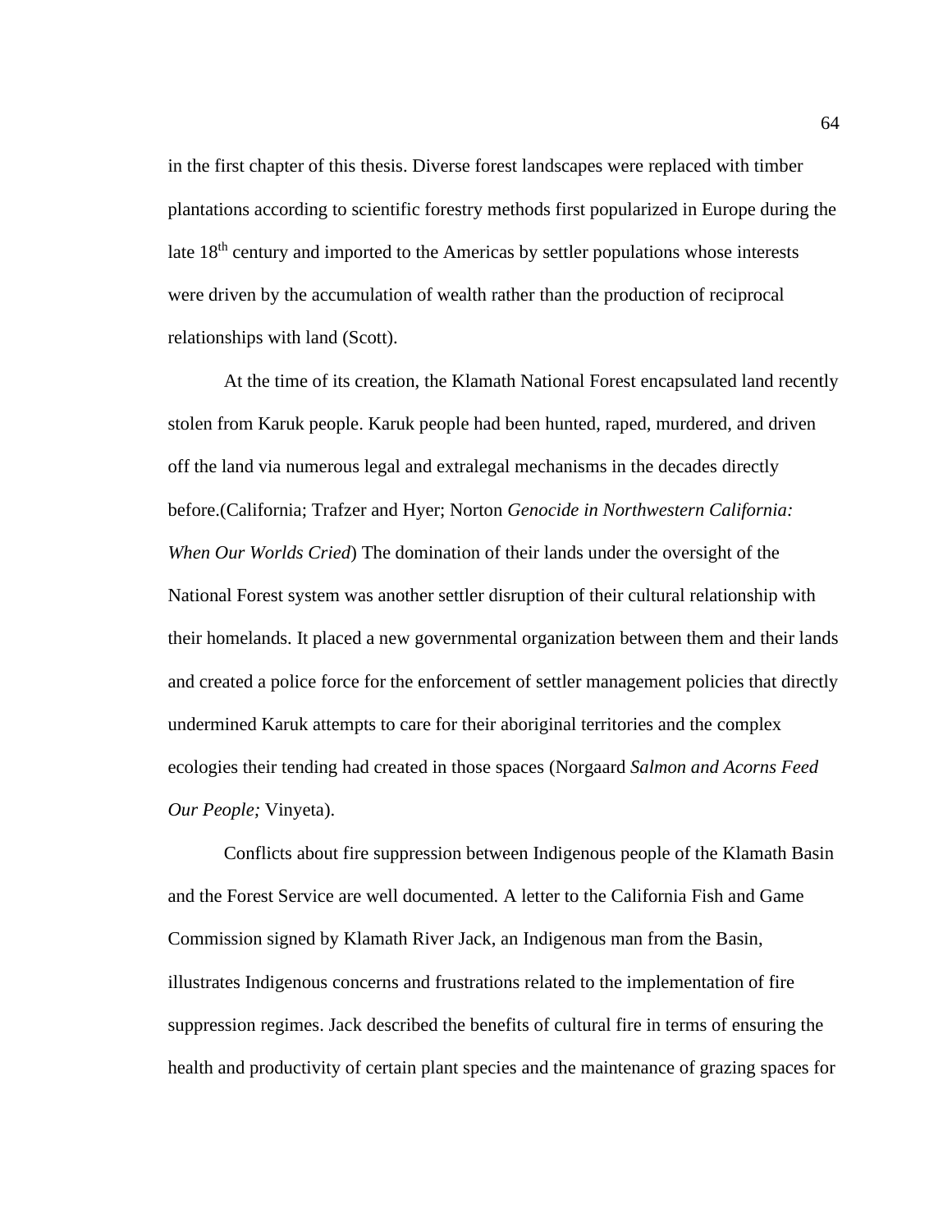in the first chapter of this thesis. Diverse forest landscapes were replaced with timber plantations according to scientific forestry methods first popularized in Europe during the late 18th century and imported to the Americas by settler populations whose interests were driven by the accumulation of wealth rather than the production of reciprocal relationships with land (Scott).

At the time of its creation, the Klamath National Forest encapsulated land recently stolen from Karuk people. Karuk people had been hunted, raped, murdered, and driven off the land via numerous legal and extralegal mechanisms in the decades directly before.(California; Trafzer and Hyer; Norton *Genocide in Northwestern California: When Our Worlds Cried*) The domination of their lands under the oversight of the National Forest system was another settler disruption of their cultural relationship with their homelands. It placed a new governmental organization between them and their lands and created a police force for the enforcement of settler management policies that directly undermined Karuk attempts to care for their aboriginal territories and the complex ecologies their tending had created in those spaces (Norgaard *Salmon and Acorns Feed Our People;* Vinyeta).

Conflicts about fire suppression between Indigenous people of the Klamath Basin and the Forest Service are well documented. A letter to the California Fish and Game Commission signed by Klamath River Jack, an Indigenous man from the Basin, illustrates Indigenous concerns and frustrations related to the implementation of fire suppression regimes. Jack described the benefits of cultural fire in terms of ensuring the health and productivity of certain plant species and the maintenance of grazing spaces for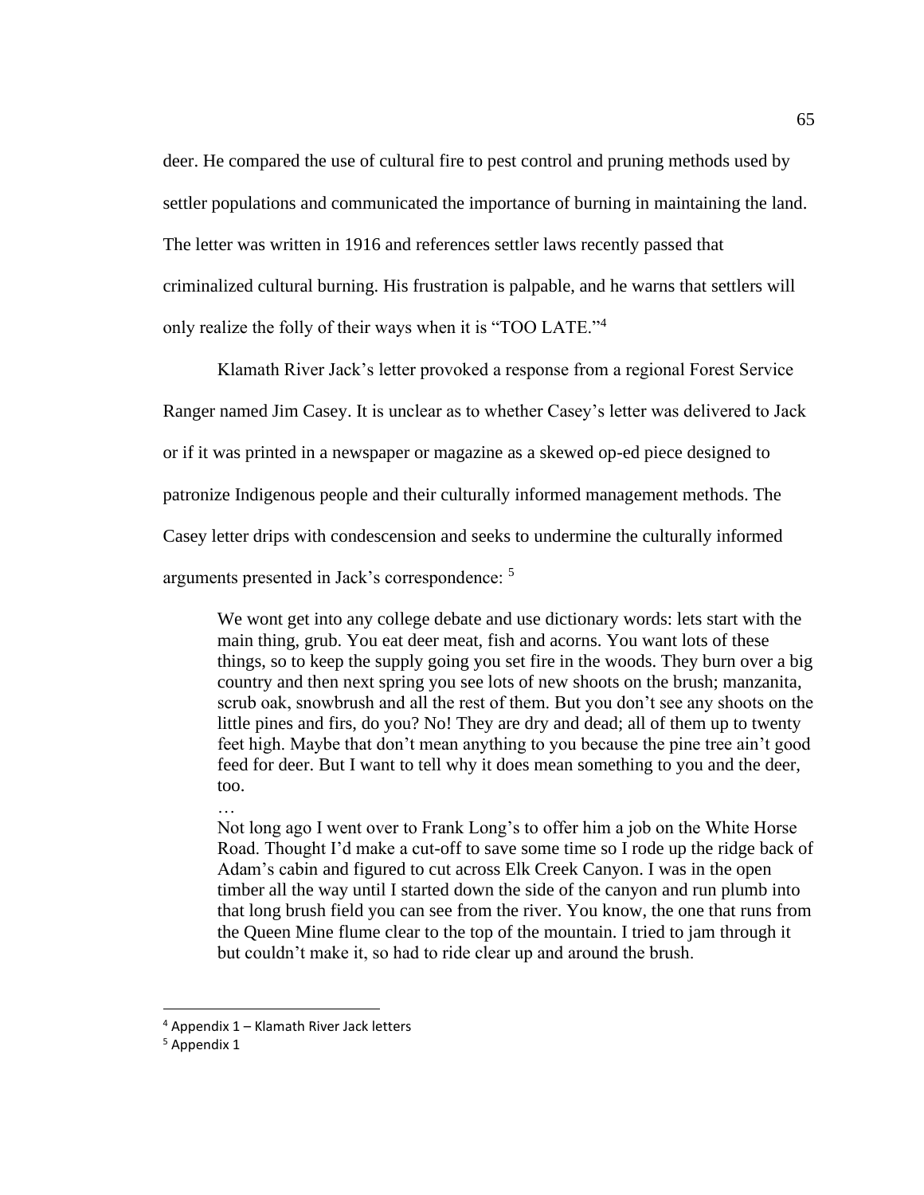deer. He compared the use of cultural fire to pest control and pruning methods used by settler populations and communicated the importance of burning in maintaining the land. The letter was written in 1916 and references settler laws recently passed that criminalized cultural burning. His frustration is palpable, and he warns that settlers will only realize the folly of their ways when it is "TOO LATE."[4]

Klamath River Jack's letter provoked a response from a regional Forest Service Ranger named Jim Casey. It is unclear as to whether Casey's letter was delivered to Jack or if it was printed in a newspaper or magazine as a skewed op-ed piece designed to patronize Indigenous people and their culturally informed management methods. The Casey letter drips with condescension and seeks to undermine the culturally informed arguments presented in Jack's correspondence: [5]

> We wont get into any college debate and use dictionary words: lets start with the main thing, grub. You eat deer meat, fish and acorns. You want lots of these things, so to keep the supply going you set fire in the woods. They burn over a big country and then next spring you see lots of new shoots on the brush; manzanita, scrub oak, snowbrush and all the rest of them. But you don't see any shoots on the little pines and firs, do you? No! They are dry and dead; all of them up to twenty feet high. Maybe that don't mean anything to you because the pine tree ain't good feed for deer. But I want to tell why it does mean something to you and the deer, too.
>
> …
>
> Not long ago I went over to Frank Long's to offer him a job on the White Horse Road. Thought I'd make a cut-off to save some time so I rode up the ridge back of Adam's cabin and figured to cut across Elk Creek Canyon. I was in the open timber all the way until I started down the side of the canyon and run plumb into that long brush field you can see from the river. You know, the one that runs from the Queen Mine flume clear to the top of the mountain. I tried to jam through it but couldn't make it, so had to ride clear up and around the brush.

---

[4] Appendix 1 – Klamath River Jack letters

[5] Appendix 1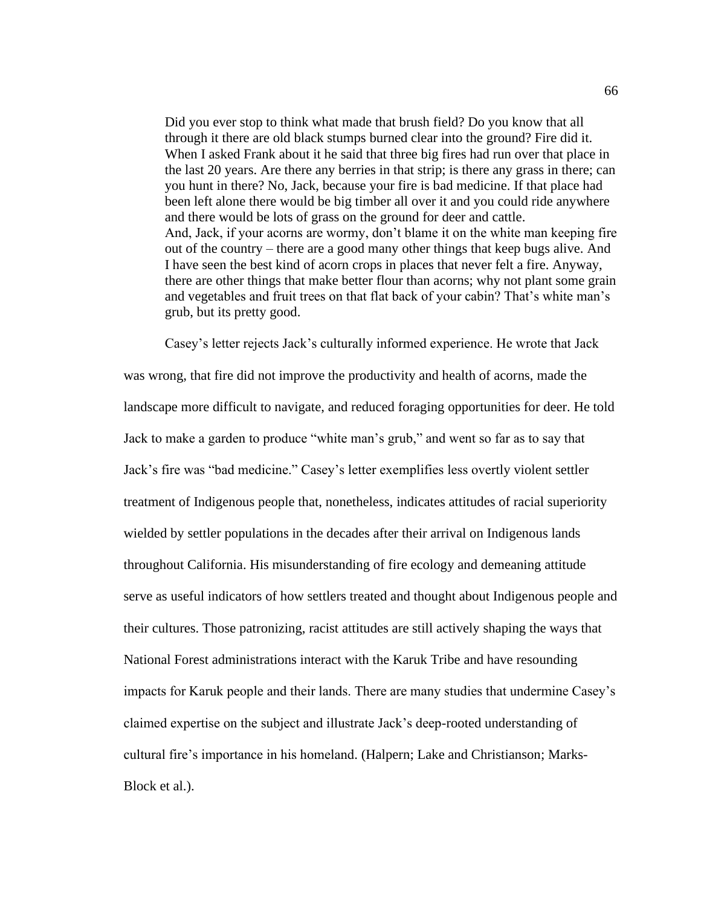> Did you ever stop to think what made that brush field? Do you know that all through it there are old black stumps burned clear into the ground? Fire did it. When I asked Frank about it he said that three big fires had run over that place in the last 20 years. Are there any berries in that strip; is there any grass in there; can you hunt in there? No, Jack, because your fire is bad medicine. If that place had been left alone there would be big timber all over it and you could ride anywhere and there would be lots of grass on the ground for deer and cattle.
> And, Jack, if your acorns are wormy, don't blame it on the white man keeping fire out of the country – there are a good many other things that keep bugs alive. And I have seen the best kind of acorn crops in places that never felt a fire. Anyway, there are other things that make better flour than acorns; why not plant some grain and vegetables and fruit trees on that flat back of your cabin? That's white man's grub, but its pretty good.

Casey's letter rejects Jack's culturally informed experience. He wrote that Jack was wrong, that fire did not improve the productivity and health of acorns, made the landscape more difficult to navigate, and reduced foraging opportunities for deer. He told Jack to make a garden to produce "white man's grub," and went so far as to say that Jack's fire was "bad medicine." Casey's letter exemplifies less overtly violent settler treatment of Indigenous people that, nonetheless, indicates attitudes of racial superiority wielded by settler populations in the decades after their arrival on Indigenous lands throughout California. His misunderstanding of fire ecology and demeaning attitude serve as useful indicators of how settlers treated and thought about Indigenous people and their cultures. Those patronizing, racist attitudes are still actively shaping the ways that National Forest administrations interact with the Karuk Tribe and have resounding impacts for Karuk people and their lands. There are many studies that undermine Casey's claimed expertise on the subject and illustrate Jack's deep-rooted understanding of cultural fire's importance in his homeland. (Halpern; Lake and Christianson; Marks-Block et al.).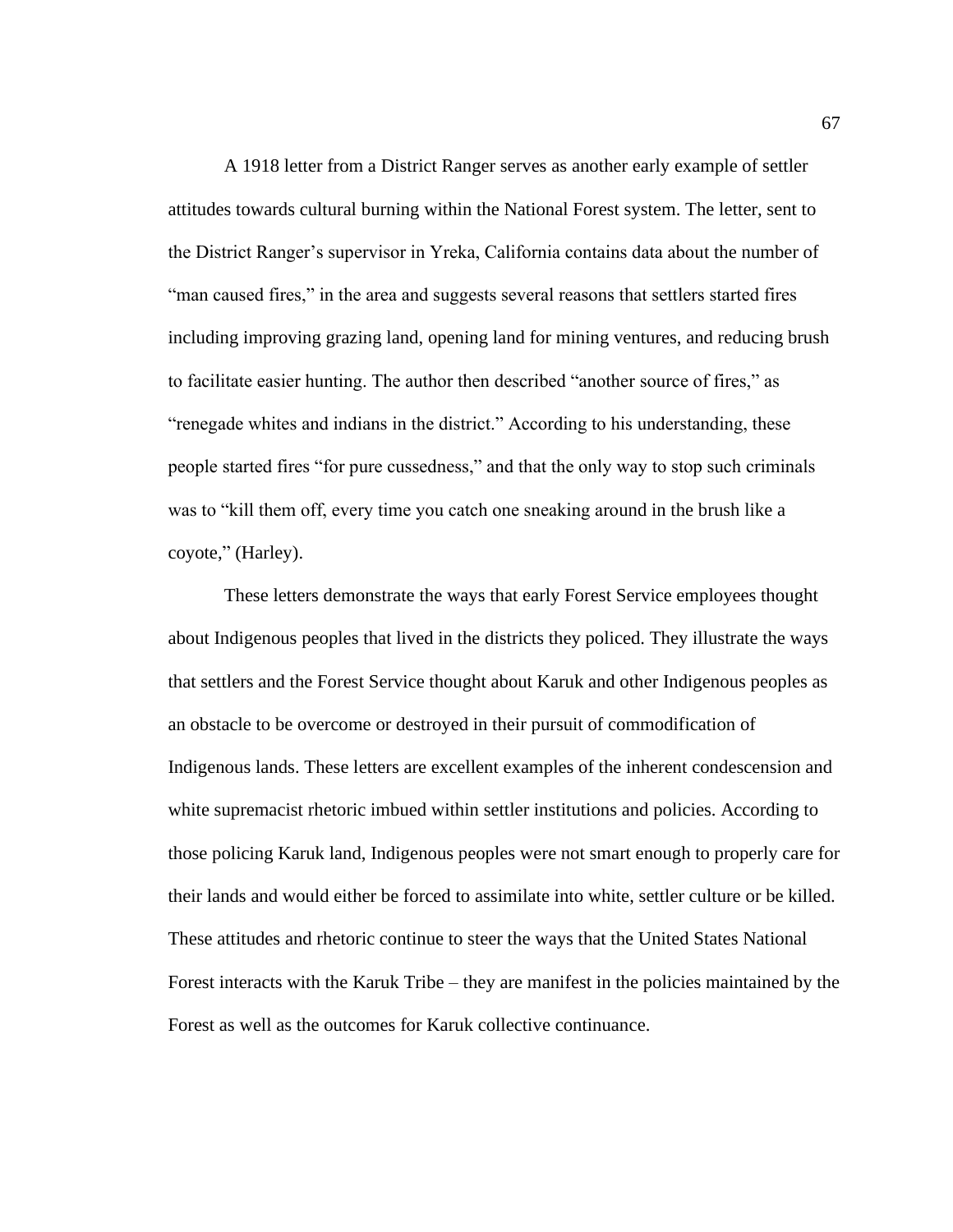A 1918 letter from a District Ranger serves as another early example of settler attitudes towards cultural burning within the National Forest system. The letter, sent to the District Ranger's supervisor in Yreka, California contains data about the number of "man caused fires," in the area and suggests several reasons that settlers started fires including improving grazing land, opening land for mining ventures, and reducing brush to facilitate easier hunting. The author then described "another source of fires," as "renegade whites and indians in the district." According to his understanding, these people started fires "for pure cussedness," and that the only way to stop such criminals was to "kill them off, every time you catch one sneaking around in the brush like a coyote," (Harley).

These letters demonstrate the ways that early Forest Service employees thought about Indigenous peoples that lived in the districts they policed. They illustrate the ways that settlers and the Forest Service thought about Karuk and other Indigenous peoples as an obstacle to be overcome or destroyed in their pursuit of commodification of Indigenous lands. These letters are excellent examples of the inherent condescension and white supremacist rhetoric imbued within settler institutions and policies. According to those policing Karuk land, Indigenous peoples were not smart enough to properly care for their lands and would either be forced to assimilate into white, settler culture or be killed. These attitudes and rhetoric continue to steer the ways that the United States National Forest interacts with the Karuk Tribe – they are manifest in the policies maintained by the Forest as well as the outcomes for Karuk collective continuance.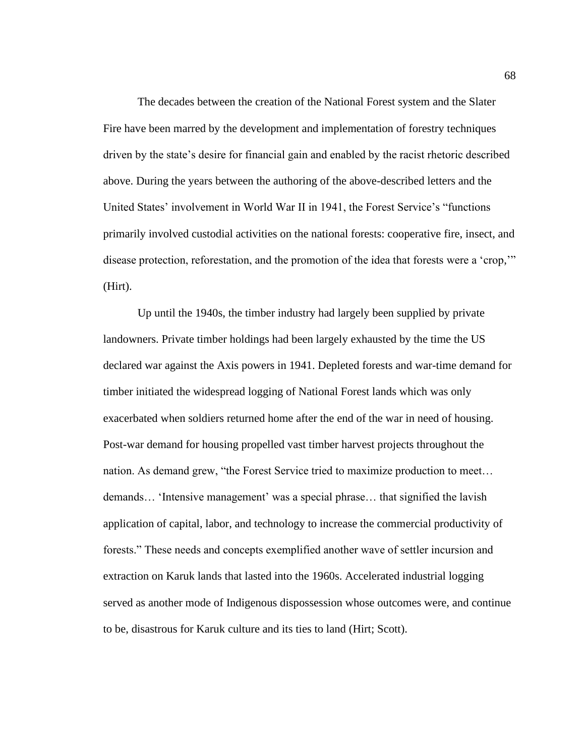The decades between the creation of the National Forest system and the Slater Fire have been marred by the development and implementation of forestry techniques driven by the state's desire for financial gain and enabled by the racist rhetoric described above. During the years between the authoring of the above-described letters and the United States' involvement in World War II in 1941, the Forest Service's "functions primarily involved custodial activities on the national forests: cooperative fire, insect, and disease protection, reforestation, and the promotion of the idea that forests were a 'crop,'" (Hirt).

Up until the 1940s, the timber industry had largely been supplied by private landowners. Private timber holdings had been largely exhausted by the time the US declared war against the Axis powers in 1941. Depleted forests and war-time demand for timber initiated the widespread logging of National Forest lands which was only exacerbated when soldiers returned home after the end of the war in need of housing. Post-war demand for housing propelled vast timber harvest projects throughout the nation. As demand grew, "the Forest Service tried to maximize production to meet… demands… 'Intensive management' was a special phrase… that signified the lavish application of capital, labor, and technology to increase the commercial productivity of forests." These needs and concepts exemplified another wave of settler incursion and extraction on Karuk lands that lasted into the 1960s. Accelerated industrial logging served as another mode of Indigenous dispossession whose outcomes were, and continue to be, disastrous for Karuk culture and its ties to land (Hirt; Scott).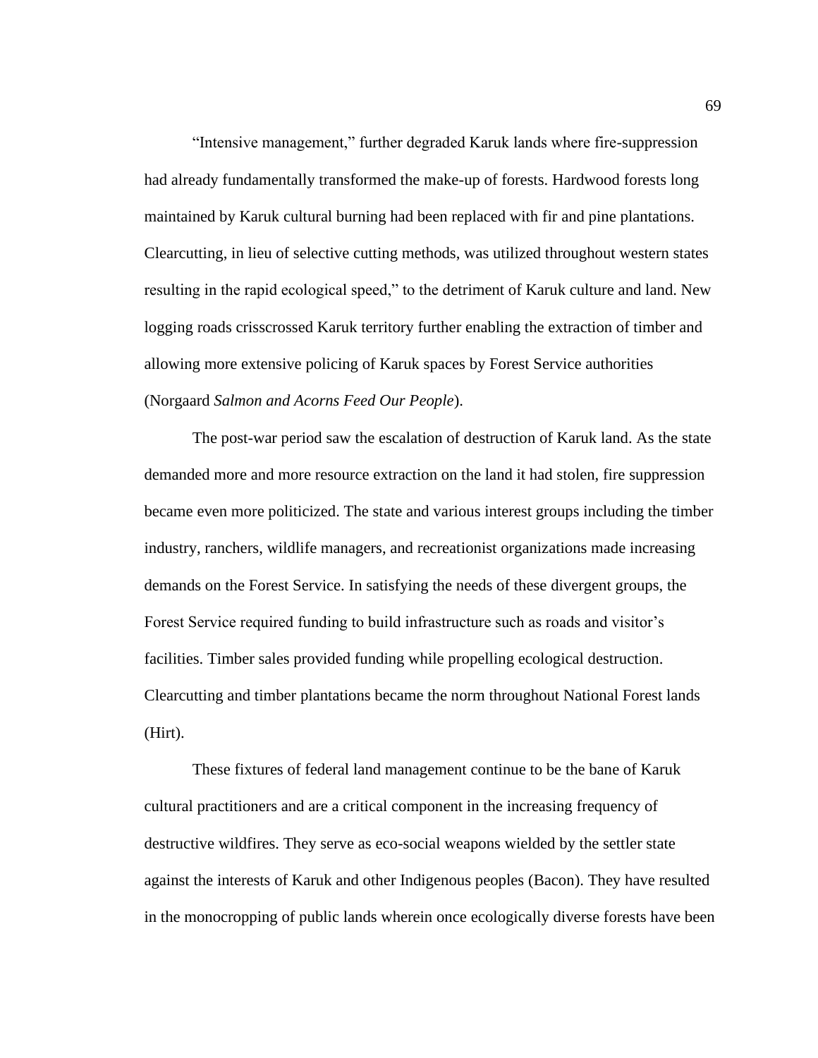"Intensive management," further degraded Karuk lands where fire-suppression had already fundamentally transformed the make-up of forests. Hardwood forests long maintained by Karuk cultural burning had been replaced with fir and pine plantations. Clearcutting, in lieu of selective cutting methods, was utilized throughout western states resulting in the rapid ecological speed," to the detriment of Karuk culture and land. New logging roads crisscrossed Karuk territory further enabling the extraction of timber and allowing more extensive policing of Karuk spaces by Forest Service authorities (Norgaard *Salmon and Acorns Feed Our People*).

The post-war period saw the escalation of destruction of Karuk land. As the state demanded more and more resource extraction on the land it had stolen, fire suppression became even more politicized. The state and various interest groups including the timber industry, ranchers, wildlife managers, and recreationist organizations made increasing demands on the Forest Service. In satisfying the needs of these divergent groups, the Forest Service required funding to build infrastructure such as roads and visitor's facilities. Timber sales provided funding while propelling ecological destruction. Clearcutting and timber plantations became the norm throughout National Forest lands (Hirt).

These fixtures of federal land management continue to be the bane of Karuk cultural practitioners and are a critical component in the increasing frequency of destructive wildfires. They serve as eco-social weapons wielded by the settler state against the interests of Karuk and other Indigenous peoples (Bacon). They have resulted in the monocropping of public lands wherein once ecologically diverse forests have been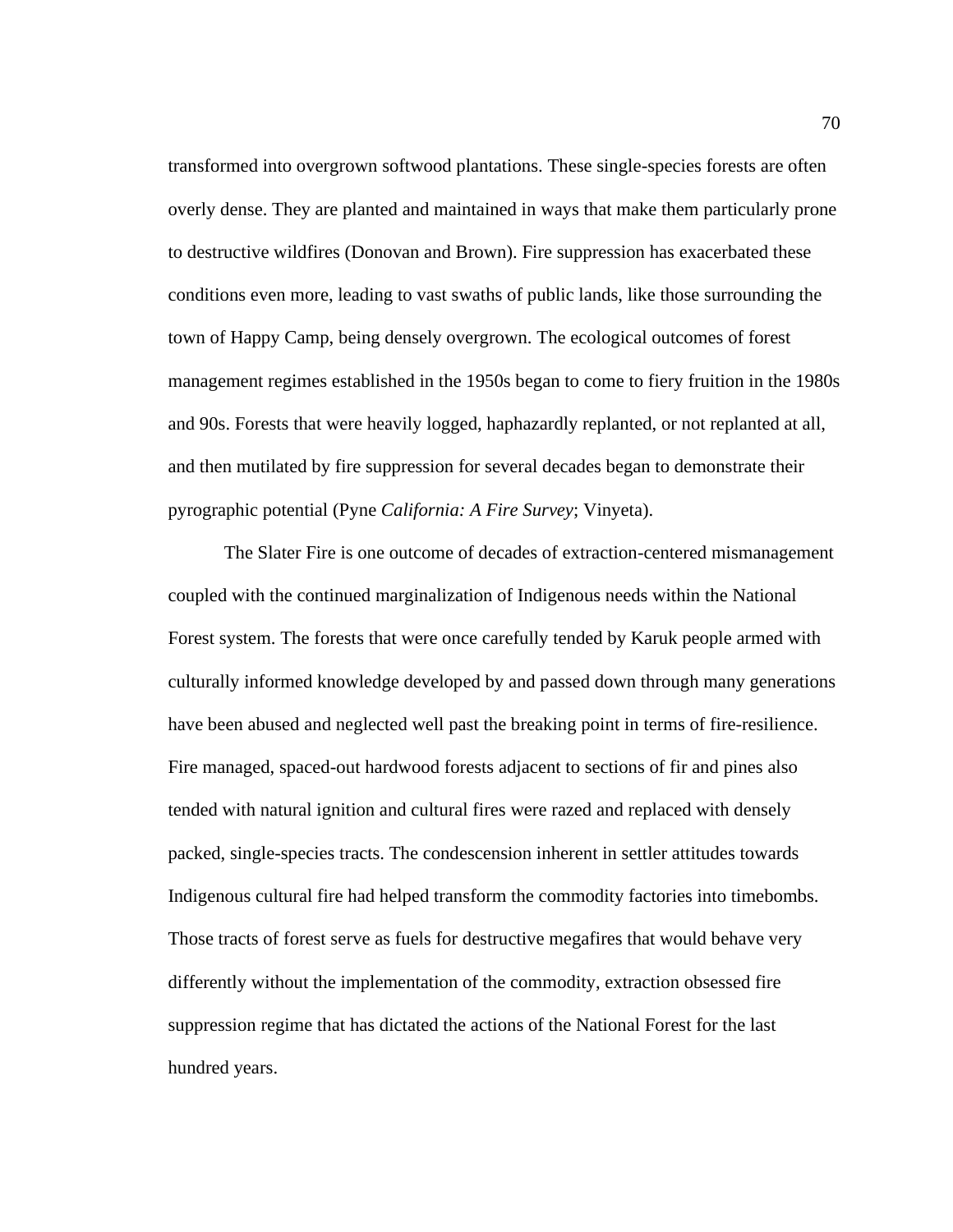transformed into overgrown softwood plantations. These single-species forests are often overly dense. They are planted and maintained in ways that make them particularly prone to destructive wildfires (Donovan and Brown). Fire suppression has exacerbated these conditions even more, leading to vast swaths of public lands, like those surrounding the town of Happy Camp, being densely overgrown. The ecological outcomes of forest management regimes established in the 1950s began to come to fiery fruition in the 1980s and 90s. Forests that were heavily logged, haphazardly replanted, or not replanted at all, and then mutilated by fire suppression for several decades began to demonstrate their pyrographic potential (Pyne *California: A Fire Survey*; Vinyeta).

The Slater Fire is one outcome of decades of extraction-centered mismanagement coupled with the continued marginalization of Indigenous needs within the National Forest system. The forests that were once carefully tended by Karuk people armed with culturally informed knowledge developed by and passed down through many generations have been abused and neglected well past the breaking point in terms of fire-resilience. Fire managed, spaced-out hardwood forests adjacent to sections of fir and pines also tended with natural ignition and cultural fires were razed and replaced with densely packed, single-species tracts. The condescension inherent in settler attitudes towards Indigenous cultural fire had helped transform the commodity factories into timebombs. Those tracts of forest serve as fuels for destructive megafires that would behave very differently without the implementation of the commodity, extraction obsessed fire suppression regime that has dictated the actions of the National Forest for the last hundred years.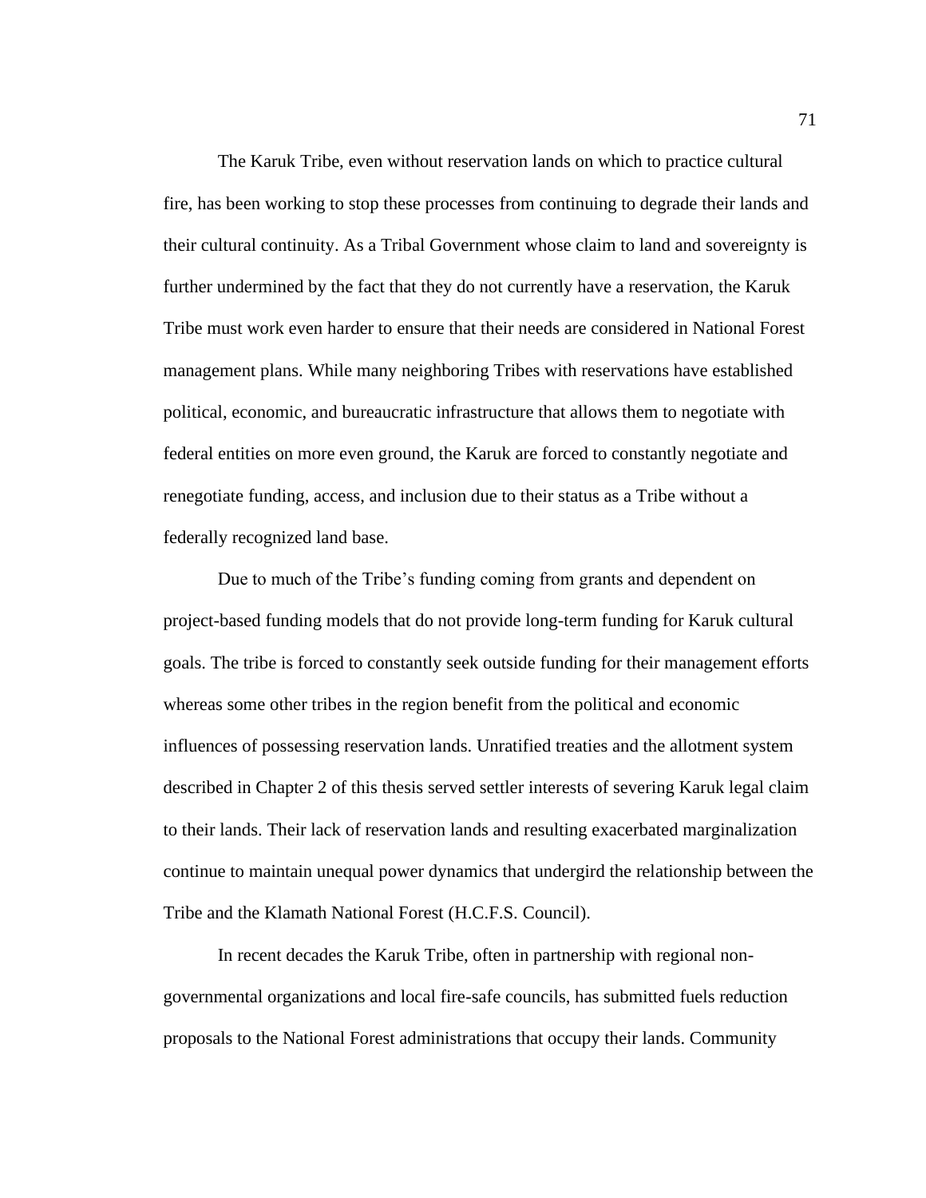The Karuk Tribe, even without reservation lands on which to practice cultural fire, has been working to stop these processes from continuing to degrade their lands and their cultural continuity. As a Tribal Government whose claim to land and sovereignty is further undermined by the fact that they do not currently have a reservation, the Karuk Tribe must work even harder to ensure that their needs are considered in National Forest management plans. While many neighboring Tribes with reservations have established political, economic, and bureaucratic infrastructure that allows them to negotiate with federal entities on more even ground, the Karuk are forced to constantly negotiate and renegotiate funding, access, and inclusion due to their status as a Tribe without a federally recognized land base.

Due to much of the Tribe's funding coming from grants and dependent on project-based funding models that do not provide long-term funding for Karuk cultural goals. The tribe is forced to constantly seek outside funding for their management efforts whereas some other tribes in the region benefit from the political and economic influences of possessing reservation lands. Unratified treaties and the allotment system described in Chapter 2 of this thesis served settler interests of severing Karuk legal claim to their lands. Their lack of reservation lands and resulting exacerbated marginalization continue to maintain unequal power dynamics that undergird the relationship between the Tribe and the Klamath National Forest (H.C.F.S. Council).

In recent decades the Karuk Tribe, often in partnership with regional non-governmental organizations and local fire-safe councils, has submitted fuels reduction proposals to the National Forest administrations that occupy their lands. Community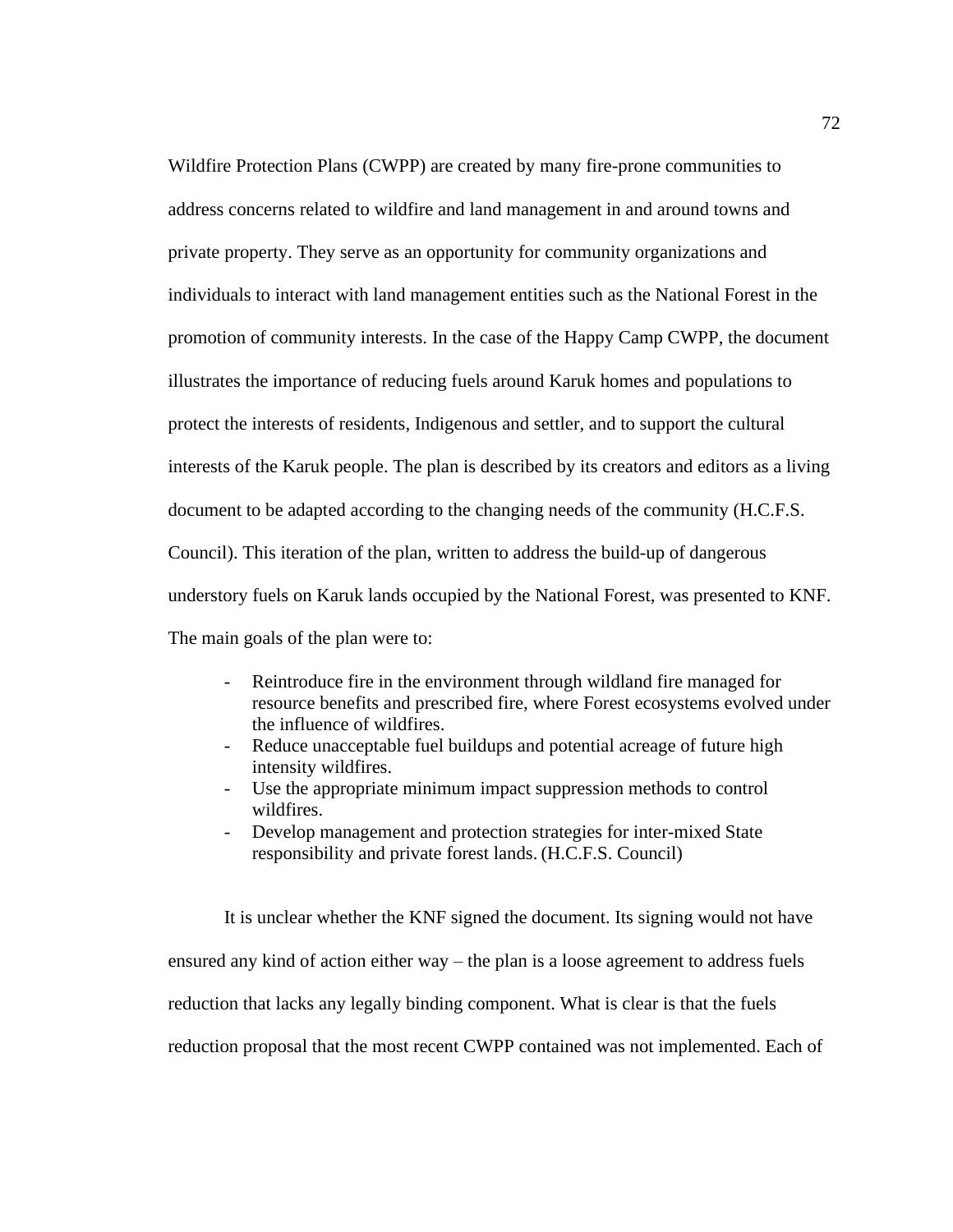Wildfire Protection Plans (CWPP) are created by many fire-prone communities to address concerns related to wildfire and land management in and around towns and private property. They serve as an opportunity for community organizations and individuals to interact with land management entities such as the National Forest in the promotion of community interests. In the case of the Happy Camp CWPP, the document illustrates the importance of reducing fuels around Karuk homes and populations to protect the interests of residents, Indigenous and settler, and to support the cultural interests of the Karuk people. The plan is described by its creators and editors as a living document to be adapted according to the changing needs of the community (H.C.F.S. Council). This iteration of the plan, written to address the build-up of dangerous understory fuels on Karuk lands occupied by the National Forest, was presented to KNF. The main goals of the plan were to:

- Reintroduce fire in the environment through wildland fire managed for resource benefits and prescribed fire, where Forest ecosystems evolved under the influence of wildfires.
- Reduce unacceptable fuel buildups and potential acreage of future high intensity wildfires.
- Use the appropriate minimum impact suppression methods to control wildfires.
- Develop management and protection strategies for inter-mixed State responsibility and private forest lands. (H.C.F.S. Council)

It is unclear whether the KNF signed the document. Its signing would not have ensured any kind of action either way – the plan is a loose agreement to address fuels reduction that lacks any legally binding component. What is clear is that the fuels reduction proposal that the most recent CWPP contained was not implemented. Each of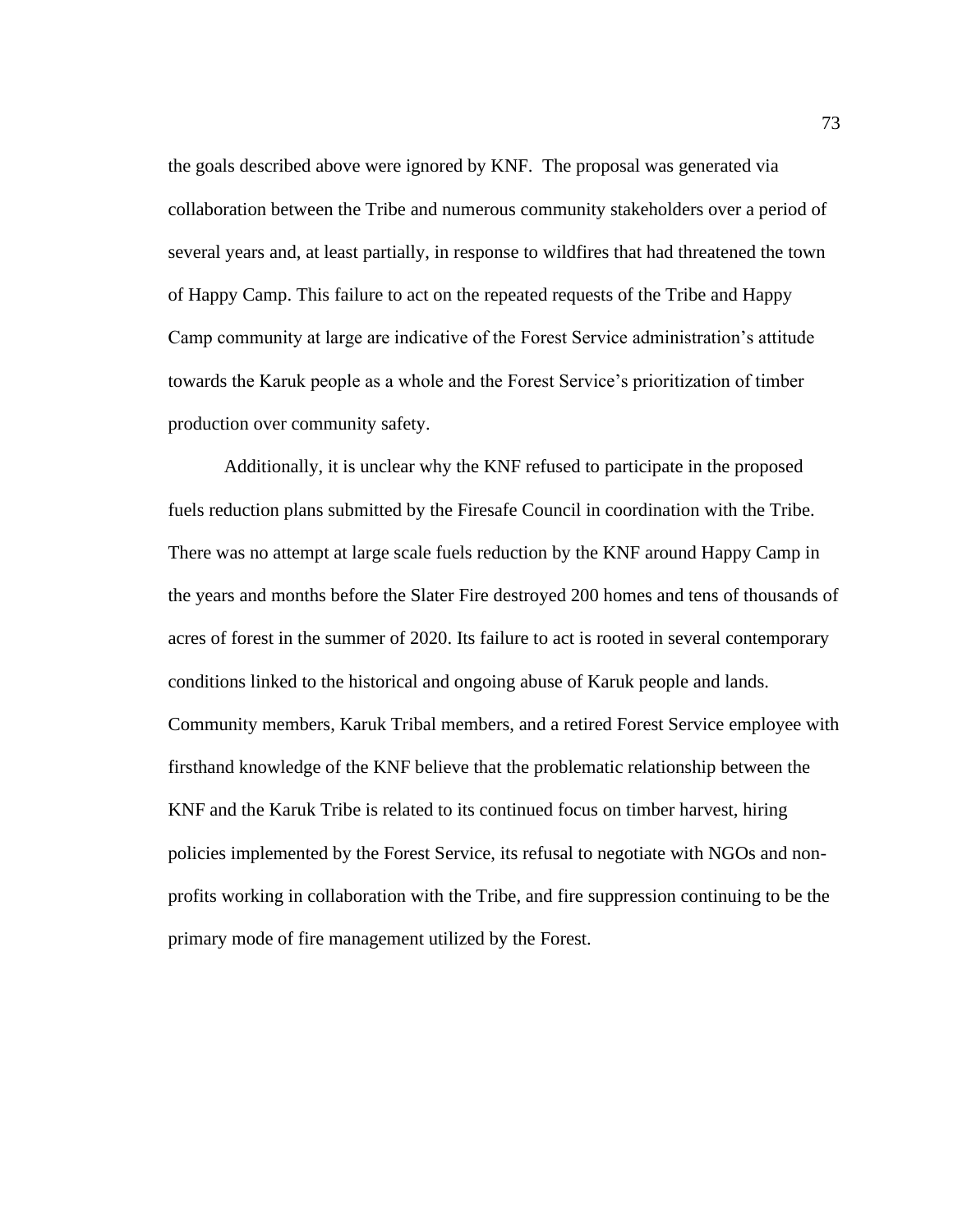the goals described above were ignored by KNF. The proposal was generated via collaboration between the Tribe and numerous community stakeholders over a period of several years and, at least partially, in response to wildfires that had threatened the town of Happy Camp. This failure to act on the repeated requests of the Tribe and Happy Camp community at large are indicative of the Forest Service administration's attitude towards the Karuk people as a whole and the Forest Service's prioritization of timber production over community safety.

Additionally, it is unclear why the KNF refused to participate in the proposed fuels reduction plans submitted by the Firesafe Council in coordination with the Tribe. There was no attempt at large scale fuels reduction by the KNF around Happy Camp in the years and months before the Slater Fire destroyed 200 homes and tens of thousands of acres of forest in the summer of 2020. Its failure to act is rooted in several contemporary conditions linked to the historical and ongoing abuse of Karuk people and lands. Community members, Karuk Tribal members, and a retired Forest Service employee with firsthand knowledge of the KNF believe that the problematic relationship between the KNF and the Karuk Tribe is related to its continued focus on timber harvest, hiring policies implemented by the Forest Service, its refusal to negotiate with NGOs and non-profits working in collaboration with the Tribe, and fire suppression continuing to be the primary mode of fire management utilized by the Forest.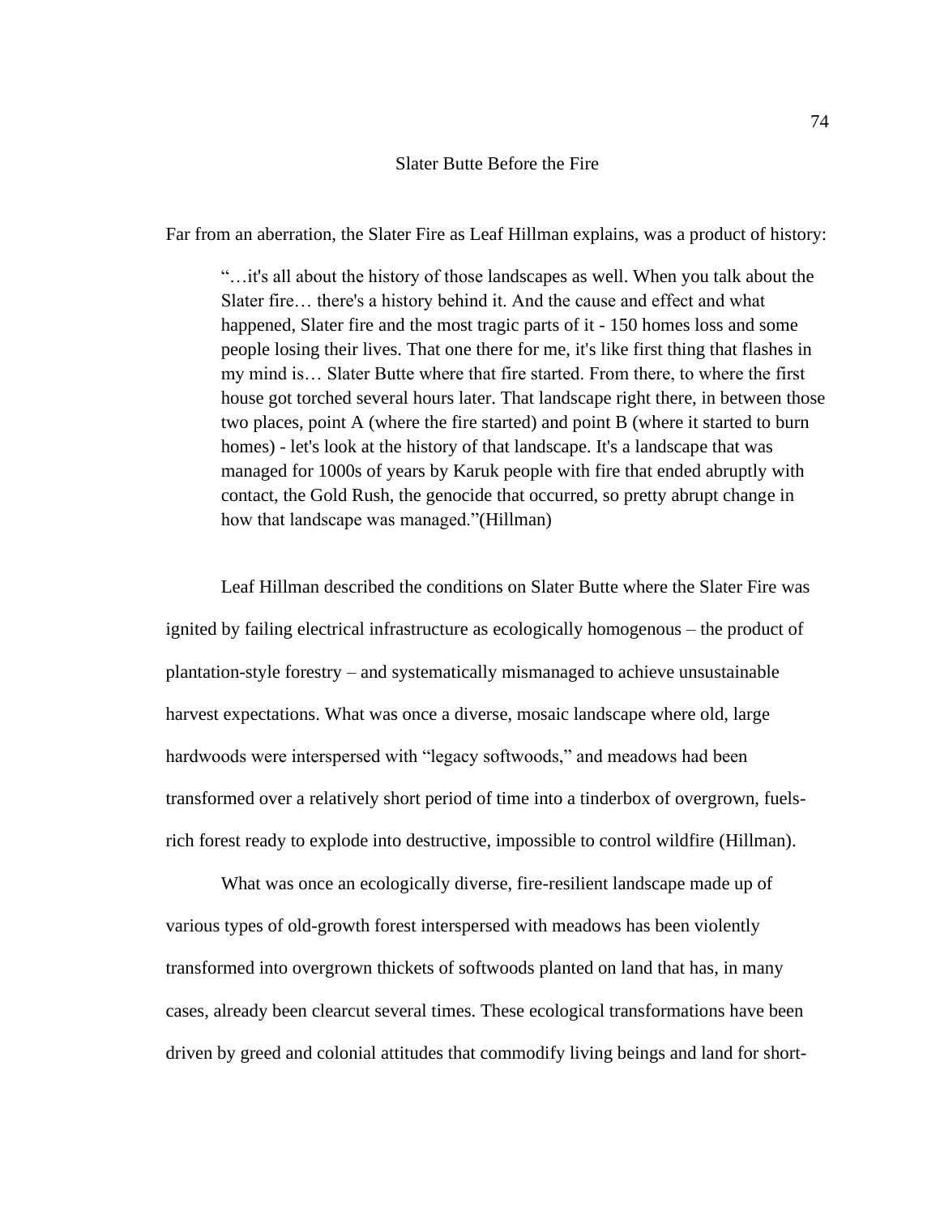## Slater Butte Before the Fire

Far from an aberration, the Slater Fire as Leaf Hillman explains, was a product of history:

> "…it's all about the history of those landscapes as well. When you talk about the Slater fire… there's a history behind it. And the cause and effect and what happened, Slater fire and the most tragic parts of it - 150 homes loss and some people losing their lives. That one there for me, it's like first thing that flashes in my mind is… Slater Butte where that fire started. From there, to where the first house got torched several hours later. That landscape right there, in between those two places, point A (where the fire started) and point B (where it started to burn homes) - let's look at the history of that landscape. It's a landscape that was managed for 1000s of years by Karuk people with fire that ended abruptly with contact, the Gold Rush, the genocide that occurred, so pretty abrupt change in how that landscape was managed."(Hillman)

Leaf Hillman described the conditions on Slater Butte where the Slater Fire was ignited by failing electrical infrastructure as ecologically homogenous – the product of plantation-style forestry – and systematically mismanaged to achieve unsustainable harvest expectations. What was once a diverse, mosaic landscape where old, large hardwoods were interspersed with "legacy softwoods," and meadows had been transformed over a relatively short period of time into a tinderbox of overgrown, fuels-rich forest ready to explode into destructive, impossible to control wildfire (Hillman).

What was once an ecologically diverse, fire-resilient landscape made up of various types of old-growth forest interspersed with meadows has been violently transformed into overgrown thickets of softwoods planted on land that has, in many cases, already been clearcut several times. These ecological transformations have been driven by greed and colonial attitudes that commodify living beings and land for short-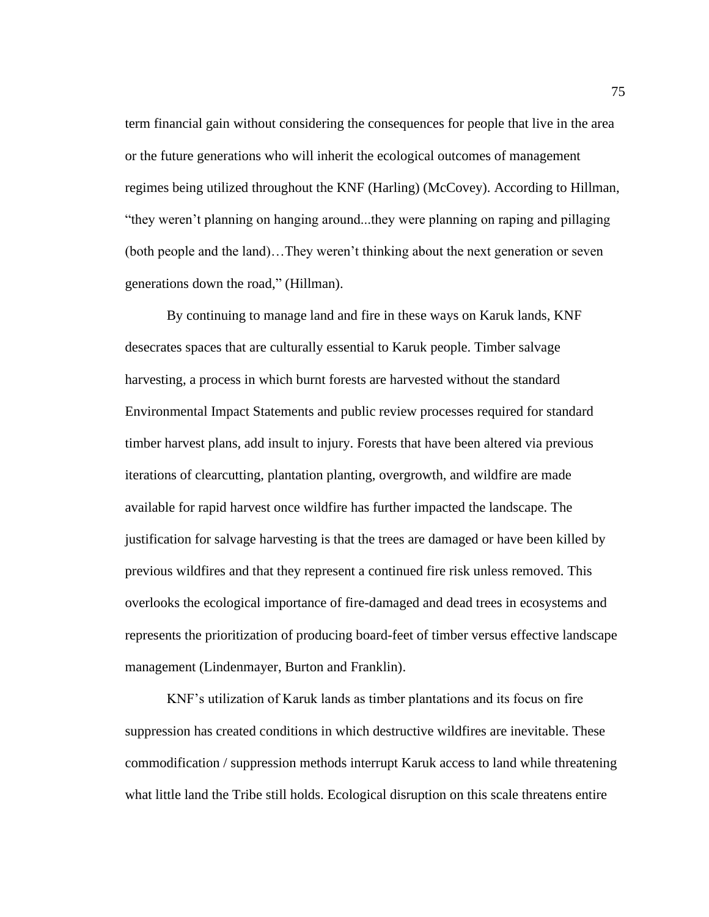term financial gain without considering the consequences for people that live in the area or the future generations who will inherit the ecological outcomes of management regimes being utilized throughout the KNF (Harling) (McCovey). According to Hillman, "they weren't planning on hanging around...they were planning on raping and pillaging (both people and the land)…They weren't thinking about the next generation or seven generations down the road," (Hillman).

By continuing to manage land and fire in these ways on Karuk lands, KNF desecrates spaces that are culturally essential to Karuk people. Timber salvage harvesting, a process in which burnt forests are harvested without the standard Environmental Impact Statements and public review processes required for standard timber harvest plans, add insult to injury. Forests that have been altered via previous iterations of clearcutting, plantation planting, overgrowth, and wildfire are made available for rapid harvest once wildfire has further impacted the landscape. The justification for salvage harvesting is that the trees are damaged or have been killed by previous wildfires and that they represent a continued fire risk unless removed. This overlooks the ecological importance of fire-damaged and dead trees in ecosystems and represents the prioritization of producing board-feet of timber versus effective landscape management (Lindenmayer, Burton and Franklin).

KNF's utilization of Karuk lands as timber plantations and its focus on fire suppression has created conditions in which destructive wildfires are inevitable. These commodification / suppression methods interrupt Karuk access to land while threatening what little land the Tribe still holds. Ecological disruption on this scale threatens entire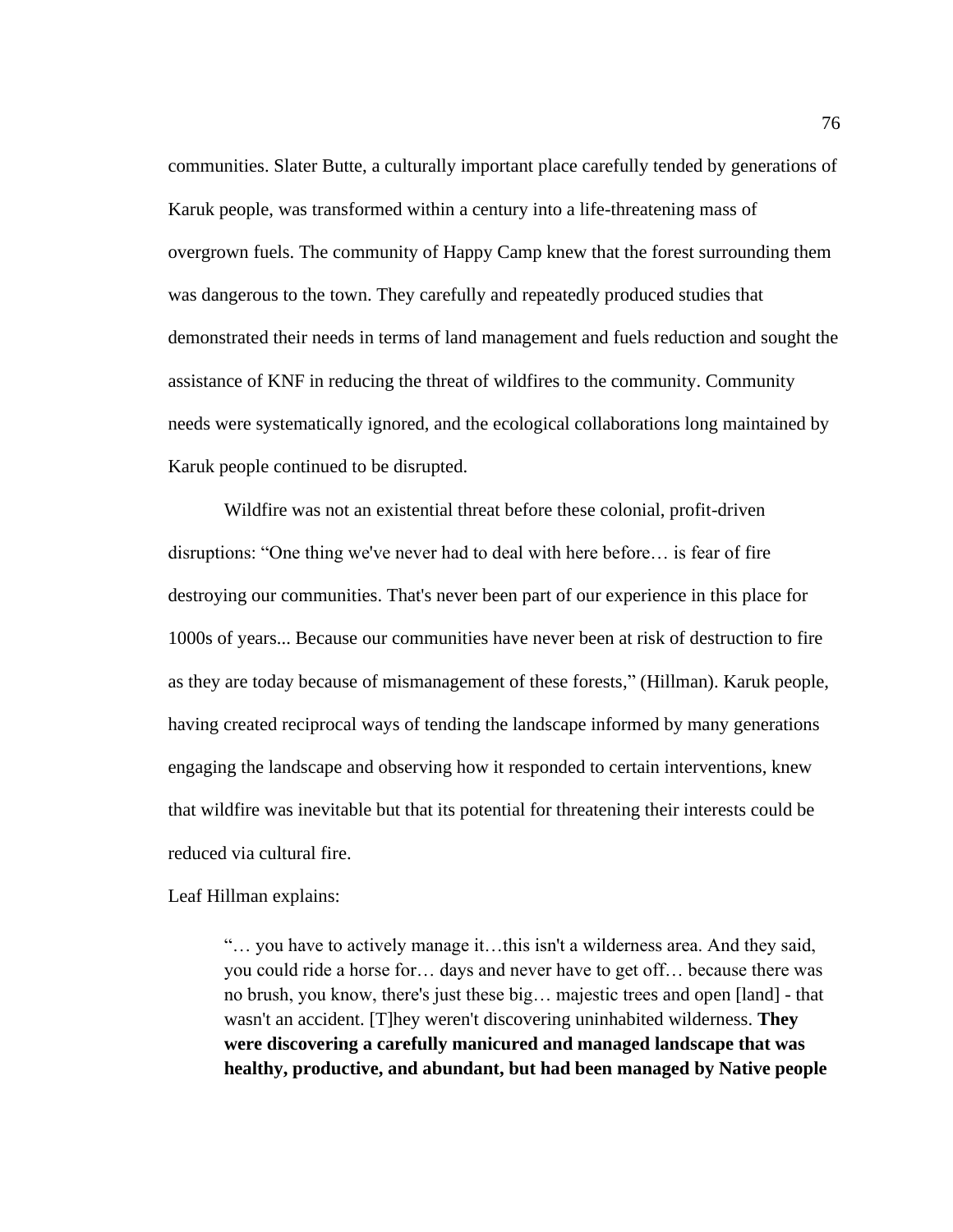communities. Slater Butte, a culturally important place carefully tended by generations of Karuk people, was transformed within a century into a life-threatening mass of overgrown fuels. The community of Happy Camp knew that the forest surrounding them was dangerous to the town. They carefully and repeatedly produced studies that demonstrated their needs in terms of land management and fuels reduction and sought the assistance of KNF in reducing the threat of wildfires to the community. Community needs were systematically ignored, and the ecological collaborations long maintained by Karuk people continued to be disrupted.

Wildfire was not an existential threat before these colonial, profit-driven disruptions: "One thing we've never had to deal with here before… is fear of fire destroying our communities. That's never been part of our experience in this place for 1000s of years... Because our communities have never been at risk of destruction to fire as they are today because of mismanagement of these forests," (Hillman). Karuk people, having created reciprocal ways of tending the landscape informed by many generations engaging the landscape and observing how it responded to certain interventions, knew that wildfire was inevitable but that its potential for threatening their interests could be reduced via cultural fire.

Leaf Hillman explains:

> "… you have to actively manage it…this isn't a wilderness area. And they said, you could ride a horse for… days and never have to get off… because there was no brush, you know, there's just these big… majestic trees and open [land] - that wasn't an accident. [T]hey weren't discovering uninhabited wilderness. **They were discovering a carefully manicured and managed landscape that was healthy, productive, and abundant, but had been managed by Native people**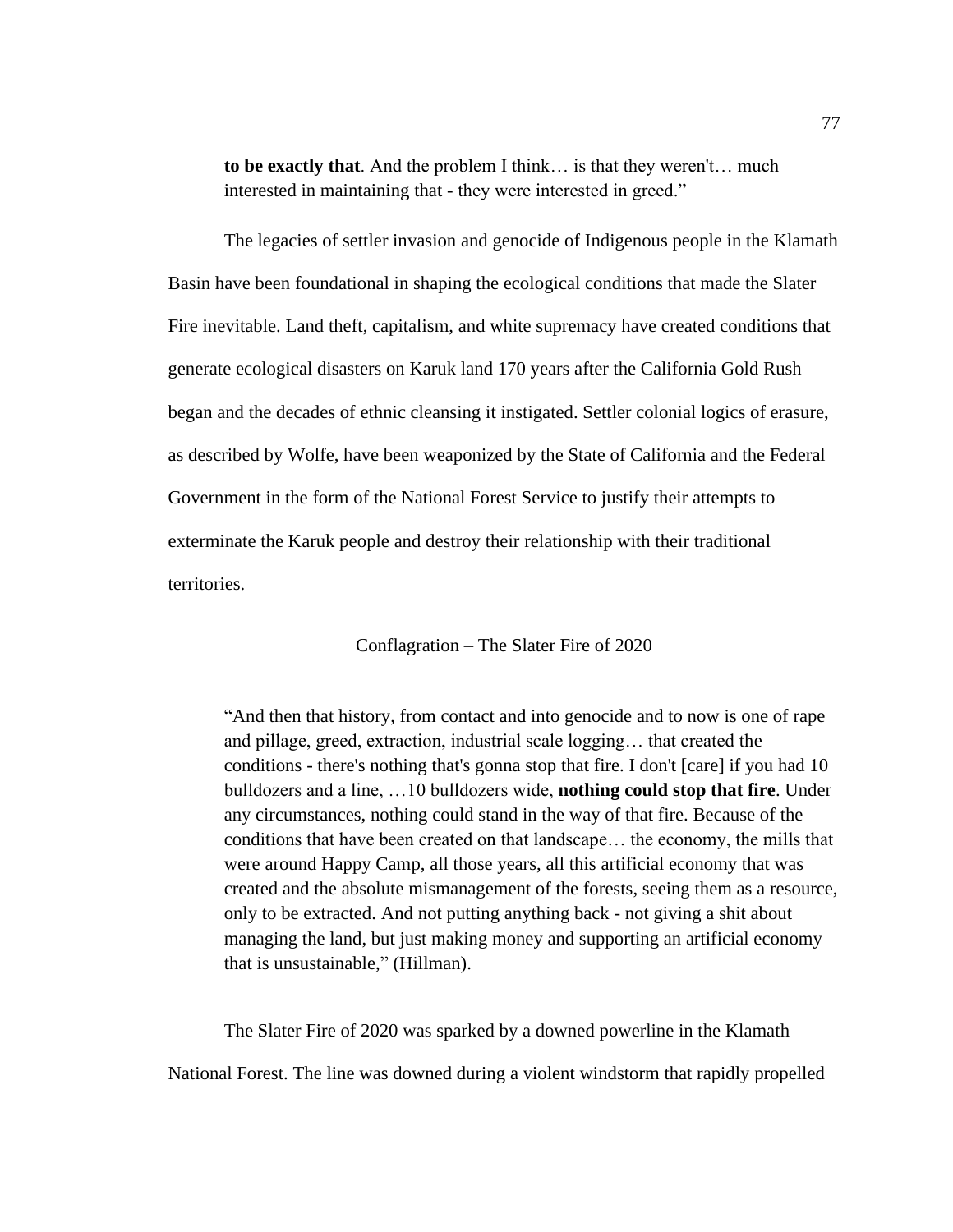> **to be exactly that**. And the problem I think… is that they weren't… much interested in maintaining that - they were interested in greed."

The legacies of settler invasion and genocide of Indigenous people in the Klamath Basin have been foundational in shaping the ecological conditions that made the Slater Fire inevitable. Land theft, capitalism, and white supremacy have created conditions that generate ecological disasters on Karuk land 170 years after the California Gold Rush began and the decades of ethnic cleansing it instigated. Settler colonial logics of erasure, as described by Wolfe, have been weaponized by the State of California and the Federal Government in the form of the National Forest Service to justify their attempts to exterminate the Karuk people and destroy their relationship with their traditional territories.

## Conflagration – The Slater Fire of 2020

> "And then that history, from contact and into genocide and to now is one of rape and pillage, greed, extraction, industrial scale logging… that created the conditions - there's nothing that's gonna stop that fire. I don't [care] if you had 10 bulldozers and a line, …10 bulldozers wide, **nothing could stop that fire**. Under any circumstances, nothing could stand in the way of that fire. Because of the conditions that have been created on that landscape… the economy, the mills that were around Happy Camp, all those years, all this artificial economy that was created and the absolute mismanagement of the forests, seeing them as a resource, only to be extracted. And not putting anything back - not giving a shit about managing the land, but just making money and supporting an artificial economy that is unsustainable," (Hillman).

The Slater Fire of 2020 was sparked by a downed powerline in the Klamath National Forest. The line was downed during a violent windstorm that rapidly propelled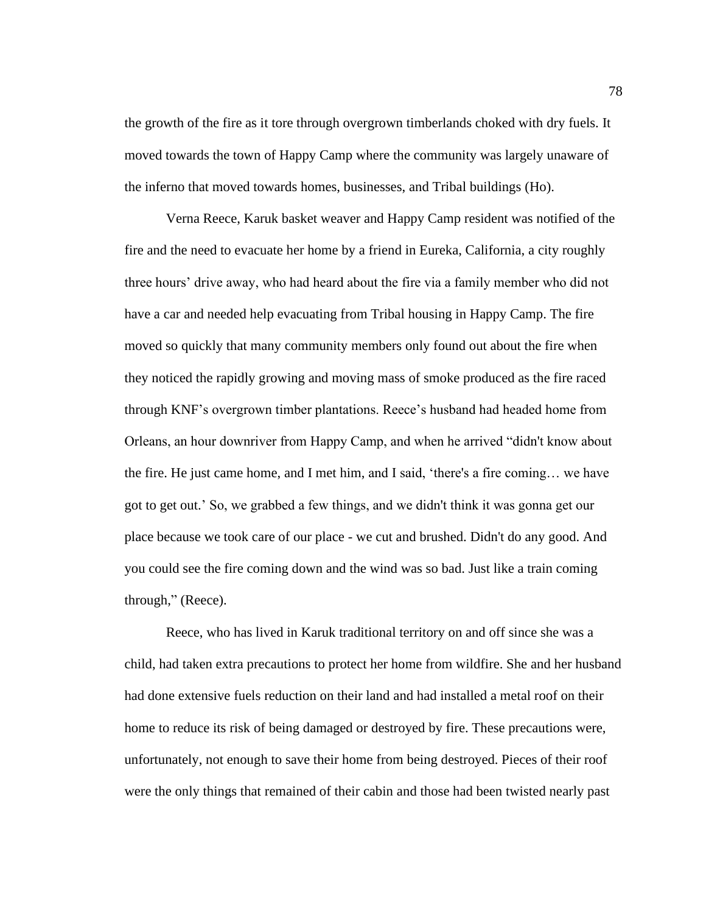the growth of the fire as it tore through overgrown timberlands choked with dry fuels. It moved towards the town of Happy Camp where the community was largely unaware of the inferno that moved towards homes, businesses, and Tribal buildings (Ho).

Verna Reece, Karuk basket weaver and Happy Camp resident was notified of the fire and the need to evacuate her home by a friend in Eureka, California, a city roughly three hours' drive away, who had heard about the fire via a family member who did not have a car and needed help evacuating from Tribal housing in Happy Camp. The fire moved so quickly that many community members only found out about the fire when they noticed the rapidly growing and moving mass of smoke produced as the fire raced through KNF's overgrown timber plantations. Reece's husband had headed home from Orleans, an hour downriver from Happy Camp, and when he arrived "didn't know about the fire. He just came home, and I met him, and I said, 'there's a fire coming… we have got to get out.' So, we grabbed a few things, and we didn't think it was gonna get our place because we took care of our place - we cut and brushed. Didn't do any good. And you could see the fire coming down and the wind was so bad. Just like a train coming through," (Reece).

Reece, who has lived in Karuk traditional territory on and off since she was a child, had taken extra precautions to protect her home from wildfire. She and her husband had done extensive fuels reduction on their land and had installed a metal roof on their home to reduce its risk of being damaged or destroyed by fire. These precautions were, unfortunately, not enough to save their home from being destroyed. Pieces of their roof were the only things that remained of their cabin and those had been twisted nearly past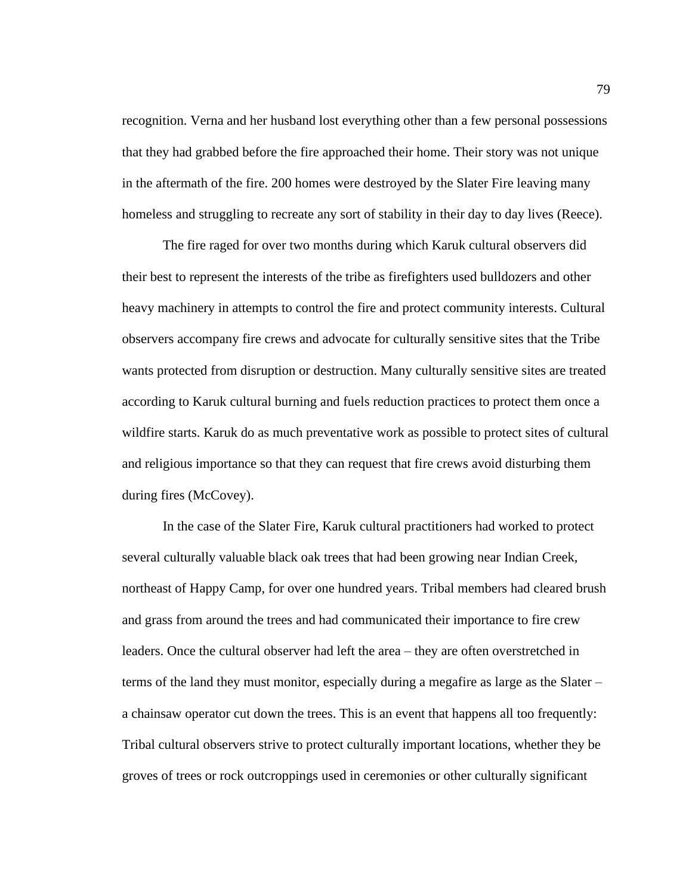recognition. Verna and her husband lost everything other than a few personal possessions that they had grabbed before the fire approached their home. Their story was not unique in the aftermath of the fire. 200 homes were destroyed by the Slater Fire leaving many homeless and struggling to recreate any sort of stability in their day to day lives (Reece).

The fire raged for over two months during which Karuk cultural observers did their best to represent the interests of the tribe as firefighters used bulldozers and other heavy machinery in attempts to control the fire and protect community interests. Cultural observers accompany fire crews and advocate for culturally sensitive sites that the Tribe wants protected from disruption or destruction. Many culturally sensitive sites are treated according to Karuk cultural burning and fuels reduction practices to protect them once a wildfire starts. Karuk do as much preventative work as possible to protect sites of cultural and religious importance so that they can request that fire crews avoid disturbing them during fires (McCovey).

In the case of the Slater Fire, Karuk cultural practitioners had worked to protect several culturally valuable black oak trees that had been growing near Indian Creek, northeast of Happy Camp, for over one hundred years. Tribal members had cleared brush and grass from around the trees and had communicated their importance to fire crew leaders. Once the cultural observer had left the area – they are often overstretched in terms of the land they must monitor, especially during a megafire as large as the Slater – a chainsaw operator cut down the trees. This is an event that happens all too frequently: Tribal cultural observers strive to protect culturally important locations, whether they be groves of trees or rock outcroppings used in ceremonies or other culturally significant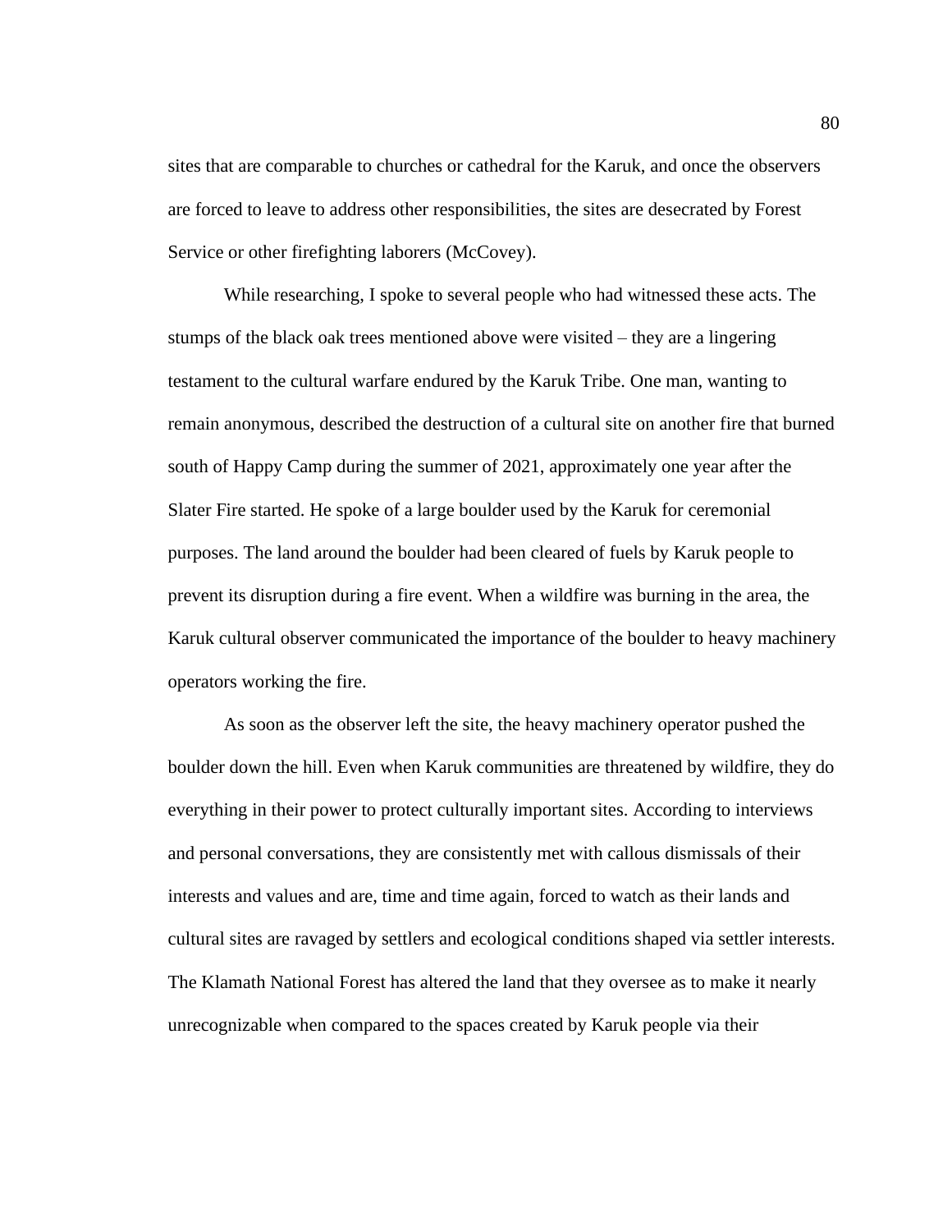sites that are comparable to churches or cathedral for the Karuk, and once the observers are forced to leave to address other responsibilities, the sites are desecrated by Forest Service or other firefighting laborers (McCovey).

While researching, I spoke to several people who had witnessed these acts. The stumps of the black oak trees mentioned above were visited – they are a lingering testament to the cultural warfare endured by the Karuk Tribe. One man, wanting to remain anonymous, described the destruction of a cultural site on another fire that burned south of Happy Camp during the summer of 2021, approximately one year after the Slater Fire started. He spoke of a large boulder used by the Karuk for ceremonial purposes. The land around the boulder had been cleared of fuels by Karuk people to prevent its disruption during a fire event. When a wildfire was burning in the area, the Karuk cultural observer communicated the importance of the boulder to heavy machinery operators working the fire.

As soon as the observer left the site, the heavy machinery operator pushed the boulder down the hill. Even when Karuk communities are threatened by wildfire, they do everything in their power to protect culturally important sites. According to interviews and personal conversations, they are consistently met with callous dismissals of their interests and values and are, time and time again, forced to watch as their lands and cultural sites are ravaged by settlers and ecological conditions shaped via settler interests. The Klamath National Forest has altered the land that they oversee as to make it nearly unrecognizable when compared to the spaces created by Karuk people via their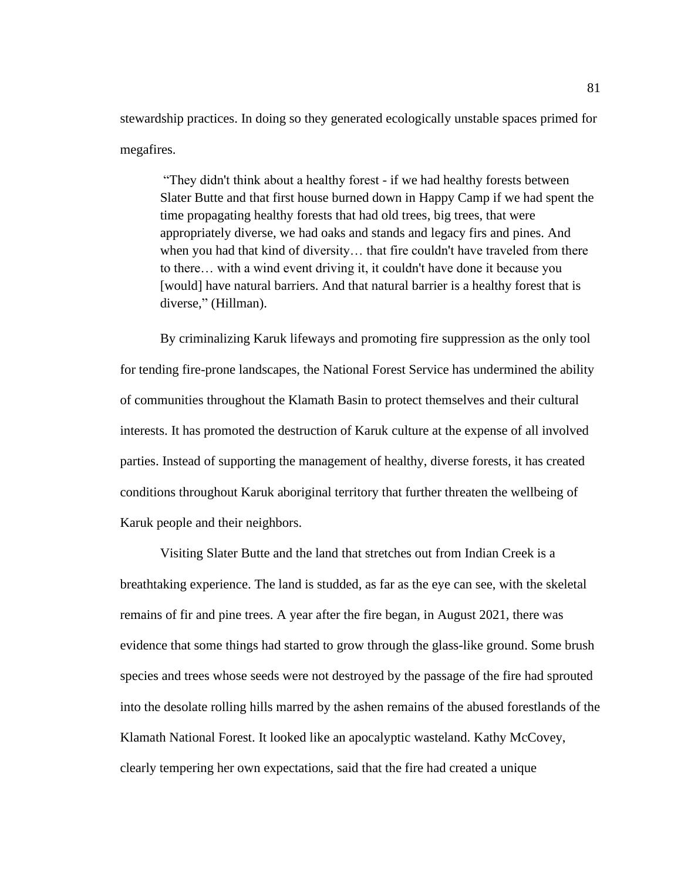stewardship practices. In doing so they generated ecologically unstable spaces primed for megafires.

> "They didn't think about a healthy forest - if we had healthy forests between Slater Butte and that first house burned down in Happy Camp if we had spent the time propagating healthy forests that had old trees, big trees, that were appropriately diverse, we had oaks and stands and legacy firs and pines. And when you had that kind of diversity… that fire couldn't have traveled from there to there… with a wind event driving it, it couldn't have done it because you [would] have natural barriers. And that natural barrier is a healthy forest that is diverse," (Hillman).

By criminalizing Karuk lifeways and promoting fire suppression as the only tool for tending fire-prone landscapes, the National Forest Service has undermined the ability of communities throughout the Klamath Basin to protect themselves and their cultural interests. It has promoted the destruction of Karuk culture at the expense of all involved parties. Instead of supporting the management of healthy, diverse forests, it has created conditions throughout Karuk aboriginal territory that further threaten the wellbeing of Karuk people and their neighbors.

Visiting Slater Butte and the land that stretches out from Indian Creek is a breathtaking experience. The land is studded, as far as the eye can see, with the skeletal remains of fir and pine trees. A year after the fire began, in August 2021, there was evidence that some things had started to grow through the glass-like ground. Some brush species and trees whose seeds were not destroyed by the passage of the fire had sprouted into the desolate rolling hills marred by the ashen remains of the abused forestlands of the Klamath National Forest. It looked like an apocalyptic wasteland. Kathy McCovey, clearly tempering her own expectations, said that the fire had created a unique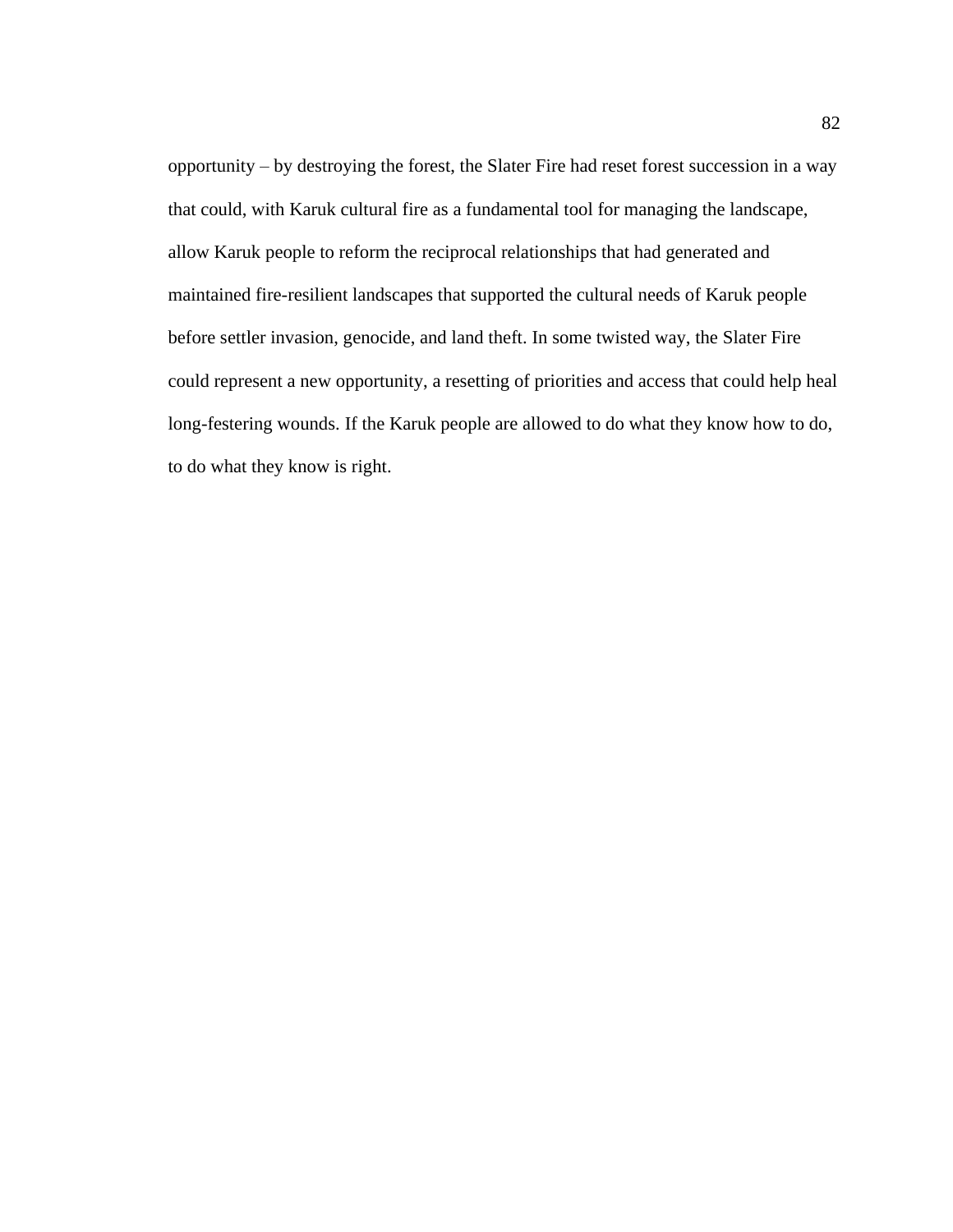opportunity – by destroying the forest, the Slater Fire had reset forest succession in a way that could, with Karuk cultural fire as a fundamental tool for managing the landscape, allow Karuk people to reform the reciprocal relationships that had generated and maintained fire-resilient landscapes that supported the cultural needs of Karuk people before settler invasion, genocide, and land theft. In some twisted way, the Slater Fire could represent a new opportunity, a resetting of priorities and access that could help heal long-festering wounds. If the Karuk people are allowed to do what they know how to do, to do what they know is right.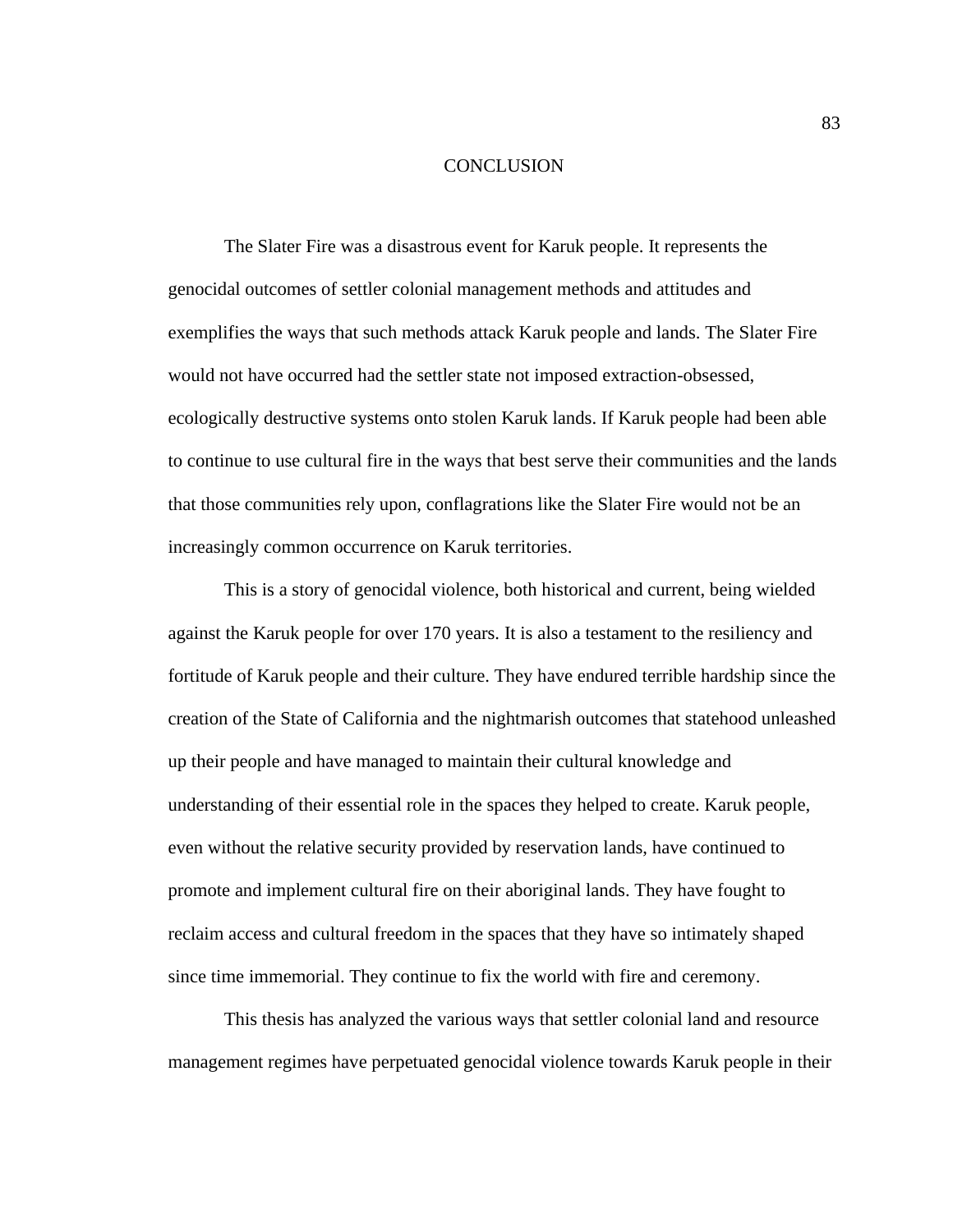# CONCLUSION

The Slater Fire was a disastrous event for Karuk people. It represents the genocidal outcomes of settler colonial management methods and attitudes and exemplifies the ways that such methods attack Karuk people and lands. The Slater Fire would not have occurred had the settler state not imposed extraction-obsessed, ecologically destructive systems onto stolen Karuk lands. If Karuk people had been able to continue to use cultural fire in the ways that best serve their communities and the lands that those communities rely upon, conflagrations like the Slater Fire would not be an increasingly common occurrence on Karuk territories.

This is a story of genocidal violence, both historical and current, being wielded against the Karuk people for over 170 years. It is also a testament to the resiliency and fortitude of Karuk people and their culture. They have endured terrible hardship since the creation of the State of California and the nightmarish outcomes that statehood unleashed up their people and have managed to maintain their cultural knowledge and understanding of their essential role in the spaces they helped to create. Karuk people, even without the relative security provided by reservation lands, have continued to promote and implement cultural fire on their aboriginal lands. They have fought to reclaim access and cultural freedom in the spaces that they have so intimately shaped since time immemorial. They continue to fix the world with fire and ceremony.

This thesis has analyzed the various ways that settler colonial land and resource management regimes have perpetuated genocidal violence towards Karuk people in their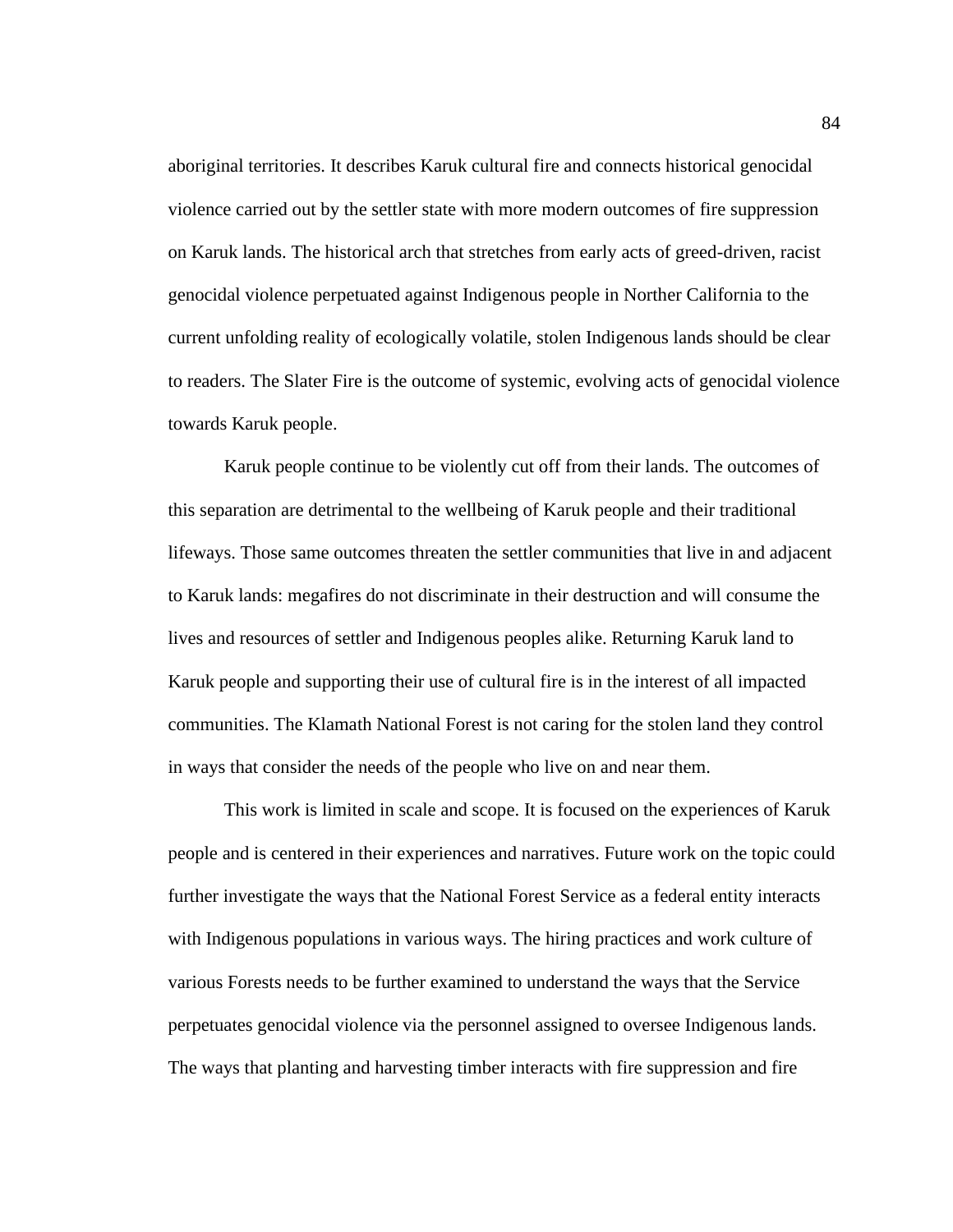aboriginal territories. It describes Karuk cultural fire and connects historical genocidal violence carried out by the settler state with more modern outcomes of fire suppression on Karuk lands. The historical arch that stretches from early acts of greed-driven, racist genocidal violence perpetuated against Indigenous people in Norther California to the current unfolding reality of ecologically volatile, stolen Indigenous lands should be clear to readers. The Slater Fire is the outcome of systemic, evolving acts of genocidal violence towards Karuk people.

Karuk people continue to be violently cut off from their lands. The outcomes of this separation are detrimental to the wellbeing of Karuk people and their traditional lifeways. Those same outcomes threaten the settler communities that live in and adjacent to Karuk lands: megafires do not discriminate in their destruction and will consume the lives and resources of settler and Indigenous peoples alike. Returning Karuk land to Karuk people and supporting their use of cultural fire is in the interest of all impacted communities. The Klamath National Forest is not caring for the stolen land they control in ways that consider the needs of the people who live on and near them.

This work is limited in scale and scope. It is focused on the experiences of Karuk people and is centered in their experiences and narratives. Future work on the topic could further investigate the ways that the National Forest Service as a federal entity interacts with Indigenous populations in various ways. The hiring practices and work culture of various Forests needs to be further examined to understand the ways that the Service perpetuates genocidal violence via the personnel assigned to oversee Indigenous lands. The ways that planting and harvesting timber interacts with fire suppression and fire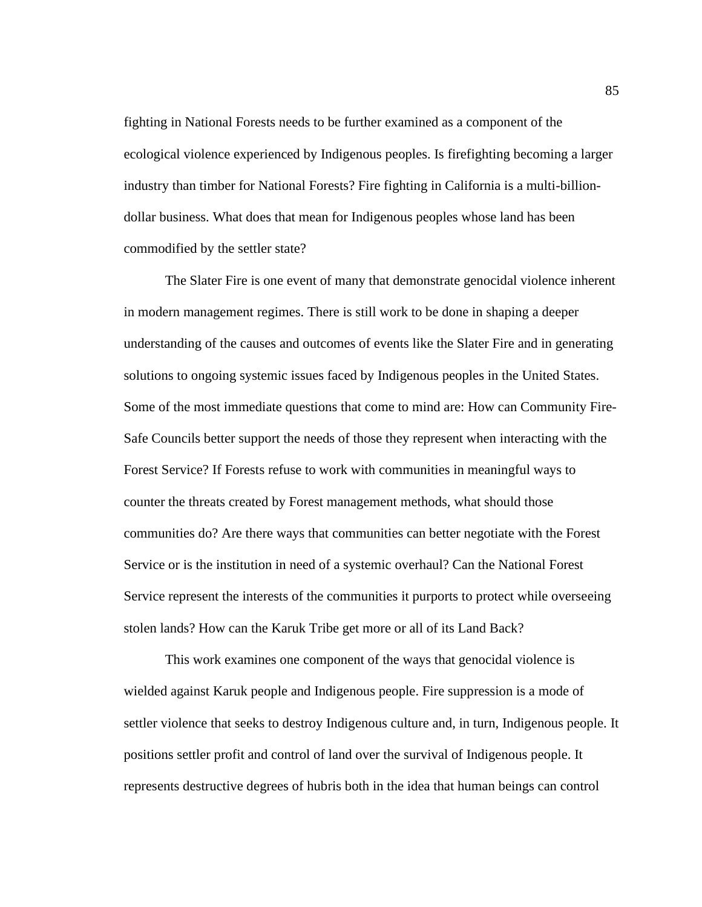fighting in National Forests needs to be further examined as a component of the ecological violence experienced by Indigenous peoples. Is firefighting becoming a larger industry than timber for National Forests? Fire fighting in California is a multi-billion-dollar business. What does that mean for Indigenous peoples whose land has been commodified by the settler state?

The Slater Fire is one event of many that demonstrate genocidal violence inherent in modern management regimes. There is still work to be done in shaping a deeper understanding of the causes and outcomes of events like the Slater Fire and in generating solutions to ongoing systemic issues faced by Indigenous peoples in the United States. Some of the most immediate questions that come to mind are: How can Community Fire-Safe Councils better support the needs of those they represent when interacting with the Forest Service? If Forests refuse to work with communities in meaningful ways to counter the threats created by Forest management methods, what should those communities do? Are there ways that communities can better negotiate with the Forest Service or is the institution in need of a systemic overhaul? Can the National Forest Service represent the interests of the communities it purports to protect while overseeing stolen lands? How can the Karuk Tribe get more or all of its Land Back?

This work examines one component of the ways that genocidal violence is wielded against Karuk people and Indigenous people. Fire suppression is a mode of settler violence that seeks to destroy Indigenous culture and, in turn, Indigenous people. It positions settler profit and control of land over the survival of Indigenous people. It represents destructive degrees of hubris both in the idea that human beings can control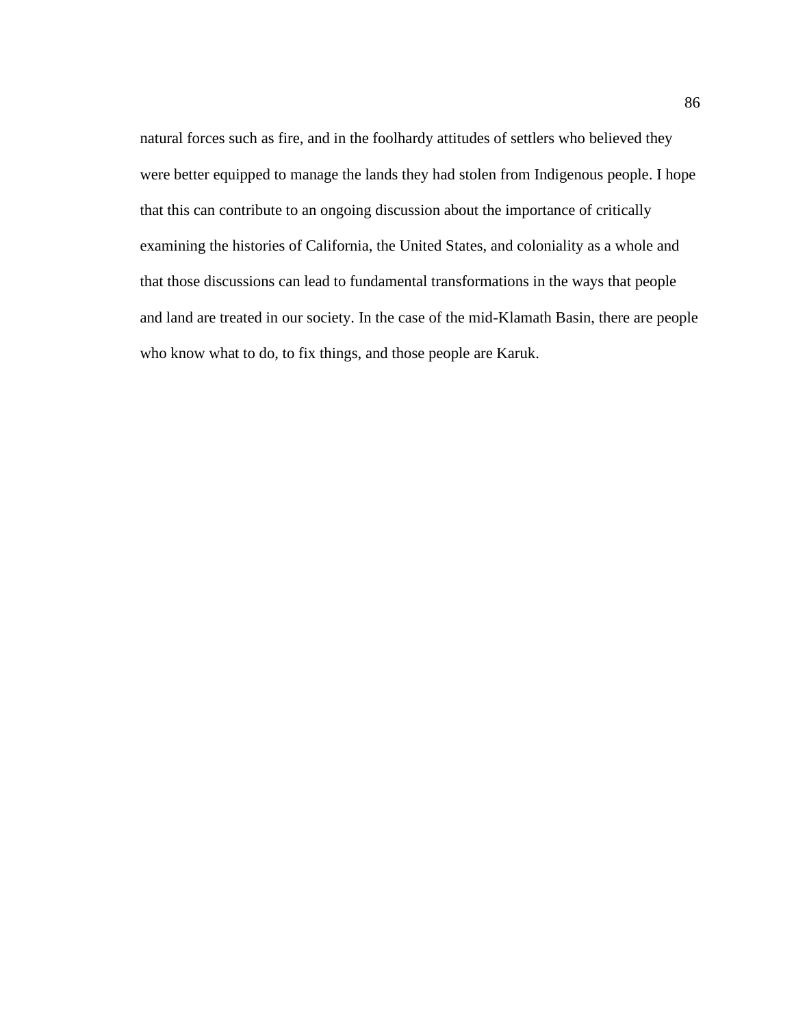natural forces such as fire, and in the foolhardy attitudes of settlers who believed they were better equipped to manage the lands they had stolen from Indigenous people. I hope that this can contribute to an ongoing discussion about the importance of critically examining the histories of California, the United States, and coloniality as a whole and that those discussions can lead to fundamental transformations in the ways that people and land are treated in our society. In the case of the mid-Klamath Basin, there are people who know what to do, to fix things, and those people are Karuk.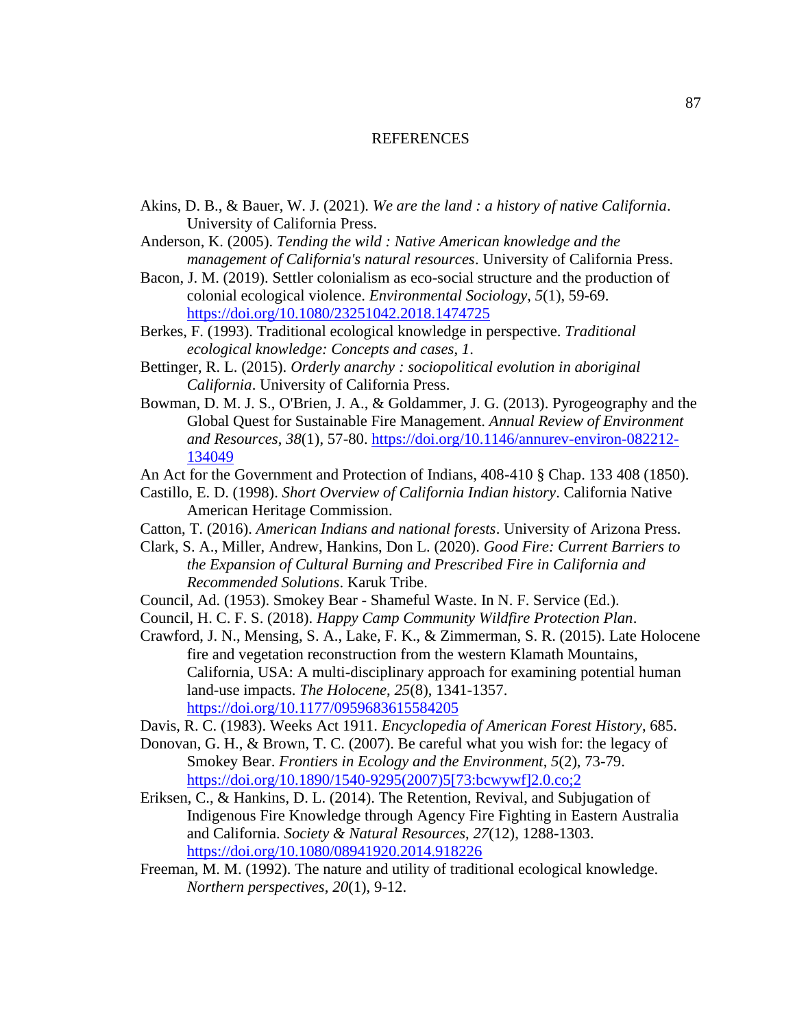# REFERENCES

Akins, D. B., & Bauer, W. J. (2021). *We are the land : a history of native California*. University of California Press.

Anderson, K. (2005). *Tending the wild : Native American knowledge and the management of California's natural resources*. University of California Press.

Bacon, J. M. (2019). Settler colonialism as eco-social structure and the production of colonial ecological violence. *Environmental Sociology*, *5*(1), 59-69. https://doi.org/10.1080/23251042.2018.1474725

Berkes, F. (1993). Traditional ecological knowledge in perspective. *Traditional ecological knowledge: Concepts and cases*, *1*.

Bettinger, R. L. (2015). *Orderly anarchy : sociopolitical evolution in aboriginal California*. University of California Press.

Bowman, D. M. J. S., O'Brien, J. A., & Goldammer, J. G. (2013). Pyrogeography and the Global Quest for Sustainable Fire Management. *Annual Review of Environment and Resources*, *38*(1), 57-80. https://doi.org/10.1146/annurev-environ-082212-134049

An Act for the Government and Protection of Indians, 408-410 § Chap. 133 408 (1850).

Castillo, E. D. (1998). *Short Overview of California Indian history*. California Native American Heritage Commission.

Catton, T. (2016). *American Indians and national forests*. University of Arizona Press.

Clark, S. A., Miller, Andrew, Hankins, Don L. (2020). *Good Fire: Current Barriers to the Expansion of Cultural Burning and Prescribed Fire in California and Recommended Solutions*. Karuk Tribe.

Council, Ad. (1953). Smokey Bear - Shameful Waste. In N. F. Service (Ed.).

Council, H. C. F. S. (2018). *Happy Camp Community Wildfire Protection Plan*.

Crawford, J. N., Mensing, S. A., Lake, F. K., & Zimmerman, S. R. (2015). Late Holocene fire and vegetation reconstruction from the western Klamath Mountains, California, USA: A multi-disciplinary approach for examining potential human land-use impacts. *The Holocene*, *25*(8), 1341-1357. https://doi.org/10.1177/0959683615584205

Davis, R. C. (1983). Weeks Act 1911. *Encyclopedia of American Forest History*, 685.

Donovan, G. H., & Brown, T. C. (2007). Be careful what you wish for: the legacy of Smokey Bear. *Frontiers in Ecology and the Environment*, *5*(2), 73-79. https://doi.org/10.1890/1540-9295(2007)5[73:bcwywf]2.0.co;2

Eriksen, C., & Hankins, D. L. (2014). The Retention, Revival, and Subjugation of Indigenous Fire Knowledge through Agency Fire Fighting in Eastern Australia and California. *Society & Natural Resources*, *27*(12), 1288-1303. https://doi.org/10.1080/08941920.2014.918226

Freeman, M. M. (1992). The nature and utility of traditional ecological knowledge. *Northern perspectives*, *20*(1), 9-12.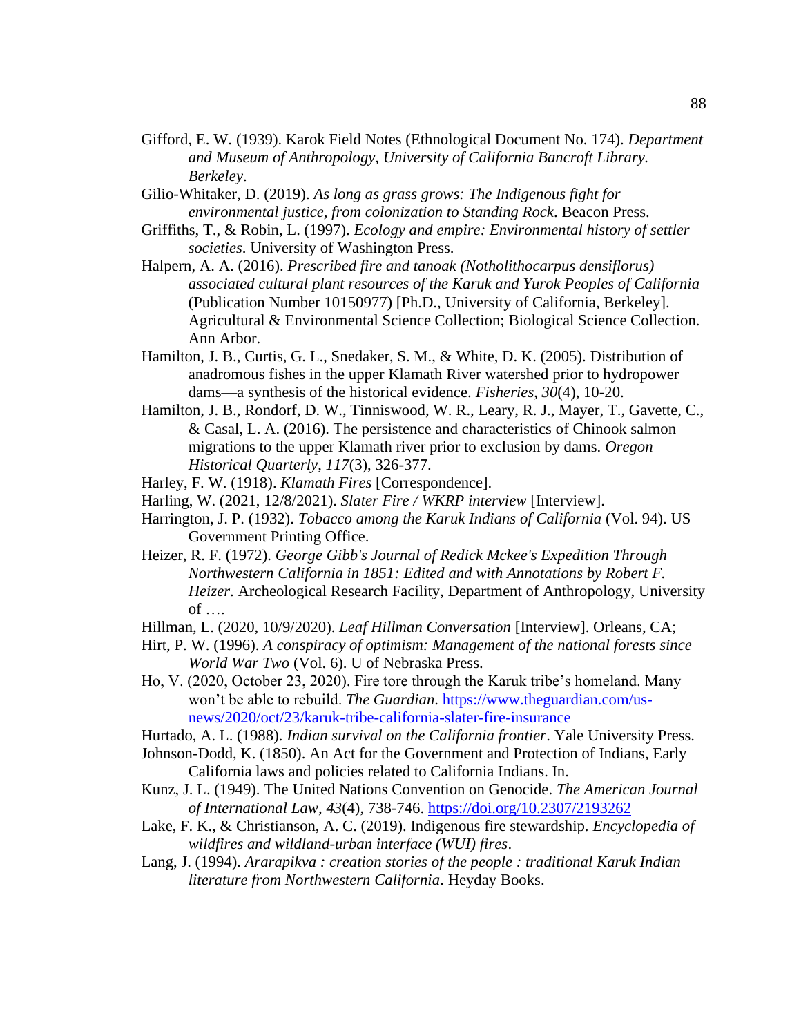Gifford, E. W. (1939). Karok Field Notes (Ethnological Document No. 174). *Department and Museum of Anthropology, University of California Bancroft Library. Berkeley*.

Gilio-Whitaker, D. (2019). *As long as grass grows: The Indigenous fight for environmental justice, from colonization to Standing Rock*. Beacon Press.

Griffiths, T., & Robin, L. (1997). *Ecology and empire: Environmental history of settler societies*. University of Washington Press.

Halpern, A. A. (2016). *Prescribed fire and tanoak (Notholithocarpus densiflorus) associated cultural plant resources of the Karuk and Yurok Peoples of California* (Publication Number 10150977) [Ph.D., University of California, Berkeley]. Agricultural & Environmental Science Collection; Biological Science Collection. Ann Arbor.

Hamilton, J. B., Curtis, G. L., Snedaker, S. M., & White, D. K. (2005). Distribution of anadromous fishes in the upper Klamath River watershed prior to hydropower dams—a synthesis of the historical evidence. *Fisheries*, *30*(4), 10-20.

Hamilton, J. B., Rondorf, D. W., Tinniswood, W. R., Leary, R. J., Mayer, T., Gavette, C., & Casal, L. A. (2016). The persistence and characteristics of Chinook salmon migrations to the upper Klamath river prior to exclusion by dams. *Oregon Historical Quarterly*, *117*(3), 326-377.

Harley, F. W. (1918). *Klamath Fires* [Correspondence].

Harling, W. (2021, 12/8/2021). *Slater Fire / WKRP interview* [Interview].

Harrington, J. P. (1932). *Tobacco among the Karuk Indians of California* (Vol. 94). US Government Printing Office.

Heizer, R. F. (1972). *George Gibb's Journal of Redick Mckee's Expedition Through Northwestern California in 1851: Edited and with Annotations by Robert F. Heizer*. Archeological Research Facility, Department of Anthropology, University of ….

Hillman, L. (2020, 10/9/2020). *Leaf Hillman Conversation* [Interview]. Orleans, CA;

Hirt, P. W. (1996). *A conspiracy of optimism: Management of the national forests since World War Two* (Vol. 6). U of Nebraska Press.

Ho, V. (2020, October 23, 2020). Fire tore through the Karuk tribe's homeland. Many won't be able to rebuild. *The Guardian*. https://www.theguardian.com/us-news/2020/oct/23/karuk-tribe-california-slater-fire-insurance

Hurtado, A. L. (1988). *Indian survival on the California frontier*. Yale University Press.

Johnson-Dodd, K. (1850). An Act for the Government and Protection of Indians, Early California laws and policies related to California Indians. In.

Kunz, J. L. (1949). The United Nations Convention on Genocide. *The American Journal of International Law*, *43*(4), 738-746. https://doi.org/10.2307/2193262

Lake, F. K., & Christianson, A. C. (2019). Indigenous fire stewardship. *Encyclopedia of wildfires and wildland-urban interface (WUI) fires*.

Lang, J. (1994). *Ararapikva : creation stories of the people : traditional Karuk Indian literature from Northwestern California*. Heyday Books.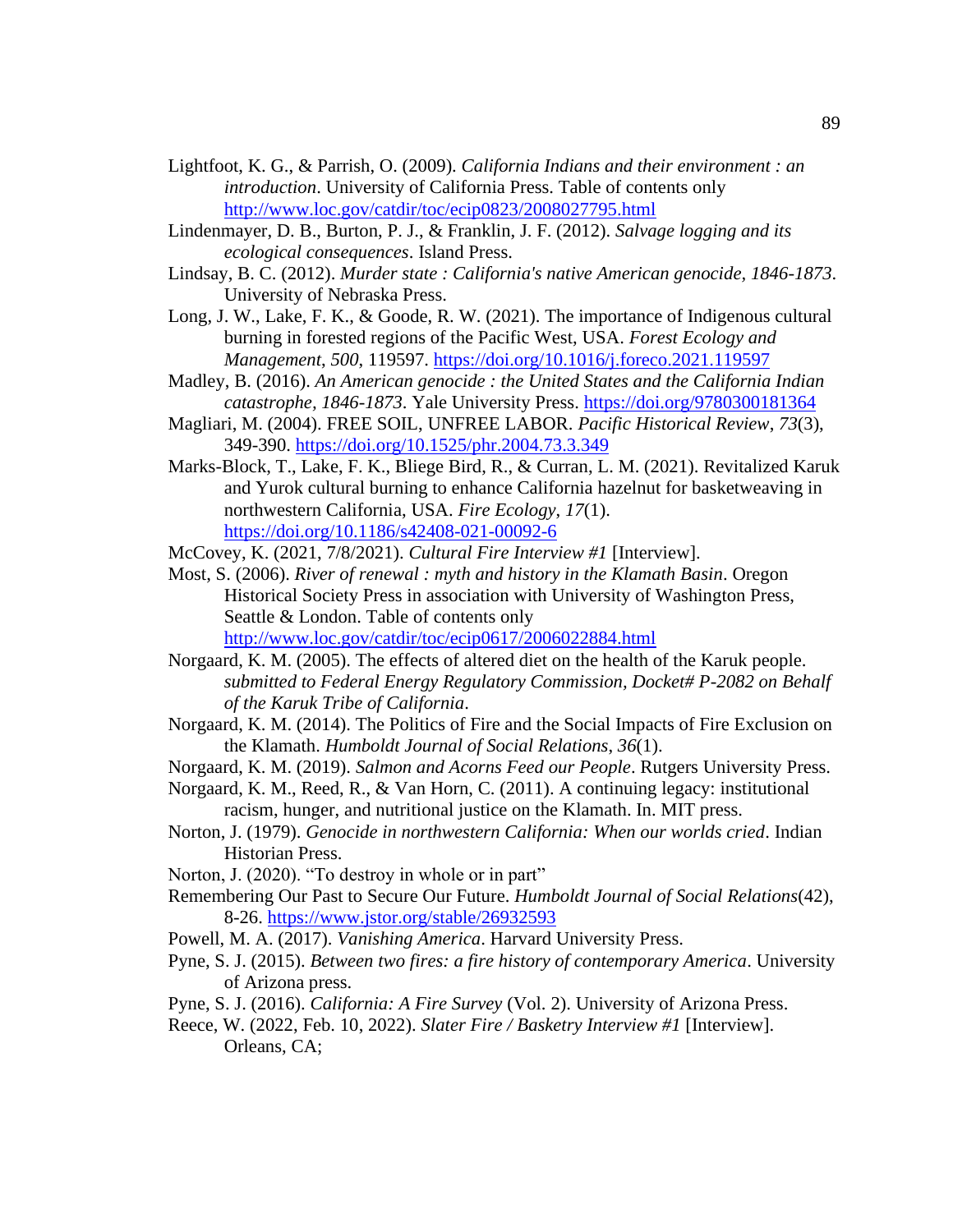Lightfoot, K. G., & Parrish, O. (2009). *California Indians and their environment : an introduction*. University of California Press. Table of contents only http://www.loc.gov/catdir/toc/ecip0823/2008027795.html

Lindenmayer, D. B., Burton, P. J., & Franklin, J. F. (2012). *Salvage logging and its ecological consequences*. Island Press.

Lindsay, B. C. (2012). *Murder state : California's native American genocide, 1846-1873*. University of Nebraska Press.

Long, J. W., Lake, F. K., & Goode, R. W. (2021). The importance of Indigenous cultural burning in forested regions of the Pacific West, USA. *Forest Ecology and Management*, *500*, 119597. https://doi.org/10.1016/j.foreco.2021.119597

Madley, B. (2016). *An American genocide : the United States and the California Indian catastrophe, 1846-1873*. Yale University Press. https://doi.org/9780300181364

Magliari, M. (2004). FREE SOIL, UNFREE LABOR. *Pacific Historical Review*, *73*(3), 349-390. https://doi.org/10.1525/phr.2004.73.3.349

Marks-Block, T., Lake, F. K., Bliege Bird, R., & Curran, L. M. (2021). Revitalized Karuk and Yurok cultural burning to enhance California hazelnut for basketweaving in northwestern California, USA. *Fire Ecology*, *17*(1). https://doi.org/10.1186/s42408-021-00092-6

McCovey, K. (2021, 7/8/2021). *Cultural Fire Interview #1* [Interview].

Most, S. (2006). *River of renewal : myth and history in the Klamath Basin*. Oregon Historical Society Press in association with University of Washington Press, Seattle & London. Table of contents only http://www.loc.gov/catdir/toc/ecip0617/2006022884.html

Norgaard, K. M. (2005). The effects of altered diet on the health of the Karuk people. *submitted to Federal Energy Regulatory Commission, Docket# P-2082 on Behalf of the Karuk Tribe of California*.

Norgaard, K. M. (2014). The Politics of Fire and the Social Impacts of Fire Exclusion on the Klamath. *Humboldt Journal of Social Relations*, *36*(1).

Norgaard, K. M. (2019). *Salmon and Acorns Feed our People*. Rutgers University Press.

Norgaard, K. M., Reed, R., & Van Horn, C. (2011). A continuing legacy: institutional racism, hunger, and nutritional justice on the Klamath. In. MIT press.

Norton, J. (1979). *Genocide in northwestern California: When our worlds cried*. Indian Historian Press.

Norton, J. (2020). "To destroy in whole or in part"
Remembering Our Past to Secure Our Future. *Humboldt Journal of Social Relations*(42), 8-26. https://www.jstor.org/stable/26932593

Powell, M. A. (2017). *Vanishing America*. Harvard University Press.

Pyne, S. J. (2015). *Between two fires: a fire history of contemporary America*. University of Arizona press.

Pyne, S. J. (2016). *California: A Fire Survey* (Vol. 2). University of Arizona Press.

Reece, W. (2022, Feb. 10, 2022). *Slater Fire / Basketry Interview #1* [Interview]. Orleans, CA;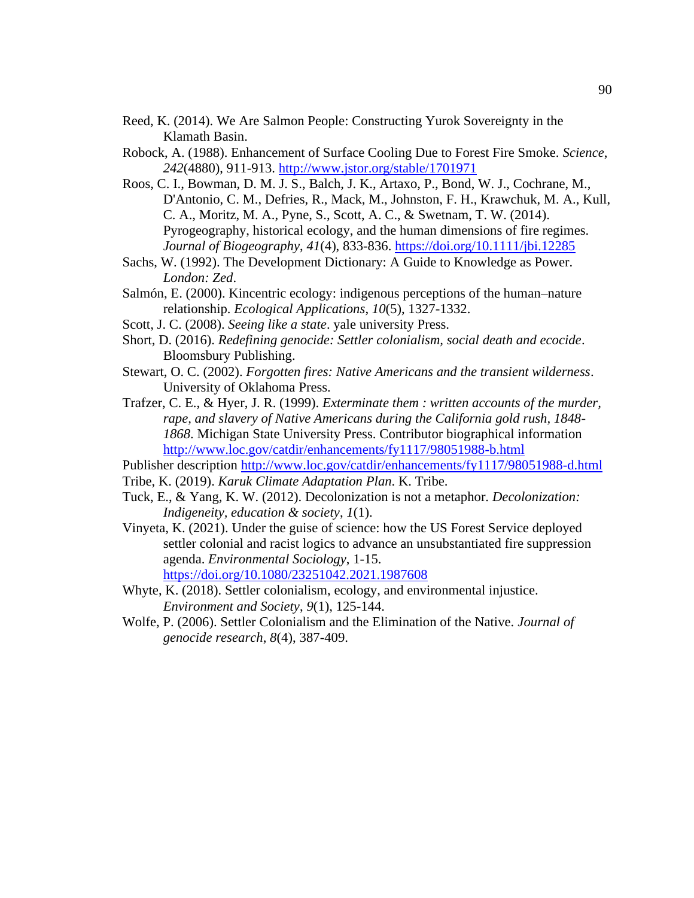Reed, K. (2014). We Are Salmon People: Constructing Yurok Sovereignty in the Klamath Basin.

Robock, A. (1988). Enhancement of Surface Cooling Due to Forest Fire Smoke. *Science*, *242*(4880), 911-913. http://www.jstor.org/stable/1701971

Roos, C. I., Bowman, D. M. J. S., Balch, J. K., Artaxo, P., Bond, W. J., Cochrane, M., D'Antonio, C. M., Defries, R., Mack, M., Johnston, F. H., Krawchuk, M. A., Kull, C. A., Moritz, M. A., Pyne, S., Scott, A. C., & Swetnam, T. W. (2014). Pyrogeography, historical ecology, and the human dimensions of fire regimes. *Journal of Biogeography*, *41*(4), 833-836. https://doi.org/10.1111/jbi.12285

Sachs, W. (1992). The Development Dictionary: A Guide to Knowledge as Power. *London: Zed*.

Salmón, E. (2000). Kincentric ecology: indigenous perceptions of the human–nature relationship. *Ecological Applications*, *10*(5), 1327-1332.

Scott, J. C. (2008). *Seeing like a state*. yale university Press.

Short, D. (2016). *Redefining genocide: Settler colonialism, social death and ecocide*. Bloomsbury Publishing.

Stewart, O. C. (2002). *Forgotten fires: Native Americans and the transient wilderness*. University of Oklahoma Press.

Trafzer, C. E., & Hyer, J. R. (1999). *Exterminate them : written accounts of the murder, rape, and slavery of Native Americans during the California gold rush, 1848-1868*. Michigan State University Press. Contributor biographical information http://www.loc.gov/catdir/enhancements/fy1117/98051988-b.html

Publisher description http://www.loc.gov/catdir/enhancements/fy1117/98051988-d.html

Tribe, K. (2019). *Karuk Climate Adaptation Plan*. K. Tribe.

Tuck, E., & Yang, K. W. (2012). Decolonization is not a metaphor. *Decolonization: Indigeneity, education & society*, *1*(1).

Vinyeta, K. (2021). Under the guise of science: how the US Forest Service deployed settler colonial and racist logics to advance an unsubstantiated fire suppression agenda. *Environmental Sociology*, 1-15. https://doi.org/10.1080/23251042.2021.1987608

Whyte, K. (2018). Settler colonialism, ecology, and environmental injustice. *Environment and Society*, *9*(1), 125-144.

Wolfe, P. (2006). Settler Colonialism and the Elimination of the Native. *Journal of genocide research*, *8*(4), 387-409.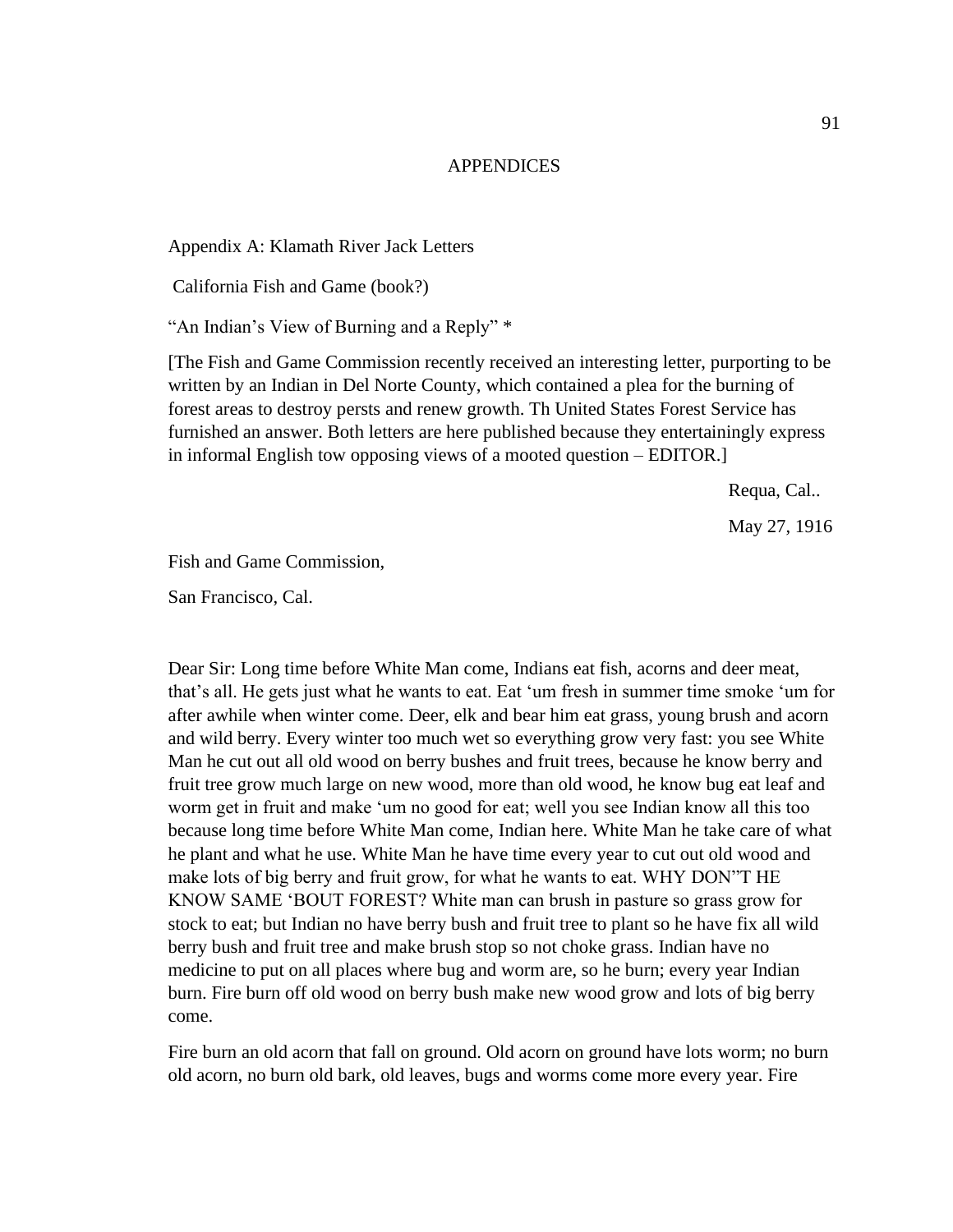# APPENDICES

## Appendix A: Klamath River Jack Letters

California Fish and Game (book?)

"An Indian's View of Burning and a Reply" *

[The Fish and Game Commission recently received an interesting letter, purporting to be written by an Indian in Del Norte County, which contained a plea for the burning of forest areas to destroy persts and renew growth. Th United States Forest Service has furnished an answer. Both letters are here published because they entertainingly express in informal English tow opposing views of a mooted question – EDITOR.]

Requa, Cal..

May 27, 1916

Fish and Game Commission,

San Francisco, Cal.

Dear Sir: Long time before White Man come, Indians eat fish, acorns and deer meat, that's all. He gets just what he wants to eat. Eat 'um fresh in summer time smoke 'um for after awhile when winter come. Deer, elk and bear him eat grass, young brush and acorn and wild berry. Every winter too much wet so everything grow very fast: you see White Man he cut out all old wood on berry bushes and fruit trees, because he know berry and fruit tree grow much large on new wood, more than old wood, he know bug eat leaf and worm get in fruit and make 'um no good for eat; well you see Indian know all this too because long time before White Man come, Indian here. White Man he take care of what he plant and what he use. White Man he have time every year to cut out old wood and make lots of big berry and fruit grow, for what he wants to eat. WHY DON"T HE KNOW SAME 'BOUT FOREST? White man can brush in pasture so grass grow for stock to eat; but Indian no have berry bush and fruit tree to plant so he have fix all wild berry bush and fruit tree and make brush stop so not choke grass. Indian have no medicine to put on all places where bug and worm are, so he burn; every year Indian burn. Fire burn off old wood on berry bush make new wood grow and lots of big berry come.

Fire burn an old acorn that fall on ground. Old acorn on ground have lots worm; no burn old acorn, no burn old bark, old leaves, bugs and worms come more every year. Fire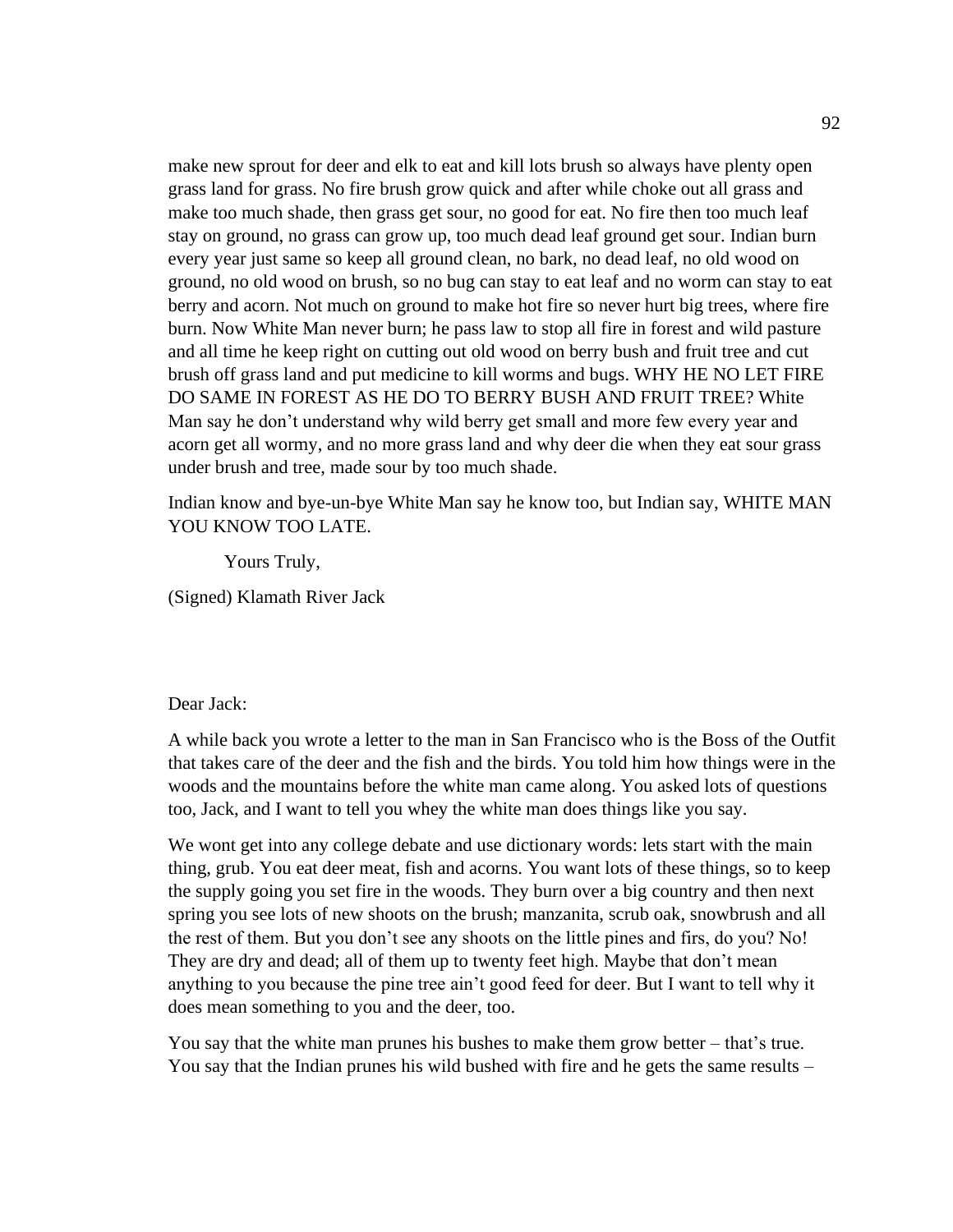make new sprout for deer and elk to eat and kill lots brush so always have plenty open grass land for grass. No fire brush grow quick and after while choke out all grass and make too much shade, then grass get sour, no good for eat. No fire then too much leaf stay on ground, no grass can grow up, too much dead leaf ground get sour. Indian burn every year just same so keep all ground clean, no bark, no dead leaf, no old wood on ground, no old wood on brush, so no bug can stay to eat leaf and no worm can stay to eat berry and acorn. Not much on ground to make hot fire so never hurt big trees, where fire burn. Now White Man never burn; he pass law to stop all fire in forest and wild pasture and all time he keep right on cutting out old wood on berry bush and fruit tree and cut brush off grass land and put medicine to kill worms and bugs. WHY HE NO LET FIRE DO SAME IN FOREST AS HE DO TO BERRY BUSH AND FRUIT TREE? White Man say he don't understand why wild berry get small and more few every year and acorn get all wormy, and no more grass land and why deer die when they eat sour grass under brush and tree, made sour by too much shade.

Indian know and bye-un-bye White Man say he know too, but Indian say, WHITE MAN YOU KNOW TOO LATE.

Yours Truly,

(Signed) Klamath River Jack

Dear Jack:

A while back you wrote a letter to the man in San Francisco who is the Boss of the Outfit that takes care of the deer and the fish and the birds. You told him how things were in the woods and the mountains before the white man came along. You asked lots of questions too, Jack, and I want to tell you whey the white man does things like you say.

We wont get into any college debate and use dictionary words: lets start with the main thing, grub. You eat deer meat, fish and acorns. You want lots of these things, so to keep the supply going you set fire in the woods. They burn over a big country and then next spring you see lots of new shoots on the brush; manzanita, scrub oak, snowbrush and all the rest of them. But you don't see any shoots on the little pines and firs, do you? No! They are dry and dead; all of them up to twenty feet high. Maybe that don't mean anything to you because the pine tree ain't good feed for deer. But I want to tell why it does mean something to you and the deer, too.

You say that the white man prunes his bushes to make them grow better – that's true. You say that the Indian prunes his wild bushed with fire and he gets the same results –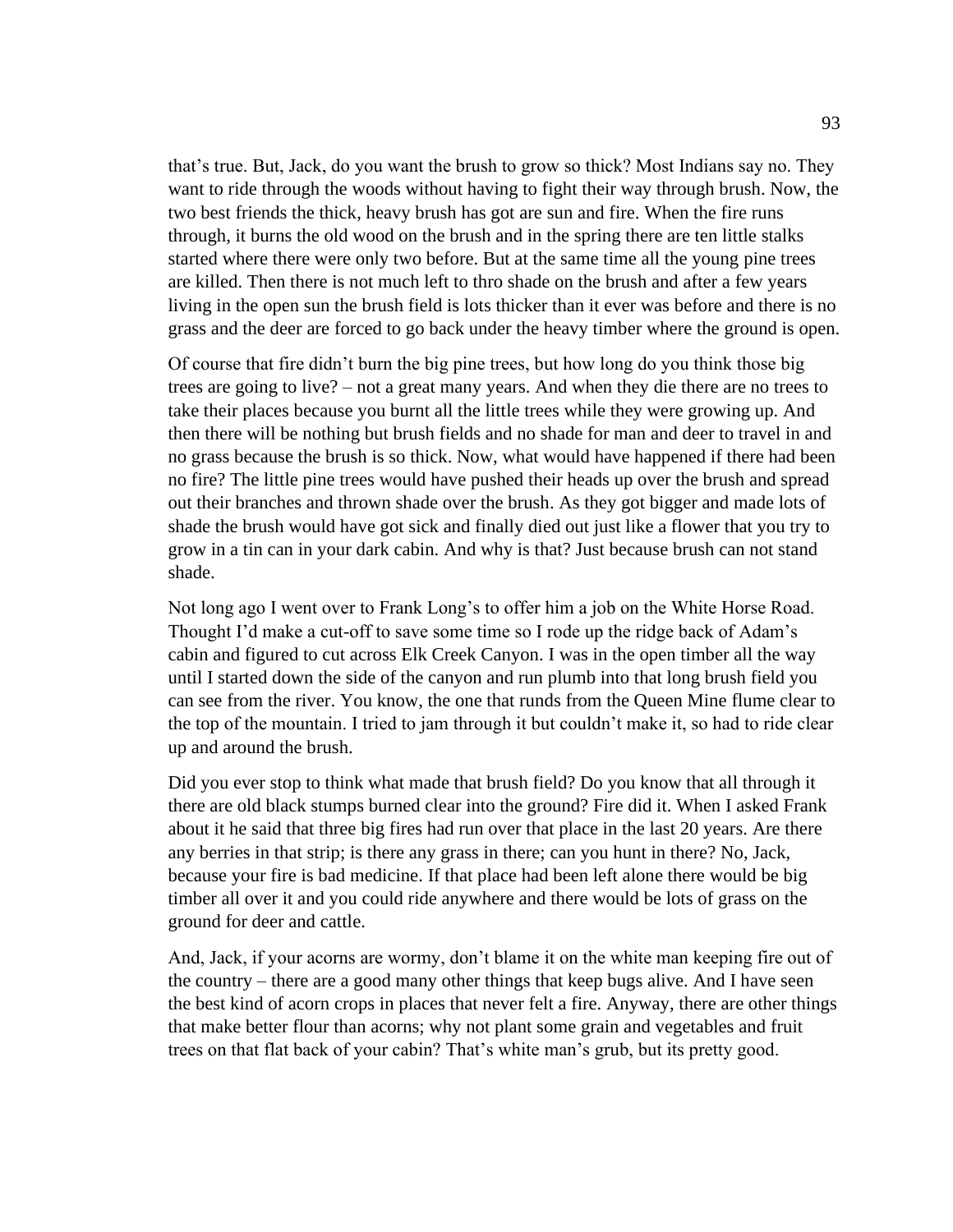that's true. But, Jack, do you want the brush to grow so thick? Most Indians say no. They want to ride through the woods without having to fight their way through brush. Now, the two best friends the thick, heavy brush has got are sun and fire. When the fire runs through, it burns the old wood on the brush and in the spring there are ten little stalks started where there were only two before. But at the same time all the young pine trees are killed. Then there is not much left to thro shade on the brush and after a few years living in the open sun the brush field is lots thicker than it ever was before and there is no grass and the deer are forced to go back under the heavy timber where the ground is open.

Of course that fire didn't burn the big pine trees, but how long do you think those big trees are going to live? – not a great many years. And when they die there are no trees to take their places because you burnt all the little trees while they were growing up. And then there will be nothing but brush fields and no shade for man and deer to travel in and no grass because the brush is so thick. Now, what would have happened if there had been no fire? The little pine trees would have pushed their heads up over the brush and spread out their branches and thrown shade over the brush. As they got bigger and made lots of shade the brush would have got sick and finally died out just like a flower that you try to grow in a tin can in your dark cabin. And why is that? Just because brush can not stand shade.

Not long ago I went over to Frank Long's to offer him a job on the White Horse Road. Thought I'd make a cut-off to save some time so I rode up the ridge back of Adam's cabin and figured to cut across Elk Creek Canyon. I was in the open timber all the way until I started down the side of the canyon and run plumb into that long brush field you can see from the river. You know, the one that runds from the Queen Mine flume clear to the top of the mountain. I tried to jam through it but couldn't make it, so had to ride clear up and around the brush.

Did you ever stop to think what made that brush field? Do you know that all through it there are old black stumps burned clear into the ground? Fire did it. When I asked Frank about it he said that three big fires had run over that place in the last 20 years. Are there any berries in that strip; is there any grass in there; can you hunt in there? No, Jack, because your fire is bad medicine. If that place had been left alone there would be big timber all over it and you could ride anywhere and there would be lots of grass on the ground for deer and cattle.

And, Jack, if your acorns are wormy, don't blame it on the white man keeping fire out of the country – there are a good many other things that keep bugs alive. And I have seen the best kind of acorn crops in places that never felt a fire. Anyway, there are other things that make better flour than acorns; why not plant some grain and vegetables and fruit trees on that flat back of your cabin? That's white man's grub, but its pretty good.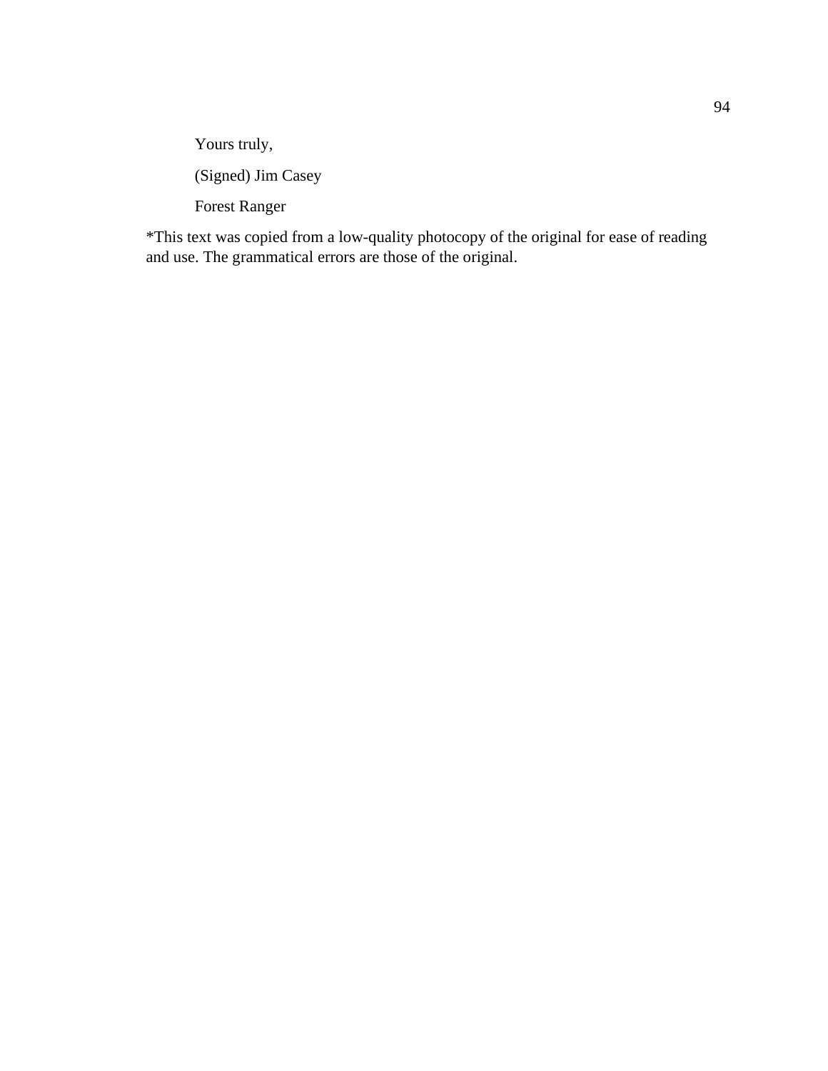Yours truly,

(Signed) Jim Casey

Forest Ranger

*This text was copied from a low-quality photocopy of the original for ease of reading and use. The grammatical errors are those of the original.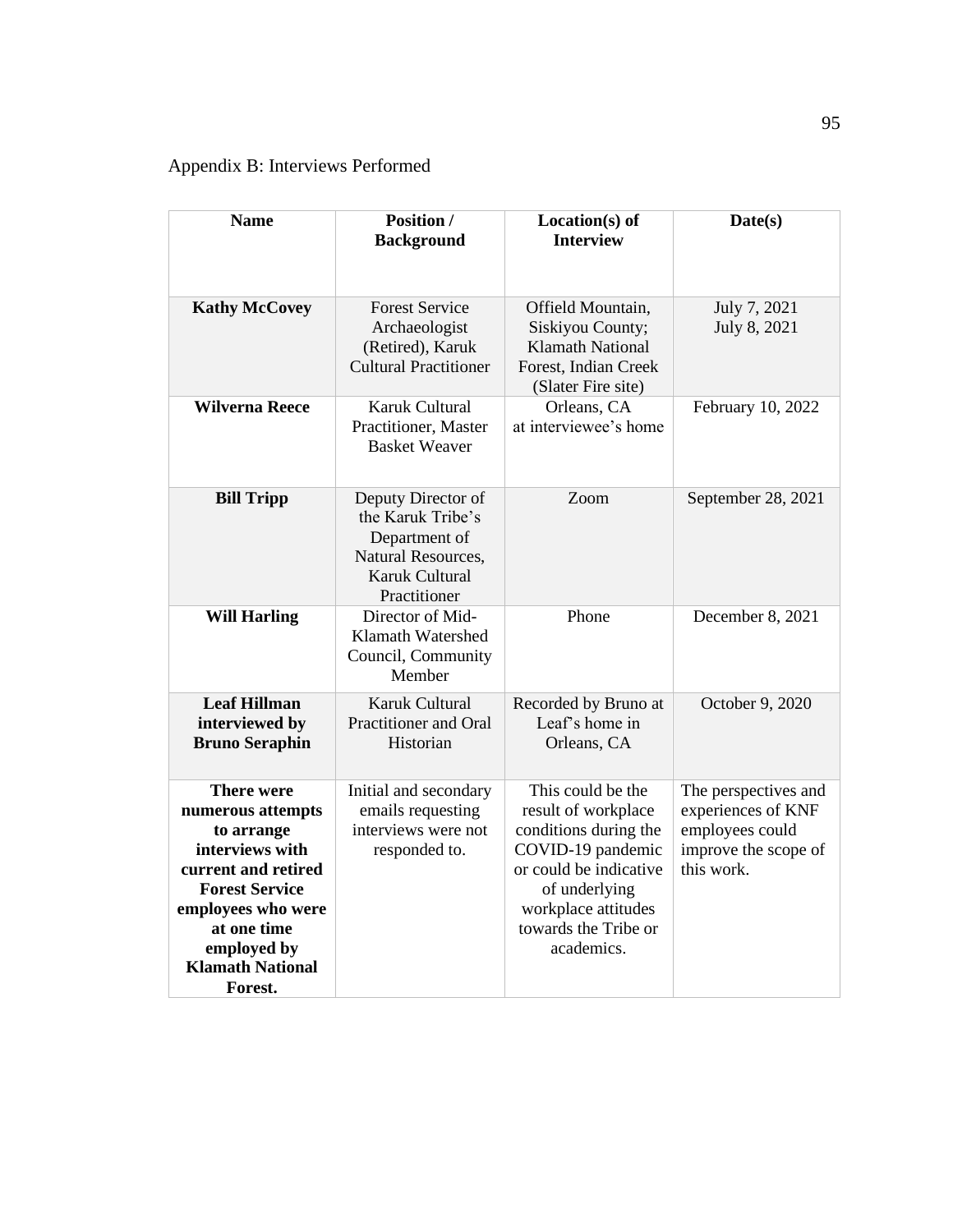## Appendix B: Interviews Performed

| Name | Position / Background | Location(s) of Interview | Date(s) |
|---|---|---|---|
| **Kathy McCovey** | Forest Service Archaeologist (Retired), Karuk Cultural Practitioner | Offield Mountain, Siskiyou County; Klamath National Forest, Indian Creek (Slater Fire site) | July 7, 2021<br>July 8, 2021 |
| **Wilverna Reece** | Karuk Cultural Practitioner, Master Basket Weaver | Orleans, CA at interviewee's home | February 10, 2022 |
| **Bill Tripp** | Deputy Director of the Karuk Tribe's Department of Natural Resources, Karuk Cultural Practitioner | Zoom | September 28, 2021 |
| **Will Harling** | Director of Mid-Klamath Watershed Council, Community Member | Phone | December 8, 2021 |
| **Leaf Hillman interviewed by Bruno Seraphin** | Karuk Cultural Practitioner and Oral Historian | Recorded by Bruno at Leaf's home in Orleans, CA | October 9, 2020 |
| **There were numerous attempts to arrange interviews with current and retired Forest Service employees who were at one time employed by Klamath National Forest.** | Initial and secondary emails requesting interviews were not responded to. | This could be the result of workplace conditions during the COVID-19 pandemic or could be indicative of underlying workplace attitudes towards the Tribe or academics. | The perspectives and experiences of KNF employees could improve the scope of this work. |